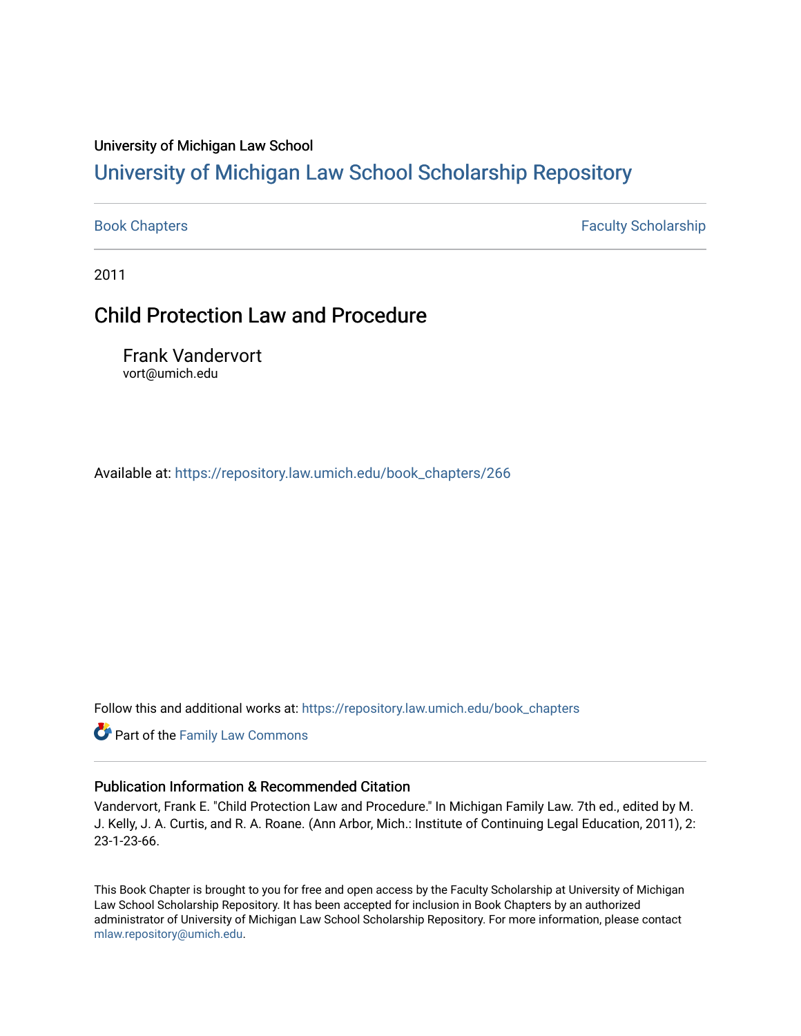University of Michigan Law School

# University of Michigan Law School Scholarship Repository

Book Chapters | Faculty Scholarship

2011

## Child Protection Law and Procedure

Frank Vandervort
vort@umich.edu

Available at: https://repository.law.umich.edu/book_chapters/266

Follow this and additional works at: https://repository.law.umich.edu/book_chapters

Part of the Family Law Commons

### Publication Information & Recommended Citation

Vandervort, Frank E. "Child Protection Law and Procedure." In Michigan Family Law. 7th ed., edited by M. J. Kelly, J. A. Curtis, and R. A. Roane. (Ann Arbor, Mich.: Institute of Continuing Legal Education, 2011), 2: 23-1-23-66.

This Book Chapter is brought to you for free and open access by the Faculty Scholarship at University of Michigan Law School Scholarship Repository. It has been accepted for inclusion in Book Chapters by an authorized administrator of University of Michigan Law School Scholarship Repository. For more information, please contact mlaw.repository@umich.edu.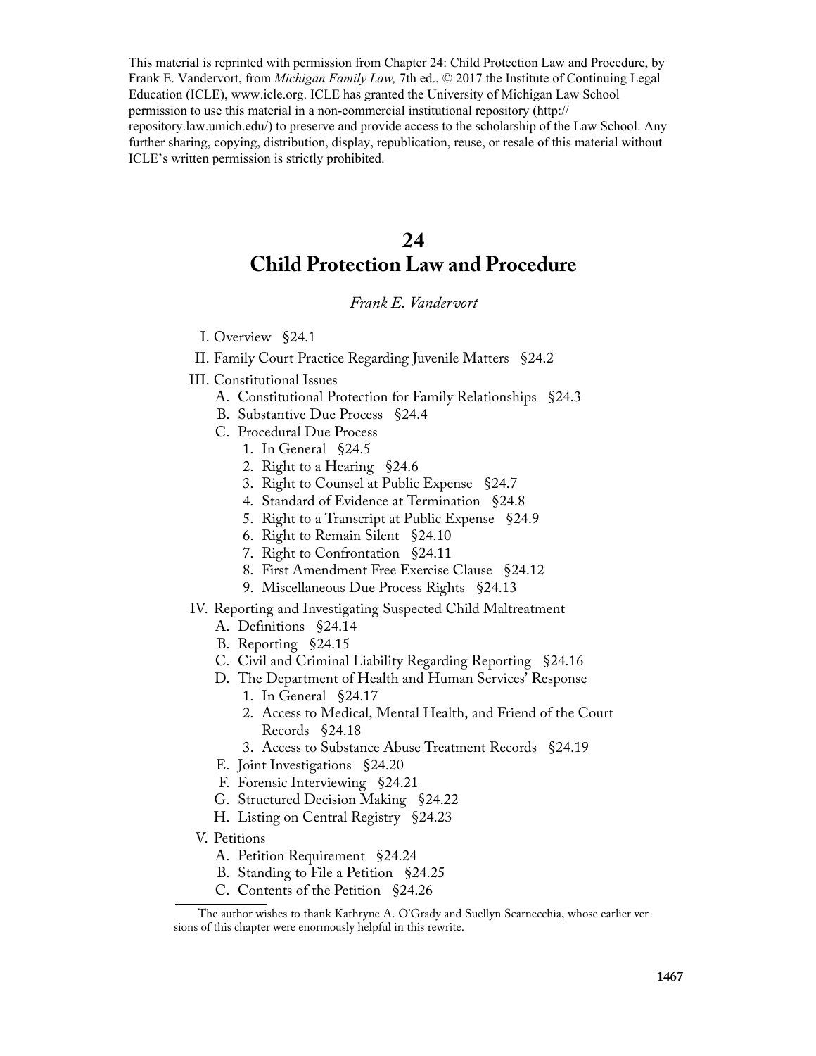This material is reprinted with permission from Chapter 24: Child Protection Law and Procedure, by Frank E. Vandervort, from *Michigan Family Law,* 7th ed., © 2017 the Institute of Continuing Legal Education (ICLE), www.icle.org. ICLE has granted the University of Michigan Law School permission to use this material in a non-commercial institutional repository (http://repository.law.umich.edu/) to preserve and provide access to the scholarship of the Law School. Any further sharing, copying, distribution, display, republication, reuse, or resale of this material without ICLE's written permission is strictly prohibited.

# 24
# Child Protection Law and Procedure

*Frank E. Vandervort*

I. Overview §24.1

II. Family Court Practice Regarding Juvenile Matters §24.2

III. Constitutional Issues
  - A. Constitutional Protection for Family Relationships §24.3
  - B. Substantive Due Process §24.4
  - C. Procedural Due Process
    1. In General §24.5
    2. Right to a Hearing §24.6
    3. Right to Counsel at Public Expense §24.7
    4. Standard of Evidence at Termination §24.8
    5. Right to a Transcript at Public Expense §24.9
    6. Right to Remain Silent §24.10
    7. Right to Confrontation §24.11
    8. First Amendment Free Exercise Clause §24.12
    9. Miscellaneous Due Process Rights §24.13

IV. Reporting and Investigating Suspected Child Maltreatment
  - A. Definitions §24.14
  - B. Reporting §24.15
  - C. Civil and Criminal Liability Regarding Reporting §24.16
  - D. The Department of Health and Human Services' Response
    1. In General §24.17
    2. Access to Medical, Mental Health, and Friend of the Court Records §24.18
    3. Access to Substance Abuse Treatment Records §24.19
  - E. Joint Investigations §24.20
  - F. Forensic Interviewing §24.21
  - G. Structured Decision Making §24.22
  - H. Listing on Central Registry §24.23

V. Petitions
  - A. Petition Requirement §24.24
  - B. Standing to File a Petition §24.25
  - C. Contents of the Petition §24.26

---

The author wishes to thank Kathryne A. O'Grady and Suellyn Scarnecchia, whose earlier versions of this chapter were enormously helpful in this rewrite.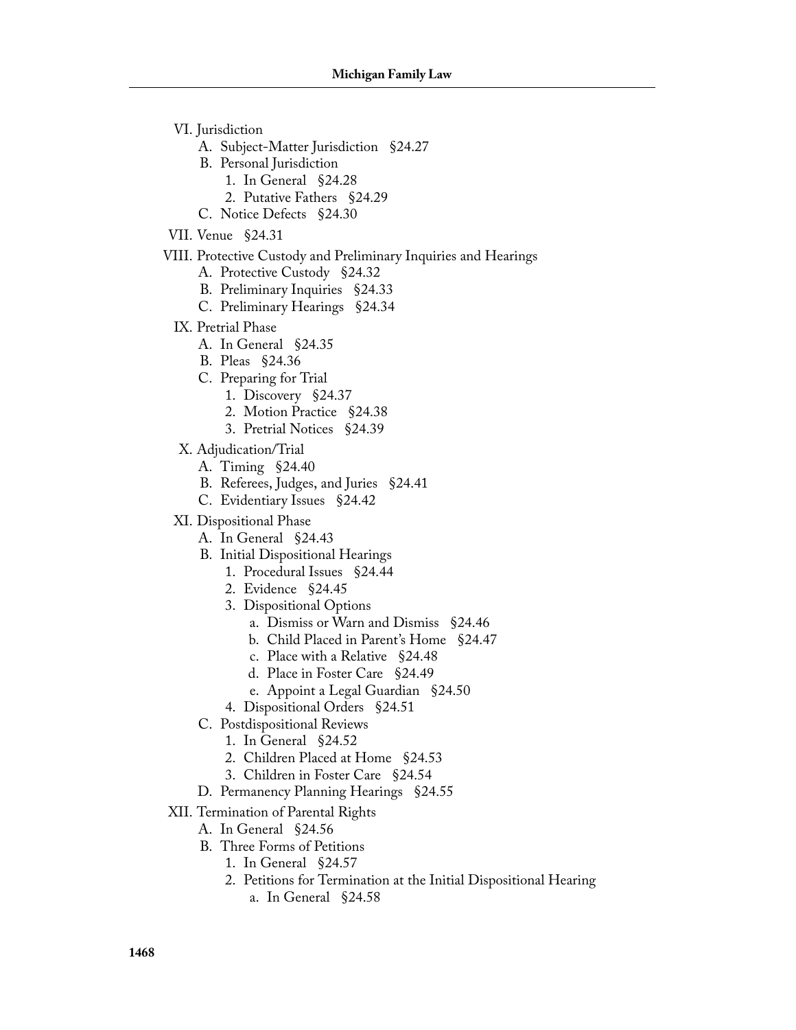- VI. Jurisdiction
  - A. Subject-Matter Jurisdiction §24.27
  - B. Personal Jurisdiction
    - 1. In General §24.28
    - 2. Putative Fathers §24.29
  - C. Notice Defects §24.30
- VII. Venue §24.31
- VIII. Protective Custody and Preliminary Inquiries and Hearings
  - A. Protective Custody §24.32
  - B. Preliminary Inquiries §24.33
  - C. Preliminary Hearings §24.34
- IX. Pretrial Phase
  - A. In General §24.35
  - B. Pleas §24.36
  - C. Preparing for Trial
    - 1. Discovery §24.37
    - 2. Motion Practice §24.38
    - 3. Pretrial Notices §24.39
- X. Adjudication/Trial
  - A. Timing §24.40
  - B. Referees, Judges, and Juries §24.41
  - C. Evidentiary Issues §24.42
- XI. Dispositional Phase
  - A. In General §24.43
  - B. Initial Dispositional Hearings
    - 1. Procedural Issues §24.44
    - 2. Evidence §24.45
    - 3. Dispositional Options
      - a. Dismiss or Warn and Dismiss §24.46
      - b. Child Placed in Parent's Home §24.47
      - c. Place with a Relative §24.48
      - d. Place in Foster Care §24.49
      - e. Appoint a Legal Guardian §24.50
    - 4. Dispositional Orders §24.51
  - C. Postdispositional Reviews
    - 1. In General §24.52
    - 2. Children Placed at Home §24.53
    - 3. Children in Foster Care §24.54
  - D. Permanency Planning Hearings §24.55
- XII. Termination of Parental Rights
  - A. In General §24.56
  - B. Three Forms of Petitions
    - 1. In General §24.57
    - 2. Petitions for Termination at the Initial Dispositional Hearing
      - a. In General §24.58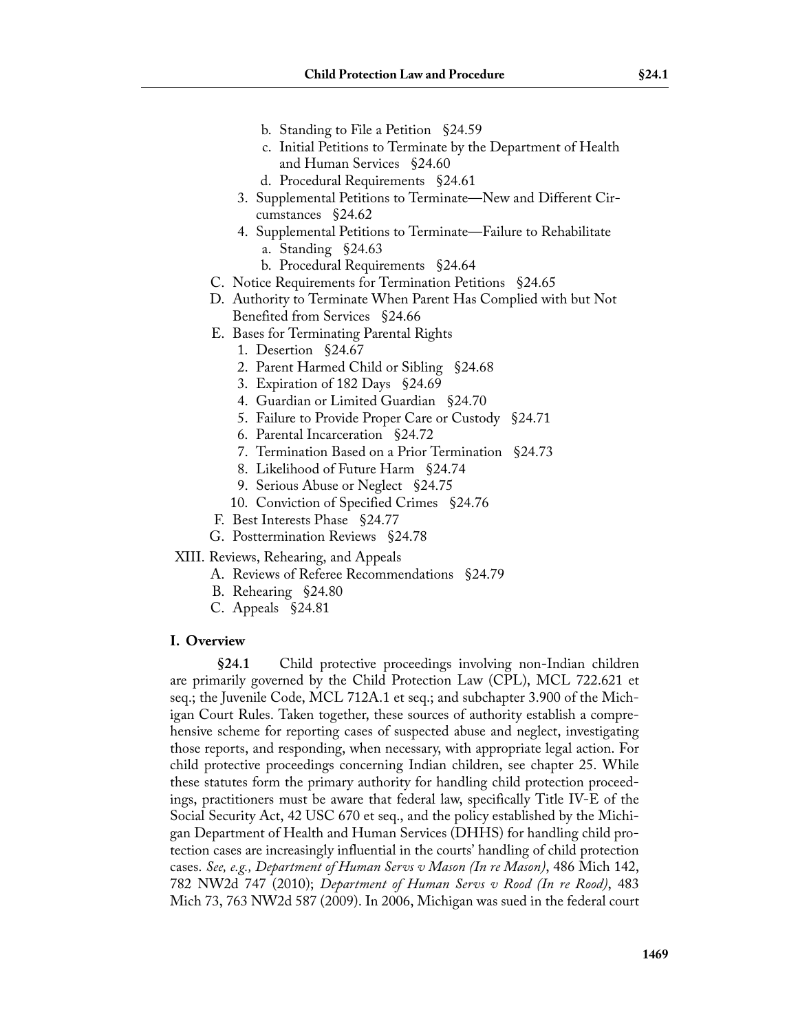- b. Standing to File a Petition §24.59
- c. Initial Petitions to Terminate by the Department of Health and Human Services §24.60
- d. Procedural Requirements §24.61

3. Supplemental Petitions to Terminate—New and Different Circumstances §24.62
4. Supplemental Petitions to Terminate—Failure to Rehabilitate
   - a. Standing §24.63
   - b. Procedural Requirements §24.64

C. Notice Requirements for Termination Petitions §24.65

D. Authority to Terminate When Parent Has Complied with but Not Benefited from Services §24.66

E. Bases for Terminating Parental Rights

1. Desertion §24.67
2. Parent Harmed Child or Sibling §24.68
3. Expiration of 182 Days §24.69
4. Guardian or Limited Guardian §24.70
5. Failure to Provide Proper Care or Custody §24.71
6. Parental Incarceration §24.72
7. Termination Based on a Prior Termination §24.73
8. Likelihood of Future Harm §24.74
9. Serious Abuse or Neglect §24.75
10. Conviction of Specified Crimes §24.76

F. Best Interests Phase §24.77

G. Posttermination Reviews §24.78

XIII. Reviews, Rehearing, and Appeals

A. Reviews of Referee Recommendations §24.79

B. Rehearing §24.80

C. Appeals §24.81

## I. Overview

**§24.1** Child protective proceedings involving non-Indian children are primarily governed by the Child Protection Law (CPL), MCL 722.621 et seq.; the Juvenile Code, MCL 712A.1 et seq.; and subchapter 3.900 of the Michigan Court Rules. Taken together, these sources of authority establish a comprehensive scheme for reporting cases of suspected abuse and neglect, investigating those reports, and responding, when necessary, with appropriate legal action. For child protective proceedings concerning Indian children, see chapter 25. While these statutes form the primary authority for handling child protection proceedings, practitioners must be aware that federal law, specifically Title IV-E of the Social Security Act, 42 USC 670 et seq., and the policy established by the Michigan Department of Health and Human Services (DHHS) for handling child protection cases are increasingly influential in the courts' handling of child protection cases. *See, e.g., Department of Human Servs v Mason (In re Mason)*, 486 Mich 142, 782 NW2d 747 (2010); *Department of Human Servs v Rood (In re Rood)*, 483 Mich 73, 763 NW2d 587 (2009). In 2006, Michigan was sued in the federal court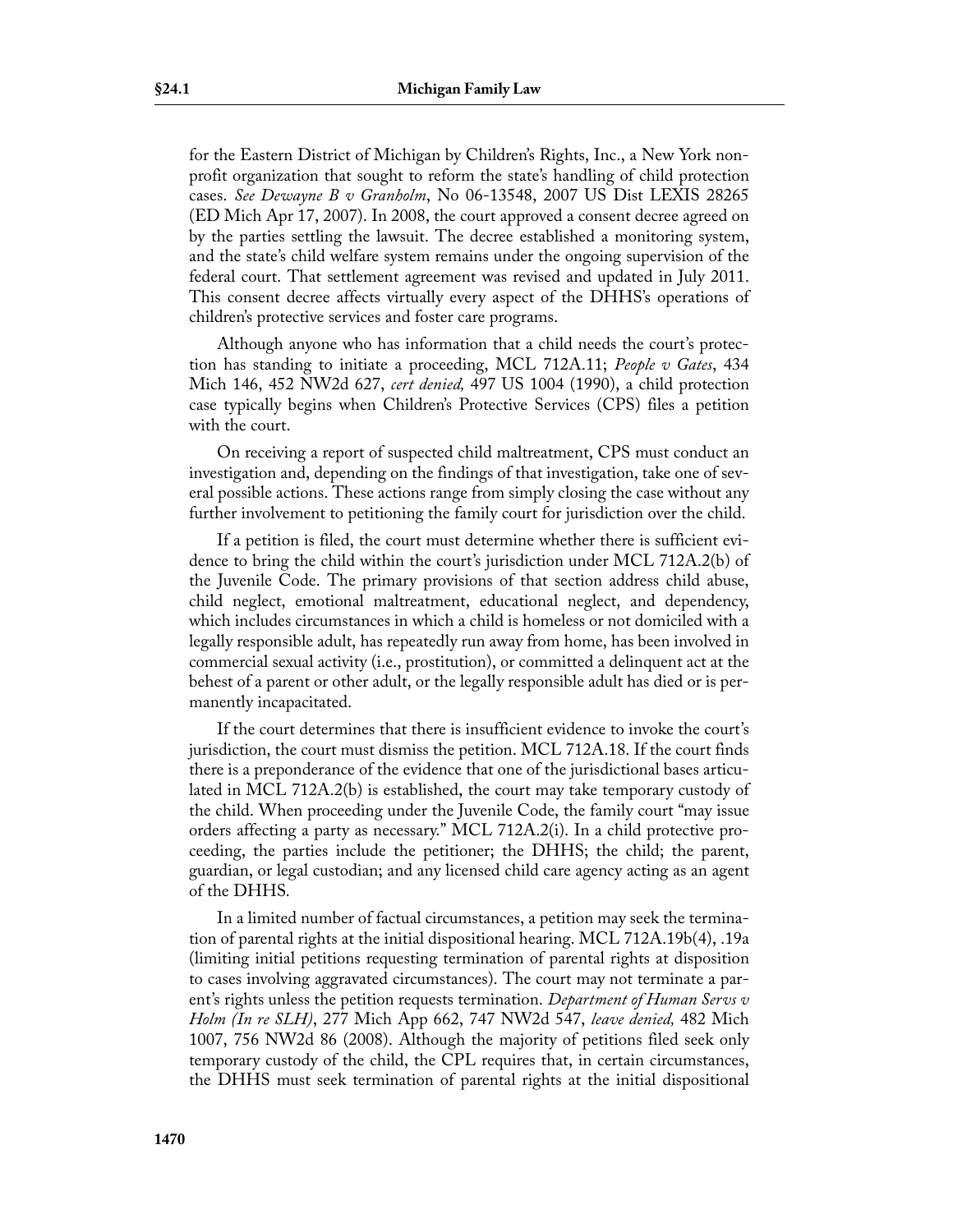for the Eastern District of Michigan by Children's Rights, Inc., a New York nonprofit organization that sought to reform the state's handling of child protection cases. *See Dewayne B v Granholm*, No 06-13548, 2007 US Dist LEXIS 28265 (ED Mich Apr 17, 2007). In 2008, the court approved a consent decree agreed on by the parties settling the lawsuit. The decree established a monitoring system, and the state's child welfare system remains under the ongoing supervision of the federal court. That settlement agreement was revised and updated in July 2011. This consent decree affects virtually every aspect of the DHHS's operations of children's protective services and foster care programs.

Although anyone who has information that a child needs the court's protection has standing to initiate a proceeding, MCL 712A.11; *People v Gates*, 434 Mich 146, 452 NW2d 627, *cert denied,* 497 US 1004 (1990), a child protection case typically begins when Children's Protective Services (CPS) files a petition with the court.

On receiving a report of suspected child maltreatment, CPS must conduct an investigation and, depending on the findings of that investigation, take one of several possible actions. These actions range from simply closing the case without any further involvement to petitioning the family court for jurisdiction over the child.

If a petition is filed, the court must determine whether there is sufficient evidence to bring the child within the court's jurisdiction under MCL 712A.2(b) of the Juvenile Code. The primary provisions of that section address child abuse, child neglect, emotional maltreatment, educational neglect, and dependency, which includes circumstances in which a child is homeless or not domiciled with a legally responsible adult, has repeatedly run away from home, has been involved in commercial sexual activity (i.e., prostitution), or committed a delinquent act at the behest of a parent or other adult, or the legally responsible adult has died or is permanently incapacitated.

If the court determines that there is insufficient evidence to invoke the court's jurisdiction, the court must dismiss the petition. MCL 712A.18. If the court finds there is a preponderance of the evidence that one of the jurisdictional bases articulated in MCL 712A.2(b) is established, the court may take temporary custody of the child. When proceeding under the Juvenile Code, the family court "may issue orders affecting a party as necessary." MCL 712A.2(i). In a child protective proceeding, the parties include the petitioner; the DHHS; the child; the parent, guardian, or legal custodian; and any licensed child care agency acting as an agent of the DHHS.

In a limited number of factual circumstances, a petition may seek the termination of parental rights at the initial dispositional hearing. MCL 712A.19b(4), .19a (limiting initial petitions requesting termination of parental rights at disposition to cases involving aggravated circumstances). The court may not terminate a parent's rights unless the petition requests termination. *Department of Human Servs v Holm (In re SLH)*, 277 Mich App 662, 747 NW2d 547, *leave denied,* 482 Mich 1007, 756 NW2d 86 (2008). Although the majority of petitions filed seek only temporary custody of the child, the CPL requires that, in certain circumstances, the DHHS must seek termination of parental rights at the initial dispositional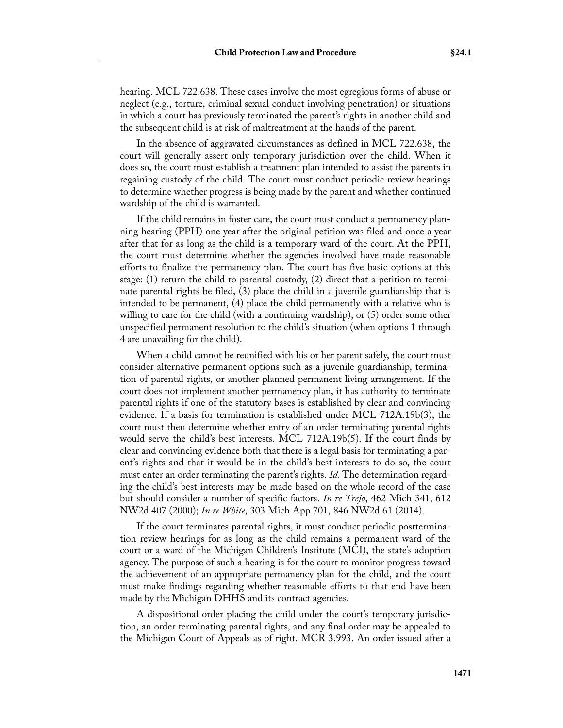hearing. MCL 722.638. These cases involve the most egregious forms of abuse or neglect (e.g., torture, criminal sexual conduct involving penetration) or situations in which a court has previously terminated the parent's rights in another child and the subsequent child is at risk of maltreatment at the hands of the parent.

In the absence of aggravated circumstances as defined in MCL 722.638, the court will generally assert only temporary jurisdiction over the child. When it does so, the court must establish a treatment plan intended to assist the parents in regaining custody of the child. The court must conduct periodic review hearings to determine whether progress is being made by the parent and whether continued wardship of the child is warranted.

If the child remains in foster care, the court must conduct a permanency planning hearing (PPH) one year after the original petition was filed and once a year after that for as long as the child is a temporary ward of the court. At the PPH, the court must determine whether the agencies involved have made reasonable efforts to finalize the permanency plan. The court has five basic options at this stage: (1) return the child to parental custody, (2) direct that a petition to terminate parental rights be filed, (3) place the child in a juvenile guardianship that is intended to be permanent, (4) place the child permanently with a relative who is willing to care for the child (with a continuing wardship), or (5) order some other unspecified permanent resolution to the child's situation (when options 1 through 4 are unavailing for the child).

When a child cannot be reunified with his or her parent safely, the court must consider alternative permanent options such as a juvenile guardianship, termination of parental rights, or another planned permanent living arrangement. If the court does not implement another permanency plan, it has authority to terminate parental rights if one of the statutory bases is established by clear and convincing evidence. If a basis for termination is established under MCL 712A.19b(3), the court must then determine whether entry of an order terminating parental rights would serve the child's best interests. MCL 712A.19b(5). If the court finds by clear and convincing evidence both that there is a legal basis for terminating a parent's rights and that it would be in the child's best interests to do so, the court must enter an order terminating the parent's rights. *Id.* The determination regarding the child's best interests may be made based on the whole record of the case but should consider a number of specific factors. *In re Trejo*, 462 Mich 341, 612 NW2d 407 (2000); *In re White*, 303 Mich App 701, 846 NW2d 61 (2014).

If the court terminates parental rights, it must conduct periodic posttermination review hearings for as long as the child remains a permanent ward of the court or a ward of the Michigan Children's Institute (MCI), the state's adoption agency. The purpose of such a hearing is for the court to monitor progress toward the achievement of an appropriate permanency plan for the child, and the court must make findings regarding whether reasonable efforts to that end have been made by the Michigan DHHS and its contract agencies.

A dispositional order placing the child under the court's temporary jurisdiction, an order terminating parental rights, and any final order may be appealed to the Michigan Court of Appeals as of right. MCR 3.993. An order issued after a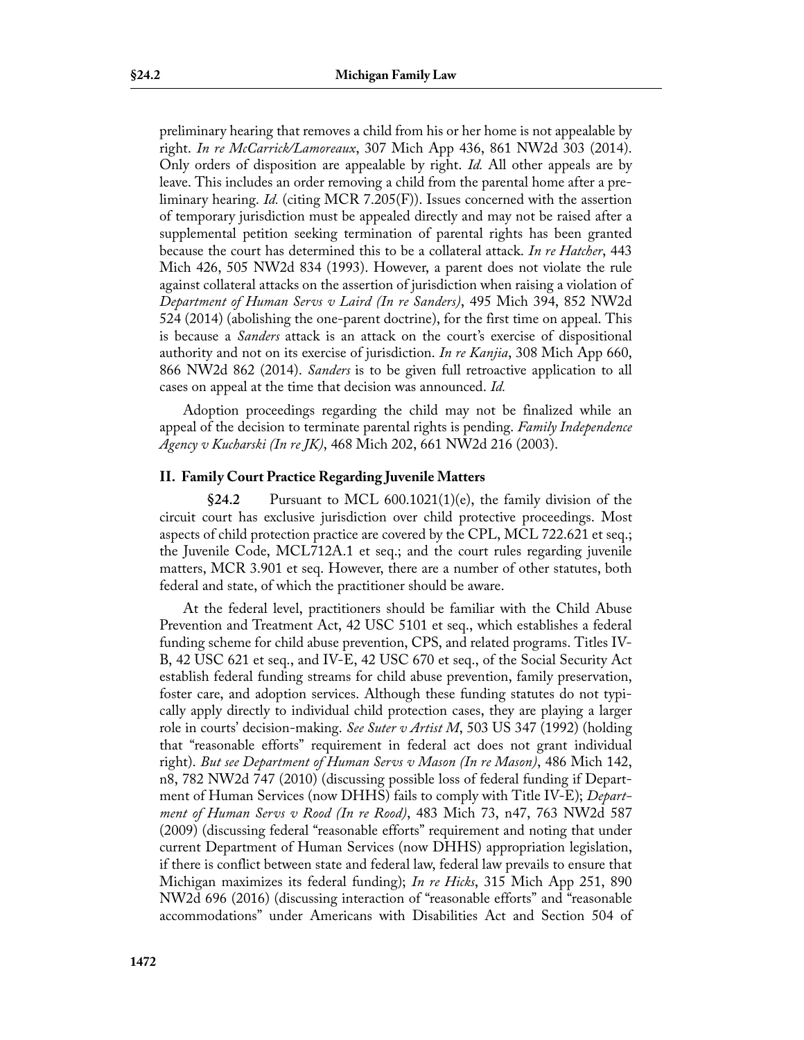preliminary hearing that removes a child from his or her home is not appealable by right. *In re McCarrick/Lamoreaux*, 307 Mich App 436, 861 NW2d 303 (2014). Only orders of disposition are appealable by right. *Id.* All other appeals are by leave. This includes an order removing a child from the parental home after a preliminary hearing. *Id.* (citing MCR 7.205(F)). Issues concerned with the assertion of temporary jurisdiction must be appealed directly and may not be raised after a supplemental petition seeking termination of parental rights has been granted because the court has determined this to be a collateral attack. *In re Hatcher*, 443 Mich 426, 505 NW2d 834 (1993). However, a parent does not violate the rule against collateral attacks on the assertion of jurisdiction when raising a violation of *Department of Human Servs v Laird (In re Sanders)*, 495 Mich 394, 852 NW2d 524 (2014) (abolishing the one-parent doctrine), for the first time on appeal. This is because a *Sanders* attack is an attack on the court's exercise of dispositional authority and not on its exercise of jurisdiction. *In re Kanjia*, 308 Mich App 660, 866 NW2d 862 (2014). *Sanders* is to be given full retroactive application to all cases on appeal at the time that decision was announced. *Id.*

Adoption proceedings regarding the child may not be finalized while an appeal of the decision to terminate parental rights is pending. *Family Independence Agency v Kucharski (In re JK)*, 468 Mich 202, 661 NW2d 216 (2003).

## II. Family Court Practice Regarding Juvenile Matters

**§24.2** Pursuant to MCL 600.1021(1)(e), the family division of the circuit court has exclusive jurisdiction over child protective proceedings. Most aspects of child protection practice are covered by the CPL, MCL 722.621 et seq.; the Juvenile Code, MCL712A.1 et seq.; and the court rules regarding juvenile matters, MCR 3.901 et seq. However, there are a number of other statutes, both federal and state, of which the practitioner should be aware.

At the federal level, practitioners should be familiar with the Child Abuse Prevention and Treatment Act, 42 USC 5101 et seq., which establishes a federal funding scheme for child abuse prevention, CPS, and related programs. Titles IV-B, 42 USC 621 et seq., and IV-E, 42 USC 670 et seq., of the Social Security Act establish federal funding streams for child abuse prevention, family preservation, foster care, and adoption services. Although these funding statutes do not typically apply directly to individual child protection cases, they are playing a larger role in courts' decision-making. *See Suter v Artist M*, 503 US 347 (1992) (holding that "reasonable efforts" requirement in federal act does not grant individual right). *But see Department of Human Servs v Mason (In re Mason)*, 486 Mich 142, n8, 782 NW2d 747 (2010) (discussing possible loss of federal funding if Department of Human Services (now DHHS) fails to comply with Title IV-E); *Department of Human Servs v Rood (In re Rood)*, 483 Mich 73, n47, 763 NW2d 587 (2009) (discussing federal "reasonable efforts" requirement and noting that under current Department of Human Services (now DHHS) appropriation legislation, if there is conflict between state and federal law, federal law prevails to ensure that Michigan maximizes its federal funding); *In re Hicks*, 315 Mich App 251, 890 NW2d 696 (2016) (discussing interaction of "reasonable efforts" and "reasonable accommodations" under Americans with Disabilities Act and Section 504 of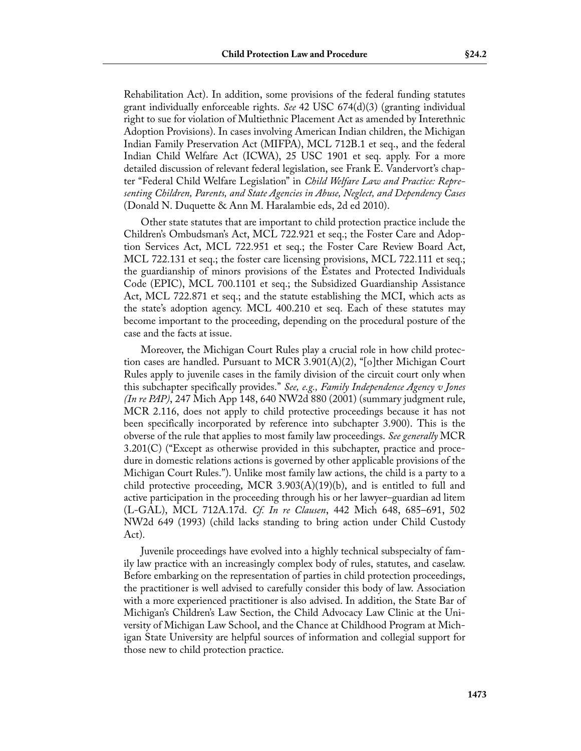Rehabilitation Act). In addition, some provisions of the federal funding statutes grant individually enforceable rights. *See* 42 USC 674(d)(3) (granting individual right to sue for violation of Multiethnic Placement Act as amended by Interethnic Adoption Provisions). In cases involving American Indian children, the Michigan Indian Family Preservation Act (MIFPA), MCL 712B.1 et seq., and the federal Indian Child Welfare Act (ICWA), 25 USC 1901 et seq. apply. For a more detailed discussion of relevant federal legislation, see Frank E. Vandervort's chapter "Federal Child Welfare Legislation" in *Child Welfare Law and Practice: Representing Children, Parents, and State Agencies in Abuse, Neglect, and Dependency Cases* (Donald N. Duquette & Ann M. Haralambie eds, 2d ed 2010).

Other state statutes that are important to child protection practice include the Children's Ombudsman's Act, MCL 722.921 et seq.; the Foster Care and Adoption Services Act, MCL 722.951 et seq.; the Foster Care Review Board Act, MCL 722.131 et seq.; the foster care licensing provisions, MCL 722.111 et seq.; the guardianship of minors provisions of the Estates and Protected Individuals Code (EPIC), MCL 700.1101 et seq.; the Subsidized Guardianship Assistance Act, MCL 722.871 et seq.; and the statute establishing the MCI, which acts as the state's adoption agency. MCL 400.210 et seq. Each of these statutes may become important to the proceeding, depending on the procedural posture of the case and the facts at issue.

Moreover, the Michigan Court Rules play a crucial role in how child protection cases are handled. Pursuant to MCR 3.901(A)(2), "[o]ther Michigan Court Rules apply to juvenile cases in the family division of the circuit court only when this subchapter specifically provides." *See, e.g., Family Independence Agency v Jones (In re PAP)*, 247 Mich App 148, 640 NW2d 880 (2001) (summary judgment rule, MCR 2.116, does not apply to child protective proceedings because it has not been specifically incorporated by reference into subchapter 3.900). This is the obverse of the rule that applies to most family law proceedings. *See generally* MCR 3.201(C) ("Except as otherwise provided in this subchapter, practice and procedure in domestic relations actions is governed by other applicable provisions of the Michigan Court Rules."). Unlike most family law actions, the child is a party to a child protective proceeding, MCR 3.903(A)(19)(b), and is entitled to full and active participation in the proceeding through his or her lawyer–guardian ad litem (L-GAL), MCL 712A.17d. *Cf. In re Clausen*, 442 Mich 648, 685–691, 502 NW2d 649 (1993) (child lacks standing to bring action under Child Custody Act).

Juvenile proceedings have evolved into a highly technical subspecialty of family law practice with an increasingly complex body of rules, statutes, and caselaw. Before embarking on the representation of parties in child protection proceedings, the practitioner is well advised to carefully consider this body of law. Association with a more experienced practitioner is also advised. In addition, the State Bar of Michigan's Children's Law Section, the Child Advocacy Law Clinic at the University of Michigan Law School, and the Chance at Childhood Program at Michigan State University are helpful sources of information and collegial support for those new to child protection practice.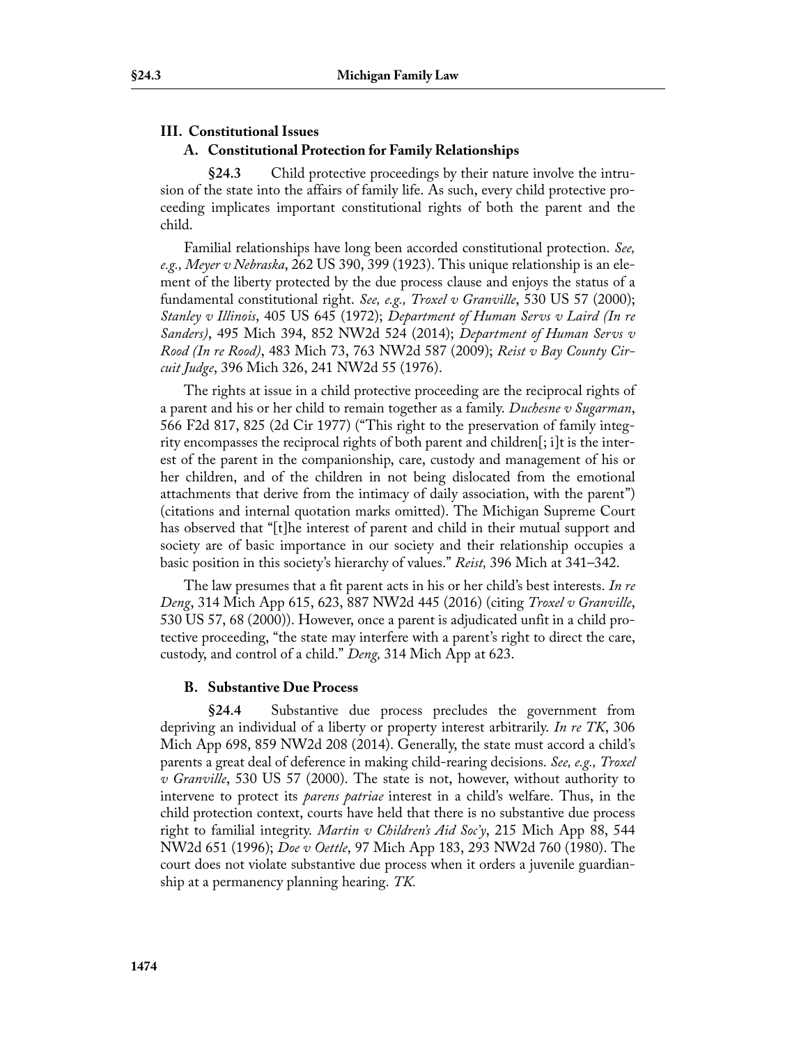## III. Constitutional Issues

### A. Constitutional Protection for Family Relationships

**§24.3** Child protective proceedings by their nature involve the intrusion of the state into the affairs of family life. As such, every child protective proceeding implicates important constitutional rights of both the parent and the child.

Familial relationships have long been accorded constitutional protection. *See, e.g., Meyer v Nebraska*, 262 US 390, 399 (1923). This unique relationship is an element of the liberty protected by the due process clause and enjoys the status of a fundamental constitutional right. *See, e.g., Troxel v Granville*, 530 US 57 (2000); *Stanley v Illinois*, 405 US 645 (1972); *Department of Human Servs v Laird (In re Sanders)*, 495 Mich 394, 852 NW2d 524 (2014); *Department of Human Servs v Rood (In re Rood)*, 483 Mich 73, 763 NW2d 587 (2009); *Reist v Bay County Circuit Judge*, 396 Mich 326, 241 NW2d 55 (1976).

The rights at issue in a child protective proceeding are the reciprocal rights of a parent and his or her child to remain together as a family. *Duchesne v Sugarman*, 566 F2d 817, 825 (2d Cir 1977) ("This right to the preservation of family integrity encompasses the reciprocal rights of both parent and children[; i]t is the interest of the parent in the companionship, care, custody and management of his or her children, and of the children in not being dislocated from the emotional attachments that derive from the intimacy of daily association, with the parent") (citations and internal quotation marks omitted). The Michigan Supreme Court has observed that "[t]he interest of parent and child in their mutual support and society are of basic importance in our society and their relationship occupies a basic position in this society's hierarchy of values." *Reist,* 396 Mich at 341–342.

The law presumes that a fit parent acts in his or her child's best interests. *In re Deng*, 314 Mich App 615, 623, 887 NW2d 445 (2016) (citing *Troxel v Granville*, 530 US 57, 68 (2000)). However, once a parent is adjudicated unfit in a child protective proceeding, "the state may interfere with a parent's right to direct the care, custody, and control of a child." *Deng,* 314 Mich App at 623.

### B. Substantive Due Process

**§24.4** Substantive due process precludes the government from depriving an individual of a liberty or property interest arbitrarily. *In re TK*, 306 Mich App 698, 859 NW2d 208 (2014). Generally, the state must accord a child's parents a great deal of deference in making child-rearing decisions. *See, e.g., Troxel v Granville*, 530 US 57 (2000). The state is not, however, without authority to intervene to protect its *parens patriae* interest in a child's welfare. Thus, in the child protection context, courts have held that there is no substantive due process right to familial integrity. *Martin v Children's Aid Soc'y*, 215 Mich App 88, 544 NW2d 651 (1996); *Doe v Oettle*, 97 Mich App 183, 293 NW2d 760 (1980). The court does not violate substantive due process when it orders a juvenile guardianship at a permanency planning hearing. *TK.*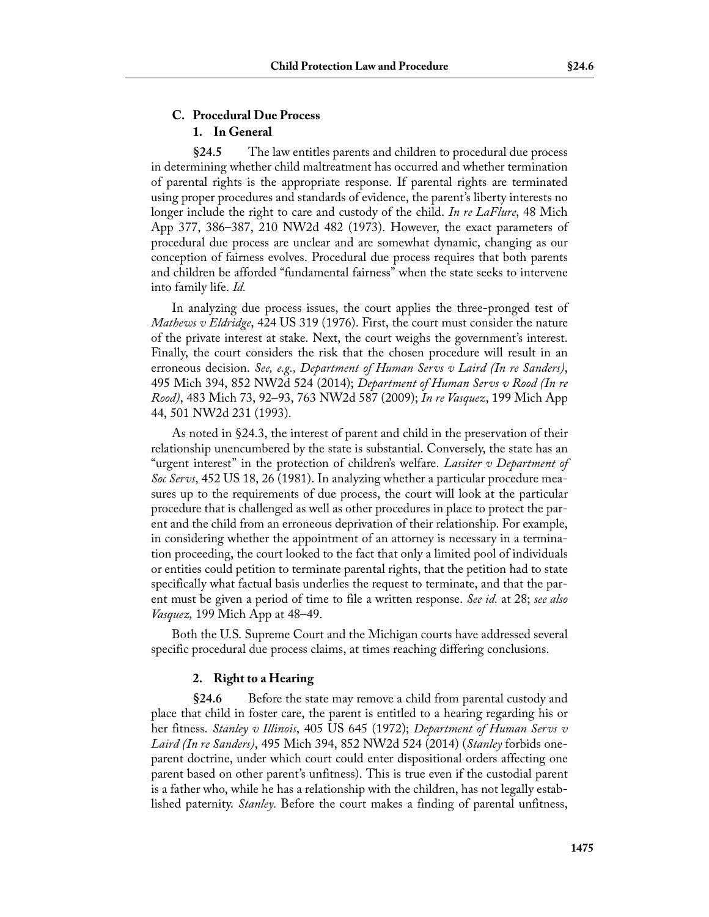### C. Procedural Due Process

#### 1. In General

**§24.5** The law entitles parents and children to procedural due process in determining whether child maltreatment has occurred and whether termination of parental rights is the appropriate response. If parental rights are terminated using proper procedures and standards of evidence, the parent's liberty interests no longer include the right to care and custody of the child. *In re LaFlure*, 48 Mich App 377, 386–387, 210 NW2d 482 (1973). However, the exact parameters of procedural due process are unclear and are somewhat dynamic, changing as our conception of fairness evolves. Procedural due process requires that both parents and children be afforded "fundamental fairness" when the state seeks to intervene into family life. *Id.*

In analyzing due process issues, the court applies the three-pronged test of *Mathews v Eldridge*, 424 US 319 (1976). First, the court must consider the nature of the private interest at stake. Next, the court weighs the government's interest. Finally, the court considers the risk that the chosen procedure will result in an erroneous decision. *See, e.g., Department of Human Servs v Laird (In re Sanders)*, 495 Mich 394, 852 NW2d 524 (2014); *Department of Human Servs v Rood (In re Rood)*, 483 Mich 73, 92–93, 763 NW2d 587 (2009); *In re Vasquez*, 199 Mich App 44, 501 NW2d 231 (1993).

As noted in §24.3, the interest of parent and child in the preservation of their relationship unencumbered by the state is substantial. Conversely, the state has an "urgent interest" in the protection of children's welfare. *Lassiter v Department of Soc Servs*, 452 US 18, 26 (1981). In analyzing whether a particular procedure measures up to the requirements of due process, the court will look at the particular procedure that is challenged as well as other procedures in place to protect the parent and the child from an erroneous deprivation of their relationship. For example, in considering whether the appointment of an attorney is necessary in a termination proceeding, the court looked to the fact that only a limited pool of individuals or entities could petition to terminate parental rights, that the petition had to state specifically what factual basis underlies the request to terminate, and that the parent must be given a period of time to file a written response. *See id.* at 28; *see also Vasquez,* 199 Mich App at 48–49.

Both the U.S. Supreme Court and the Michigan courts have addressed several specific procedural due process claims, at times reaching differing conclusions.

#### 2. Right to a Hearing

**§24.6** Before the state may remove a child from parental custody and place that child in foster care, the parent is entitled to a hearing regarding his or her fitness. *Stanley v Illinois*, 405 US 645 (1972); *Department of Human Servs v Laird (In re Sanders)*, 495 Mich 394, 852 NW2d 524 (2014) (*Stanley* forbids one-parent doctrine, under which court could enter dispositional orders affecting one parent based on other parent's unfitness). This is true even if the custodial parent is a father who, while he has a relationship with the children, has not legally established paternity. *Stanley.* Before the court makes a finding of parental unfitness,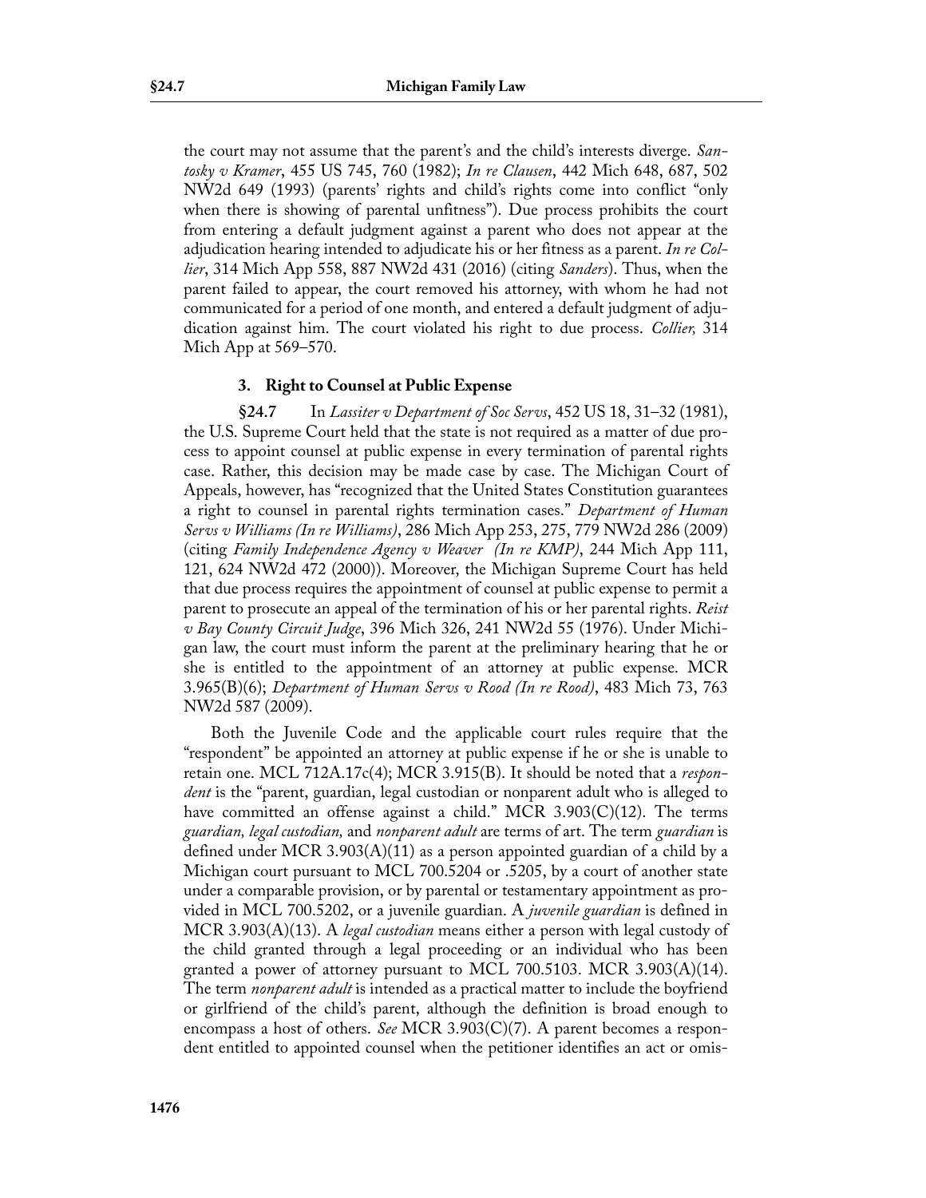the court may not assume that the parent's and the child's interests diverge. *Santosky v Kramer*, 455 US 745, 760 (1982); *In re Clausen*, 442 Mich 648, 687, 502 NW2d 649 (1993) (parents' rights and child's rights come into conflict "only when there is showing of parental unfitness"). Due process prohibits the court from entering a default judgment against a parent who does not appear at the adjudication hearing intended to adjudicate his or her fitness as a parent. *In re Collier*, 314 Mich App 558, 887 NW2d 431 (2016) (citing *Sanders*). Thus, when the parent failed to appear, the court removed his attorney, with whom he had not communicated for a period of one month, and entered a default judgment of adjudication against him. The court violated his right to due process. *Collier,* 314 Mich App at 569–570.

### 3. Right to Counsel at Public Expense

**§24.7** In *Lassiter v Department of Soc Servs*, 452 US 18, 31–32 (1981), the U.S. Supreme Court held that the state is not required as a matter of due process to appoint counsel at public expense in every termination of parental rights case. Rather, this decision may be made case by case. The Michigan Court of Appeals, however, has "recognized that the United States Constitution guarantees a right to counsel in parental rights termination cases." *Department of Human Servs v Williams (In re Williams)*, 286 Mich App 253, 275, 779 NW2d 286 (2009) (citing *Family Independence Agency v Weaver (In re KMP)*, 244 Mich App 111, 121, 624 NW2d 472 (2000)). Moreover, the Michigan Supreme Court has held that due process requires the appointment of counsel at public expense to permit a parent to prosecute an appeal of the termination of his or her parental rights. *Reist v Bay County Circuit Judge*, 396 Mich 326, 241 NW2d 55 (1976). Under Michigan law, the court must inform the parent at the preliminary hearing that he or she is entitled to the appointment of an attorney at public expense. MCR 3.965(B)(6); *Department of Human Servs v Rood (In re Rood)*, 483 Mich 73, 763 NW2d 587 (2009).

Both the Juvenile Code and the applicable court rules require that the "respondent" be appointed an attorney at public expense if he or she is unable to retain one. MCL 712A.17c(4); MCR 3.915(B). It should be noted that a *respondent* is the "parent, guardian, legal custodian or nonparent adult who is alleged to have committed an offense against a child." MCR 3.903(C)(12). The terms *guardian, legal custodian,* and *nonparent adult* are terms of art. The term *guardian* is defined under MCR 3.903(A)(11) as a person appointed guardian of a child by a Michigan court pursuant to MCL 700.5204 or .5205, by a court of another state under a comparable provision, or by parental or testamentary appointment as provided in MCL 700.5202, or a juvenile guardian. A *juvenile guardian* is defined in MCR 3.903(A)(13). A *legal custodian* means either a person with legal custody of the child granted through a legal proceeding or an individual who has been granted a power of attorney pursuant to MCL 700.5103. MCR 3.903(A)(14). The term *nonparent adult* is intended as a practical matter to include the boyfriend or girlfriend of the child's parent, although the definition is broad enough to encompass a host of others. *See* MCR 3.903(C)(7). A parent becomes a respondent entitled to appointed counsel when the petitioner identifies an act or omis-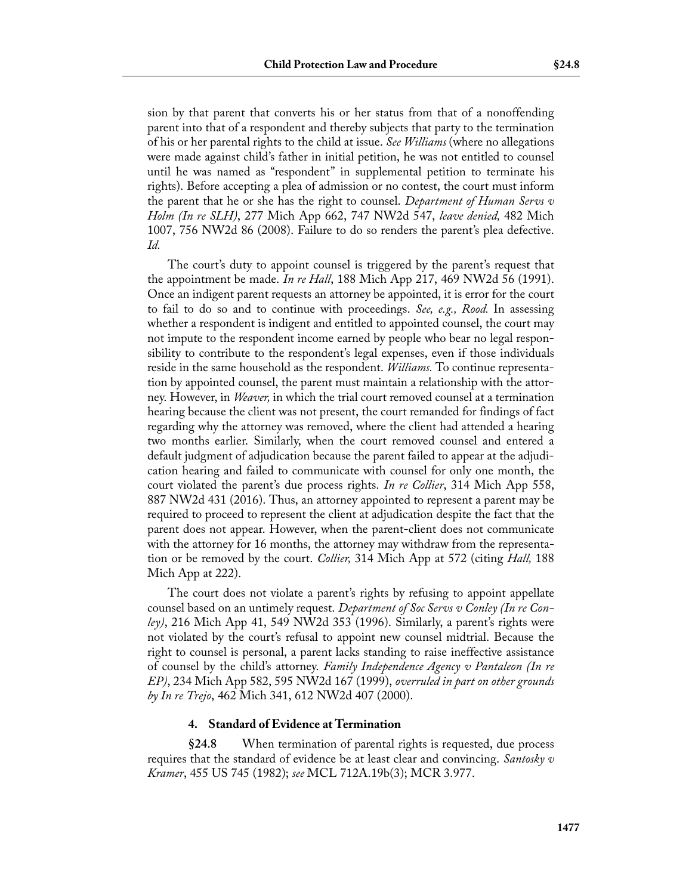sion by that parent that converts his or her status from that of a nonoffending parent into that of a respondent and thereby subjects that party to the termination of his or her parental rights to the child at issue. *See Williams* (where no allegations were made against child's father in initial petition, he was not entitled to counsel until he was named as "respondent" in supplemental petition to terminate his rights). Before accepting a plea of admission or no contest, the court must inform the parent that he or she has the right to counsel. *Department of Human Servs v Holm (In re SLH)*, 277 Mich App 662, 747 NW2d 547, *leave denied,* 482 Mich 1007, 756 NW2d 86 (2008). Failure to do so renders the parent's plea defective. *Id.*

The court's duty to appoint counsel is triggered by the parent's request that the appointment be made. *In re Hall*, 188 Mich App 217, 469 NW2d 56 (1991). Once an indigent parent requests an attorney be appointed, it is error for the court to fail to do so and to continue with proceedings. *See, e.g., Rood.* In assessing whether a respondent is indigent and entitled to appointed counsel, the court may not impute to the respondent income earned by people who bear no legal responsibility to contribute to the respondent's legal expenses, even if those individuals reside in the same household as the respondent. *Williams.* To continue representation by appointed counsel, the parent must maintain a relationship with the attorney. However, in *Weaver,* in which the trial court removed counsel at a termination hearing because the client was not present, the court remanded for findings of fact regarding why the attorney was removed, where the client had attended a hearing two months earlier. Similarly, when the court removed counsel and entered a default judgment of adjudication because the parent failed to appear at the adjudication hearing and failed to communicate with counsel for only one month, the court violated the parent's due process rights. *In re Collier*, 314 Mich App 558, 887 NW2d 431 (2016). Thus, an attorney appointed to represent a parent may be required to proceed to represent the client at adjudication despite the fact that the parent does not appear. However, when the parent-client does not communicate with the attorney for 16 months, the attorney may withdraw from the representation or be removed by the court. *Collier,* 314 Mich App at 572 (citing *Hall,* 188 Mich App at 222).

The court does not violate a parent's rights by refusing to appoint appellate counsel based on an untimely request. *Department of Soc Servs v Conley (In re Conley)*, 216 Mich App 41, 549 NW2d 353 (1996). Similarly, a parent's rights were not violated by the court's refusal to appoint new counsel midtrial. Because the right to counsel is personal, a parent lacks standing to raise ineffective assistance of counsel by the child's attorney. *Family Independence Agency v Pantaleon (In re EP)*, 234 Mich App 582, 595 NW2d 167 (1999), *overruled in part on other grounds by In re Trejo*, 462 Mich 341, 612 NW2d 407 (2000).

#### 4. Standard of Evidence at Termination

**§24.8** When termination of parental rights is requested, due process requires that the standard of evidence be at least clear and convincing. *Santosky v Kramer*, 455 US 745 (1982); *see* MCL 712A.19b(3); MCR 3.977.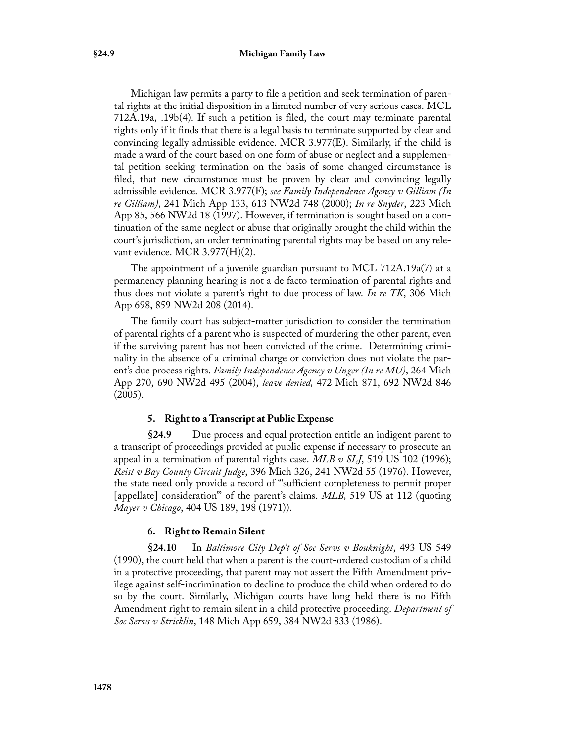Michigan law permits a party to file a petition and seek termination of parental rights at the initial disposition in a limited number of very serious cases. MCL 712A.19a, .19b(4). If such a petition is filed, the court may terminate parental rights only if it finds that there is a legal basis to terminate supported by clear and convincing legally admissible evidence. MCR 3.977(E). Similarly, if the child is made a ward of the court based on one form of abuse or neglect and a supplemental petition seeking termination on the basis of some changed circumstance is filed, that new circumstance must be proven by clear and convincing legally admissible evidence. MCR 3.977(F); *see Family Independence Agency v Gilliam (In re Gilliam)*, 241 Mich App 133, 613 NW2d 748 (2000); *In re Snyder*, 223 Mich App 85, 566 NW2d 18 (1997). However, if termination is sought based on a continuation of the same neglect or abuse that originally brought the child within the court's jurisdiction, an order terminating parental rights may be based on any relevant evidence. MCR 3.977(H)(2).

The appointment of a juvenile guardian pursuant to MCL 712A.19a(7) at a permanency planning hearing is not a de facto termination of parental rights and thus does not violate a parent's right to due process of law. *In re TK*, 306 Mich App 698, 859 NW2d 208 (2014).

The family court has subject-matter jurisdiction to consider the termination of parental rights of a parent who is suspected of murdering the other parent, even if the surviving parent has not been convicted of the crime. Determining criminality in the absence of a criminal charge or conviction does not violate the parent's due process rights. *Family Independence Agency v Unger (In re MU)*, 264 Mich App 270, 690 NW2d 495 (2004), *leave denied,* 472 Mich 871, 692 NW2d 846 (2005).

### 5. Right to a Transcript at Public Expense

**§24.9** Due process and equal protection entitle an indigent parent to a transcript of proceedings provided at public expense if necessary to prosecute an appeal in a termination of parental rights case. *MLB v SLJ*, 519 US 102 (1996); *Reist v Bay County Circuit Judge*, 396 Mich 326, 241 NW2d 55 (1976). However, the state need only provide a record of "'sufficient completeness to permit proper [appellate] consideration'" of the parent's claims. *MLB,* 519 US at 112 (quoting *Mayer v Chicago*, 404 US 189, 198 (1971)).

### 6. Right to Remain Silent

**§24.10** In *Baltimore City Dep't of Soc Servs v Bouknight*, 493 US 549 (1990), the court held that when a parent is the court-ordered custodian of a child in a protective proceeding, that parent may not assert the Fifth Amendment privilege against self-incrimination to decline to produce the child when ordered to do so by the court. Similarly, Michigan courts have long held there is no Fifth Amendment right to remain silent in a child protective proceeding. *Department of Soc Servs v Stricklin*, 148 Mich App 659, 384 NW2d 833 (1986).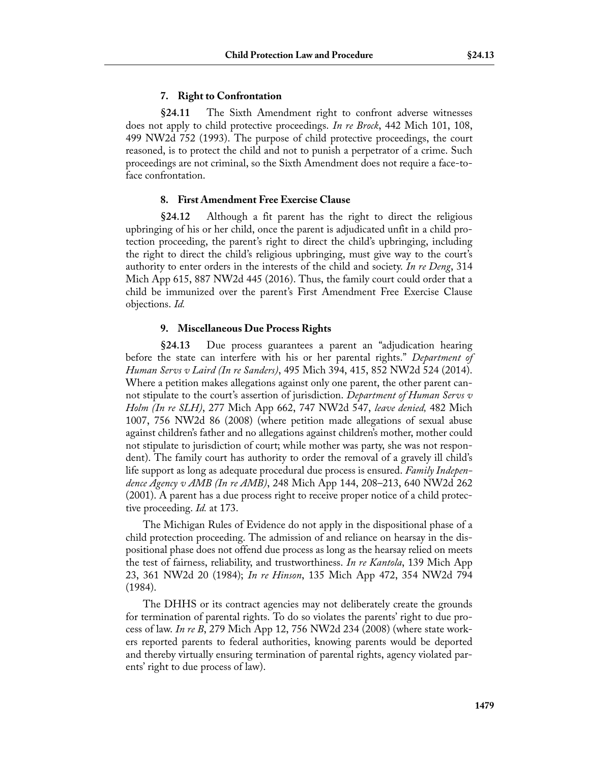### 7. Right to Confrontation

**§24.11** The Sixth Amendment right to confront adverse witnesses does not apply to child protective proceedings. *In re Brock*, 442 Mich 101, 108, 499 NW2d 752 (1993). The purpose of child protective proceedings, the court reasoned, is to protect the child and not to punish a perpetrator of a crime. Such proceedings are not criminal, so the Sixth Amendment does not require a face-to-face confrontation.

### 8. First Amendment Free Exercise Clause

**§24.12** Although a fit parent has the right to direct the religious upbringing of his or her child, once the parent is adjudicated unfit in a child protection proceeding, the parent's right to direct the child's upbringing, including the right to direct the child's religious upbringing, must give way to the court's authority to enter orders in the interests of the child and society. *In re Deng*, 314 Mich App 615, 887 NW2d 445 (2016). Thus, the family court could order that a child be immunized over the parent's First Amendment Free Exercise Clause objections. *Id.*

### 9. Miscellaneous Due Process Rights

**§24.13** Due process guarantees a parent an "adjudication hearing before the state can interfere with his or her parental rights." *Department of Human Servs v Laird (In re Sanders)*, 495 Mich 394, 415, 852 NW2d 524 (2014). Where a petition makes allegations against only one parent, the other parent cannot stipulate to the court's assertion of jurisdiction. *Department of Human Servs v Holm (In re SLH)*, 277 Mich App 662, 747 NW2d 547, *leave denied,* 482 Mich 1007, 756 NW2d 86 (2008) (where petition made allegations of sexual abuse against children's father and no allegations against children's mother, mother could not stipulate to jurisdiction of court; while mother was party, she was not respondent). The family court has authority to order the removal of a gravely ill child's life support as long as adequate procedural due process is ensured. *Family Independence Agency v AMB (In re AMB)*, 248 Mich App 144, 208–213, 640 NW2d 262 (2001). A parent has a due process right to receive proper notice of a child protective proceeding. *Id.* at 173.

The Michigan Rules of Evidence do not apply in the dispositional phase of a child protection proceeding. The admission of and reliance on hearsay in the dispositional phase does not offend due process as long as the hearsay relied on meets the test of fairness, reliability, and trustworthiness. *In re Kantola*, 139 Mich App 23, 361 NW2d 20 (1984); *In re Hinson*, 135 Mich App 472, 354 NW2d 794 (1984).

The DHHS or its contract agencies may not deliberately create the grounds for termination of parental rights. To do so violates the parents' right to due process of law. *In re B*, 279 Mich App 12, 756 NW2d 234 (2008) (where state workers reported parents to federal authorities, knowing parents would be deported and thereby virtually ensuring termination of parental rights, agency violated parents' right to due process of law).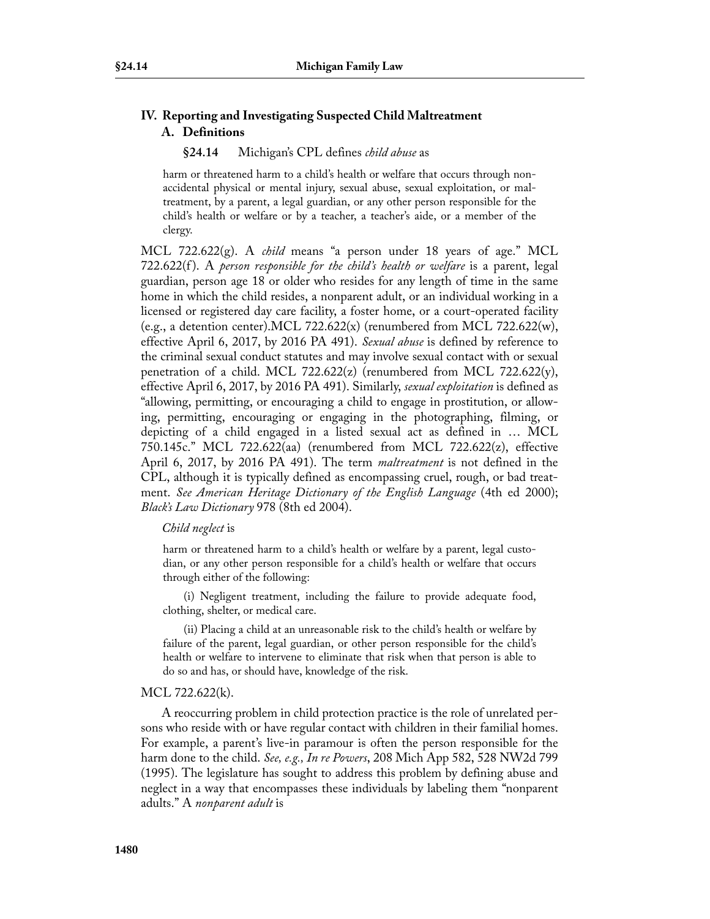## IV. Reporting and Investigating Suspected Child Maltreatment

### A. Definitions

**§24.14** Michigan's CPL defines *child abuse* as

> harm or threatened harm to a child's health or welfare that occurs through nonaccidental physical or mental injury, sexual abuse, sexual exploitation, or maltreatment, by a parent, a legal guardian, or any other person responsible for the child's health or welfare or by a teacher, a teacher's aide, or a member of the clergy.

MCL 722.622(g). A *child* means "a person under 18 years of age." MCL 722.622(f). A *person responsible for the child's health or welfare* is a parent, legal guardian, person age 18 or older who resides for any length of time in the same home in which the child resides, a nonparent adult, or an individual working in a licensed or registered day care facility, a foster home, or a court-operated facility (e.g., a detention center).MCL 722.622(x) (renumbered from MCL 722.622(w), effective April 6, 2017, by 2016 PA 491). *Sexual abuse* is defined by reference to the criminal sexual conduct statutes and may involve sexual contact with or sexual penetration of a child. MCL 722.622(z) (renumbered from MCL 722.622(y), effective April 6, 2017, by 2016 PA 491). Similarly, *sexual exploitation* is defined as "allowing, permitting, or encouraging a child to engage in prostitution, or allowing, permitting, encouraging or engaging in the photographing, filming, or depicting of a child engaged in a listed sexual act as defined in … MCL 750.145c." MCL 722.622(aa) (renumbered from MCL 722.622(z), effective April 6, 2017, by 2016 PA 491). The term *maltreatment* is not defined in the CPL, although it is typically defined as encompassing cruel, rough, or bad treatment. *See American Heritage Dictionary of the English Language* (4th ed 2000); *Black's Law Dictionary* 978 (8th ed 2004).

*Child neglect* is

> harm or threatened harm to a child's health or welfare by a parent, legal custodian, or any other person responsible for a child's health or welfare that occurs through either of the following:
>
> (i) Negligent treatment, including the failure to provide adequate food, clothing, shelter, or medical care.
>
> (ii) Placing a child at an unreasonable risk to the child's health or welfare by failure of the parent, legal guardian, or other person responsible for the child's health or welfare to intervene to eliminate that risk when that person is able to do so and has, or should have, knowledge of the risk.

MCL 722.622(k).

A reoccurring problem in child protection practice is the role of unrelated persons who reside with or have regular contact with children in their familial homes. For example, a parent's live-in paramour is often the person responsible for the harm done to the child. *See, e.g., In re Powers*, 208 Mich App 582, 528 NW2d 799 (1995). The legislature has sought to address this problem by defining abuse and neglect in a way that encompasses these individuals by labeling them "nonparent adults." A *nonparent adult* is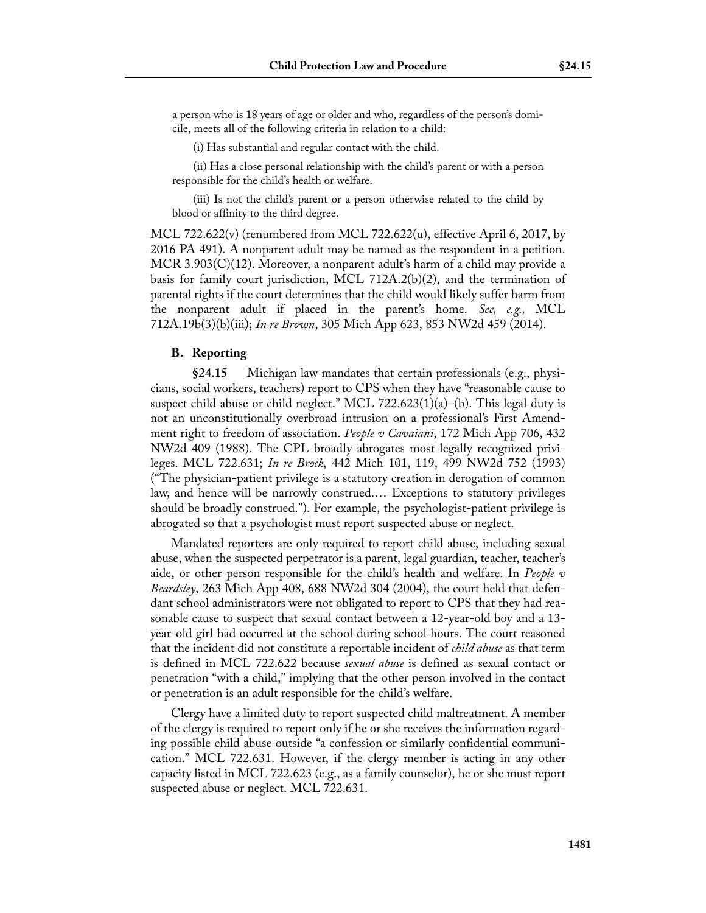a person who is 18 years of age or older and who, regardless of the person's domicile, meets all of the following criteria in relation to a child:

(i) Has substantial and regular contact with the child.

(ii) Has a close personal relationship with the child's parent or with a person responsible for the child's health or welfare.

(iii) Is not the child's parent or a person otherwise related to the child by blood or affinity to the third degree.

MCL 722.622(v) (renumbered from MCL 722.622(u), effective April 6, 2017, by 2016 PA 491). A nonparent adult may be named as the respondent in a petition. MCR 3.903(C)(12). Moreover, a nonparent adult's harm of a child may provide a basis for family court jurisdiction, MCL 712A.2(b)(2), and the termination of parental rights if the court determines that the child would likely suffer harm from the nonparent adult if placed in the parent's home. *See, e.g.,* MCL 712A.19b(3)(b)(iii); *In re Brown*, 305 Mich App 623, 853 NW2d 459 (2014).

### B. Reporting

**§24.15** Michigan law mandates that certain professionals (e.g., physicians, social workers, teachers) report to CPS when they have "reasonable cause to suspect child abuse or child neglect." MCL 722.623(1)(a)–(b). This legal duty is not an unconstitutionally overbroad intrusion on a professional's First Amendment right to freedom of association. *People v Cavaiani*, 172 Mich App 706, 432 NW2d 409 (1988). The CPL broadly abrogates most legally recognized privileges. MCL 722.631; *In re Brock*, 442 Mich 101, 119, 499 NW2d 752 (1993) ("The physician-patient privilege is a statutory creation in derogation of common law, and hence will be narrowly construed.… Exceptions to statutory privileges should be broadly construed."). For example, the psychologist-patient privilege is abrogated so that a psychologist must report suspected abuse or neglect.

Mandated reporters are only required to report child abuse, including sexual abuse, when the suspected perpetrator is a parent, legal guardian, teacher, teacher's aide, or other person responsible for the child's health and welfare. In *People v Beardsley*, 263 Mich App 408, 688 NW2d 304 (2004), the court held that defendant school administrators were not obligated to report to CPS that they had reasonable cause to suspect that sexual contact between a 12-year-old boy and a 13-year-old girl had occurred at the school during school hours. The court reasoned that the incident did not constitute a reportable incident of *child abuse* as that term is defined in MCL 722.622 because *sexual abuse* is defined as sexual contact or penetration "with a child," implying that the other person involved in the contact or penetration is an adult responsible for the child's welfare.

Clergy have a limited duty to report suspected child maltreatment. A member of the clergy is required to report only if he or she receives the information regarding possible child abuse outside "a confession or similarly confidential communication." MCL 722.631. However, if the clergy member is acting in any other capacity listed in MCL 722.623 (e.g., as a family counselor), he or she must report suspected abuse or neglect. MCL 722.631.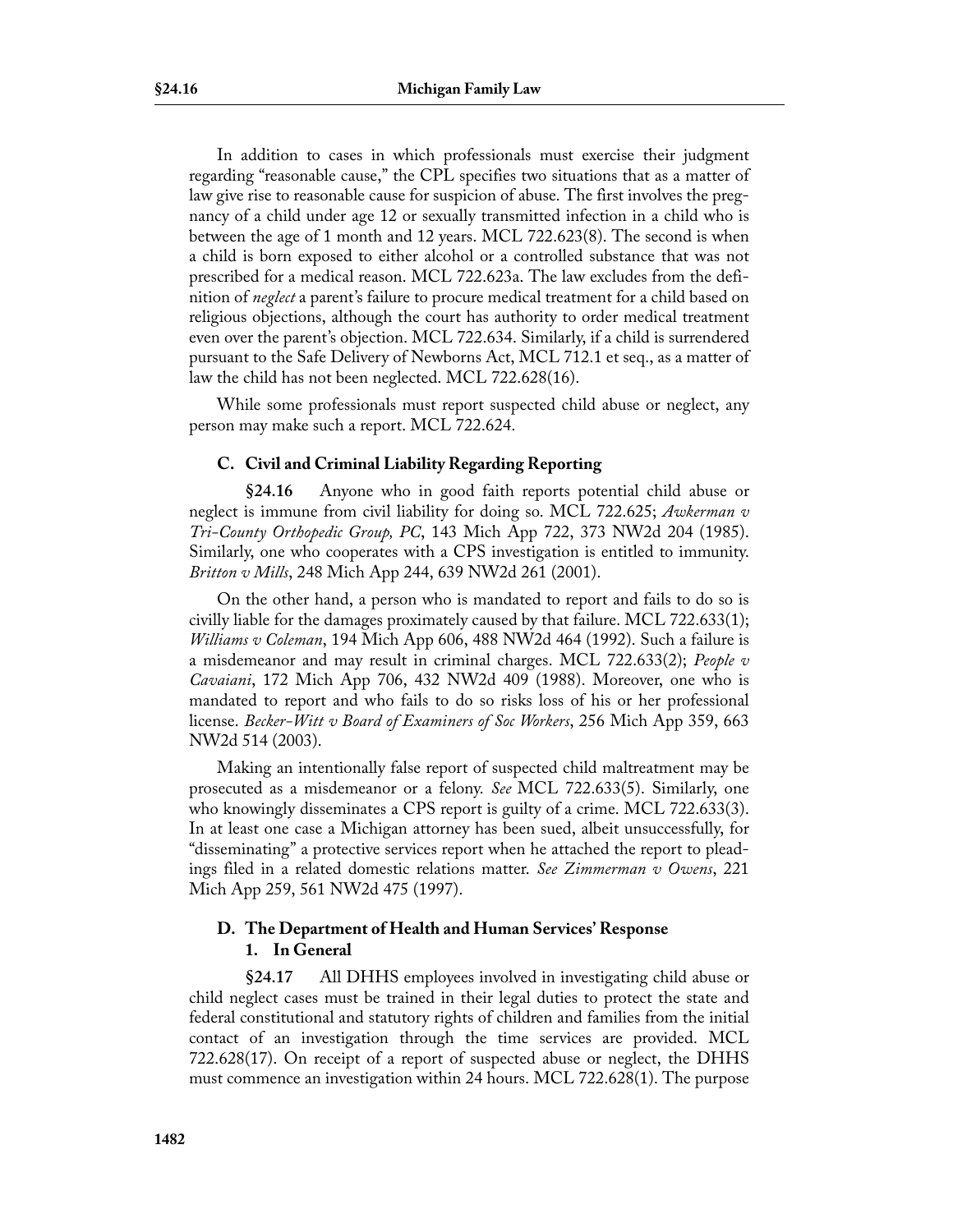In addition to cases in which professionals must exercise their judgment regarding "reasonable cause," the CPL specifies two situations that as a matter of law give rise to reasonable cause for suspicion of abuse. The first involves the pregnancy of a child under age 12 or sexually transmitted infection in a child who is between the age of 1 month and 12 years. MCL 722.623(8). The second is when a child is born exposed to either alcohol or a controlled substance that was not prescribed for a medical reason. MCL 722.623a. The law excludes from the definition of *neglect* a parent's failure to procure medical treatment for a child based on religious objections, although the court has authority to order medical treatment even over the parent's objection. MCL 722.634. Similarly, if a child is surrendered pursuant to the Safe Delivery of Newborns Act, MCL 712.1 et seq., as a matter of law the child has not been neglected. MCL 722.628(16).

While some professionals must report suspected child abuse or neglect, any person may make such a report. MCL 722.624.

### C. Civil and Criminal Liability Regarding Reporting

**§24.16** Anyone who in good faith reports potential child abuse or neglect is immune from civil liability for doing so. MCL 722.625; *Awkerman v Tri-County Orthopedic Group, PC*, 143 Mich App 722, 373 NW2d 204 (1985). Similarly, one who cooperates with a CPS investigation is entitled to immunity. *Britton v Mills*, 248 Mich App 244, 639 NW2d 261 (2001).

On the other hand, a person who is mandated to report and fails to do so is civilly liable for the damages proximately caused by that failure. MCL 722.633(1); *Williams v Coleman*, 194 Mich App 606, 488 NW2d 464 (1992). Such a failure is a misdemeanor and may result in criminal charges. MCL 722.633(2); *People v Cavaiani*, 172 Mich App 706, 432 NW2d 409 (1988). Moreover, one who is mandated to report and who fails to do so risks loss of his or her professional license. *Becker-Witt v Board of Examiners of Soc Workers*, 256 Mich App 359, 663 NW2d 514 (2003).

Making an intentionally false report of suspected child maltreatment may be prosecuted as a misdemeanor or a felony. *See* MCL 722.633(5). Similarly, one who knowingly disseminates a CPS report is guilty of a crime. MCL 722.633(3). In at least one case a Michigan attorney has been sued, albeit unsuccessfully, for "disseminating" a protective services report when he attached the report to pleadings filed in a related domestic relations matter. *See Zimmerman v Owens*, 221 Mich App 259, 561 NW2d 475 (1997).

### D. The Department of Health and Human Services' Response

#### 1. In General

**§24.17** All DHHS employees involved in investigating child abuse or child neglect cases must be trained in their legal duties to protect the state and federal constitutional and statutory rights of children and families from the initial contact of an investigation through the time services are provided. MCL 722.628(17). On receipt of a report of suspected abuse or neglect, the DHHS must commence an investigation within 24 hours. MCL 722.628(1). The purpose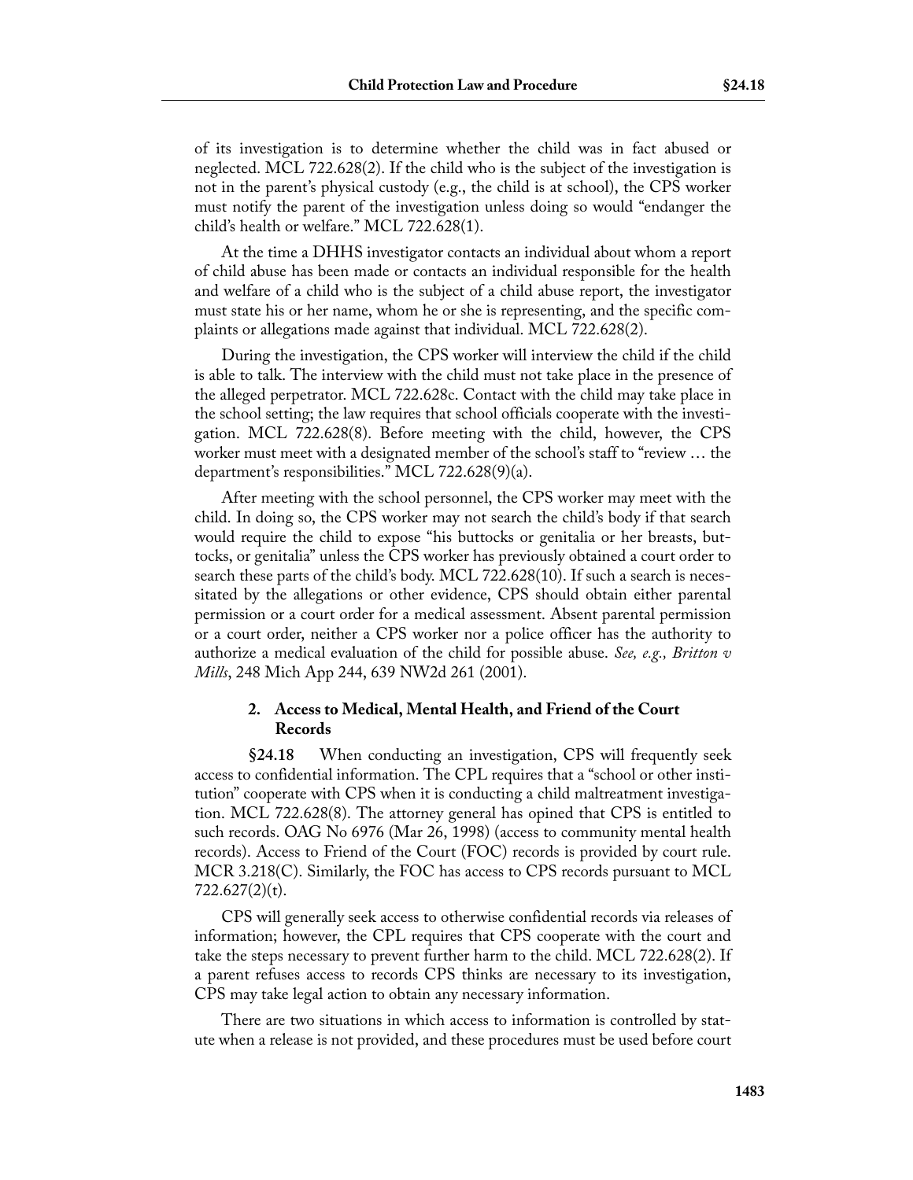of its investigation is to determine whether the child was in fact abused or neglected. MCL 722.628(2). If the child who is the subject of the investigation is not in the parent's physical custody (e.g., the child is at school), the CPS worker must notify the parent of the investigation unless doing so would "endanger the child's health or welfare." MCL 722.628(1).

At the time a DHHS investigator contacts an individual about whom a report of child abuse has been made or contacts an individual responsible for the health and welfare of a child who is the subject of a child abuse report, the investigator must state his or her name, whom he or she is representing, and the specific complaints or allegations made against that individual. MCL 722.628(2).

During the investigation, the CPS worker will interview the child if the child is able to talk. The interview with the child must not take place in the presence of the alleged perpetrator. MCL 722.628c. Contact with the child may take place in the school setting; the law requires that school officials cooperate with the investigation. MCL 722.628(8). Before meeting with the child, however, the CPS worker must meet with a designated member of the school's staff to "review … the department's responsibilities." MCL 722.628(9)(a).

After meeting with the school personnel, the CPS worker may meet with the child. In doing so, the CPS worker may not search the child's body if that search would require the child to expose "his buttocks or genitalia or her breasts, buttocks, or genitalia" unless the CPS worker has previously obtained a court order to search these parts of the child's body. MCL 722.628(10). If such a search is necessitated by the allegations or other evidence, CPS should obtain either parental permission or a court order for a medical assessment. Absent parental permission or a court order, neither a CPS worker nor a police officer has the authority to authorize a medical evaluation of the child for possible abuse. *See, e.g., Britton v Mills*, 248 Mich App 244, 639 NW2d 261 (2001).

### 2. Access to Medical, Mental Health, and Friend of the Court Records

**§24.18** When conducting an investigation, CPS will frequently seek access to confidential information. The CPL requires that a "school or other institution" cooperate with CPS when it is conducting a child maltreatment investigation. MCL 722.628(8). The attorney general has opined that CPS is entitled to such records. OAG No 6976 (Mar 26, 1998) (access to community mental health records). Access to Friend of the Court (FOC) records is provided by court rule. MCR 3.218(C). Similarly, the FOC has access to CPS records pursuant to MCL 722.627(2)(t).

CPS will generally seek access to otherwise confidential records via releases of information; however, the CPL requires that CPS cooperate with the court and take the steps necessary to prevent further harm to the child. MCL 722.628(2). If a parent refuses access to records CPS thinks are necessary to its investigation, CPS may take legal action to obtain any necessary information.

There are two situations in which access to information is controlled by statute when a release is not provided, and these procedures must be used before court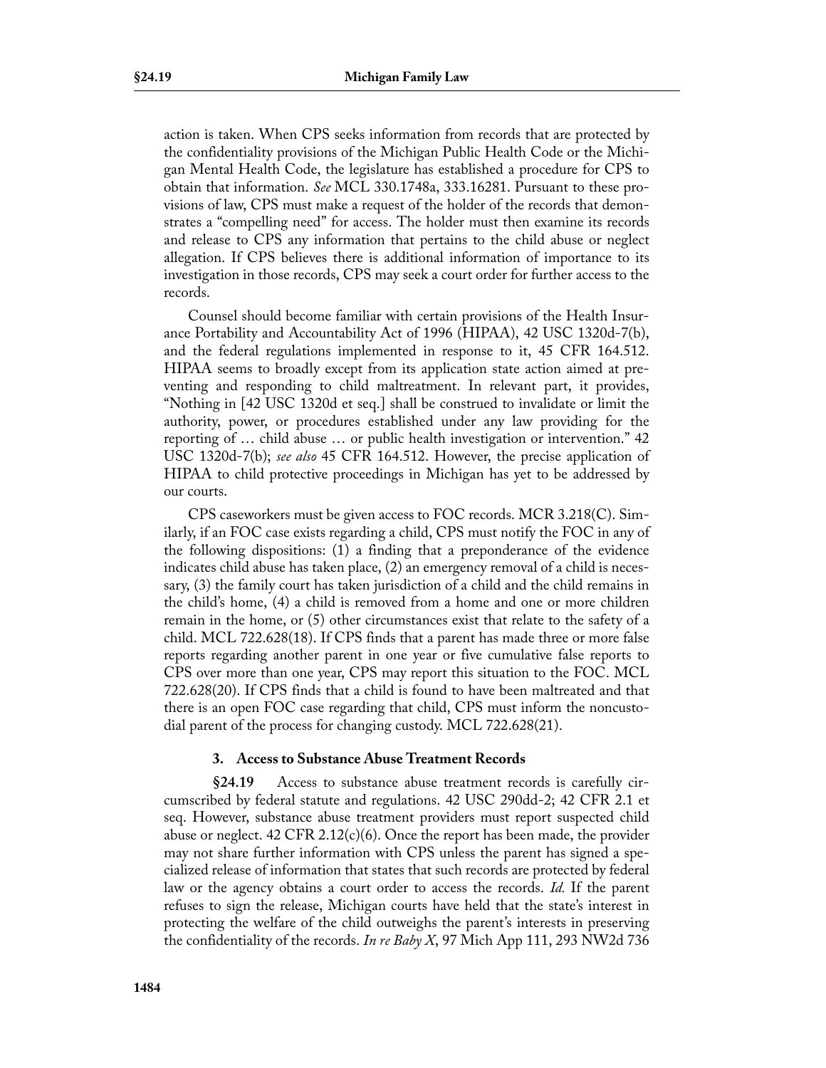action is taken. When CPS seeks information from records that are protected by the confidentiality provisions of the Michigan Public Health Code or the Michigan Mental Health Code, the legislature has established a procedure for CPS to obtain that information. *See* MCL 330.1748a, 333.16281. Pursuant to these provisions of law, CPS must make a request of the holder of the records that demonstrates a "compelling need" for access. The holder must then examine its records and release to CPS any information that pertains to the child abuse or neglect allegation. If CPS believes there is additional information of importance to its investigation in those records, CPS may seek a court order for further access to the records.

Counsel should become familiar with certain provisions of the Health Insurance Portability and Accountability Act of 1996 (HIPAA), 42 USC 1320d-7(b), and the federal regulations implemented in response to it, 45 CFR 164.512. HIPAA seems to broadly except from its application state action aimed at preventing and responding to child maltreatment. In relevant part, it provides, "Nothing in [42 USC 1320d et seq.] shall be construed to invalidate or limit the authority, power, or procedures established under any law providing for the reporting of … child abuse … or public health investigation or intervention." 42 USC 1320d-7(b); *see also* 45 CFR 164.512. However, the precise application of HIPAA to child protective proceedings in Michigan has yet to be addressed by our courts.

CPS caseworkers must be given access to FOC records. MCR 3.218(C). Similarly, if an FOC case exists regarding a child, CPS must notify the FOC in any of the following dispositions: (1) a finding that a preponderance of the evidence indicates child abuse has taken place, (2) an emergency removal of a child is necessary, (3) the family court has taken jurisdiction of a child and the child remains in the child's home, (4) a child is removed from a home and one or more children remain in the home, or (5) other circumstances exist that relate to the safety of a child. MCL 722.628(18). If CPS finds that a parent has made three or more false reports regarding another parent in one year or five cumulative false reports to CPS over more than one year, CPS may report this situation to the FOC. MCL 722.628(20). If CPS finds that a child is found to have been maltreated and that there is an open FOC case regarding that child, CPS must inform the noncustodial parent of the process for changing custody. MCL 722.628(21).

### 3. Access to Substance Abuse Treatment Records

**§24.19** Access to substance abuse treatment records is carefully circumscribed by federal statute and regulations. 42 USC 290dd-2; 42 CFR 2.1 et seq. However, substance abuse treatment providers must report suspected child abuse or neglect. 42 CFR 2.12(c)(6). Once the report has been made, the provider may not share further information with CPS unless the parent has signed a specialized release of information that states that such records are protected by federal law or the agency obtains a court order to access the records. *Id.* If the parent refuses to sign the release, Michigan courts have held that the state's interest in protecting the welfare of the child outweighs the parent's interests in preserving the confidentiality of the records. *In re Baby X*, 97 Mich App 111, 293 NW2d 736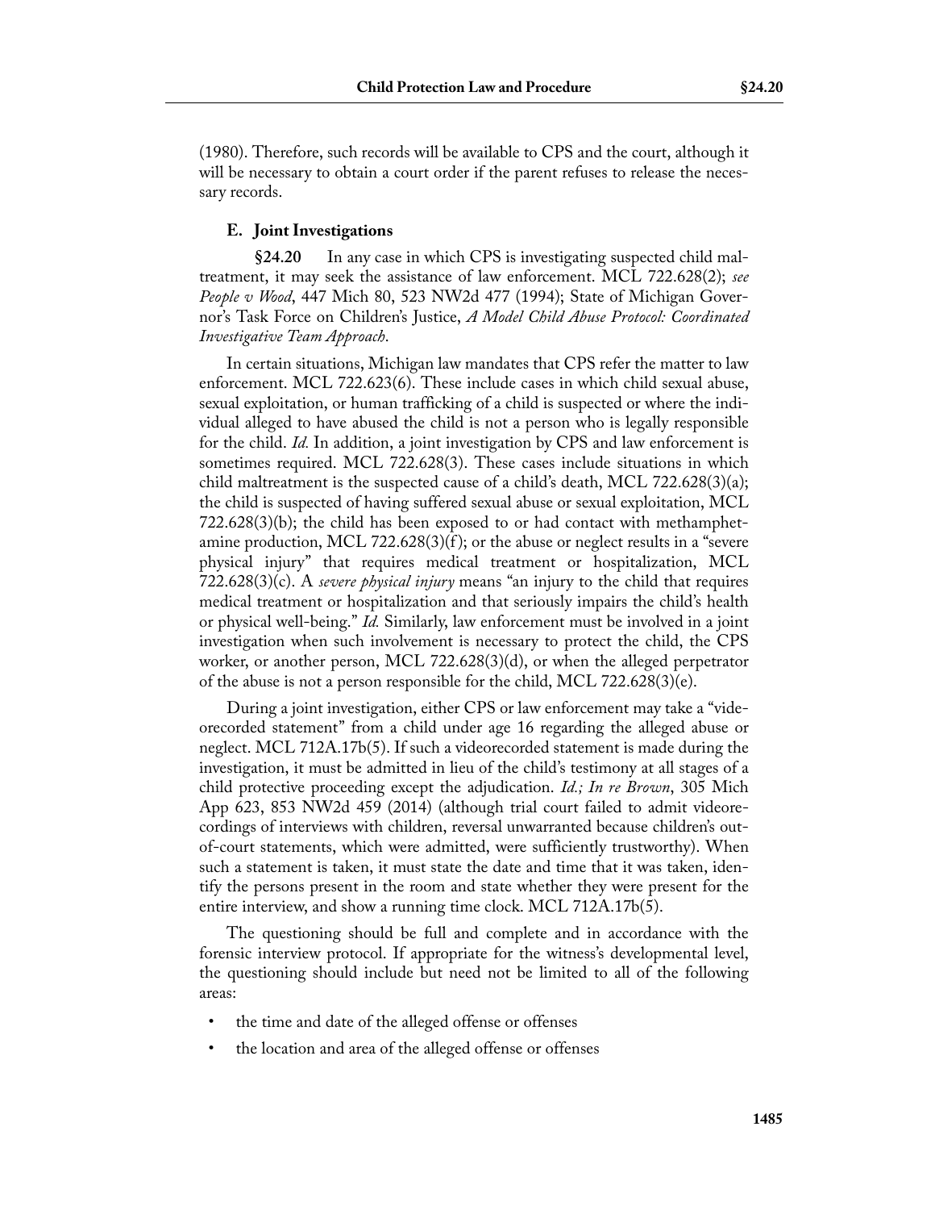(1980). Therefore, such records will be available to CPS and the court, although it will be necessary to obtain a court order if the parent refuses to release the necessary records.

### E. Joint Investigations

**§24.20** In any case in which CPS is investigating suspected child maltreatment, it may seek the assistance of law enforcement. MCL 722.628(2); *see People v Wood*, 447 Mich 80, 523 NW2d 477 (1994); State of Michigan Governor's Task Force on Children's Justice, *A Model Child Abuse Protocol: Coordinated Investigative Team Approach*.

In certain situations, Michigan law mandates that CPS refer the matter to law enforcement. MCL 722.623(6). These include cases in which child sexual abuse, sexual exploitation, or human trafficking of a child is suspected or where the individual alleged to have abused the child is not a person who is legally responsible for the child. *Id.* In addition, a joint investigation by CPS and law enforcement is sometimes required. MCL 722.628(3). These cases include situations in which child maltreatment is the suspected cause of a child's death, MCL 722.628(3)(a); the child is suspected of having suffered sexual abuse or sexual exploitation, MCL 722.628(3)(b); the child has been exposed to or had contact with methamphetamine production, MCL 722.628(3)(f); or the abuse or neglect results in a "severe physical injury" that requires medical treatment or hospitalization, MCL 722.628(3)(c). A *severe physical injury* means "an injury to the child that requires medical treatment or hospitalization and that seriously impairs the child's health or physical well-being." *Id.* Similarly, law enforcement must be involved in a joint investigation when such involvement is necessary to protect the child, the CPS worker, or another person, MCL 722.628(3)(d), or when the alleged perpetrator of the abuse is not a person responsible for the child, MCL 722.628(3)(e).

During a joint investigation, either CPS or law enforcement may take a "videorecorded statement" from a child under age 16 regarding the alleged abuse or neglect. MCL 712A.17b(5). If such a videorecorded statement is made during the investigation, it must be admitted in lieu of the child's testimony at all stages of a child protective proceeding except the adjudication. *Id.; In re Brown*, 305 Mich App 623, 853 NW2d 459 (2014) (although trial court failed to admit videorecordings of interviews with children, reversal unwarranted because children's out-of-court statements, which were admitted, were sufficiently trustworthy). When such a statement is taken, it must state the date and time that it was taken, identify the persons present in the room and state whether they were present for the entire interview, and show a running time clock. MCL 712A.17b(5).

The questioning should be full and complete and in accordance with the forensic interview protocol. If appropriate for the witness's developmental level, the questioning should include but need not be limited to all of the following areas:

- the time and date of the alleged offense or offenses
- the location and area of the alleged offense or offenses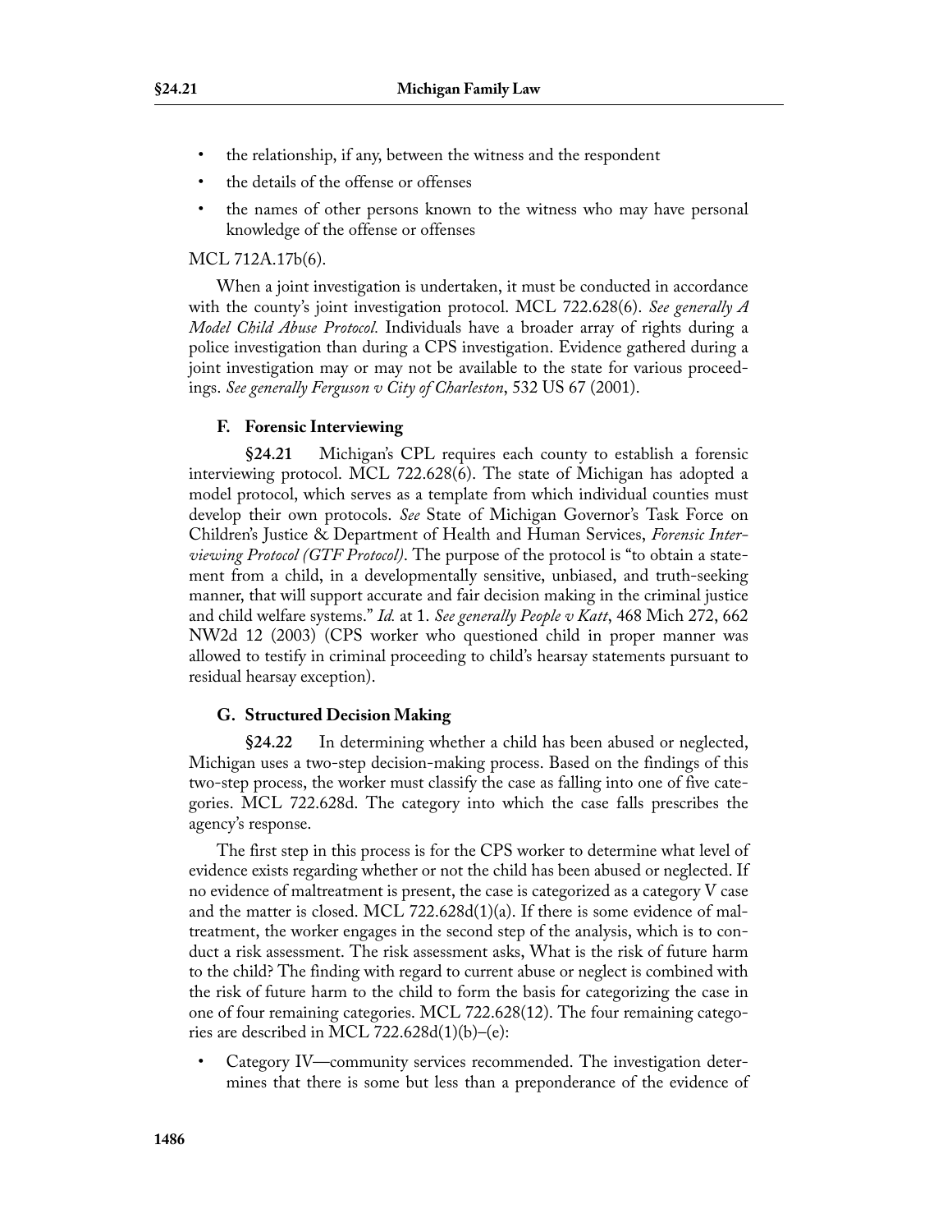- the relationship, if any, between the witness and the respondent
- the details of the offense or offenses
- the names of other persons known to the witness who may have personal knowledge of the offense or offenses

MCL 712A.17b(6).

When a joint investigation is undertaken, it must be conducted in accordance with the county's joint investigation protocol. MCL 722.628(6). *See generally A Model Child Abuse Protocol.* Individuals have a broader array of rights during a police investigation than during a CPS investigation. Evidence gathered during a joint investigation may or may not be available to the state for various proceedings. *See generally Ferguson v City of Charleston*, 532 US 67 (2001).

### F. Forensic Interviewing

**§24.21** Michigan's CPL requires each county to establish a forensic interviewing protocol. MCL 722.628(6). The state of Michigan has adopted a model protocol, which serves as a template from which individual counties must develop their own protocols. *See* State of Michigan Governor's Task Force on Children's Justice & Department of Health and Human Services, *Forensic Interviewing Protocol (GTF Protocol)*. The purpose of the protocol is "to obtain a statement from a child, in a developmentally sensitive, unbiased, and truth-seeking manner, that will support accurate and fair decision making in the criminal justice and child welfare systems." *Id.* at 1. *See generally People v Katt*, 468 Mich 272, 662 NW2d 12 (2003) (CPS worker who questioned child in proper manner was allowed to testify in criminal proceeding to child's hearsay statements pursuant to residual hearsay exception).

### G. Structured Decision Making

**§24.22** In determining whether a child has been abused or neglected, Michigan uses a two-step decision-making process. Based on the findings of this two-step process, the worker must classify the case as falling into one of five categories. MCL 722.628d. The category into which the case falls prescribes the agency's response.

The first step in this process is for the CPS worker to determine what level of evidence exists regarding whether or not the child has been abused or neglected. If no evidence of maltreatment is present, the case is categorized as a category V case and the matter is closed. MCL 722.628d(1)(a). If there is some evidence of maltreatment, the worker engages in the second step of the analysis, which is to conduct a risk assessment. The risk assessment asks, What is the risk of future harm to the child? The finding with regard to current abuse or neglect is combined with the risk of future harm to the child to form the basis for categorizing the case in one of four remaining categories. MCL 722.628(12). The four remaining categories are described in MCL 722.628d(1)(b)–(e):

- Category IV—community services recommended. The investigation determines that there is some but less than a preponderance of the evidence of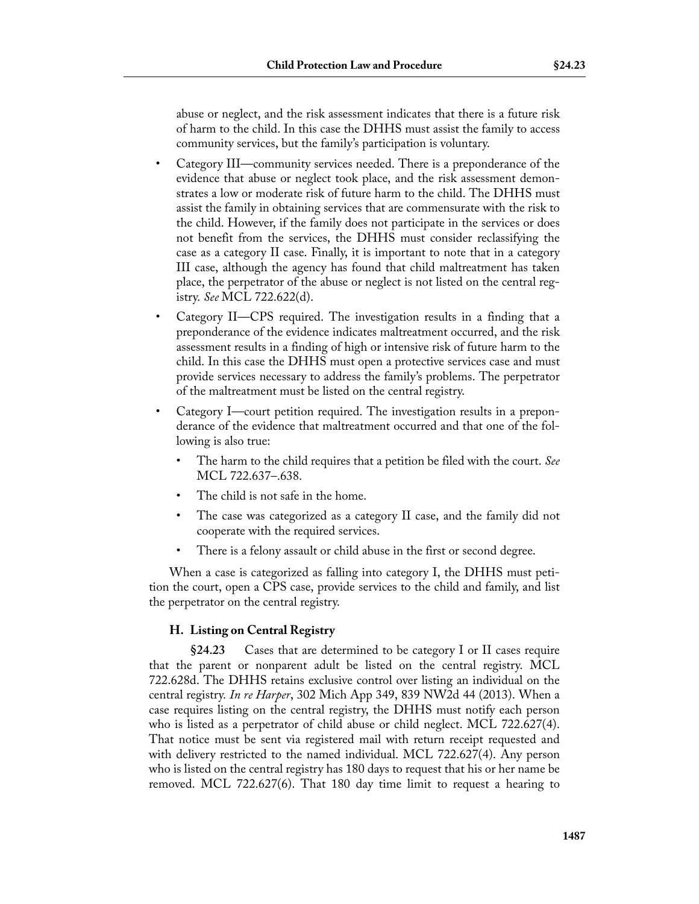abuse or neglect, and the risk assessment indicates that there is a future risk of harm to the child. In this case the DHHS must assist the family to access community services, but the family's participation is voluntary.

- Category III—community services needed. There is a preponderance of the evidence that abuse or neglect took place, and the risk assessment demonstrates a low or moderate risk of future harm to the child. The DHHS must assist the family in obtaining services that are commensurate with the risk to the child. However, if the family does not participate in the services or does not benefit from the services, the DHHS must consider reclassifying the case as a category II case. Finally, it is important to note that in a category III case, although the agency has found that child maltreatment has taken place, the perpetrator of the abuse or neglect is not listed on the central registry. *See* MCL 722.622(d).
- Category II—CPS required. The investigation results in a finding that a preponderance of the evidence indicates maltreatment occurred, and the risk assessment results in a finding of high or intensive risk of future harm to the child. In this case the DHHS must open a protective services case and must provide services necessary to address the family's problems. The perpetrator of the maltreatment must be listed on the central registry.
- Category I—court petition required. The investigation results in a preponderance of the evidence that maltreatment occurred and that one of the following is also true:
  - The harm to the child requires that a petition be filed with the court. *See* MCL 722.637–.638.
  - The child is not safe in the home.
  - The case was categorized as a category II case, and the family did not cooperate with the required services.
  - There is a felony assault or child abuse in the first or second degree.

When a case is categorized as falling into category I, the DHHS must petition the court, open a CPS case, provide services to the child and family, and list the perpetrator on the central registry.

### H. Listing on Central Registry

**§24.23** Cases that are determined to be category I or II cases require that the parent or nonparent adult be listed on the central registry. MCL 722.628d. The DHHS retains exclusive control over listing an individual on the central registry. *In re Harper*, 302 Mich App 349, 839 NW2d 44 (2013). When a case requires listing on the central registry, the DHHS must notify each person who is listed as a perpetrator of child abuse or child neglect. MCL 722.627(4). That notice must be sent via registered mail with return receipt requested and with delivery restricted to the named individual. MCL 722.627(4). Any person who is listed on the central registry has 180 days to request that his or her name be removed. MCL 722.627(6). That 180 day time limit to request a hearing to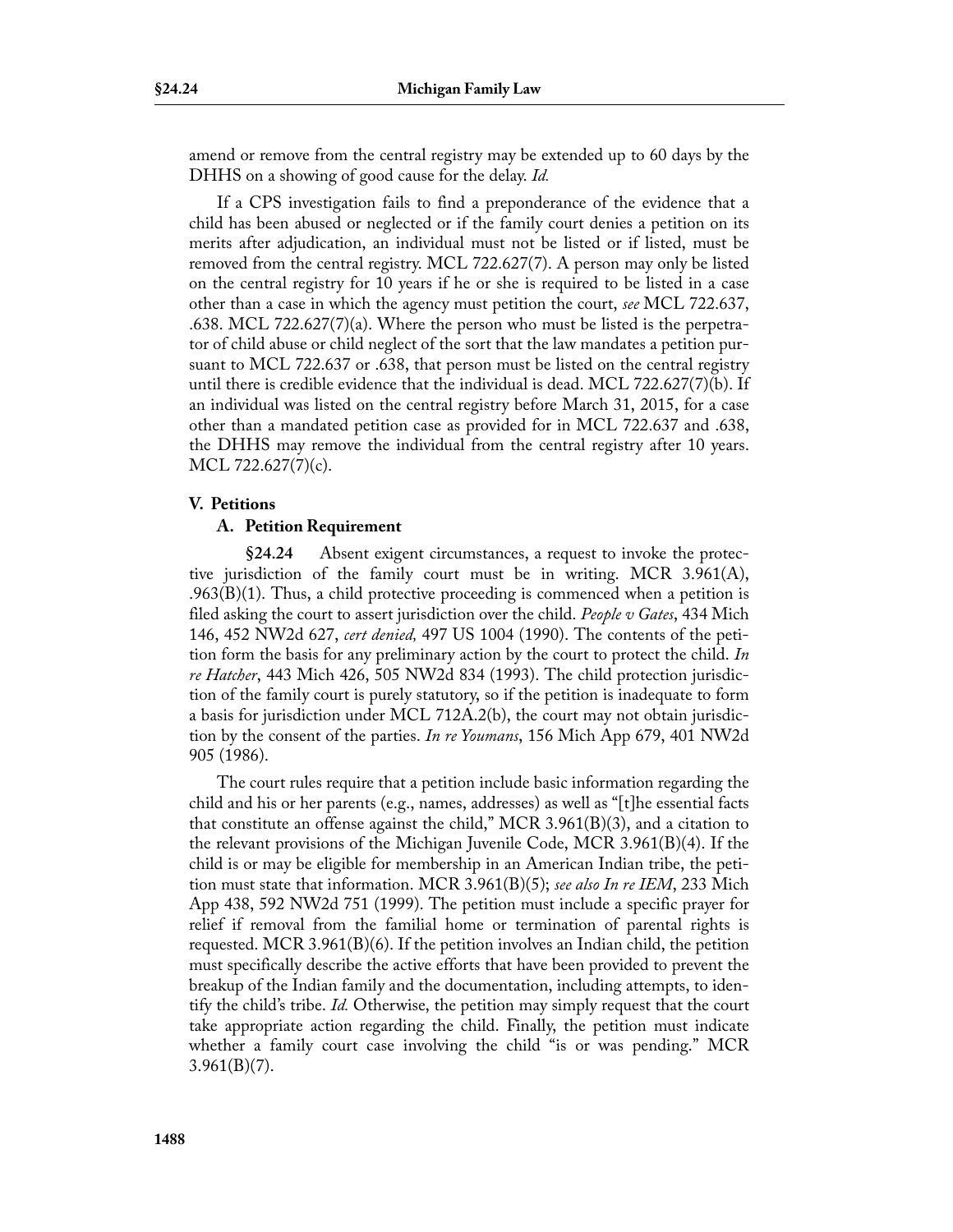amend or remove from the central registry may be extended up to 60 days by the DHHS on a showing of good cause for the delay. *Id.*

If a CPS investigation fails to find a preponderance of the evidence that a child has been abused or neglected or if the family court denies a petition on its merits after adjudication, an individual must not be listed or if listed, must be removed from the central registry. MCL 722.627(7). A person may only be listed on the central registry for 10 years if he or she is required to be listed in a case other than a case in which the agency must petition the court, *see* MCL 722.637, .638. MCL 722.627(7)(a). Where the person who must be listed is the perpetrator of child abuse or child neglect of the sort that the law mandates a petition pursuant to MCL 722.637 or .638, that person must be listed on the central registry until there is credible evidence that the individual is dead. MCL 722.627(7)(b). If an individual was listed on the central registry before March 31, 2015, for a case other than a mandated petition case as provided for in MCL 722.637 and .638, the DHHS may remove the individual from the central registry after 10 years. MCL 722.627(7)(c).

## V. Petitions

### A. Petition Requirement

**§24.24** Absent exigent circumstances, a request to invoke the protective jurisdiction of the family court must be in writing. MCR 3.961(A), .963(B)(1). Thus, a child protective proceeding is commenced when a petition is filed asking the court to assert jurisdiction over the child. *People v Gates*, 434 Mich 146, 452 NW2d 627, *cert denied,* 497 US 1004 (1990). The contents of the petition form the basis for any preliminary action by the court to protect the child. *In re Hatcher*, 443 Mich 426, 505 NW2d 834 (1993). The child protection jurisdiction of the family court is purely statutory, so if the petition is inadequate to form a basis for jurisdiction under MCL 712A.2(b), the court may not obtain jurisdiction by the consent of the parties. *In re Youmans*, 156 Mich App 679, 401 NW2d 905 (1986).

The court rules require that a petition include basic information regarding the child and his or her parents (e.g., names, addresses) as well as "[t]he essential facts that constitute an offense against the child," MCR 3.961(B)(3), and a citation to the relevant provisions of the Michigan Juvenile Code, MCR 3.961(B)(4). If the child is or may be eligible for membership in an American Indian tribe, the petition must state that information. MCR 3.961(B)(5); *see also In re IEM*, 233 Mich App 438, 592 NW2d 751 (1999). The petition must include a specific prayer for relief if removal from the familial home or termination of parental rights is requested. MCR 3.961(B)(6). If the petition involves an Indian child, the petition must specifically describe the active efforts that have been provided to prevent the breakup of the Indian family and the documentation, including attempts, to identify the child's tribe. *Id.* Otherwise, the petition may simply request that the court take appropriate action regarding the child. Finally, the petition must indicate whether a family court case involving the child "is or was pending." MCR 3.961(B)(7).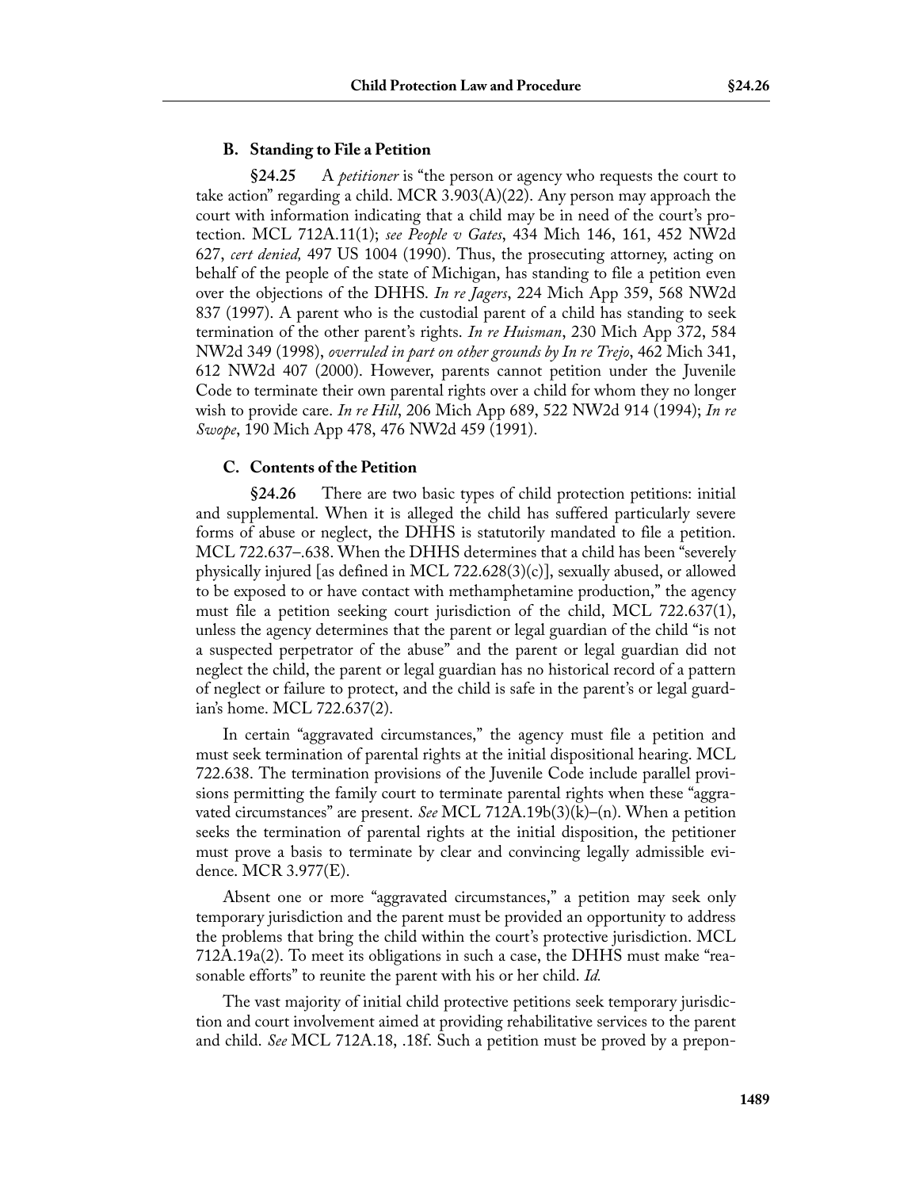### B. Standing to File a Petition

**§24.25** A *petitioner* is "the person or agency who requests the court to take action" regarding a child. MCR 3.903(A)(22). Any person may approach the court with information indicating that a child may be in need of the court's protection. MCL 712A.11(1); *see People v Gates*, 434 Mich 146, 161, 452 NW2d 627, *cert denied,* 497 US 1004 (1990). Thus, the prosecuting attorney, acting on behalf of the people of the state of Michigan, has standing to file a petition even over the objections of the DHHS. *In re Jagers*, 224 Mich App 359, 568 NW2d 837 (1997). A parent who is the custodial parent of a child has standing to seek termination of the other parent's rights. *In re Huisman*, 230 Mich App 372, 584 NW2d 349 (1998), *overruled in part on other grounds by In re Trejo*, 462 Mich 341, 612 NW2d 407 (2000). However, parents cannot petition under the Juvenile Code to terminate their own parental rights over a child for whom they no longer wish to provide care. *In re Hill*, 206 Mich App 689, 522 NW2d 914 (1994); *In re Swope*, 190 Mich App 478, 476 NW2d 459 (1991).

### C. Contents of the Petition

**§24.26** There are two basic types of child protection petitions: initial and supplemental. When it is alleged the child has suffered particularly severe forms of abuse or neglect, the DHHS is statutorily mandated to file a petition. MCL 722.637–.638. When the DHHS determines that a child has been "severely physically injured [as defined in MCL 722.628(3)(c)], sexually abused, or allowed to be exposed to or have contact with methamphetamine production," the agency must file a petition seeking court jurisdiction of the child, MCL 722.637(1), unless the agency determines that the parent or legal guardian of the child "is not a suspected perpetrator of the abuse" and the parent or legal guardian did not neglect the child, the parent or legal guardian has no historical record of a pattern of neglect or failure to protect, and the child is safe in the parent's or legal guardian's home. MCL 722.637(2).

In certain "aggravated circumstances," the agency must file a petition and must seek termination of parental rights at the initial dispositional hearing. MCL 722.638. The termination provisions of the Juvenile Code include parallel provisions permitting the family court to terminate parental rights when these "aggravated circumstances" are present. *See* MCL 712A.19b(3)(k)–(n). When a petition seeks the termination of parental rights at the initial disposition, the petitioner must prove a basis to terminate by clear and convincing legally admissible evidence. MCR 3.977(E).

Absent one or more "aggravated circumstances," a petition may seek only temporary jurisdiction and the parent must be provided an opportunity to address the problems that bring the child within the court's protective jurisdiction. MCL 712A.19a(2). To meet its obligations in such a case, the DHHS must make "reasonable efforts" to reunite the parent with his or her child. *Id.*

The vast majority of initial child protective petitions seek temporary jurisdiction and court involvement aimed at providing rehabilitative services to the parent and child. *See* MCL 712A.18, .18f. Such a petition must be proved by a prepon-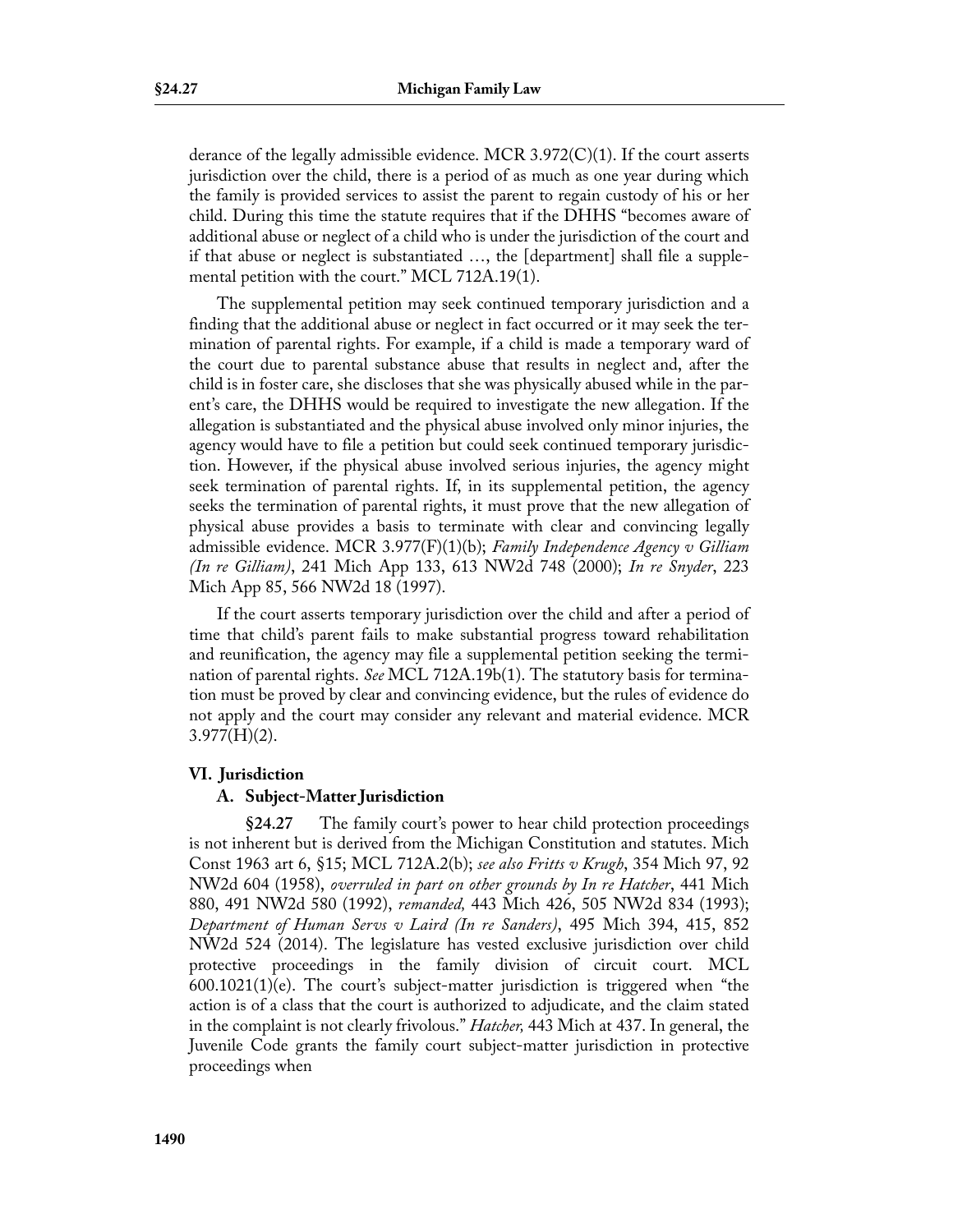derance of the legally admissible evidence. MCR 3.972(C)(1). If the court asserts jurisdiction over the child, there is a period of as much as one year during which the family is provided services to assist the parent to regain custody of his or her child. During this time the statute requires that if the DHHS "becomes aware of additional abuse or neglect of a child who is under the jurisdiction of the court and if that abuse or neglect is substantiated …, the [department] shall file a supplemental petition with the court." MCL 712A.19(1).

The supplemental petition may seek continued temporary jurisdiction and a finding that the additional abuse or neglect in fact occurred or it may seek the termination of parental rights. For example, if a child is made a temporary ward of the court due to parental substance abuse that results in neglect and, after the child is in foster care, she discloses that she was physically abused while in the parent's care, the DHHS would be required to investigate the new allegation. If the allegation is substantiated and the physical abuse involved only minor injuries, the agency would have to file a petition but could seek continued temporary jurisdiction. However, if the physical abuse involved serious injuries, the agency might seek termination of parental rights. If, in its supplemental petition, the agency seeks the termination of parental rights, it must prove that the new allegation of physical abuse provides a basis to terminate with clear and convincing legally admissible evidence. MCR 3.977(F)(1)(b); *Family Independence Agency v Gilliam (In re Gilliam)*, 241 Mich App 133, 613 NW2d 748 (2000); *In re Snyder*, 223 Mich App 85, 566 NW2d 18 (1997).

If the court asserts temporary jurisdiction over the child and after a period of time that child's parent fails to make substantial progress toward rehabilitation and reunification, the agency may file a supplemental petition seeking the termination of parental rights. *See* MCL 712A.19b(1). The statutory basis for termination must be proved by clear and convincing evidence, but the rules of evidence do not apply and the court may consider any relevant and material evidence. MCR 3.977(H)(2).

## VI. Jurisdiction

### A. Subject-Matter Jurisdiction

**§24.27** The family court's power to hear child protection proceedings is not inherent but is derived from the Michigan Constitution and statutes. Mich Const 1963 art 6, §15; MCL 712A.2(b); *see also Fritts v Krugh*, 354 Mich 97, 92 NW2d 604 (1958), *overruled in part on other grounds by In re Hatcher*, 441 Mich 880, 491 NW2d 580 (1992), *remanded,* 443 Mich 426, 505 NW2d 834 (1993); *Department of Human Servs v Laird (In re Sanders)*, 495 Mich 394, 415, 852 NW2d 524 (2014). The legislature has vested exclusive jurisdiction over child protective proceedings in the family division of circuit court. MCL 600.1021(1)(e). The court's subject-matter jurisdiction is triggered when "the action is of a class that the court is authorized to adjudicate, and the claim stated in the complaint is not clearly frivolous." *Hatcher,* 443 Mich at 437. In general, the Juvenile Code grants the family court subject-matter jurisdiction in protective proceedings when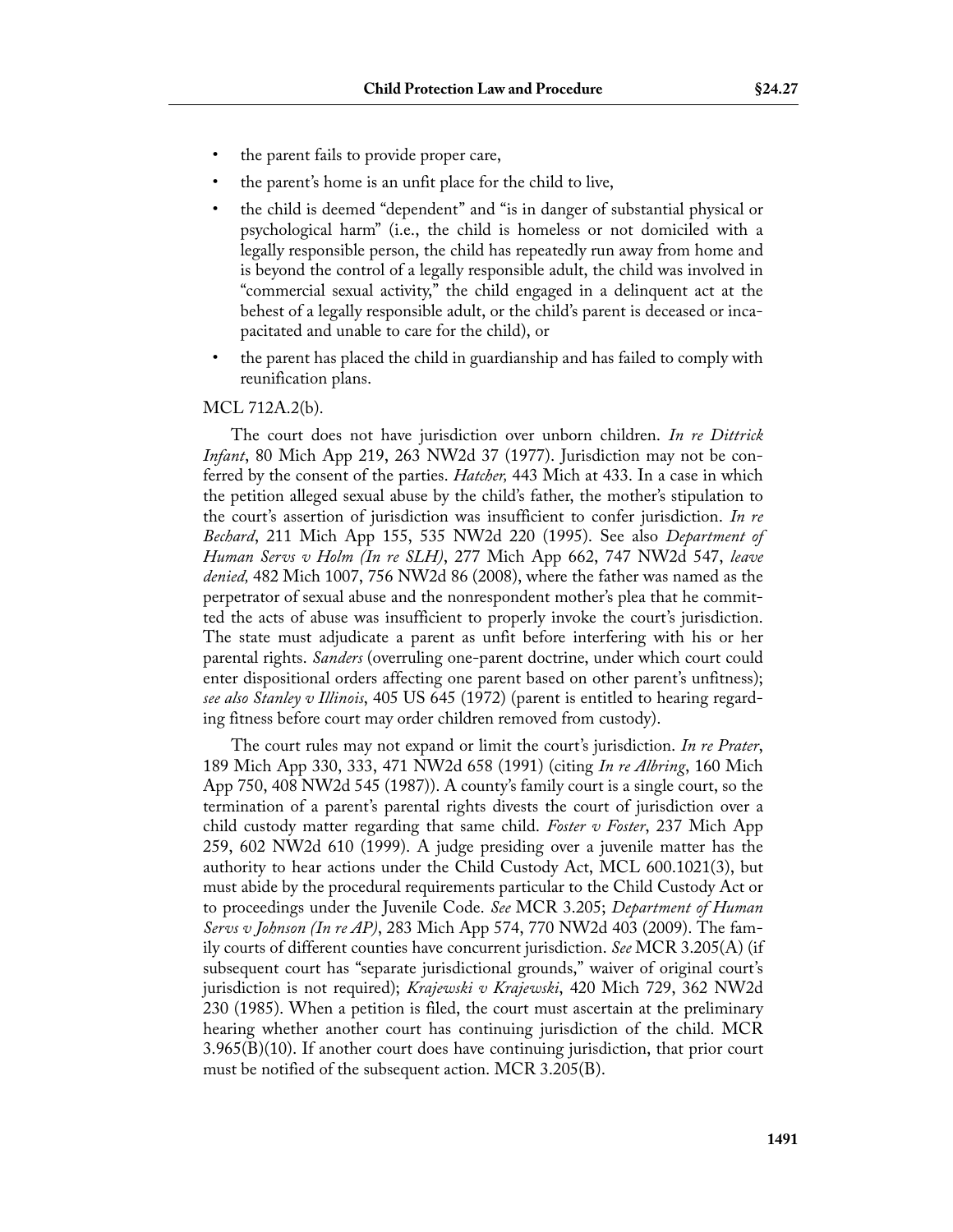- the parent fails to provide proper care,
- the parent's home is an unfit place for the child to live,
- the child is deemed "dependent" and "is in danger of substantial physical or psychological harm" (i.e., the child is homeless or not domiciled with a legally responsible person, the child has repeatedly run away from home and is beyond the control of a legally responsible adult, the child was involved in "commercial sexual activity," the child engaged in a delinquent act at the behest of a legally responsible adult, or the child's parent is deceased or incapacitated and unable to care for the child), or
- the parent has placed the child in guardianship and has failed to comply with reunification plans.

MCL 712A.2(b).

The court does not have jurisdiction over unborn children. *In re Dittrick Infant*, 80 Mich App 219, 263 NW2d 37 (1977). Jurisdiction may not be conferred by the consent of the parties. *Hatcher,* 443 Mich at 433. In a case in which the petition alleged sexual abuse by the child's father, the mother's stipulation to the court's assertion of jurisdiction was insufficient to confer jurisdiction. *In re Bechard*, 211 Mich App 155, 535 NW2d 220 (1995). See also *Department of Human Servs v Holm (In re SLH)*, 277 Mich App 662, 747 NW2d 547, *leave denied,* 482 Mich 1007, 756 NW2d 86 (2008), where the father was named as the perpetrator of sexual abuse and the nonrespondent mother's plea that he committed the acts of abuse was insufficient to properly invoke the court's jurisdiction. The state must adjudicate a parent as unfit before interfering with his or her parental rights. *Sanders* (overruling one-parent doctrine, under which court could enter dispositional orders affecting one parent based on other parent's unfitness); *see also Stanley v Illinois*, 405 US 645 (1972) (parent is entitled to hearing regarding fitness before court may order children removed from custody).

The court rules may not expand or limit the court's jurisdiction. *In re Prater*, 189 Mich App 330, 333, 471 NW2d 658 (1991) (citing *In re Albring*, 160 Mich App 750, 408 NW2d 545 (1987)). A county's family court is a single court, so the termination of a parent's parental rights divests the court of jurisdiction over a child custody matter regarding that same child. *Foster v Foster*, 237 Mich App 259, 602 NW2d 610 (1999). A judge presiding over a juvenile matter has the authority to hear actions under the Child Custody Act, MCL 600.1021(3), but must abide by the procedural requirements particular to the Child Custody Act or to proceedings under the Juvenile Code. *See* MCR 3.205; *Department of Human Servs v Johnson (In re AP)*, 283 Mich App 574, 770 NW2d 403 (2009). The family courts of different counties have concurrent jurisdiction. *See* MCR 3.205(A) (if subsequent court has "separate jurisdictional grounds," waiver of original court's jurisdiction is not required); *Krajewski v Krajewski*, 420 Mich 729, 362 NW2d 230 (1985). When a petition is filed, the court must ascertain at the preliminary hearing whether another court has continuing jurisdiction of the child. MCR 3.965(B)(10). If another court does have continuing jurisdiction, that prior court must be notified of the subsequent action. MCR 3.205(B).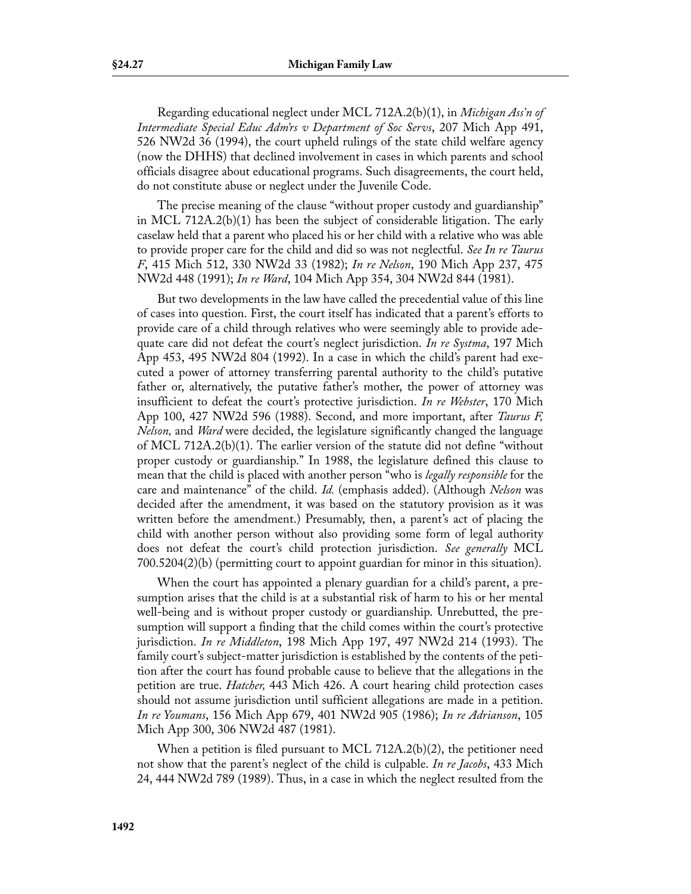Regarding educational neglect under MCL 712A.2(b)(1), in *Michigan Ass'n of Intermediate Special Educ Adm'rs v Department of Soc Servs*, 207 Mich App 491, 526 NW2d 36 (1994), the court upheld rulings of the state child welfare agency (now the DHHS) that declined involvement in cases in which parents and school officials disagree about educational programs. Such disagreements, the court held, do not constitute abuse or neglect under the Juvenile Code.

The precise meaning of the clause "without proper custody and guardianship" in MCL 712A.2(b)(1) has been the subject of considerable litigation. The early caselaw held that a parent who placed his or her child with a relative who was able to provide proper care for the child and did so was not neglectful. *See In re Taurus F*, 415 Mich 512, 330 NW2d 33 (1982); *In re Nelson*, 190 Mich App 237, 475 NW2d 448 (1991); *In re Ward*, 104 Mich App 354, 304 NW2d 844 (1981).

But two developments in the law have called the precedential value of this line of cases into question. First, the court itself has indicated that a parent's efforts to provide care of a child through relatives who were seemingly able to provide adequate care did not defeat the court's neglect jurisdiction. *In re Systma*, 197 Mich App 453, 495 NW2d 804 (1992). In a case in which the child's parent had executed a power of attorney transferring parental authority to the child's putative father or, alternatively, the putative father's mother, the power of attorney was insufficient to defeat the court's protective jurisdiction. *In re Webster*, 170 Mich App 100, 427 NW2d 596 (1988). Second, and more important, after *Taurus F, Nelson,* and *Ward* were decided, the legislature significantly changed the language of MCL 712A.2(b)(1). The earlier version of the statute did not define "without proper custody or guardianship." In 1988, the legislature defined this clause to mean that the child is placed with another person "who is *legally responsible* for the care and maintenance" of the child. *Id.* (emphasis added). (Although *Nelson* was decided after the amendment, it was based on the statutory provision as it was written before the amendment.) Presumably, then, a parent's act of placing the child with another person without also providing some form of legal authority does not defeat the court's child protection jurisdiction. *See generally* MCL 700.5204(2)(b) (permitting court to appoint guardian for minor in this situation).

When the court has appointed a plenary guardian for a child's parent, a presumption arises that the child is at a substantial risk of harm to his or her mental well-being and is without proper custody or guardianship. Unrebutted, the presumption will support a finding that the child comes within the court's protective jurisdiction. *In re Middleton*, 198 Mich App 197, 497 NW2d 214 (1993). The family court's subject-matter jurisdiction is established by the contents of the petition after the court has found probable cause to believe that the allegations in the petition are true. *Hatcher,* 443 Mich 426. A court hearing child protection cases should not assume jurisdiction until sufficient allegations are made in a petition. *In re Youmans*, 156 Mich App 679, 401 NW2d 905 (1986); *In re Adrianson*, 105 Mich App 300, 306 NW2d 487 (1981).

When a petition is filed pursuant to MCL 712A.2(b)(2), the petitioner need not show that the parent's neglect of the child is culpable. *In re Jacobs*, 433 Mich 24, 444 NW2d 789 (1989). Thus, in a case in which the neglect resulted from the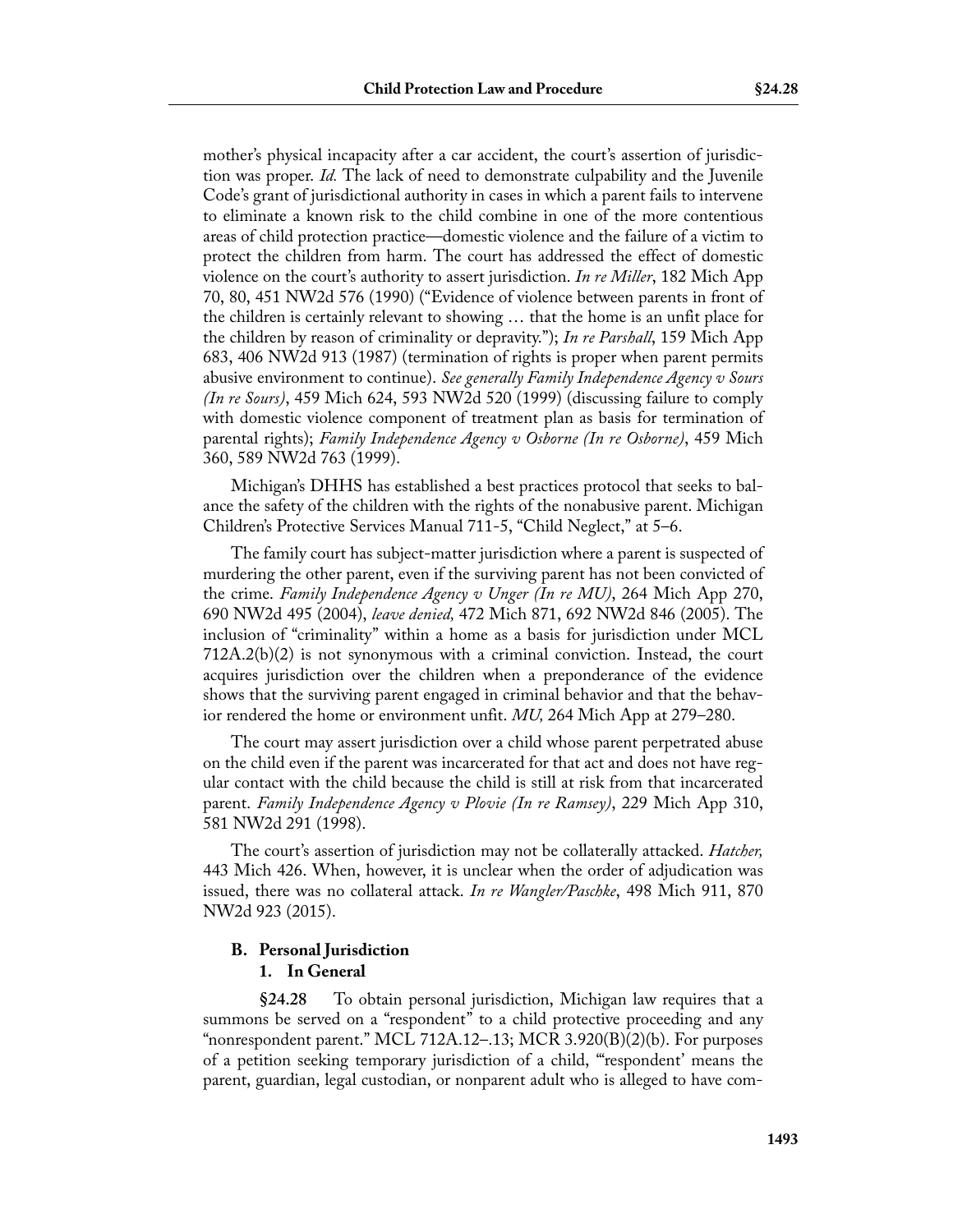mother's physical incapacity after a car accident, the court's assertion of jurisdiction was proper. *Id.* The lack of need to demonstrate culpability and the Juvenile Code's grant of jurisdictional authority in cases in which a parent fails to intervene to eliminate a known risk to the child combine in one of the more contentious areas of child protection practice—domestic violence and the failure of a victim to protect the children from harm. The court has addressed the effect of domestic violence on the court's authority to assert jurisdiction. *In re Miller*, 182 Mich App 70, 80, 451 NW2d 576 (1990) ("Evidence of violence between parents in front of the children is certainly relevant to showing … that the home is an unfit place for the children by reason of criminality or depravity."); *In re Parshall*, 159 Mich App 683, 406 NW2d 913 (1987) (termination of rights is proper when parent permits abusive environment to continue). *See generally Family Independence Agency v Sours (In re Sours)*, 459 Mich 624, 593 NW2d 520 (1999) (discussing failure to comply with domestic violence component of treatment plan as basis for termination of parental rights); *Family Independence Agency v Osborne (In re Osborne)*, 459 Mich 360, 589 NW2d 763 (1999).

Michigan's DHHS has established a best practices protocol that seeks to balance the safety of the children with the rights of the nonabusive parent. Michigan Children's Protective Services Manual 711-5, "Child Neglect," at 5–6.

The family court has subject-matter jurisdiction where a parent is suspected of murdering the other parent, even if the surviving parent has not been convicted of the crime. *Family Independence Agency v Unger (In re MU)*, 264 Mich App 270, 690 NW2d 495 (2004), *leave denied,* 472 Mich 871, 692 NW2d 846 (2005). The inclusion of "criminality" within a home as a basis for jurisdiction under MCL 712A.2(b)(2) is not synonymous with a criminal conviction. Instead, the court acquires jurisdiction over the children when a preponderance of the evidence shows that the surviving parent engaged in criminal behavior and that the behavior rendered the home or environment unfit. *MU,* 264 Mich App at 279–280.

The court may assert jurisdiction over a child whose parent perpetrated abuse on the child even if the parent was incarcerated for that act and does not have regular contact with the child because the child is still at risk from that incarcerated parent. *Family Independence Agency v Plovie (In re Ramsey)*, 229 Mich App 310, 581 NW2d 291 (1998).

The court's assertion of jurisdiction may not be collaterally attacked. *Hatcher,* 443 Mich 426. When, however, it is unclear when the order of adjudication was issued, there was no collateral attack. *In re Wangler/Paschke*, 498 Mich 911, 870 NW2d 923 (2015).

### B. Personal Jurisdiction

#### 1. In General

**§24.28** To obtain personal jurisdiction, Michigan law requires that a summons be served on a "respondent" to a child protective proceeding and any "nonrespondent parent." MCL 712A.12–.13; MCR 3.920(B)(2)(b). For purposes of a petition seeking temporary jurisdiction of a child, "'respondent' means the parent, guardian, legal custodian, or nonparent adult who is alleged to have com-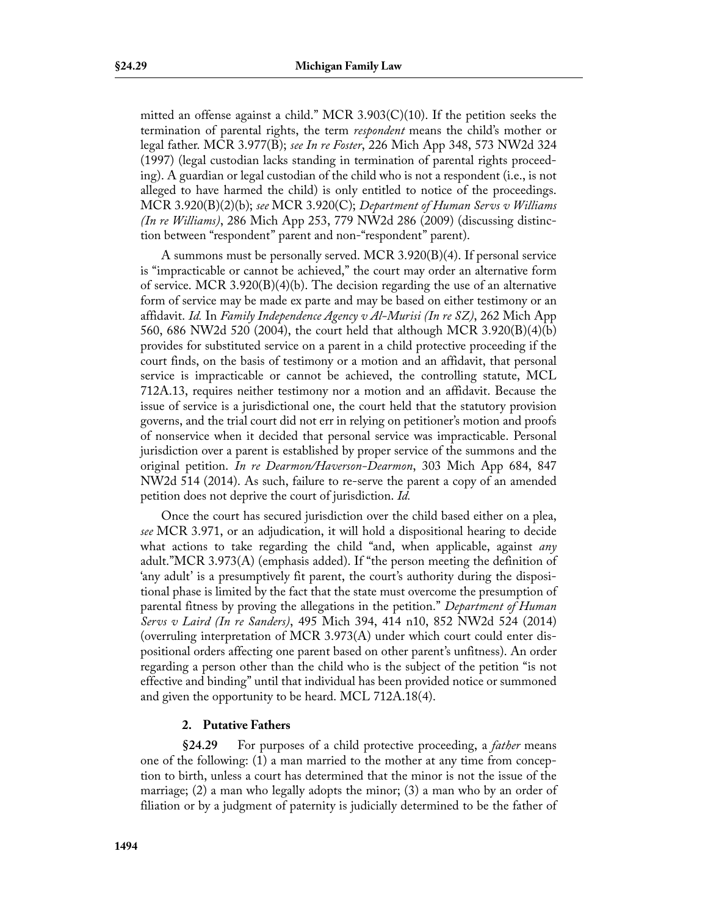mitted an offense against a child." MCR 3.903(C)(10). If the petition seeks the termination of parental rights, the term *respondent* means the child's mother or legal father. MCR 3.977(B); *see In re Foster*, 226 Mich App 348, 573 NW2d 324 (1997) (legal custodian lacks standing in termination of parental rights proceeding). A guardian or legal custodian of the child who is not a respondent (i.e., is not alleged to have harmed the child) is only entitled to notice of the proceedings. MCR 3.920(B)(2)(b); *see* MCR 3.920(C); *Department of Human Servs v Williams (In re Williams)*, 286 Mich App 253, 779 NW2d 286 (2009) (discussing distinction between "respondent" parent and non-"respondent" parent).

A summons must be personally served. MCR 3.920(B)(4). If personal service is "impracticable or cannot be achieved," the court may order an alternative form of service. MCR 3.920(B)(4)(b). The decision regarding the use of an alternative form of service may be made ex parte and may be based on either testimony or an affidavit. *Id.* In *Family Independence Agency v Al-Murisi (In re SZ)*, 262 Mich App 560, 686 NW2d 520 (2004), the court held that although MCR 3.920(B)(4)(b) provides for substituted service on a parent in a child protective proceeding if the court finds, on the basis of testimony or a motion and an affidavit, that personal service is impracticable or cannot be achieved, the controlling statute, MCL 712A.13, requires neither testimony nor a motion and an affidavit. Because the issue of service is a jurisdictional one, the court held that the statutory provision governs, and the trial court did not err in relying on petitioner's motion and proofs of nonservice when it decided that personal service was impracticable. Personal jurisdiction over a parent is established by proper service of the summons and the original petition. *In re Dearmon/Haverson-Dearmon*, 303 Mich App 684, 847 NW2d 514 (2014). As such, failure to re-serve the parent a copy of an amended petition does not deprive the court of jurisdiction. *Id.*

Once the court has secured jurisdiction over the child based either on a plea, *see* MCR 3.971, or an adjudication, it will hold a dispositional hearing to decide what actions to take regarding the child "and, when applicable, against *any* adult."MCR 3.973(A) (emphasis added). If "the person meeting the definition of 'any adult' is a presumptively fit parent, the court's authority during the dispositional phase is limited by the fact that the state must overcome the presumption of parental fitness by proving the allegations in the petition." *Department of Human Servs v Laird (In re Sanders)*, 495 Mich 394, 414 n10, 852 NW2d 524 (2014) (overruling interpretation of MCR 3.973(A) under which court could enter dispositional orders affecting one parent based on other parent's unfitness). An order regarding a person other than the child who is the subject of the petition "is not effective and binding" until that individual has been provided notice or summoned and given the opportunity to be heard. MCL 712A.18(4).

### 2. Putative Fathers

**§24.29** For purposes of a child protective proceeding, a *father* means one of the following: (1) a man married to the mother at any time from conception to birth, unless a court has determined that the minor is not the issue of the marriage; (2) a man who legally adopts the minor; (3) a man who by an order of filiation or by a judgment of paternity is judicially determined to be the father of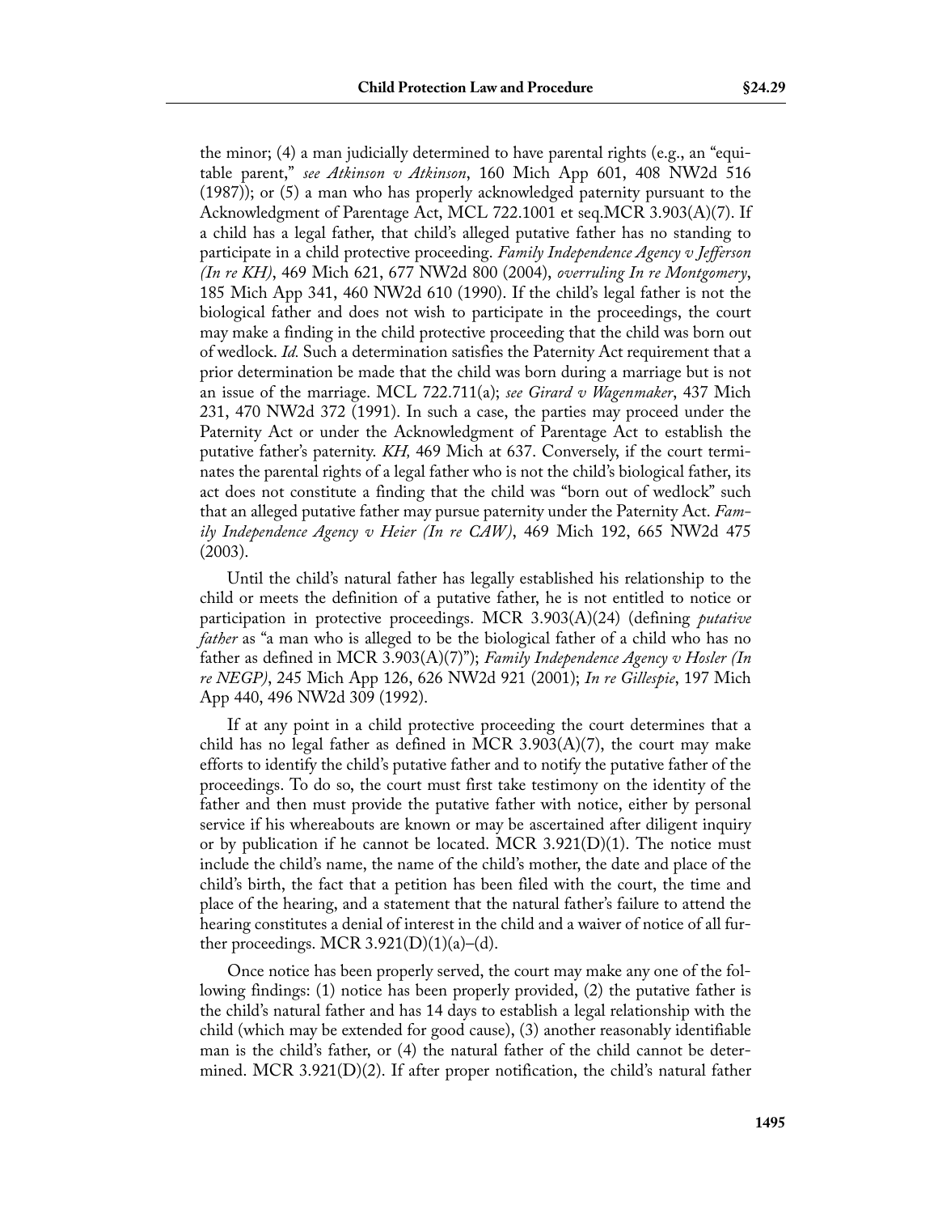the minor; (4) a man judicially determined to have parental rights (e.g., an "equitable parent," *see Atkinson v Atkinson*, 160 Mich App 601, 408 NW2d 516 (1987)); or (5) a man who has properly acknowledged paternity pursuant to the Acknowledgment of Parentage Act, MCL 722.1001 et seq.MCR 3.903(A)(7). If a child has a legal father, that child's alleged putative father has no standing to participate in a child protective proceeding. *Family Independence Agency v Jefferson (In re KH)*, 469 Mich 621, 677 NW2d 800 (2004), *overruling In re Montgomery*, 185 Mich App 341, 460 NW2d 610 (1990). If the child's legal father is not the biological father and does not wish to participate in the proceedings, the court may make a finding in the child protective proceeding that the child was born out of wedlock. *Id.* Such a determination satisfies the Paternity Act requirement that a prior determination be made that the child was born during a marriage but is not an issue of the marriage. MCL 722.711(a); *see Girard v Wagenmaker*, 437 Mich 231, 470 NW2d 372 (1991). In such a case, the parties may proceed under the Paternity Act or under the Acknowledgment of Parentage Act to establish the putative father's paternity. *KH,* 469 Mich at 637. Conversely, if the court terminates the parental rights of a legal father who is not the child's biological father, its act does not constitute a finding that the child was "born out of wedlock" such that an alleged putative father may pursue paternity under the Paternity Act. *Family Independence Agency v Heier (In re CAW)*, 469 Mich 192, 665 NW2d 475 (2003).

Until the child's natural father has legally established his relationship to the child or meets the definition of a putative father, he is not entitled to notice or participation in protective proceedings. MCR 3.903(A)(24) (defining *putative father* as "a man who is alleged to be the biological father of a child who has no father as defined in MCR 3.903(A)(7)"); *Family Independence Agency v Hosler (In re NEGP)*, 245 Mich App 126, 626 NW2d 921 (2001); *In re Gillespie*, 197 Mich App 440, 496 NW2d 309 (1992).

If at any point in a child protective proceeding the court determines that a child has no legal father as defined in MCR 3.903(A)(7), the court may make efforts to identify the child's putative father and to notify the putative father of the proceedings. To do so, the court must first take testimony on the identity of the father and then must provide the putative father with notice, either by personal service if his whereabouts are known or may be ascertained after diligent inquiry or by publication if he cannot be located. MCR 3.921(D)(1). The notice must include the child's name, the name of the child's mother, the date and place of the child's birth, the fact that a petition has been filed with the court, the time and place of the hearing, and a statement that the natural father's failure to attend the hearing constitutes a denial of interest in the child and a waiver of notice of all further proceedings. MCR 3.921(D)(1)(a)–(d).

Once notice has been properly served, the court may make any one of the following findings: (1) notice has been properly provided, (2) the putative father is the child's natural father and has 14 days to establish a legal relationship with the child (which may be extended for good cause), (3) another reasonably identifiable man is the child's father, or (4) the natural father of the child cannot be determined. MCR 3.921(D)(2). If after proper notification, the child's natural father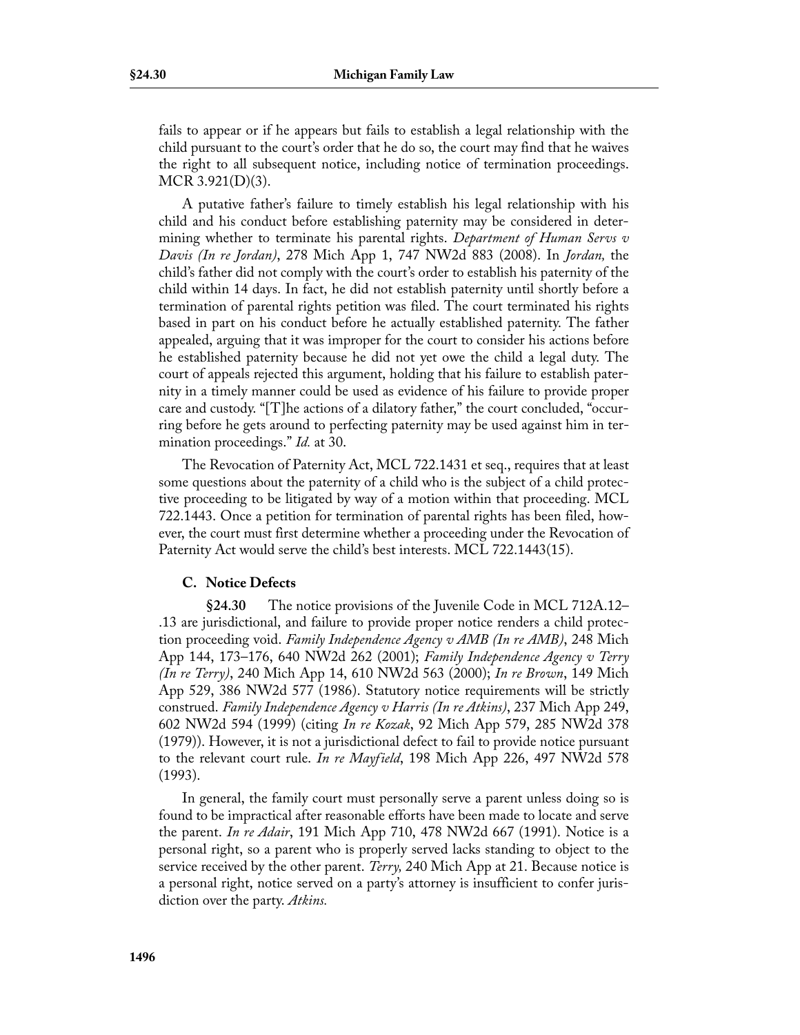fails to appear or if he appears but fails to establish a legal relationship with the child pursuant to the court's order that he do so, the court may find that he waives the right to all subsequent notice, including notice of termination proceedings. MCR 3.921(D)(3).

A putative father's failure to timely establish his legal relationship with his child and his conduct before establishing paternity may be considered in determining whether to terminate his parental rights. *Department of Human Servs v Davis (In re Jordan)*, 278 Mich App 1, 747 NW2d 883 (2008). In *Jordan,* the child's father did not comply with the court's order to establish his paternity of the child within 14 days. In fact, he did not establish paternity until shortly before a termination of parental rights petition was filed. The court terminated his rights based in part on his conduct before he actually established paternity. The father appealed, arguing that it was improper for the court to consider his actions before he established paternity because he did not yet owe the child a legal duty. The court of appeals rejected this argument, holding that his failure to establish paternity in a timely manner could be used as evidence of his failure to provide proper care and custody. "[T]he actions of a dilatory father," the court concluded, "occurring before he gets around to perfecting paternity may be used against him in termination proceedings." *Id.* at 30.

The Revocation of Paternity Act, MCL 722.1431 et seq., requires that at least some questions about the paternity of a child who is the subject of a child protective proceeding to be litigated by way of a motion within that proceeding. MCL 722.1443. Once a petition for termination of parental rights has been filed, however, the court must first determine whether a proceeding under the Revocation of Paternity Act would serve the child's best interests. MCL 722.1443(15).

### C. Notice Defects

**§24.30** The notice provisions of the Juvenile Code in MCL 712A.12–.13 are jurisdictional, and failure to provide proper notice renders a child protection proceeding void. *Family Independence Agency v AMB (In re AMB)*, 248 Mich App 144, 173–176, 640 NW2d 262 (2001); *Family Independence Agency v Terry (In re Terry)*, 240 Mich App 14, 610 NW2d 563 (2000); *In re Brown*, 149 Mich App 529, 386 NW2d 577 (1986). Statutory notice requirements will be strictly construed. *Family Independence Agency v Harris (In re Atkins)*, 237 Mich App 249, 602 NW2d 594 (1999) (citing *In re Kozak*, 92 Mich App 579, 285 NW2d 378 (1979)). However, it is not a jurisdictional defect to fail to provide notice pursuant to the relevant court rule. *In re Mayfield*, 198 Mich App 226, 497 NW2d 578 (1993).

In general, the family court must personally serve a parent unless doing so is found to be impractical after reasonable efforts have been made to locate and serve the parent. *In re Adair*, 191 Mich App 710, 478 NW2d 667 (1991). Notice is a personal right, so a parent who is properly served lacks standing to object to the service received by the other parent. *Terry,* 240 Mich App at 21. Because notice is a personal right, notice served on a party's attorney is insufficient to confer jurisdiction over the party. *Atkins.*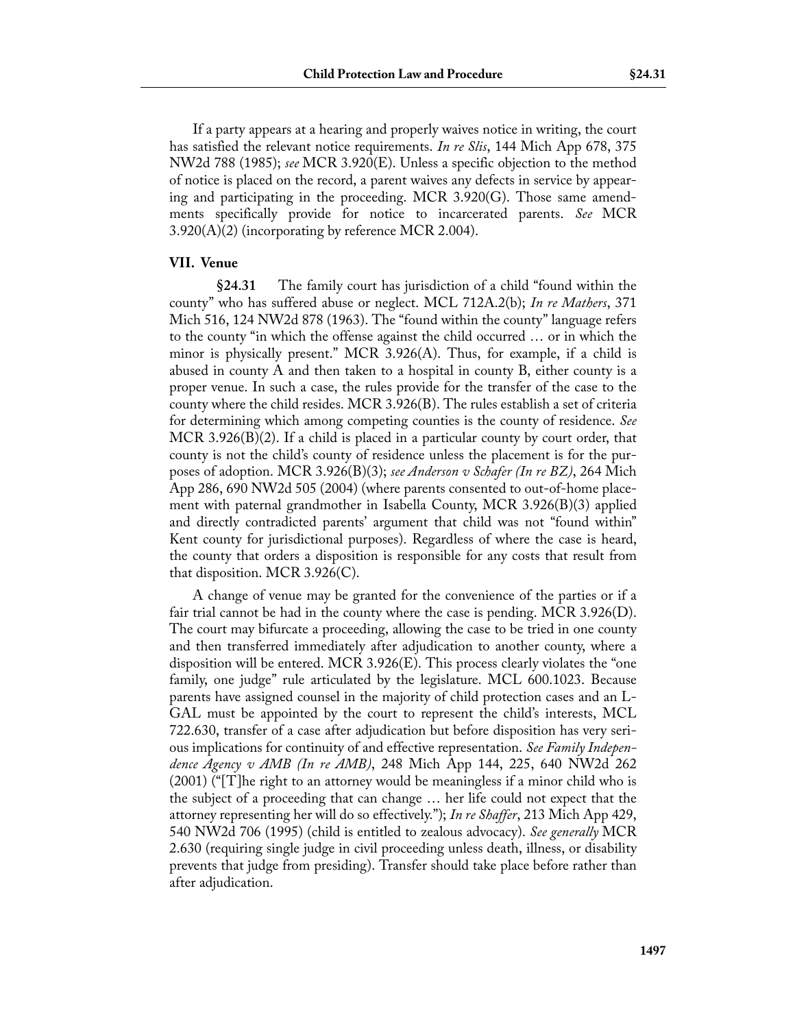If a party appears at a hearing and properly waives notice in writing, the court has satisfied the relevant notice requirements. *In re Slis*, 144 Mich App 678, 375 NW2d 788 (1985); *see* MCR 3.920(E). Unless a specific objection to the method of notice is placed on the record, a parent waives any defects in service by appearing and participating in the proceeding. MCR 3.920(G). Those same amendments specifically provide for notice to incarcerated parents. *See* MCR 3.920(A)(2) (incorporating by reference MCR 2.004).

## VII. Venue

**§24.31** The family court has jurisdiction of a child "found within the county" who has suffered abuse or neglect. MCL 712A.2(b); *In re Mathers*, 371 Mich 516, 124 NW2d 878 (1963). The "found within the county" language refers to the county "in which the offense against the child occurred … or in which the minor is physically present." MCR 3.926(A). Thus, for example, if a child is abused in county A and then taken to a hospital in county B, either county is a proper venue. In such a case, the rules provide for the transfer of the case to the county where the child resides. MCR 3.926(B). The rules establish a set of criteria for determining which among competing counties is the county of residence. *See* MCR 3.926(B)(2). If a child is placed in a particular county by court order, that county is not the child's county of residence unless the placement is for the purposes of adoption. MCR 3.926(B)(3); *see Anderson v Schafer (In re BZ)*, 264 Mich App 286, 690 NW2d 505 (2004) (where parents consented to out-of-home placement with paternal grandmother in Isabella County, MCR 3.926(B)(3) applied and directly contradicted parents' argument that child was not "found within" Kent county for jurisdictional purposes). Regardless of where the case is heard, the county that orders a disposition is responsible for any costs that result from that disposition. MCR 3.926(C).

A change of venue may be granted for the convenience of the parties or if a fair trial cannot be had in the county where the case is pending. MCR 3.926(D). The court may bifurcate a proceeding, allowing the case to be tried in one county and then transferred immediately after adjudication to another county, where a disposition will be entered. MCR 3.926(E). This process clearly violates the "one family, one judge" rule articulated by the legislature. MCL 600.1023. Because parents have assigned counsel in the majority of child protection cases and an L-GAL must be appointed by the court to represent the child's interests, MCL 722.630, transfer of a case after adjudication but before disposition has very serious implications for continuity of and effective representation. *See Family Independence Agency v AMB (In re AMB)*, 248 Mich App 144, 225, 640 NW2d 262 (2001) ("[T]he right to an attorney would be meaningless if a minor child who is the subject of a proceeding that can change … her life could not expect that the attorney representing her will do so effectively."); *In re Shaffer*, 213 Mich App 429, 540 NW2d 706 (1995) (child is entitled to zealous advocacy). *See generally* MCR 2.630 (requiring single judge in civil proceeding unless death, illness, or disability prevents that judge from presiding). Transfer should take place before rather than after adjudication.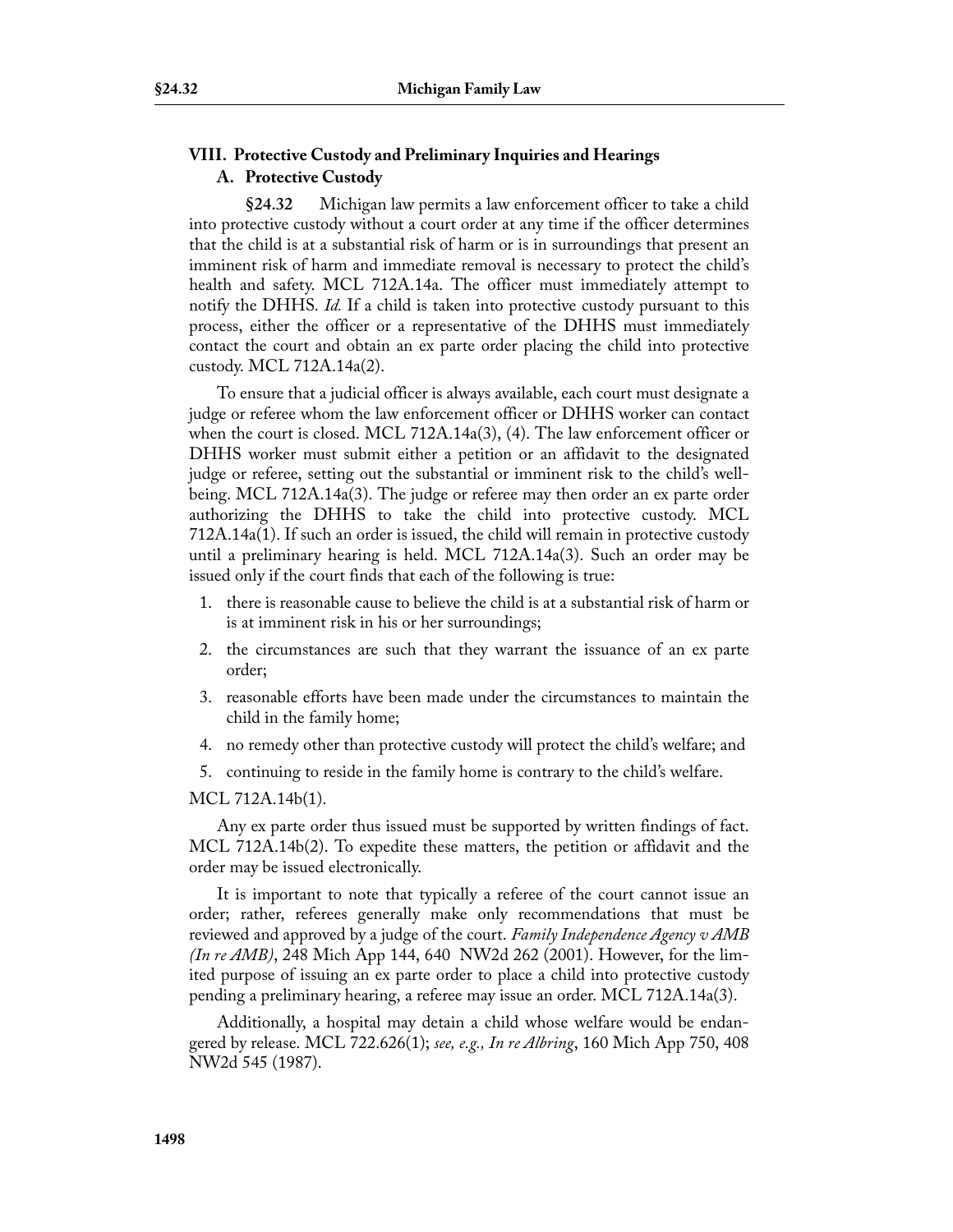## VIII. Protective Custody and Preliminary Inquiries and Hearings

### A. Protective Custody

**§24.32** Michigan law permits a law enforcement officer to take a child into protective custody without a court order at any time if the officer determines that the child is at a substantial risk of harm or is in surroundings that present an imminent risk of harm and immediate removal is necessary to protect the child's health and safety. MCL 712A.14a. The officer must immediately attempt to notify the DHHS. *Id.* If a child is taken into protective custody pursuant to this process, either the officer or a representative of the DHHS must immediately contact the court and obtain an ex parte order placing the child into protective custody. MCL 712A.14a(2).

To ensure that a judicial officer is always available, each court must designate a judge or referee whom the law enforcement officer or DHHS worker can contact when the court is closed. MCL 712A.14a(3), (4). The law enforcement officer or DHHS worker must submit either a petition or an affidavit to the designated judge or referee, setting out the substantial or imminent risk to the child's well-being. MCL 712A.14a(3). The judge or referee may then order an ex parte order authorizing the DHHS to take the child into protective custody. MCL 712A.14a(1). If such an order is issued, the child will remain in protective custody until a preliminary hearing is held. MCL 712A.14a(3). Such an order may be issued only if the court finds that each of the following is true:

1. there is reasonable cause to believe the child is at a substantial risk of harm or is at imminent risk in his or her surroundings;
2. the circumstances are such that they warrant the issuance of an ex parte order;
3. reasonable efforts have been made under the circumstances to maintain the child in the family home;
4. no remedy other than protective custody will protect the child's welfare; and
5. continuing to reside in the family home is contrary to the child's welfare.

MCL 712A.14b(1).

Any ex parte order thus issued must be supported by written findings of fact. MCL 712A.14b(2). To expedite these matters, the petition or affidavit and the order may be issued electronically.

It is important to note that typically a referee of the court cannot issue an order; rather, referees generally make only recommendations that must be reviewed and approved by a judge of the court. *Family Independence Agency v AMB (In re AMB)*, 248 Mich App 144, 640 NW2d 262 (2001). However, for the limited purpose of issuing an ex parte order to place a child into protective custody pending a preliminary hearing, a referee may issue an order. MCL 712A.14a(3).

Additionally, a hospital may detain a child whose welfare would be endangered by release. MCL 722.626(1); *see, e.g., In re Albring*, 160 Mich App 750, 408 NW2d 545 (1987).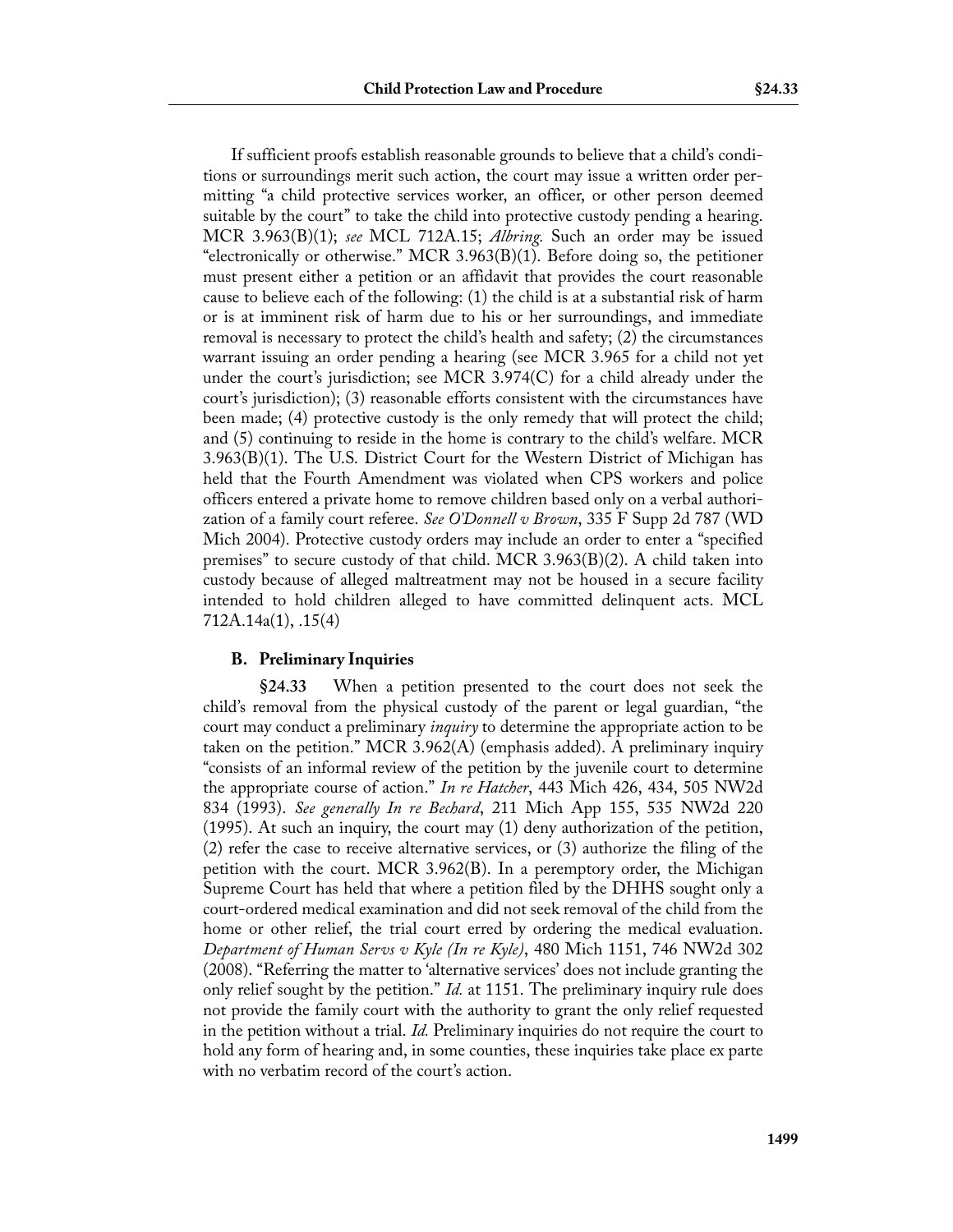If sufficient proofs establish reasonable grounds to believe that a child's conditions or surroundings merit such action, the court may issue a written order permitting "a child protective services worker, an officer, or other person deemed suitable by the court" to take the child into protective custody pending a hearing. MCR 3.963(B)(1); *see* MCL 712A.15; *Albring.* Such an order may be issued "electronically or otherwise." MCR 3.963(B)(1). Before doing so, the petitioner must present either a petition or an affidavit that provides the court reasonable cause to believe each of the following: (1) the child is at a substantial risk of harm or is at imminent risk of harm due to his or her surroundings, and immediate removal is necessary to protect the child's health and safety; (2) the circumstances warrant issuing an order pending a hearing (see MCR 3.965 for a child not yet under the court's jurisdiction; see MCR 3.974(C) for a child already under the court's jurisdiction); (3) reasonable efforts consistent with the circumstances have been made; (4) protective custody is the only remedy that will protect the child; and (5) continuing to reside in the home is contrary to the child's welfare. MCR 3.963(B)(1). The U.S. District Court for the Western District of Michigan has held that the Fourth Amendment was violated when CPS workers and police officers entered a private home to remove children based only on a verbal authorization of a family court referee. *See O'Donnell v Brown*, 335 F Supp 2d 787 (WD Mich 2004). Protective custody orders may include an order to enter a "specified premises" to secure custody of that child. MCR 3.963(B)(2). A child taken into custody because of alleged maltreatment may not be housed in a secure facility intended to hold children alleged to have committed delinquent acts. MCL 712A.14a(1), .15(4)

### B. Preliminary Inquiries

**§24.33** When a petition presented to the court does not seek the child's removal from the physical custody of the parent or legal guardian, "the court may conduct a preliminary *inquiry* to determine the appropriate action to be taken on the petition." MCR 3.962(A) (emphasis added). A preliminary inquiry "consists of an informal review of the petition by the juvenile court to determine the appropriate course of action." *In re Hatcher*, 443 Mich 426, 434, 505 NW2d 834 (1993). *See generally In re Bechard*, 211 Mich App 155, 535 NW2d 220 (1995). At such an inquiry, the court may (1) deny authorization of the petition, (2) refer the case to receive alternative services, or (3) authorize the filing of the petition with the court. MCR 3.962(B). In a peremptory order, the Michigan Supreme Court has held that where a petition filed by the DHHS sought only a court-ordered medical examination and did not seek removal of the child from the home or other relief, the trial court erred by ordering the medical evaluation. *Department of Human Servs v Kyle (In re Kyle)*, 480 Mich 1151, 746 NW2d 302 (2008). "Referring the matter to 'alternative services' does not include granting the only relief sought by the petition." *Id.* at 1151. The preliminary inquiry rule does not provide the family court with the authority to grant the only relief requested in the petition without a trial. *Id.* Preliminary inquiries do not require the court to hold any form of hearing and, in some counties, these inquiries take place ex parte with no verbatim record of the court's action.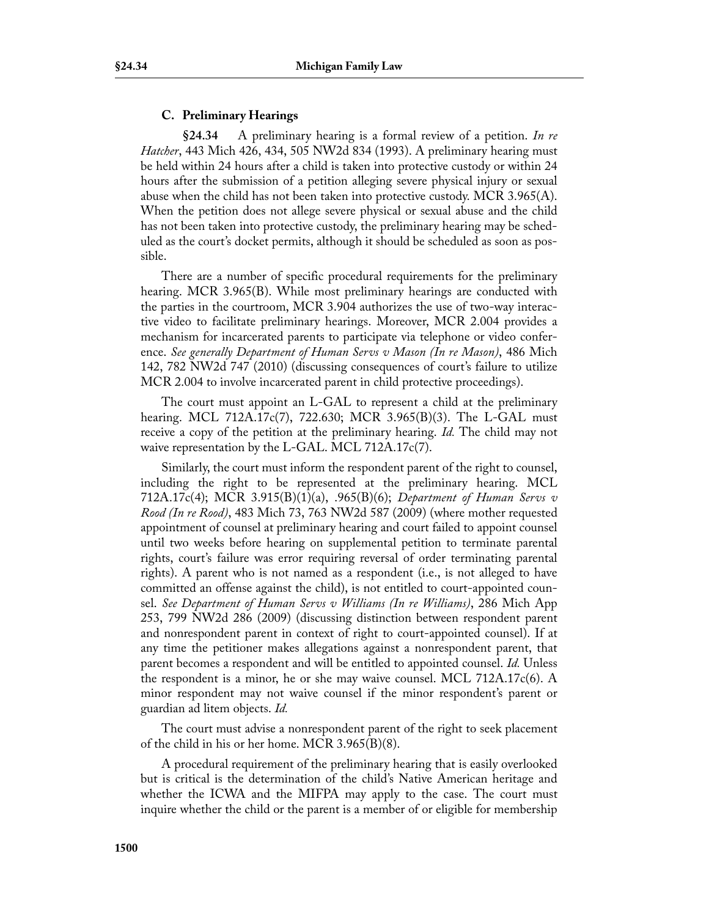### C. Preliminary Hearings

**§24.34** A preliminary hearing is a formal review of a petition. *In re Hatcher*, 443 Mich 426, 434, 505 NW2d 834 (1993). A preliminary hearing must be held within 24 hours after a child is taken into protective custody or within 24 hours after the submission of a petition alleging severe physical injury or sexual abuse when the child has not been taken into protective custody. MCR 3.965(A). When the petition does not allege severe physical or sexual abuse and the child has not been taken into protective custody, the preliminary hearing may be scheduled as the court's docket permits, although it should be scheduled as soon as possible.

There are a number of specific procedural requirements for the preliminary hearing. MCR 3.965(B). While most preliminary hearings are conducted with the parties in the courtroom, MCR 3.904 authorizes the use of two-way interactive video to facilitate preliminary hearings. Moreover, MCR 2.004 provides a mechanism for incarcerated parents to participate via telephone or video conference. *See generally Department of Human Servs v Mason (In re Mason)*, 486 Mich 142, 782 NW2d 747 (2010) (discussing consequences of court's failure to utilize MCR 2.004 to involve incarcerated parent in child protective proceedings).

The court must appoint an L-GAL to represent a child at the preliminary hearing. MCL 712A.17c(7), 722.630; MCR 3.965(B)(3). The L-GAL must receive a copy of the petition at the preliminary hearing. *Id.* The child may not waive representation by the L-GAL. MCL 712A.17c(7).

Similarly, the court must inform the respondent parent of the right to counsel, including the right to be represented at the preliminary hearing. MCL 712A.17c(4); MCR 3.915(B)(1)(a), .965(B)(6); *Department of Human Servs v Rood (In re Rood)*, 483 Mich 73, 763 NW2d 587 (2009) (where mother requested appointment of counsel at preliminary hearing and court failed to appoint counsel until two weeks before hearing on supplemental petition to terminate parental rights, court's failure was error requiring reversal of order terminating parental rights). A parent who is not named as a respondent (i.e., is not alleged to have committed an offense against the child), is not entitled to court-appointed counsel. *See Department of Human Servs v Williams (In re Williams)*, 286 Mich App 253, 799 NW2d 286 (2009) (discussing distinction between respondent parent and nonrespondent parent in context of right to court-appointed counsel). If at any time the petitioner makes allegations against a nonrespondent parent, that parent becomes a respondent and will be entitled to appointed counsel. *Id.* Unless the respondent is a minor, he or she may waive counsel. MCL 712A.17c(6). A minor respondent may not waive counsel if the minor respondent's parent or guardian ad litem objects. *Id.*

The court must advise a nonrespondent parent of the right to seek placement of the child in his or her home. MCR 3.965(B)(8).

A procedural requirement of the preliminary hearing that is easily overlooked but is critical is the determination of the child's Native American heritage and whether the ICWA and the MIFPA may apply to the case. The court must inquire whether the child or the parent is a member of or eligible for membership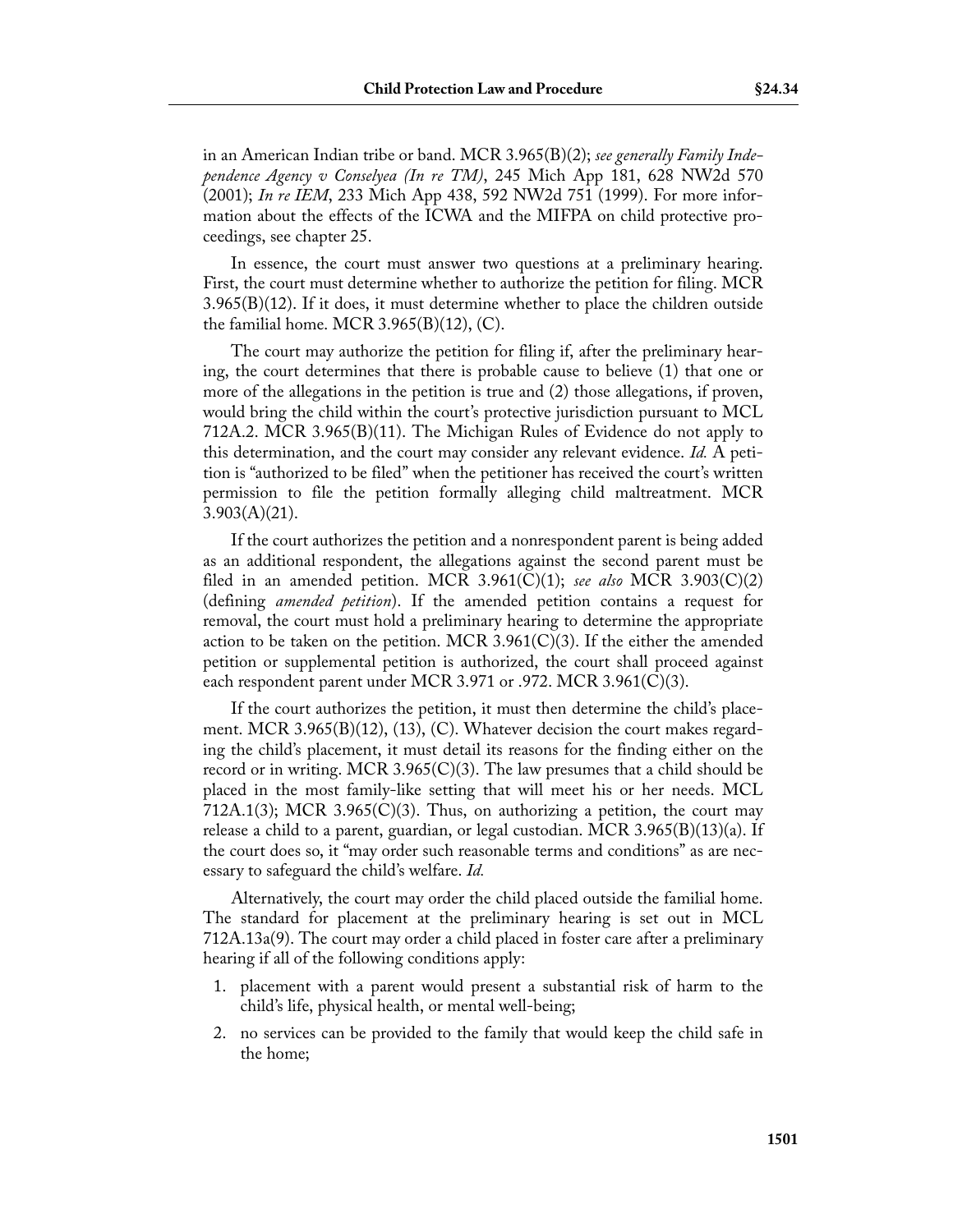in an American Indian tribe or band. MCR 3.965(B)(2); *see generally Family Independence Agency v Conselyea (In re TM)*, 245 Mich App 181, 628 NW2d 570 (2001); *In re IEM*, 233 Mich App 438, 592 NW2d 751 (1999). For more information about the effects of the ICWA and the MIFPA on child protective proceedings, see chapter 25.

In essence, the court must answer two questions at a preliminary hearing. First, the court must determine whether to authorize the petition for filing. MCR 3.965(B)(12). If it does, it must determine whether to place the children outside the familial home. MCR 3.965(B)(12), (C).

The court may authorize the petition for filing if, after the preliminary hearing, the court determines that there is probable cause to believe (1) that one or more of the allegations in the petition is true and (2) those allegations, if proven, would bring the child within the court's protective jurisdiction pursuant to MCL 712A.2. MCR 3.965(B)(11). The Michigan Rules of Evidence do not apply to this determination, and the court may consider any relevant evidence. *Id.* A petition is "authorized to be filed" when the petitioner has received the court's written permission to file the petition formally alleging child maltreatment. MCR 3.903(A)(21).

If the court authorizes the petition and a nonrespondent parent is being added as an additional respondent, the allegations against the second parent must be filed in an amended petition. MCR 3.961(C)(1); *see also* MCR 3.903(C)(2) (defining *amended petition*). If the amended petition contains a request for removal, the court must hold a preliminary hearing to determine the appropriate action to be taken on the petition. MCR 3.961(C)(3). If the either the amended petition or supplemental petition is authorized, the court shall proceed against each respondent parent under MCR 3.971 or .972. MCR 3.961(C)(3).

If the court authorizes the petition, it must then determine the child's placement. MCR 3.965(B)(12), (13), (C). Whatever decision the court makes regarding the child's placement, it must detail its reasons for the finding either on the record or in writing. MCR 3.965(C)(3). The law presumes that a child should be placed in the most family-like setting that will meet his or her needs. MCL 712A.1(3); MCR 3.965(C)(3). Thus, on authorizing a petition, the court may release a child to a parent, guardian, or legal custodian. MCR 3.965(B)(13)(a). If the court does so, it "may order such reasonable terms and conditions" as are necessary to safeguard the child's welfare. *Id.*

Alternatively, the court may order the child placed outside the familial home. The standard for placement at the preliminary hearing is set out in MCL 712A.13a(9). The court may order a child placed in foster care after a preliminary hearing if all of the following conditions apply:

1. placement with a parent would present a substantial risk of harm to the child's life, physical health, or mental well-being;
2. no services can be provided to the family that would keep the child safe in the home;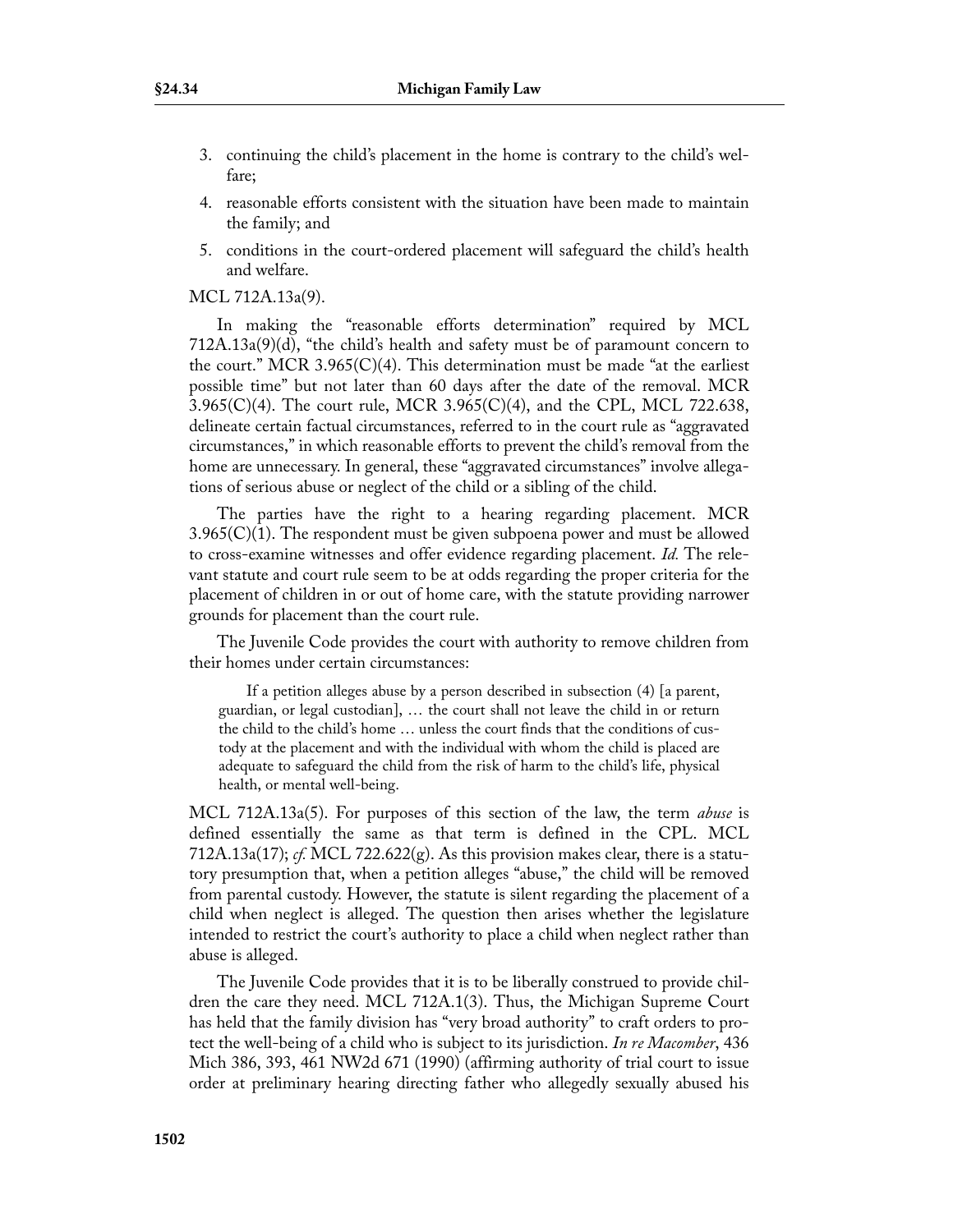3. continuing the child's placement in the home is contrary to the child's welfare;
4. reasonable efforts consistent with the situation have been made to maintain the family; and
5. conditions in the court-ordered placement will safeguard the child's health and welfare.

MCL 712A.13a(9).

In making the "reasonable efforts determination" required by MCL 712A.13a(9)(d), "the child's health and safety must be of paramount concern to the court." MCR 3.965(C)(4). This determination must be made "at the earliest possible time" but not later than 60 days after the date of the removal. MCR 3.965(C)(4). The court rule, MCR 3.965(C)(4), and the CPL, MCL 722.638, delineate certain factual circumstances, referred to in the court rule as "aggravated circumstances," in which reasonable efforts to prevent the child's removal from the home are unnecessary. In general, these "aggravated circumstances" involve allegations of serious abuse or neglect of the child or a sibling of the child.

The parties have the right to a hearing regarding placement. MCR 3.965(C)(1). The respondent must be given subpoena power and must be allowed to cross-examine witnesses and offer evidence regarding placement. *Id.* The relevant statute and court rule seem to be at odds regarding the proper criteria for the placement of children in or out of home care, with the statute providing narrower grounds for placement than the court rule.

The Juvenile Code provides the court with authority to remove children from their homes under certain circumstances:

> If a petition alleges abuse by a person described in subsection (4) [a parent, guardian, or legal custodian], … the court shall not leave the child in or return the child to the child's home … unless the court finds that the conditions of custody at the placement and with the individual with whom the child is placed are adequate to safeguard the child from the risk of harm to the child's life, physical health, or mental well-being.

MCL 712A.13a(5). For purposes of this section of the law, the term *abuse* is defined essentially the same as that term is defined in the CPL. MCL 712A.13a(17); *cf.* MCL 722.622(g). As this provision makes clear, there is a statutory presumption that, when a petition alleges "abuse," the child will be removed from parental custody. However, the statute is silent regarding the placement of a child when neglect is alleged. The question then arises whether the legislature intended to restrict the court's authority to place a child when neglect rather than abuse is alleged.

The Juvenile Code provides that it is to be liberally construed to provide children the care they need. MCL 712A.1(3). Thus, the Michigan Supreme Court has held that the family division has "very broad authority" to craft orders to protect the well-being of a child who is subject to its jurisdiction. *In re Macomber*, 436 Mich 386, 393, 461 NW2d 671 (1990) (affirming authority of trial court to issue order at preliminary hearing directing father who allegedly sexually abused his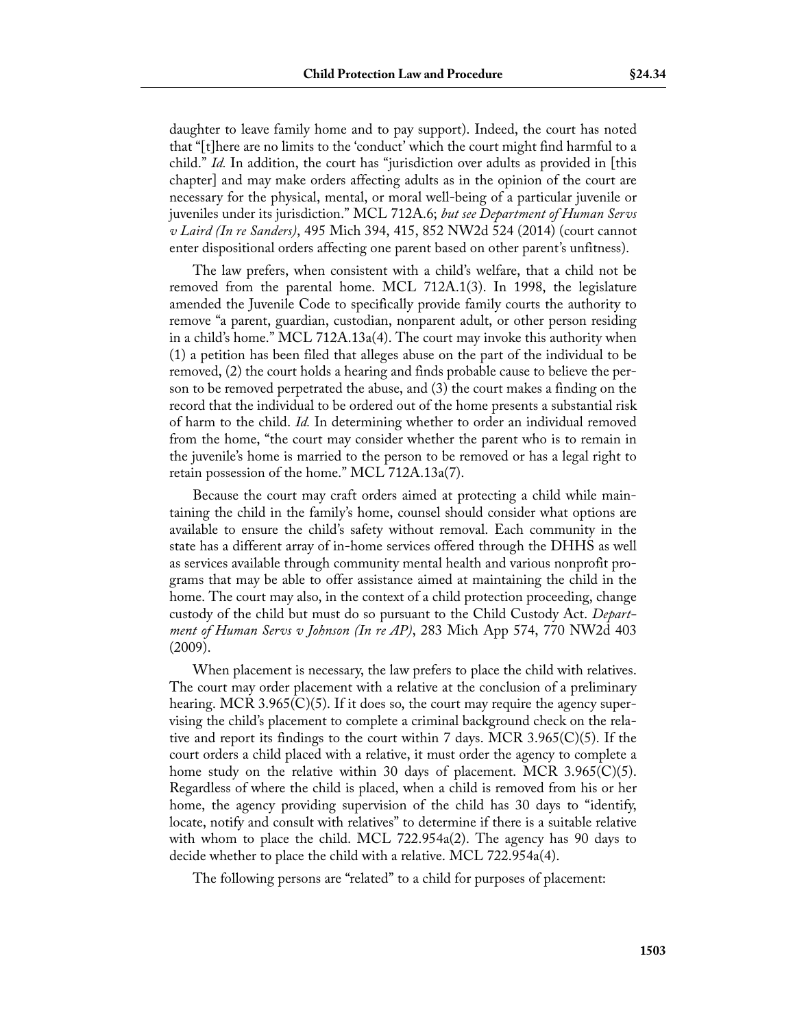daughter to leave family home and to pay support). Indeed, the court has noted that "[t]here are no limits to the 'conduct' which the court might find harmful to a child." *Id.* In addition, the court has "jurisdiction over adults as provided in [this chapter] and may make orders affecting adults as in the opinion of the court are necessary for the physical, mental, or moral well-being of a particular juvenile or juveniles under its jurisdiction." MCL 712A.6; *but see Department of Human Servs v Laird (In re Sanders)*, 495 Mich 394, 415, 852 NW2d 524 (2014) (court cannot enter dispositional orders affecting one parent based on other parent's unfitness).

The law prefers, when consistent with a child's welfare, that a child not be removed from the parental home. MCL 712A.1(3). In 1998, the legislature amended the Juvenile Code to specifically provide family courts the authority to remove "a parent, guardian, custodian, nonparent adult, or other person residing in a child's home." MCL 712A.13a(4). The court may invoke this authority when (1) a petition has been filed that alleges abuse on the part of the individual to be removed, (2) the court holds a hearing and finds probable cause to believe the person to be removed perpetrated the abuse, and (3) the court makes a finding on the record that the individual to be ordered out of the home presents a substantial risk of harm to the child. *Id.* In determining whether to order an individual removed from the home, "the court may consider whether the parent who is to remain in the juvenile's home is married to the person to be removed or has a legal right to retain possession of the home." MCL 712A.13a(7).

Because the court may craft orders aimed at protecting a child while maintaining the child in the family's home, counsel should consider what options are available to ensure the child's safety without removal. Each community in the state has a different array of in-home services offered through the DHHS as well as services available through community mental health and various nonprofit programs that may be able to offer assistance aimed at maintaining the child in the home. The court may also, in the context of a child protection proceeding, change custody of the child but must do so pursuant to the Child Custody Act. *Department of Human Servs v Johnson (In re AP)*, 283 Mich App 574, 770 NW2d 403 (2009).

When placement is necessary, the law prefers to place the child with relatives. The court may order placement with a relative at the conclusion of a preliminary hearing. MCR 3.965(C)(5). If it does so, the court may require the agency supervising the child's placement to complete a criminal background check on the relative and report its findings to the court within 7 days. MCR 3.965(C)(5). If the court orders a child placed with a relative, it must order the agency to complete a home study on the relative within 30 days of placement. MCR 3.965(C)(5). Regardless of where the child is placed, when a child is removed from his or her home, the agency providing supervision of the child has 30 days to "identify, locate, notify and consult with relatives" to determine if there is a suitable relative with whom to place the child. MCL 722.954a(2). The agency has 90 days to decide whether to place the child with a relative. MCL 722.954a(4).

The following persons are "related" to a child for purposes of placement: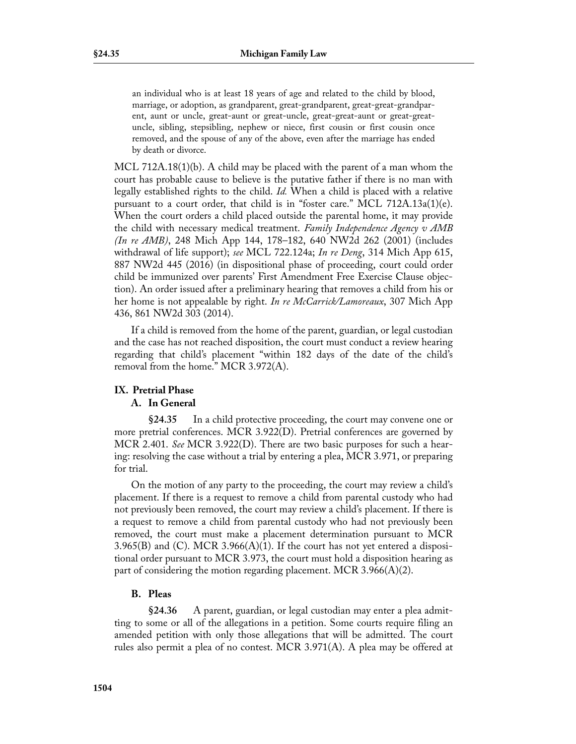> an individual who is at least 18 years of age and related to the child by blood, marriage, or adoption, as grandparent, great-grandparent, great-great-grandparent, aunt or uncle, great-aunt or great-uncle, great-great-aunt or great-great-uncle, sibling, stepsibling, nephew or niece, first cousin or first cousin once removed, and the spouse of any of the above, even after the marriage has ended by death or divorce.

MCL 712A.18(1)(b). A child may be placed with the parent of a man whom the court has probable cause to believe is the putative father if there is no man with legally established rights to the child. *Id.* When a child is placed with a relative pursuant to a court order, that child is in "foster care." MCL 712A.13a(1)(e). When the court orders a child placed outside the parental home, it may provide the child with necessary medical treatment. *Family Independence Agency v AMB (In re AMB)*, 248 Mich App 144, 178–182, 640 NW2d 262 (2001) (includes withdrawal of life support); *see* MCL 722.124a; *In re Deng*, 314 Mich App 615, 887 NW2d 445 (2016) (in dispositional phase of proceeding, court could order child be immunized over parents' First Amendment Free Exercise Clause objection). An order issued after a preliminary hearing that removes a child from his or her home is not appealable by right. *In re McCarrick/Lamoreaux*, 307 Mich App 436, 861 NW2d 303 (2014).

If a child is removed from the home of the parent, guardian, or legal custodian and the case has not reached disposition, the court must conduct a review hearing regarding that child's placement "within 182 days of the date of the child's removal from the home." MCR 3.972(A).

## IX. Pretrial Phase

### A. In General

**§24.35** In a child protective proceeding, the court may convene one or more pretrial conferences. MCR 3.922(D). Pretrial conferences are governed by MCR 2.401. *See* MCR 3.922(D). There are two basic purposes for such a hearing: resolving the case without a trial by entering a plea, MCR 3.971, or preparing for trial.

On the motion of any party to the proceeding, the court may review a child's placement. If there is a request to remove a child from parental custody who had not previously been removed, the court may review a child's placement. If there is a request to remove a child from parental custody who had not previously been removed, the court must make a placement determination pursuant to MCR 3.965(B) and (C). MCR 3.966(A)(1). If the court has not yet entered a dispositional order pursuant to MCR 3.973, the court must hold a disposition hearing as part of considering the motion regarding placement. MCR 3.966(A)(2).

### B. Pleas

**§24.36** A parent, guardian, or legal custodian may enter a plea admitting to some or all of the allegations in a petition. Some courts require filing an amended petition with only those allegations that will be admitted. The court rules also permit a plea of no contest. MCR 3.971(A). A plea may be offered at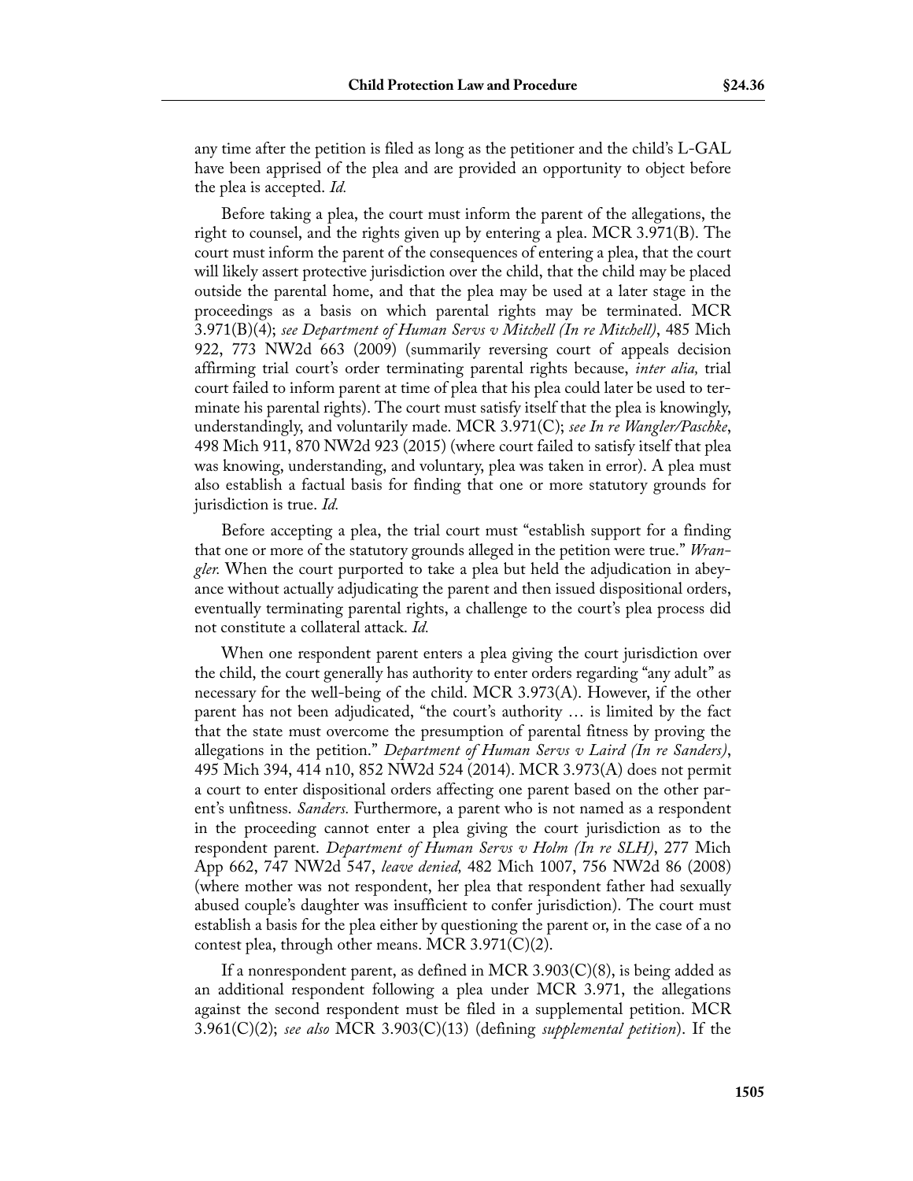any time after the petition is filed as long as the petitioner and the child's L-GAL have been apprised of the plea and are provided an opportunity to object before the plea is accepted. *Id.*

Before taking a plea, the court must inform the parent of the allegations, the right to counsel, and the rights given up by entering a plea. MCR 3.971(B). The court must inform the parent of the consequences of entering a plea, that the court will likely assert protective jurisdiction over the child, that the child may be placed outside the parental home, and that the plea may be used at a later stage in the proceedings as a basis on which parental rights may be terminated. MCR 3.971(B)(4); *see Department of Human Servs v Mitchell (In re Mitchell)*, 485 Mich 922, 773 NW2d 663 (2009) (summarily reversing court of appeals decision affirming trial court's order terminating parental rights because, *inter alia,* trial court failed to inform parent at time of plea that his plea could later be used to terminate his parental rights). The court must satisfy itself that the plea is knowingly, understandingly, and voluntarily made. MCR 3.971(C); *see In re Wangler/Paschke*, 498 Mich 911, 870 NW2d 923 (2015) (where court failed to satisfy itself that plea was knowing, understanding, and voluntary, plea was taken in error). A plea must also establish a factual basis for finding that one or more statutory grounds for jurisdiction is true. *Id.*

Before accepting a plea, the trial court must "establish support for a finding that one or more of the statutory grounds alleged in the petition were true." *Wrangler.* When the court purported to take a plea but held the adjudication in abeyance without actually adjudicating the parent and then issued dispositional orders, eventually terminating parental rights, a challenge to the court's plea process did not constitute a collateral attack. *Id.*

When one respondent parent enters a plea giving the court jurisdiction over the child, the court generally has authority to enter orders regarding "any adult" as necessary for the well-being of the child. MCR 3.973(A). However, if the other parent has not been adjudicated, "the court's authority … is limited by the fact that the state must overcome the presumption of parental fitness by proving the allegations in the petition." *Department of Human Servs v Laird (In re Sanders)*, 495 Mich 394, 414 n10, 852 NW2d 524 (2014). MCR 3.973(A) does not permit a court to enter dispositional orders affecting one parent based on the other parent's unfitness. *Sanders.* Furthermore, a parent who is not named as a respondent in the proceeding cannot enter a plea giving the court jurisdiction as to the respondent parent. *Department of Human Servs v Holm (In re SLH)*, 277 Mich App 662, 747 NW2d 547, *leave denied,* 482 Mich 1007, 756 NW2d 86 (2008) (where mother was not respondent, her plea that respondent father had sexually abused couple's daughter was insufficient to confer jurisdiction). The court must establish a basis for the plea either by questioning the parent or, in the case of a no contest plea, through other means. MCR 3.971(C)(2).

If a nonrespondent parent, as defined in MCR 3.903(C)(8), is being added as an additional respondent following a plea under MCR 3.971, the allegations against the second respondent must be filed in a supplemental petition. MCR 3.961(C)(2); *see also* MCR 3.903(C)(13) (defining *supplemental petition*). If the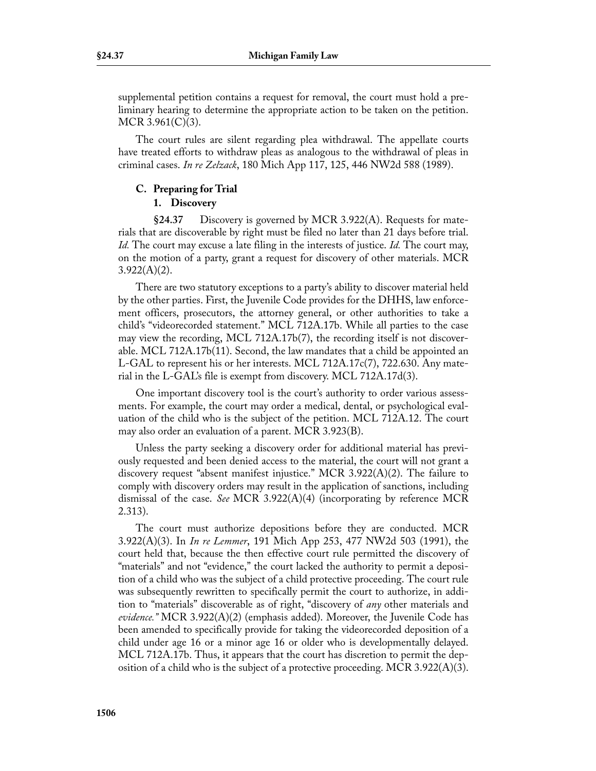supplemental petition contains a request for removal, the court must hold a preliminary hearing to determine the appropriate action to be taken on the petition. MCR 3.961(C)(3).

The court rules are silent regarding plea withdrawal. The appellate courts have treated efforts to withdraw pleas as analogous to the withdrawal of pleas in criminal cases. *In re Zelzack*, 180 Mich App 117, 125, 446 NW2d 588 (1989).

### C. Preparing for Trial

#### 1. Discovery

**§24.37** Discovery is governed by MCR 3.922(A). Requests for materials that are discoverable by right must be filed no later than 21 days before trial. *Id.* The court may excuse a late filing in the interests of justice. *Id.* The court may, on the motion of a party, grant a request for discovery of other materials. MCR 3.922(A)(2).

There are two statutory exceptions to a party's ability to discover material held by the other parties. First, the Juvenile Code provides for the DHHS, law enforcement officers, prosecutors, the attorney general, or other authorities to take a child's "videorecorded statement." MCL 712A.17b. While all parties to the case may view the recording, MCL 712A.17b(7), the recording itself is not discoverable. MCL 712A.17b(11). Second, the law mandates that a child be appointed an L-GAL to represent his or her interests. MCL 712A.17c(7), 722.630. Any material in the L-GAL's file is exempt from discovery. MCL 712A.17d(3).

One important discovery tool is the court's authority to order various assessments. For example, the court may order a medical, dental, or psychological evaluation of the child who is the subject of the petition. MCL 712A.12. The court may also order an evaluation of a parent. MCR 3.923(B).

Unless the party seeking a discovery order for additional material has previously requested and been denied access to the material, the court will not grant a discovery request "absent manifest injustice." MCR 3.922(A)(2). The failure to comply with discovery orders may result in the application of sanctions, including dismissal of the case. *See* MCR 3.922(A)(4) (incorporating by reference MCR 2.313).

The court must authorize depositions before they are conducted. MCR 3.922(A)(3). In *In re Lemmer*, 191 Mich App 253, 477 NW2d 503 (1991), the court held that, because the then effective court rule permitted the discovery of "materials" and not "evidence," the court lacked the authority to permit a deposition of a child who was the subject of a child protective proceeding. The court rule was subsequently rewritten to specifically permit the court to authorize, in addition to "materials" discoverable as of right, "discovery of *any* other materials and *evidence.*" MCR 3.922(A)(2) (emphasis added). Moreover, the Juvenile Code has been amended to specifically provide for taking the videorecorded deposition of a child under age 16 or a minor age 16 or older who is developmentally delayed. MCL 712A.17b. Thus, it appears that the court has discretion to permit the deposition of a child who is the subject of a protective proceeding. MCR 3.922(A)(3).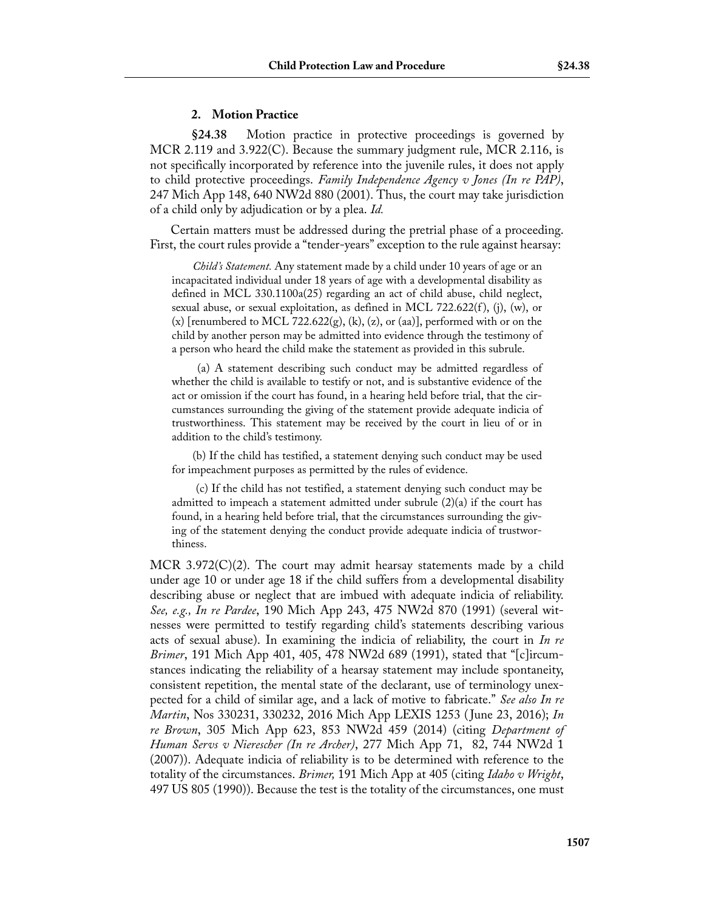### 2. Motion Practice

**§24.38** Motion practice in protective proceedings is governed by MCR 2.119 and 3.922(C). Because the summary judgment rule, MCR 2.116, is not specifically incorporated by reference into the juvenile rules, it does not apply to child protective proceedings. *Family Independence Agency v Jones (In re PAP)*, 247 Mich App 148, 640 NW2d 880 (2001). Thus, the court may take jurisdiction of a child only by adjudication or by a plea. *Id.*

Certain matters must be addressed during the pretrial phase of a proceeding. First, the court rules provide a "tender-years" exception to the rule against hearsay:

> *Child's Statement.* Any statement made by a child under 10 years of age or an incapacitated individual under 18 years of age with a developmental disability as defined in MCL 330.1100a(25) regarding an act of child abuse, child neglect, sexual abuse, or sexual exploitation, as defined in MCL 722.622(f), (j), (w), or (x) [renumbered to MCL 722.622(g), (k), (z), or (aa)], performed with or on the child by another person may be admitted into evidence through the testimony of a person who heard the child make the statement as provided in this subrule.
>
> (a) A statement describing such conduct may be admitted regardless of whether the child is available to testify or not, and is substantive evidence of the act or omission if the court has found, in a hearing held before trial, that the circumstances surrounding the giving of the statement provide adequate indicia of trustworthiness. This statement may be received by the court in lieu of or in addition to the child's testimony.
>
> (b) If the child has testified, a statement denying such conduct may be used for impeachment purposes as permitted by the rules of evidence.
>
> (c) If the child has not testified, a statement denying such conduct may be admitted to impeach a statement admitted under subrule (2)(a) if the court has found, in a hearing held before trial, that the circumstances surrounding the giving of the statement denying the conduct provide adequate indicia of trustworthiness.

MCR 3.972(C)(2). The court may admit hearsay statements made by a child under age 10 or under age 18 if the child suffers from a developmental disability describing abuse or neglect that are imbued with adequate indicia of reliability. *See, e.g., In re Pardee*, 190 Mich App 243, 475 NW2d 870 (1991) (several witnesses were permitted to testify regarding child's statements describing various acts of sexual abuse). In examining the indicia of reliability, the court in *In re Brimer*, 191 Mich App 401, 405, 478 NW2d 689 (1991), stated that "[c]ircumstances indicating the reliability of a hearsay statement may include spontaneity, consistent repetition, the mental state of the declarant, use of terminology unexpected for a child of similar age, and a lack of motive to fabricate." *See also In re Martin*, Nos 330231, 330232, 2016 Mich App LEXIS 1253 (June 23, 2016); *In re Brown*, 305 Mich App 623, 853 NW2d 459 (2014) (citing *Department of Human Servs v Nierescher (In re Archer)*, 277 Mich App 71, 82, 744 NW2d 1 (2007)). Adequate indicia of reliability is to be determined with reference to the totality of the circumstances. *Brimer,* 191 Mich App at 405 (citing *Idaho v Wright*, 497 US 805 (1990)). Because the test is the totality of the circumstances, one must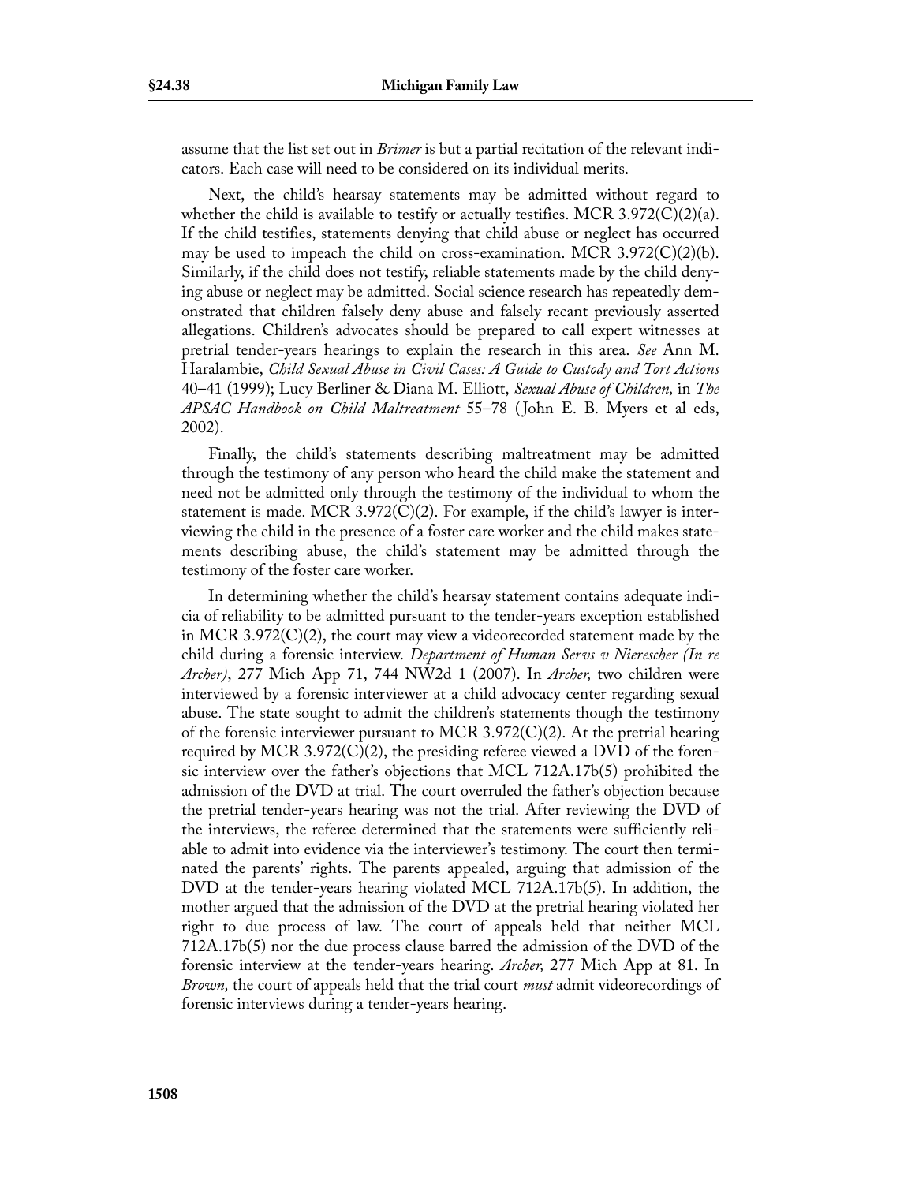assume that the list set out in *Brimer* is but a partial recitation of the relevant indicators. Each case will need to be considered on its individual merits.

Next, the child's hearsay statements may be admitted without regard to whether the child is available to testify or actually testifies. MCR 3.972(C)(2)(a). If the child testifies, statements denying that child abuse or neglect has occurred may be used to impeach the child on cross-examination. MCR 3.972(C)(2)(b). Similarly, if the child does not testify, reliable statements made by the child denying abuse or neglect may be admitted. Social science research has repeatedly demonstrated that children falsely deny abuse and falsely recant previously asserted allegations. Children's advocates should be prepared to call expert witnesses at pretrial tender-years hearings to explain the research in this area. *See* Ann M. Haralambie, *Child Sexual Abuse in Civil Cases: A Guide to Custody and Tort Actions* 40–41 (1999); Lucy Berliner & Diana M. Elliott, *Sexual Abuse of Children,* in *The APSAC Handbook on Child Maltreatment* 55–78 (John E. B. Myers et al eds, 2002).

Finally, the child's statements describing maltreatment may be admitted through the testimony of any person who heard the child make the statement and need not be admitted only through the testimony of the individual to whom the statement is made. MCR 3.972(C)(2). For example, if the child's lawyer is interviewing the child in the presence of a foster care worker and the child makes statements describing abuse, the child's statement may be admitted through the testimony of the foster care worker.

In determining whether the child's hearsay statement contains adequate indicia of reliability to be admitted pursuant to the tender-years exception established in MCR 3.972(C)(2), the court may view a videorecorded statement made by the child during a forensic interview. *Department of Human Servs v Nierescher (In re Archer)*, 277 Mich App 71, 744 NW2d 1 (2007). In *Archer,* two children were interviewed by a forensic interviewer at a child advocacy center regarding sexual abuse. The state sought to admit the children's statements though the testimony of the forensic interviewer pursuant to MCR 3.972(C)(2). At the pretrial hearing required by MCR 3.972(C)(2), the presiding referee viewed a DVD of the forensic interview over the father's objections that MCL 712A.17b(5) prohibited the admission of the DVD at trial. The court overruled the father's objection because the pretrial tender-years hearing was not the trial. After reviewing the DVD of the interviews, the referee determined that the statements were sufficiently reliable to admit into evidence via the interviewer's testimony. The court then terminated the parents' rights. The parents appealed, arguing that admission of the DVD at the tender-years hearing violated MCL 712A.17b(5). In addition, the mother argued that the admission of the DVD at the pretrial hearing violated her right to due process of law. The court of appeals held that neither MCL 712A.17b(5) nor the due process clause barred the admission of the DVD of the forensic interview at the tender-years hearing. *Archer,* 277 Mich App at 81. In *Brown,* the court of appeals held that the trial court *must* admit videorecordings of forensic interviews during a tender-years hearing.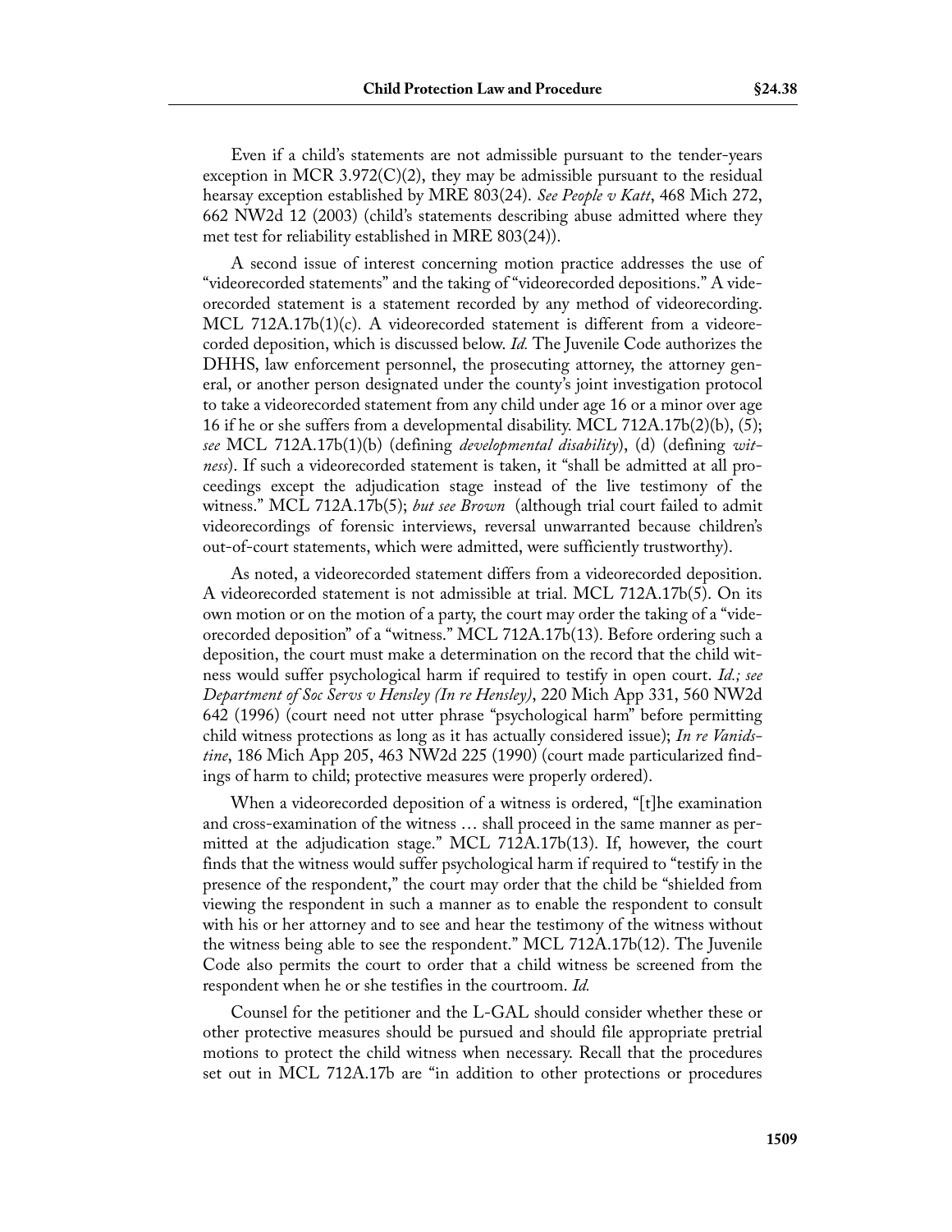Even if a child's statements are not admissible pursuant to the tender-years exception in MCR 3.972(C)(2), they may be admissible pursuant to the residual hearsay exception established by MRE 803(24). *See People v Katt*, 468 Mich 272, 662 NW2d 12 (2003) (child's statements describing abuse admitted where they met test for reliability established in MRE 803(24)).

A second issue of interest concerning motion practice addresses the use of "videorecorded statements" and the taking of "videorecorded depositions." A videorecorded statement is a statement recorded by any method of videorecording. MCL 712A.17b(1)(c). A videorecorded statement is different from a videorecorded deposition, which is discussed below. *Id.* The Juvenile Code authorizes the DHHS, law enforcement personnel, the prosecuting attorney, the attorney general, or another person designated under the county's joint investigation protocol to take a videorecorded statement from any child under age 16 or a minor over age 16 if he or she suffers from a developmental disability. MCL 712A.17b(2)(b), (5); *see* MCL 712A.17b(1)(b) (defining *developmental disability*), (d) (defining *witness*). If such a videorecorded statement is taken, it "shall be admitted at all proceedings except the adjudication stage instead of the live testimony of the witness." MCL 712A.17b(5); *but see Brown* (although trial court failed to admit videorecordings of forensic interviews, reversal unwarranted because children's out-of-court statements, which were admitted, were sufficiently trustworthy).

As noted, a videorecorded statement differs from a videorecorded deposition. A videorecorded statement is not admissible at trial. MCL 712A.17b(5). On its own motion or on the motion of a party, the court may order the taking of a "videorecorded deposition" of a "witness." MCL 712A.17b(13). Before ordering such a deposition, the court must make a determination on the record that the child witness would suffer psychological harm if required to testify in open court. *Id.; see Department of Soc Servs v Hensley (In re Hensley)*, 220 Mich App 331, 560 NW2d 642 (1996) (court need not utter phrase "psychological harm" before permitting child witness protections as long as it has actually considered issue); *In re Vandistine*, 186 Mich App 205, 463 NW2d 225 (1990) (court made particularized findings of harm to child; protective measures were properly ordered).

When a videorecorded deposition of a witness is ordered, "[t]he examination and cross-examination of the witness … shall proceed in the same manner as permitted at the adjudication stage." MCL 712A.17b(13). If, however, the court finds that the witness would suffer psychological harm if required to "testify in the presence of the respondent," the court may order that the child be "shielded from viewing the respondent in such a manner as to enable the respondent to consult with his or her attorney and to see and hear the testimony of the witness without the witness being able to see the respondent." MCL 712A.17b(12). The Juvenile Code also permits the court to order that a child witness be screened from the respondent when he or she testifies in the courtroom. *Id.*

Counsel for the petitioner and the L-GAL should consider whether these or other protective measures should be pursued and should file appropriate pretrial motions to protect the child witness when necessary. Recall that the procedures set out in MCL 712A.17b are "in addition to other protections or procedures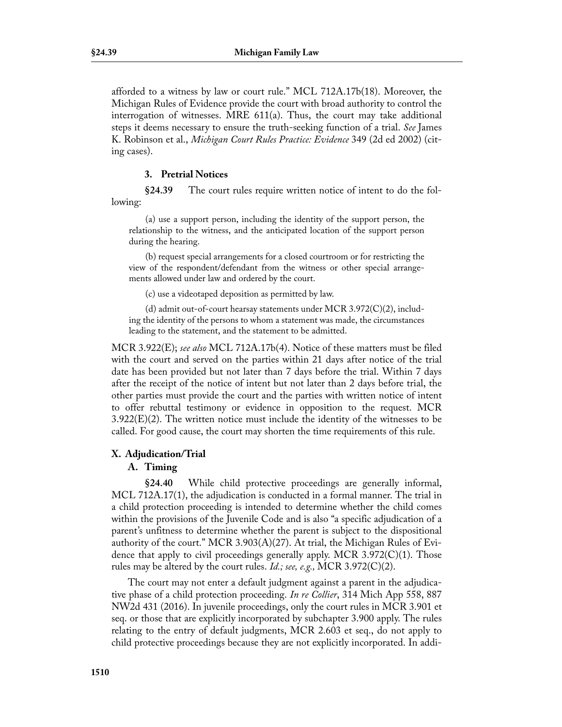afforded to a witness by law or court rule." MCL 712A.17b(18). Moreover, the Michigan Rules of Evidence provide the court with broad authority to control the interrogation of witnesses. MRE 611(a). Thus, the court may take additional steps it deems necessary to ensure the truth-seeking function of a trial. *See* James K. Robinson et al., *Michigan Court Rules Practice: Evidence* 349 (2d ed 2002) (citing cases).

#### 3. Pretrial Notices

**§24.39** The court rules require written notice of intent to do the following:

> (a) use a support person, including the identity of the support person, the relationship to the witness, and the anticipated location of the support person during the hearing.
>
> (b) request special arrangements for a closed courtroom or for restricting the view of the respondent/defendant from the witness or other special arrangements allowed under law and ordered by the court.
>
> (c) use a videotaped deposition as permitted by law.
>
> (d) admit out-of-court hearsay statements under MCR 3.972(C)(2), including the identity of the persons to whom a statement was made, the circumstances leading to the statement, and the statement to be admitted.

MCR 3.922(E); *see also* MCL 712A.17b(4). Notice of these matters must be filed with the court and served on the parties within 21 days after notice of the trial date has been provided but not later than 7 days before the trial. Within 7 days after the receipt of the notice of intent but not later than 2 days before trial, the other parties must provide the court and the parties with written notice of intent to offer rebuttal testimony or evidence in opposition to the request. MCR 3.922(E)(2). The written notice must include the identity of the witnesses to be called. For good cause, the court may shorten the time requirements of this rule.

## X. Adjudication/Trial

### A. Timing

**§24.40** While child protective proceedings are generally informal, MCL 712A.17(1), the adjudication is conducted in a formal manner. The trial in a child protection proceeding is intended to determine whether the child comes within the provisions of the Juvenile Code and is also "a specific adjudication of a parent's unfitness to determine whether the parent is subject to the dispositional authority of the court." MCR 3.903(A)(27). At trial, the Michigan Rules of Evidence that apply to civil proceedings generally apply. MCR 3.972(C)(1). Those rules may be altered by the court rules. *Id.; see, e.g.,* MCR 3.972(C)(2).

The court may not enter a default judgment against a parent in the adjudicative phase of a child protection proceeding. *In re Collier*, 314 Mich App 558, 887 NW2d 431 (2016). In juvenile proceedings, only the court rules in MCR 3.901 et seq. or those that are explicitly incorporated by subchapter 3.900 apply. The rules relating to the entry of default judgments, MCR 2.603 et seq., do not apply to child protective proceedings because they are not explicitly incorporated. In addi-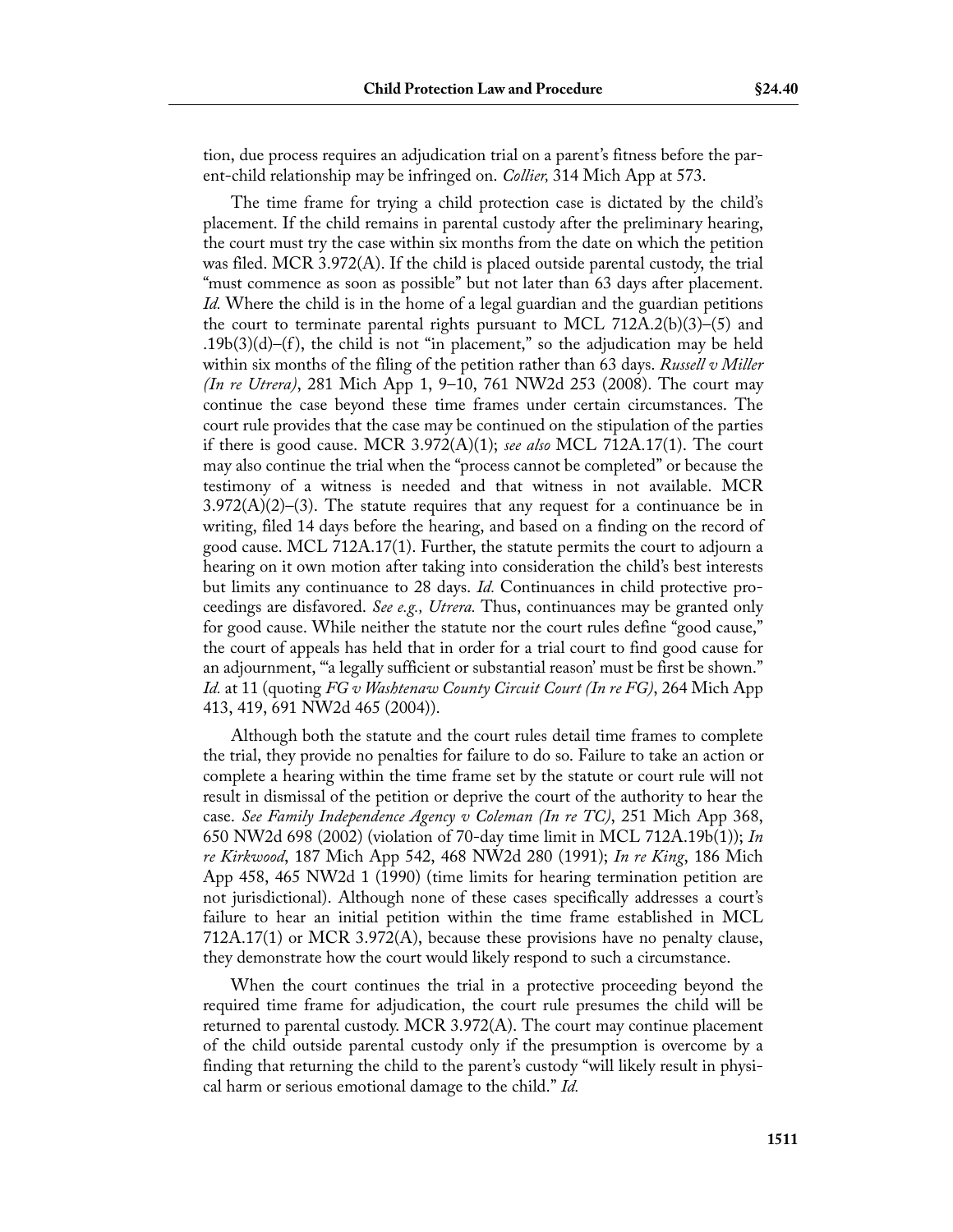tion, due process requires an adjudication trial on a parent's fitness before the parent-child relationship may be infringed on. *Collier,* 314 Mich App at 573.

The time frame for trying a child protection case is dictated by the child's placement. If the child remains in parental custody after the preliminary hearing, the court must try the case within six months from the date on which the petition was filed. MCR 3.972(A). If the child is placed outside parental custody, the trial "must commence as soon as possible" but not later than 63 days after placement. *Id.* Where the child is in the home of a legal guardian and the guardian petitions the court to terminate parental rights pursuant to MCL 712A.2(b)(3)–(5) and .19b(3)(d)–(f), the child is not "in placement," so the adjudication may be held within six months of the filing of the petition rather than 63 days. *Russell v Miller (In re Utrera)*, 281 Mich App 1, 9–10, 761 NW2d 253 (2008). The court may continue the case beyond these time frames under certain circumstances. The court rule provides that the case may be continued on the stipulation of the parties if there is good cause. MCR 3.972(A)(1); *see also* MCL 712A.17(1). The court may also continue the trial when the "process cannot be completed" or because the testimony of a witness is needed and that witness in not available. MCR 3.972(A)(2)–(3). The statute requires that any request for a continuance be in writing, filed 14 days before the hearing, and based on a finding on the record of good cause. MCL 712A.17(1). Further, the statute permits the court to adjourn a hearing on it own motion after taking into consideration the child's best interests but limits any continuance to 28 days. *Id.* Continuances in child protective proceedings are disfavored. *See e.g., Utrera.* Thus, continuances may be granted only for good cause. While neither the statute nor the court rules define "good cause," the court of appeals has held that in order for a trial court to find good cause for an adjournment, "'a legally sufficient or substantial reason' must be first be shown." *Id.* at 11 (quoting *FG v Washtenaw County Circuit Court (In re FG)*, 264 Mich App 413, 419, 691 NW2d 465 (2004)).

Although both the statute and the court rules detail time frames to complete the trial, they provide no penalties for failure to do so. Failure to take an action or complete a hearing within the time frame set by the statute or court rule will not result in dismissal of the petition or deprive the court of the authority to hear the case. *See Family Independence Agency v Coleman (In re TC)*, 251 Mich App 368, 650 NW2d 698 (2002) (violation of 70-day time limit in MCL 712A.19b(1)); *In re Kirkwood*, 187 Mich App 542, 468 NW2d 280 (1991); *In re King*, 186 Mich App 458, 465 NW2d 1 (1990) (time limits for hearing termination petition are not jurisdictional). Although none of these cases specifically addresses a court's failure to hear an initial petition within the time frame established in MCL 712A.17(1) or MCR 3.972(A), because these provisions have no penalty clause, they demonstrate how the court would likely respond to such a circumstance.

When the court continues the trial in a protective proceeding beyond the required time frame for adjudication, the court rule presumes the child will be returned to parental custody. MCR 3.972(A). The court may continue placement of the child outside parental custody only if the presumption is overcome by a finding that returning the child to the parent's custody "will likely result in physical harm or serious emotional damage to the child." *Id.*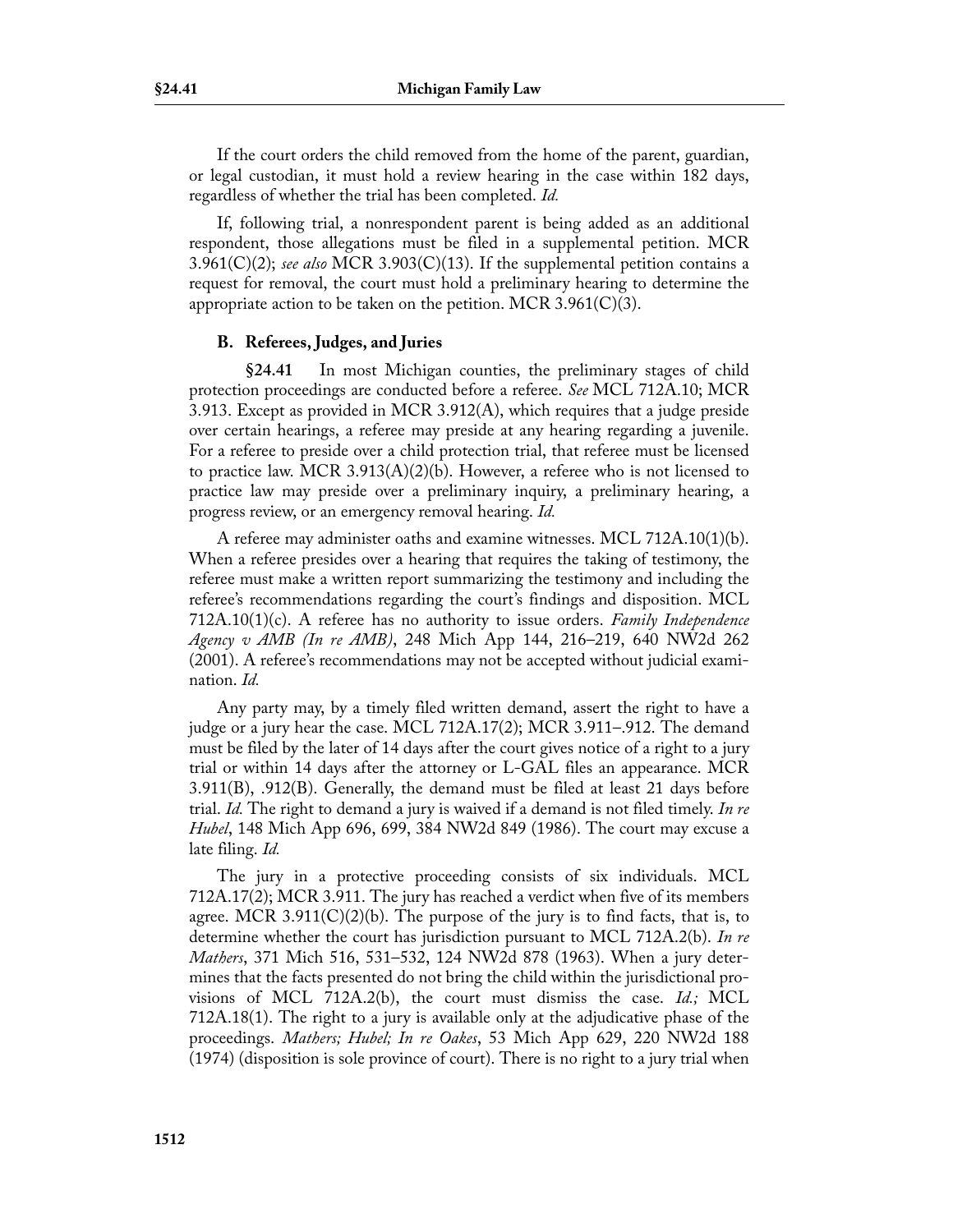If the court orders the child removed from the home of the parent, guardian, or legal custodian, it must hold a review hearing in the case within 182 days, regardless of whether the trial has been completed. *Id.*

If, following trial, a nonrespondent parent is being added as an additional respondent, those allegations must be filed in a supplemental petition. MCR 3.961(C)(2); *see also* MCR 3.903(C)(13). If the supplemental petition contains a request for removal, the court must hold a preliminary hearing to determine the appropriate action to be taken on the petition. MCR 3.961(C)(3).

### B. Referees, Judges, and Juries

**§24.41** In most Michigan counties, the preliminary stages of child protection proceedings are conducted before a referee. *See* MCL 712A.10; MCR 3.913. Except as provided in MCR 3.912(A), which requires that a judge preside over certain hearings, a referee may preside at any hearing regarding a juvenile. For a referee to preside over a child protection trial, that referee must be licensed to practice law. MCR 3.913(A)(2)(b). However, a referee who is not licensed to practice law may preside over a preliminary inquiry, a preliminary hearing, a progress review, or an emergency removal hearing. *Id.*

A referee may administer oaths and examine witnesses. MCL 712A.10(1)(b). When a referee presides over a hearing that requires the taking of testimony, the referee must make a written report summarizing the testimony and including the referee's recommendations regarding the court's findings and disposition. MCL 712A.10(1)(c). A referee has no authority to issue orders. *Family Independence Agency v AMB (In re AMB)*, 248 Mich App 144, 216–219, 640 NW2d 262 (2001). A referee's recommendations may not be accepted without judicial examination. *Id.*

Any party may, by a timely filed written demand, assert the right to have a judge or a jury hear the case. MCL 712A.17(2); MCR 3.911–.912. The demand must be filed by the later of 14 days after the court gives notice of a right to a jury trial or within 14 days after the attorney or L-GAL files an appearance. MCR 3.911(B), .912(B). Generally, the demand must be filed at least 21 days before trial. *Id.* The right to demand a jury is waived if a demand is not filed timely. *In re Hubel*, 148 Mich App 696, 699, 384 NW2d 849 (1986). The court may excuse a late filing. *Id.*

The jury in a protective proceeding consists of six individuals. MCL 712A.17(2); MCR 3.911. The jury has reached a verdict when five of its members agree. MCR 3.911(C)(2)(b). The purpose of the jury is to find facts, that is, to determine whether the court has jurisdiction pursuant to MCL 712A.2(b). *In re Mathers*, 371 Mich 516, 531–532, 124 NW2d 878 (1963). When a jury determines that the facts presented do not bring the child within the jurisdictional provisions of MCL 712A.2(b), the court must dismiss the case. *Id.;* MCL 712A.18(1). The right to a jury is available only at the adjudicative phase of the proceedings. *Mathers; Hubel; In re Oakes*, 53 Mich App 629, 220 NW2d 188 (1974) (disposition is sole province of court). There is no right to a jury trial when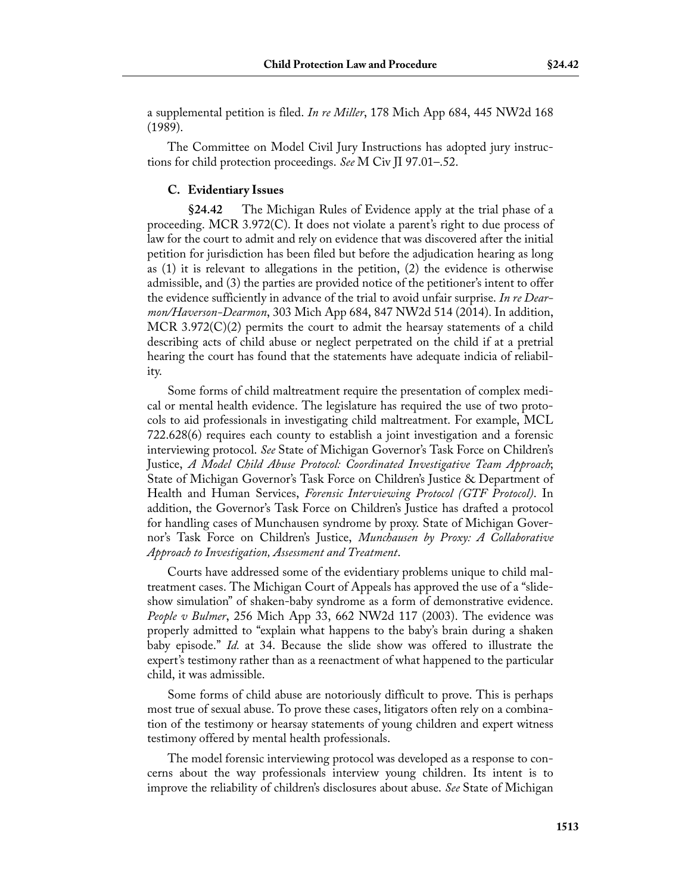a supplemental petition is filed. *In re Miller*, 178 Mich App 684, 445 NW2d 168 (1989).

The Committee on Model Civil Jury Instructions has adopted jury instructions for child protection proceedings. *See* M Civ JI 97.01–.52.

### C. Evidentiary Issues

**§24.42** The Michigan Rules of Evidence apply at the trial phase of a proceeding. MCR 3.972(C). It does not violate a parent's right to due process of law for the court to admit and rely on evidence that was discovered after the initial petition for jurisdiction has been filed but before the adjudication hearing as long as (1) it is relevant to allegations in the petition, (2) the evidence is otherwise admissible, and (3) the parties are provided notice of the petitioner's intent to offer the evidence sufficiently in advance of the trial to avoid unfair surprise. *In re Dearmon/Haverson-Dearmon*, 303 Mich App 684, 847 NW2d 514 (2014). In addition, MCR 3.972(C)(2) permits the court to admit the hearsay statements of a child describing acts of child abuse or neglect perpetrated on the child if at a pretrial hearing the court has found that the statements have adequate indicia of reliability.

Some forms of child maltreatment require the presentation of complex medical or mental health evidence. The legislature has required the use of two protocols to aid professionals in investigating child maltreatment. For example, MCL 722.628(6) requires each county to establish a joint investigation and a forensic interviewing protocol. *See* State of Michigan Governor's Task Force on Children's Justice, *A Model Child Abuse Protocol: Coordinated Investigative Team Approach*; State of Michigan Governor's Task Force on Children's Justice & Department of Health and Human Services, *Forensic Interviewing Protocol (GTF Protocol)*. In addition, the Governor's Task Force on Children's Justice has drafted a protocol for handling cases of Munchausen syndrome by proxy. State of Michigan Governor's Task Force on Children's Justice, *Munchausen by Proxy: A Collaborative Approach to Investigation, Assessment and Treatment*.

Courts have addressed some of the evidentiary problems unique to child maltreatment cases. The Michigan Court of Appeals has approved the use of a "slide-show simulation" of shaken-baby syndrome as a form of demonstrative evidence. *People v Bulmer*, 256 Mich App 33, 662 NW2d 117 (2003). The evidence was properly admitted to "explain what happens to the baby's brain during a shaken baby episode." *Id.* at 34. Because the slide show was offered to illustrate the expert's testimony rather than as a reenactment of what happened to the particular child, it was admissible.

Some forms of child abuse are notoriously difficult to prove. This is perhaps most true of sexual abuse. To prove these cases, litigators often rely on a combination of the testimony or hearsay statements of young children and expert witness testimony offered by mental health professionals.

The model forensic interviewing protocol was developed as a response to concerns about the way professionals interview young children. Its intent is to improve the reliability of children's disclosures about abuse. *See* State of Michigan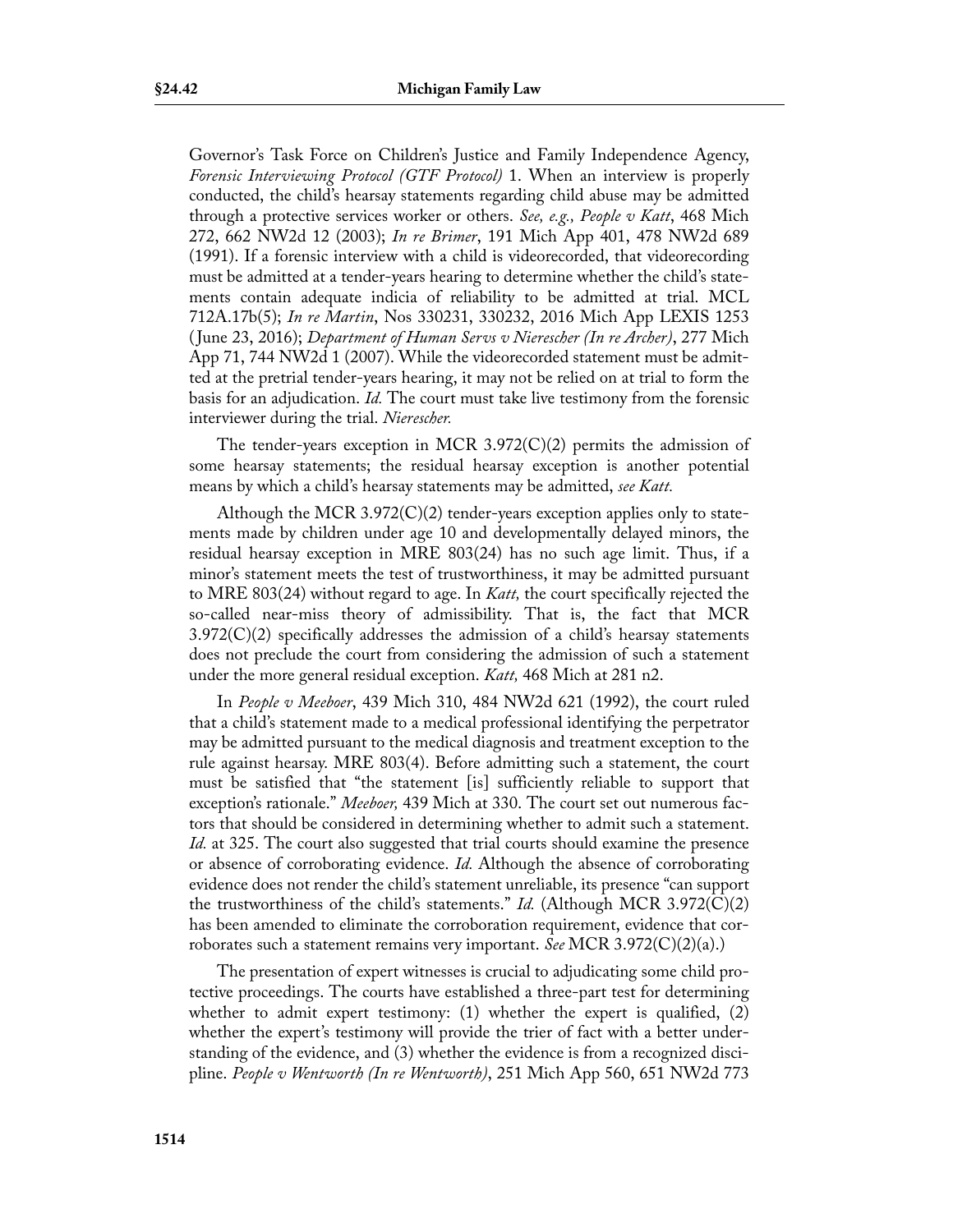Governor's Task Force on Children's Justice and Family Independence Agency, *Forensic Interviewing Protocol (GTF Protocol)* 1. When an interview is properly conducted, the child's hearsay statements regarding child abuse may be admitted through a protective services worker or others. *See, e.g., People v Katt*, 468 Mich 272, 662 NW2d 12 (2003); *In re Brimer*, 191 Mich App 401, 478 NW2d 689 (1991). If a forensic interview with a child is videorecorded, that videorecording must be admitted at a tender-years hearing to determine whether the child's statements contain adequate indicia of reliability to be admitted at trial. MCL 712A.17b(5); *In re Martin*, Nos 330231, 330232, 2016 Mich App LEXIS 1253 (June 23, 2016); *Department of Human Servs v Nierescher (In re Archer)*, 277 Mich App 71, 744 NW2d 1 (2007). While the videorecorded statement must be admitted at the pretrial tender-years hearing, it may not be relied on at trial to form the basis for an adjudication. *Id.* The court must take live testimony from the forensic interviewer during the trial. *Nierescher.*

The tender-years exception in MCR 3.972(C)(2) permits the admission of some hearsay statements; the residual hearsay exception is another potential means by which a child's hearsay statements may be admitted, *see Katt.*

Although the MCR 3.972(C)(2) tender-years exception applies only to statements made by children under age 10 and developmentally delayed minors, the residual hearsay exception in MRE 803(24) has no such age limit. Thus, if a minor's statement meets the test of trustworthiness, it may be admitted pursuant to MRE 803(24) without regard to age. In *Katt,* the court specifically rejected the so-called near-miss theory of admissibility. That is, the fact that MCR 3.972(C)(2) specifically addresses the admission of a child's hearsay statements does not preclude the court from considering the admission of such a statement under the more general residual exception. *Katt,* 468 Mich at 281 n2.

In *People v Meeboer*, 439 Mich 310, 484 NW2d 621 (1992), the court ruled that a child's statement made to a medical professional identifying the perpetrator may be admitted pursuant to the medical diagnosis and treatment exception to the rule against hearsay. MRE 803(4). Before admitting such a statement, the court must be satisfied that "the statement [is] sufficiently reliable to support that exception's rationale." *Meeboer,* 439 Mich at 330. The court set out numerous factors that should be considered in determining whether to admit such a statement. *Id.* at 325. The court also suggested that trial courts should examine the presence or absence of corroborating evidence. *Id.* Although the absence of corroborating evidence does not render the child's statement unreliable, its presence "can support the trustworthiness of the child's statements." *Id.* (Although MCR 3.972(C)(2) has been amended to eliminate the corroboration requirement, evidence that corroborates such a statement remains very important. *See* MCR 3.972(C)(2)(a).)

The presentation of expert witnesses is crucial to adjudicating some child protective proceedings. The courts have established a three-part test for determining whether to admit expert testimony: (1) whether the expert is qualified, (2) whether the expert's testimony will provide the trier of fact with a better understanding of the evidence, and (3) whether the evidence is from a recognized discipline. *People v Wentworth (In re Wentworth)*, 251 Mich App 560, 651 NW2d 773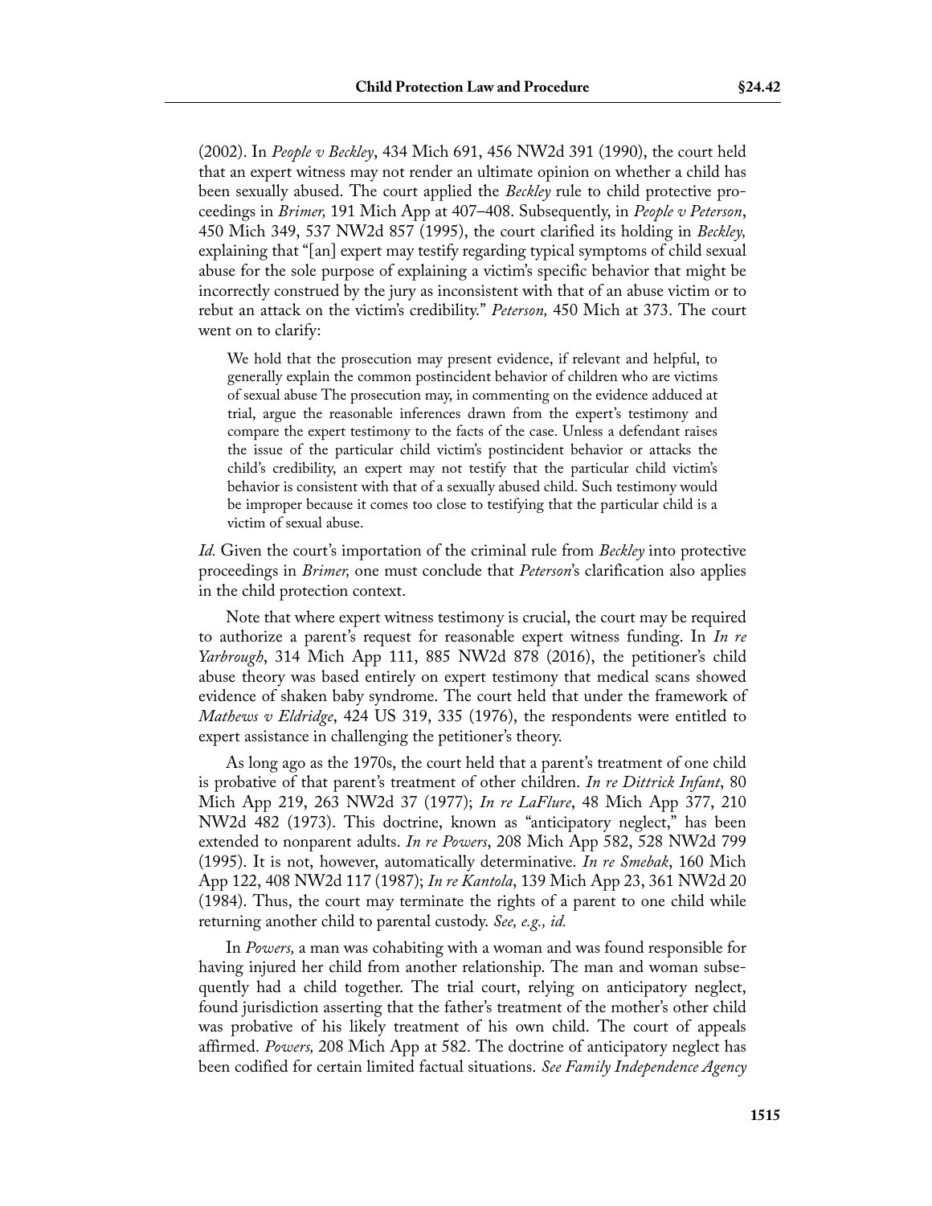(2002). In *People v Beckley*, 434 Mich 691, 456 NW2d 391 (1990), the court held that an expert witness may not render an ultimate opinion on whether a child has been sexually abused. The court applied the *Beckley* rule to child protective proceedings in *Brimer,* 191 Mich App at 407–408. Subsequently, in *People v Peterson*, 450 Mich 349, 537 NW2d 857 (1995), the court clarified its holding in *Beckley,* explaining that "[an] expert may testify regarding typical symptoms of child sexual abuse for the sole purpose of explaining a victim's specific behavior that might be incorrectly construed by the jury as inconsistent with that of an abuse victim or to rebut an attack on the victim's credibility." *Peterson,* 450 Mich at 373. The court went on to clarify:

> We hold that the prosecution may present evidence, if relevant and helpful, to generally explain the common postincident behavior of children who are victims of sexual abuse The prosecution may, in commenting on the evidence adduced at trial, argue the reasonable inferences drawn from the expert's testimony and compare the expert testimony to the facts of the case. Unless a defendant raises the issue of the particular child victim's postincident behavior or attacks the child's credibility, an expert may not testify that the particular child victim's behavior is consistent with that of a sexually abused child. Such testimony would be improper because it comes too close to testifying that the particular child is a victim of sexual abuse.

*Id.* Given the court's importation of the criminal rule from *Beckley* into protective proceedings in *Brimer,* one must conclude that *Peterson*'s clarification also applies in the child protection context.

Note that where expert witness testimony is crucial, the court may be required to authorize a parent's request for reasonable expert witness funding. In *In re Yarbrough*, 314 Mich App 111, 885 NW2d 878 (2016), the petitioner's child abuse theory was based entirely on expert testimony that medical scans showed evidence of shaken baby syndrome. The court held that under the framework of *Mathews v Eldridge*, 424 US 319, 335 (1976), the respondents were entitled to expert assistance in challenging the petitioner's theory.

As long ago as the 1970s, the court held that a parent's treatment of one child is probative of that parent's treatment of other children. *In re Dittrick Infant*, 80 Mich App 219, 263 NW2d 37 (1977); *In re LaFlure*, 48 Mich App 377, 210 NW2d 482 (1973). This doctrine, known as "anticipatory neglect," has been extended to nonparent adults. *In re Powers*, 208 Mich App 582, 528 NW2d 799 (1995). It is not, however, automatically determinative. *In re Smebak*, 160 Mich App 122, 408 NW2d 117 (1987); *In re Kantola*, 139 Mich App 23, 361 NW2d 20 (1984). Thus, the court may terminate the rights of a parent to one child while returning another child to parental custody. *See, e.g., id.*

In *Powers,* a man was cohabiting with a woman and was found responsible for having injured her child from another relationship. The man and woman subsequently had a child together. The trial court, relying on anticipatory neglect, found jurisdiction asserting that the father's treatment of the mother's other child was probative of his likely treatment of his own child. The court of appeals affirmed. *Powers,* 208 Mich App at 582. The doctrine of anticipatory neglect has been codified for certain limited factual situations. *See Family Independence Agency*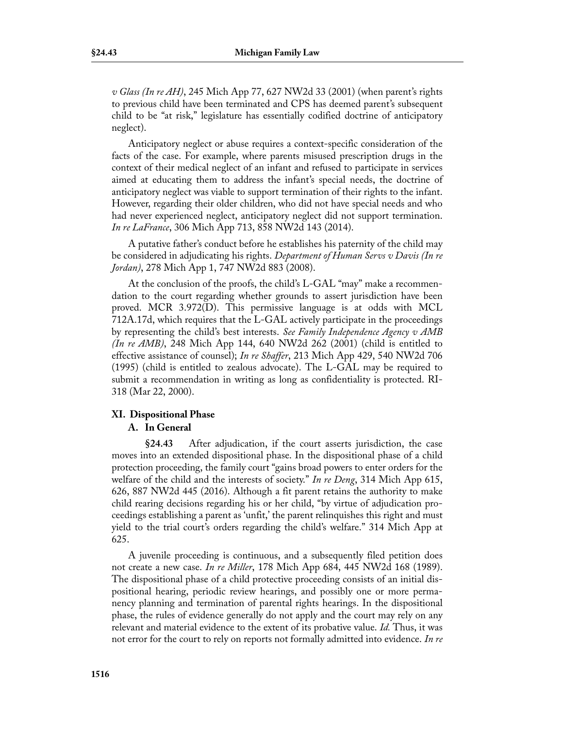*v Glass (In re AH)*, 245 Mich App 77, 627 NW2d 33 (2001) (when parent's rights to previous child have been terminated and CPS has deemed parent's subsequent child to be "at risk," legislature has essentially codified doctrine of anticipatory neglect).

Anticipatory neglect or abuse requires a context-specific consideration of the facts of the case. For example, where parents misused prescription drugs in the context of their medical neglect of an infant and refused to participate in services aimed at educating them to address the infant's special needs, the doctrine of anticipatory neglect was viable to support termination of their rights to the infant. However, regarding their older children, who did not have special needs and who had never experienced neglect, anticipatory neglect did not support termination. *In re LaFrance*, 306 Mich App 713, 858 NW2d 143 (2014).

A putative father's conduct before he establishes his paternity of the child may be considered in adjudicating his rights. *Department of Human Servs v Davis (In re Jordan)*, 278 Mich App 1, 747 NW2d 883 (2008).

At the conclusion of the proofs, the child's L-GAL "may" make a recommendation to the court regarding whether grounds to assert jurisdiction have been proved. MCR 3.972(D). This permissive language is at odds with MCL 712A.17d, which requires that the L-GAL actively participate in the proceedings by representing the child's best interests. *See Family Independence Agency v AMB (In re AMB)*, 248 Mich App 144, 640 NW2d 262 (2001) (child is entitled to effective assistance of counsel); *In re Shaffer*, 213 Mich App 429, 540 NW2d 706 (1995) (child is entitled to zealous advocate). The L-GAL may be required to submit a recommendation in writing as long as confidentiality is protected. RI-318 (Mar 22, 2000).

## XI. Dispositional Phase

### A. In General

**§24.43** After adjudication, if the court asserts jurisdiction, the case moves into an extended dispositional phase. In the dispositional phase of a child protection proceeding, the family court "gains broad powers to enter orders for the welfare of the child and the interests of society." *In re Deng*, 314 Mich App 615, 626, 887 NW2d 445 (2016). Although a fit parent retains the authority to make child rearing decisions regarding his or her child, "by virtue of adjudication proceedings establishing a parent as 'unfit,' the parent relinquishes this right and must yield to the trial court's orders regarding the child's welfare." 314 Mich App at 625.

A juvenile proceeding is continuous, and a subsequently filed petition does not create a new case. *In re Miller*, 178 Mich App 684, 445 NW2d 168 (1989). The dispositional phase of a child protective proceeding consists of an initial dispositional hearing, periodic review hearings, and possibly one or more permanency planning and termination of parental rights hearings. In the dispositional phase, the rules of evidence generally do not apply and the court may rely on any relevant and material evidence to the extent of its probative value. *Id.* Thus, it was not error for the court to rely on reports not formally admitted into evidence. *In re*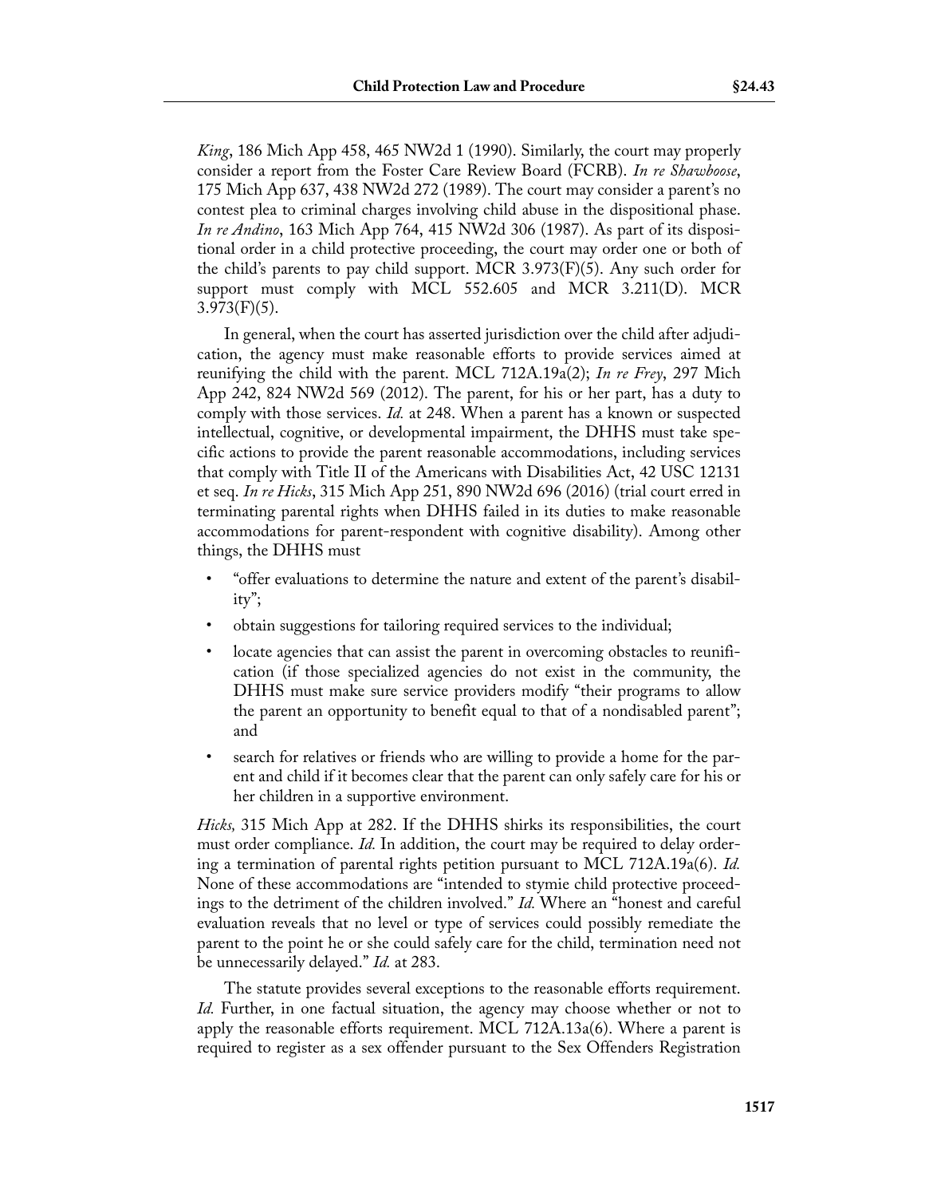*King*, 186 Mich App 458, 465 NW2d 1 (1990). Similarly, the court may properly consider a report from the Foster Care Review Board (FCRB). *In re Shawboose*, 175 Mich App 637, 438 NW2d 272 (1989). The court may consider a parent's no contest plea to criminal charges involving child abuse in the dispositional phase. *In re Andino*, 163 Mich App 764, 415 NW2d 306 (1987). As part of its dispositional order in a child protective proceeding, the court may order one or both of the child's parents to pay child support. MCR 3.973(F)(5). Any such order for support must comply with MCL 552.605 and MCR 3.211(D). MCR 3.973(F)(5).

In general, when the court has asserted jurisdiction over the child after adjudication, the agency must make reasonable efforts to provide services aimed at reunifying the child with the parent. MCL 712A.19a(2); *In re Frey*, 297 Mich App 242, 824 NW2d 569 (2012). The parent, for his or her part, has a duty to comply with those services. *Id.* at 248. When a parent has a known or suspected intellectual, cognitive, or developmental impairment, the DHHS must take specific actions to provide the parent reasonable accommodations, including services that comply with Title II of the Americans with Disabilities Act, 42 USC 12131 et seq. *In re Hicks*, 315 Mich App 251, 890 NW2d 696 (2016) (trial court erred in terminating parental rights when DHHS failed in its duties to make reasonable accommodations for parent-respondent with cognitive disability). Among other things, the DHHS must

- "offer evaluations to determine the nature and extent of the parent's disability";
- obtain suggestions for tailoring required services to the individual;
- locate agencies that can assist the parent in overcoming obstacles to reunification (if those specialized agencies do not exist in the community, the DHHS must make sure service providers modify "their programs to allow the parent an opportunity to benefit equal to that of a nondisabled parent"; and
- search for relatives or friends who are willing to provide a home for the parent and child if it becomes clear that the parent can only safely care for his or her children in a supportive environment.

*Hicks,* 315 Mich App at 282. If the DHHS shirks its responsibilities, the court must order compliance. *Id.* In addition, the court may be required to delay ordering a termination of parental rights petition pursuant to MCL 712A.19a(6). *Id.* None of these accommodations are "intended to stymie child protective proceedings to the detriment of the children involved." *Id.* Where an "honest and careful evaluation reveals that no level or type of services could possibly remediate the parent to the point he or she could safely care for the child, termination need not be unnecessarily delayed." *Id.* at 283.

The statute provides several exceptions to the reasonable efforts requirement. *Id.* Further, in one factual situation, the agency may choose whether or not to apply the reasonable efforts requirement. MCL 712A.13a(6). Where a parent is required to register as a sex offender pursuant to the Sex Offenders Registration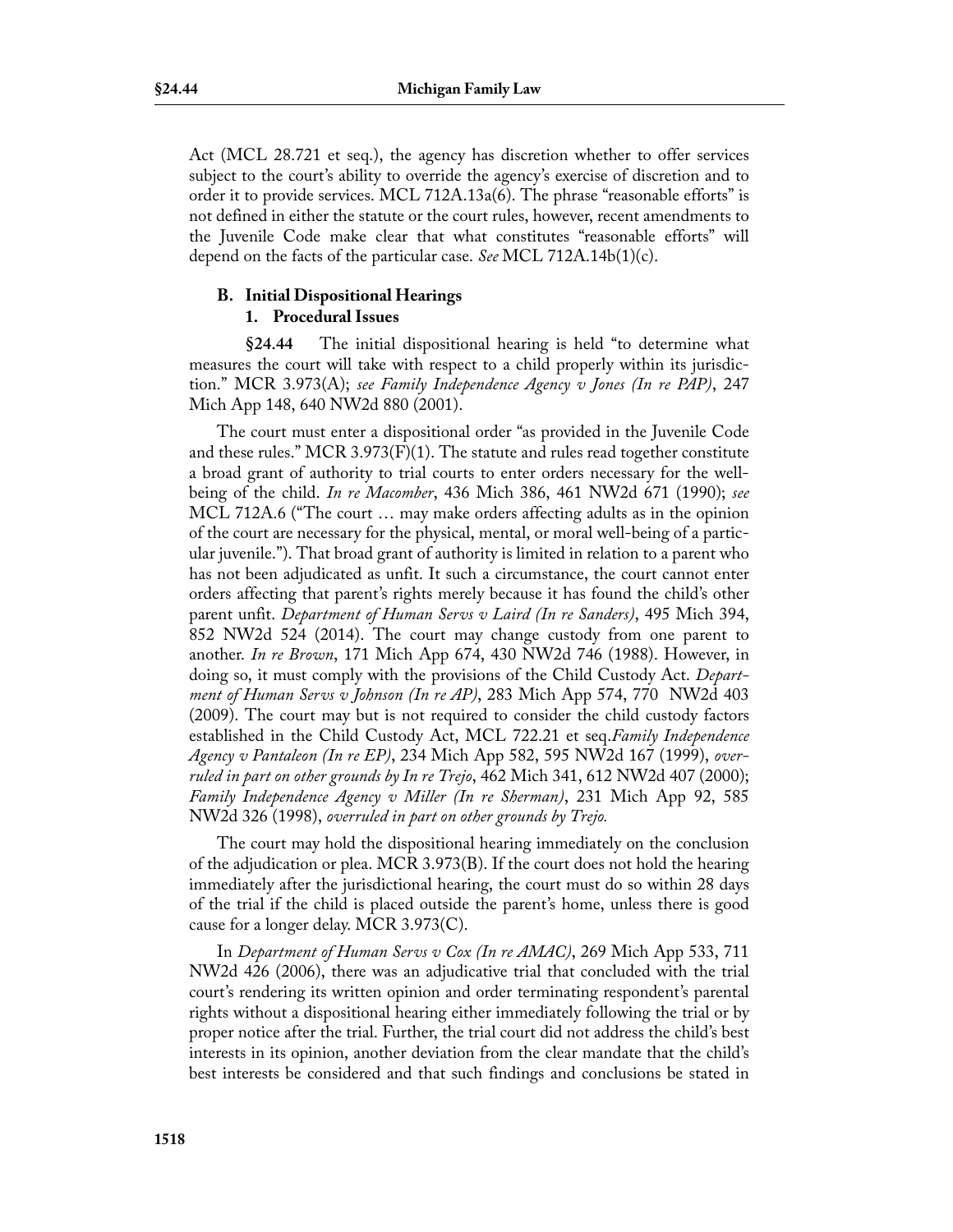Act (MCL 28.721 et seq.), the agency has discretion whether to offer services subject to the court's ability to override the agency's exercise of discretion and to order it to provide services. MCL 712A.13a(6). The phrase "reasonable efforts" is not defined in either the statute or the court rules, however, recent amendments to the Juvenile Code make clear that what constitutes "reasonable efforts" will depend on the facts of the particular case. *See* MCL 712A.14b(1)(c).

### B. Initial Dispositional Hearings

#### 1. Procedural Issues

**§24.44** The initial dispositional hearing is held "to determine what measures the court will take with respect to a child properly within its jurisdiction." MCR 3.973(A); *see Family Independence Agency v Jones (In re PAP)*, 247 Mich App 148, 640 NW2d 880 (2001).

The court must enter a dispositional order "as provided in the Juvenile Code and these rules." MCR 3.973(F)(1). The statute and rules read together constitute a broad grant of authority to trial courts to enter orders necessary for the well-being of the child. *In re Macomber*, 436 Mich 386, 461 NW2d 671 (1990); *see* MCL 712A.6 ("The court … may make orders affecting adults as in the opinion of the court are necessary for the physical, mental, or moral well-being of a particular juvenile."). That broad grant of authority is limited in relation to a parent who has not been adjudicated as unfit. It such a circumstance, the court cannot enter orders affecting that parent's rights merely because it has found the child's other parent unfit. *Department of Human Servs v Laird (In re Sanders)*, 495 Mich 394, 852 NW2d 524 (2014). The court may change custody from one parent to another. *In re Brown*, 171 Mich App 674, 430 NW2d 746 (1988). However, in doing so, it must comply with the provisions of the Child Custody Act. *Department of Human Servs v Johnson (In re AP)*, 283 Mich App 574, 770 NW2d 403 (2009). The court may but is not required to consider the child custody factors established in the Child Custody Act, MCL 722.21 et seq.*Family Independence Agency v Pantaleon (In re EP)*, 234 Mich App 582, 595 NW2d 167 (1999), *overruled in part on other grounds by In re Trejo*, 462 Mich 341, 612 NW2d 407 (2000); *Family Independence Agency v Miller (In re Sherman)*, 231 Mich App 92, 585 NW2d 326 (1998), *overruled in part on other grounds by Trejo.*

The court may hold the dispositional hearing immediately on the conclusion of the adjudication or plea. MCR 3.973(B). If the court does not hold the hearing immediately after the jurisdictional hearing, the court must do so within 28 days of the trial if the child is placed outside the parent's home, unless there is good cause for a longer delay. MCR 3.973(C).

In *Department of Human Servs v Cox (In re AMAC)*, 269 Mich App 533, 711 NW2d 426 (2006), there was an adjudicative trial that concluded with the trial court's rendering its written opinion and order terminating respondent's parental rights without a dispositional hearing either immediately following the trial or by proper notice after the trial. Further, the trial court did not address the child's best interests in its opinion, another deviation from the clear mandate that the child's best interests be considered and that such findings and conclusions be stated in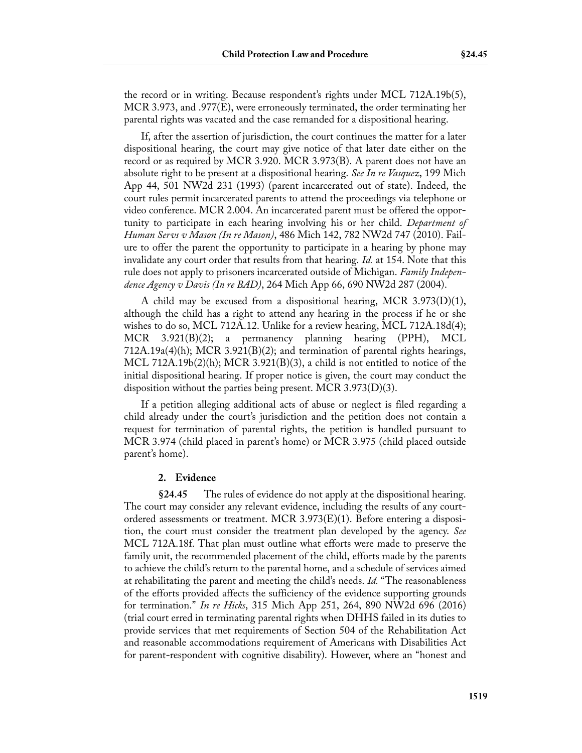the record or in writing. Because respondent's rights under MCL 712A.19b(5), MCR 3.973, and .977(E), were erroneously terminated, the order terminating her parental rights was vacated and the case remanded for a dispositional hearing.

If, after the assertion of jurisdiction, the court continues the matter for a later dispositional hearing, the court may give notice of that later date either on the record or as required by MCR 3.920. MCR 3.973(B). A parent does not have an absolute right to be present at a dispositional hearing. *See In re Vasquez*, 199 Mich App 44, 501 NW2d 231 (1993) (parent incarcerated out of state). Indeed, the court rules permit incarcerated parents to attend the proceedings via telephone or video conference. MCR 2.004. An incarcerated parent must be offered the opportunity to participate in each hearing involving his or her child. *Department of Human Servs v Mason (In re Mason)*, 486 Mich 142, 782 NW2d 747 (2010). Failure to offer the parent the opportunity to participate in a hearing by phone may invalidate any court order that results from that hearing. *Id.* at 154. Note that this rule does not apply to prisoners incarcerated outside of Michigan. *Family Independence Agency v Davis (In re BAD)*, 264 Mich App 66, 690 NW2d 287 (2004).

A child may be excused from a dispositional hearing, MCR 3.973(D)(1), although the child has a right to attend any hearing in the process if he or she wishes to do so, MCL 712A.12. Unlike for a review hearing, MCL 712A.18d(4); MCR 3.921(B)(2); a permanency planning hearing (PPH), MCL 712A.19a(4)(h); MCR 3.921(B)(2); and termination of parental rights hearings, MCL 712A.19b(2)(h); MCR 3.921(B)(3), a child is not entitled to notice of the initial dispositional hearing. If proper notice is given, the court may conduct the disposition without the parties being present. MCR 3.973(D)(3).

If a petition alleging additional acts of abuse or neglect is filed regarding a child already under the court's jurisdiction and the petition does not contain a request for termination of parental rights, the petition is handled pursuant to MCR 3.974 (child placed in parent's home) or MCR 3.975 (child placed outside parent's home).

#### 2. Evidence

**§24.45** The rules of evidence do not apply at the dispositional hearing. The court may consider any relevant evidence, including the results of any court-ordered assessments or treatment. MCR 3.973(E)(1). Before entering a disposition, the court must consider the treatment plan developed by the agency. *See* MCL 712A.18f. That plan must outline what efforts were made to preserve the family unit, the recommended placement of the child, efforts made by the parents to achieve the child's return to the parental home, and a schedule of services aimed at rehabilitating the parent and meeting the child's needs. *Id.* "The reasonableness of the efforts provided affects the sufficiency of the evidence supporting grounds for termination." *In re Hicks*, 315 Mich App 251, 264, 890 NW2d 696 (2016) (trial court erred in terminating parental rights when DHHS failed in its duties to provide services that met requirements of Section 504 of the Rehabilitation Act and reasonable accommodations requirement of Americans with Disabilities Act for parent-respondent with cognitive disability). However, where an "honest and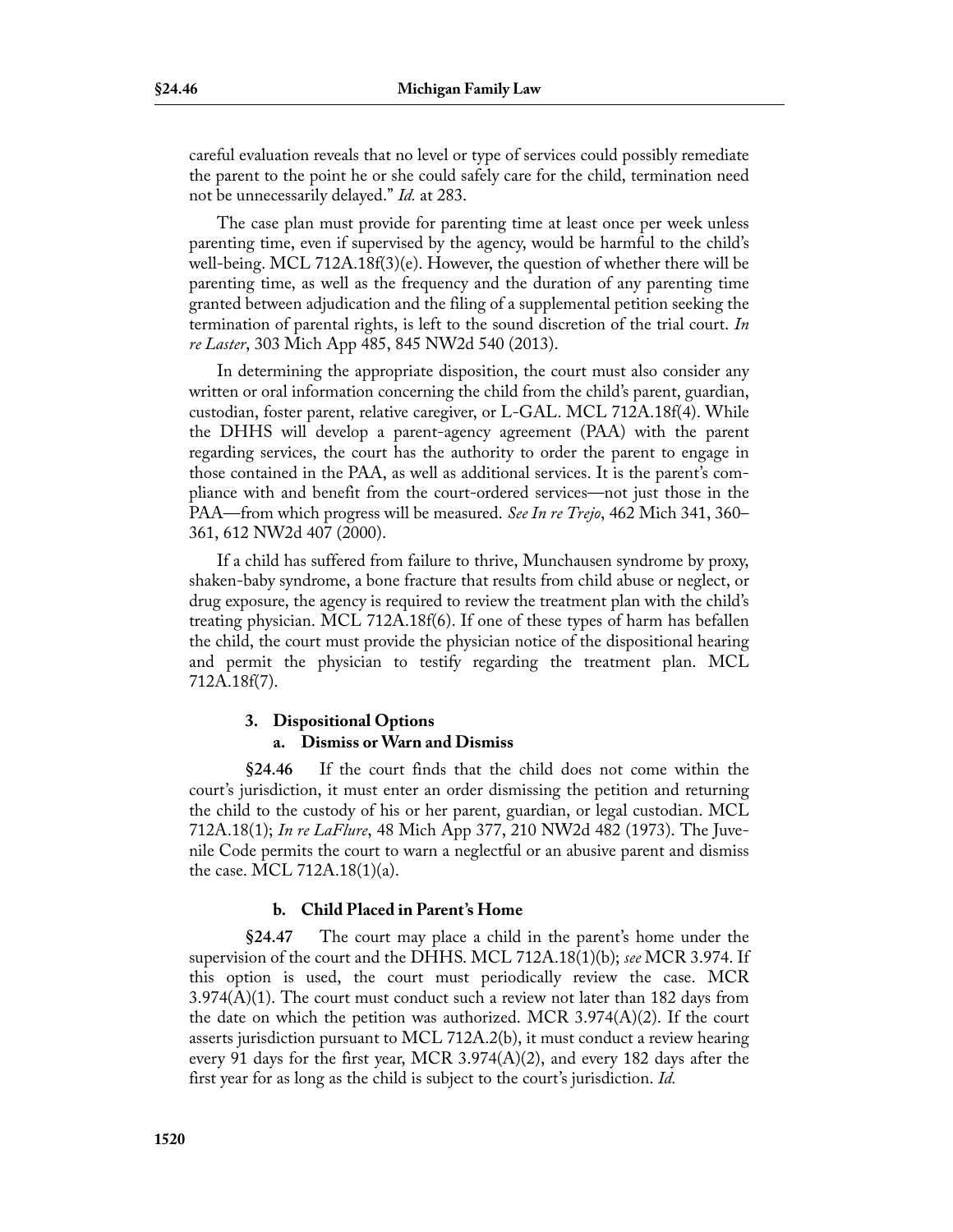careful evaluation reveals that no level or type of services could possibly remediate the parent to the point he or she could safely care for the child, termination need not be unnecessarily delayed." *Id.* at 283.

The case plan must provide for parenting time at least once per week unless parenting time, even if supervised by the agency, would be harmful to the child's well-being. MCL 712A.18f(3)(e). However, the question of whether there will be parenting time, as well as the frequency and the duration of any parenting time granted between adjudication and the filing of a supplemental petition seeking the termination of parental rights, is left to the sound discretion of the trial court. *In re Laster*, 303 Mich App 485, 845 NW2d 540 (2013).

In determining the appropriate disposition, the court must also consider any written or oral information concerning the child from the child's parent, guardian, custodian, foster parent, relative caregiver, or L-GAL. MCL 712A.18f(4). While the DHHS will develop a parent-agency agreement (PAA) with the parent regarding services, the court has the authority to order the parent to engage in those contained in the PAA, as well as additional services. It is the parent's compliance with and benefit from the court-ordered services—not just those in the PAA—from which progress will be measured. *See In re Trejo*, 462 Mich 341, 360–361, 612 NW2d 407 (2000).

If a child has suffered from failure to thrive, Munchausen syndrome by proxy, shaken-baby syndrome, a bone fracture that results from child abuse or neglect, or drug exposure, the agency is required to review the treatment plan with the child's treating physician. MCL 712A.18f(6). If one of these types of harm has befallen the child, the court must provide the physician notice of the dispositional hearing and permit the physician to testify regarding the treatment plan. MCL 712A.18f(7).

### 3. Dispositional Options

#### a. Dismiss or Warn and Dismiss

**§24.46** If the court finds that the child does not come within the court's jurisdiction, it must enter an order dismissing the petition and returning the child to the custody of his or her parent, guardian, or legal custodian. MCL 712A.18(1); *In re LaFlure*, 48 Mich App 377, 210 NW2d 482 (1973). The Juvenile Code permits the court to warn a neglectful or an abusive parent and dismiss the case. MCL 712A.18(1)(a).

#### b. Child Placed in Parent's Home

**§24.47** The court may place a child in the parent's home under the supervision of the court and the DHHS. MCL 712A.18(1)(b); *see* MCR 3.974. If this option is used, the court must periodically review the case. MCR 3.974(A)(1). The court must conduct such a review not later than 182 days from the date on which the petition was authorized. MCR 3.974(A)(2). If the court asserts jurisdiction pursuant to MCL 712A.2(b), it must conduct a review hearing every 91 days for the first year, MCR 3.974(A)(2), and every 182 days after the first year for as long as the child is subject to the court's jurisdiction. *Id.*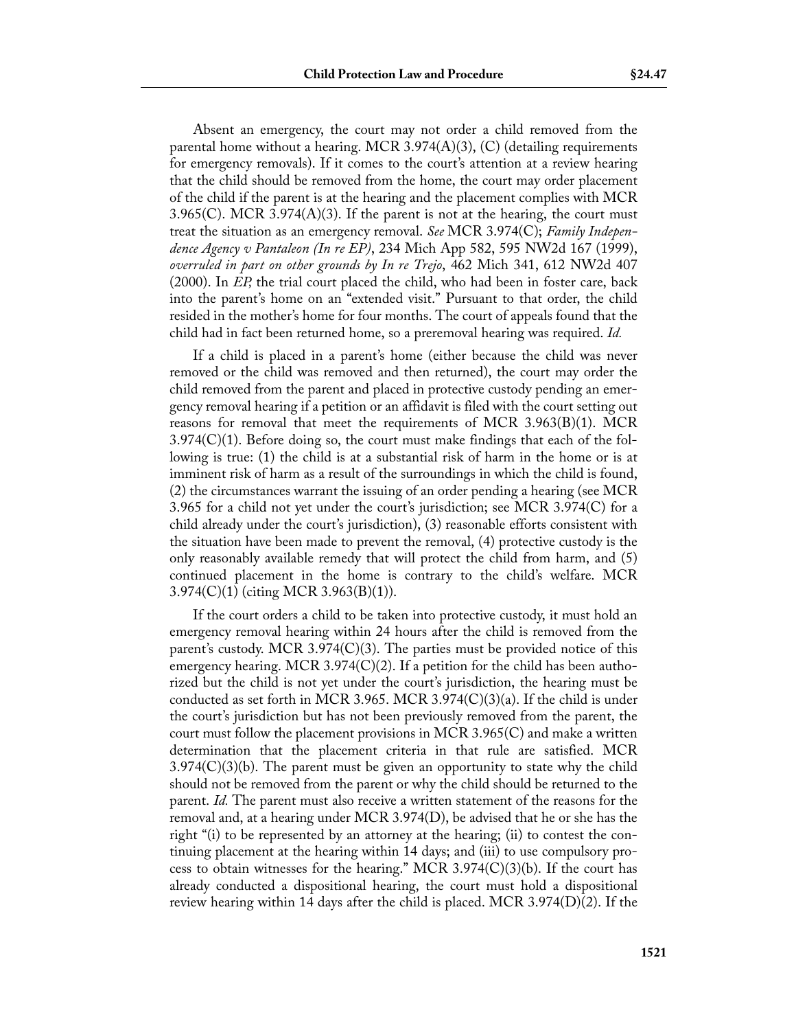Absent an emergency, the court may not order a child removed from the parental home without a hearing. MCR 3.974(A)(3), (C) (detailing requirements for emergency removals). If it comes to the court's attention at a review hearing that the child should be removed from the home, the court may order placement of the child if the parent is at the hearing and the placement complies with MCR 3.965(C). MCR 3.974(A)(3). If the parent is not at the hearing, the court must treat the situation as an emergency removal. *See* MCR 3.974(C); *Family Independence Agency v Pantaleon (In re EP)*, 234 Mich App 582, 595 NW2d 167 (1999), *overruled in part on other grounds by In re Trejo*, 462 Mich 341, 612 NW2d 407 (2000). In *EP,* the trial court placed the child, who had been in foster care, back into the parent's home on an "extended visit." Pursuant to that order, the child resided in the mother's home for four months. The court of appeals found that the child had in fact been returned home, so a preremoval hearing was required. *Id.*

If a child is placed in a parent's home (either because the child was never removed or the child was removed and then returned), the court may order the child removed from the parent and placed in protective custody pending an emergency removal hearing if a petition or an affidavit is filed with the court setting out reasons for removal that meet the requirements of MCR 3.963(B)(1). MCR 3.974(C)(1). Before doing so, the court must make findings that each of the following is true: (1) the child is at a substantial risk of harm in the home or is at imminent risk of harm as a result of the surroundings in which the child is found, (2) the circumstances warrant the issuing of an order pending a hearing (see MCR 3.965 for a child not yet under the court's jurisdiction; see MCR 3.974(C) for a child already under the court's jurisdiction), (3) reasonable efforts consistent with the situation have been made to prevent the removal, (4) protective custody is the only reasonably available remedy that will protect the child from harm, and (5) continued placement in the home is contrary to the child's welfare. MCR 3.974(C)(1) (citing MCR 3.963(B)(1)).

If the court orders a child to be taken into protective custody, it must hold an emergency removal hearing within 24 hours after the child is removed from the parent's custody. MCR 3.974(C)(3). The parties must be provided notice of this emergency hearing. MCR 3.974(C)(2). If a petition for the child has been authorized but the child is not yet under the court's jurisdiction, the hearing must be conducted as set forth in MCR 3.965. MCR 3.974(C)(3)(a). If the child is under the court's jurisdiction but has not been previously removed from the parent, the court must follow the placement provisions in MCR 3.965(C) and make a written determination that the placement criteria in that rule are satisfied. MCR 3.974(C)(3)(b). The parent must be given an opportunity to state why the child should not be removed from the parent or why the child should be returned to the parent. *Id.* The parent must also receive a written statement of the reasons for the removal and, at a hearing under MCR 3.974(D), be advised that he or she has the right "(i) to be represented by an attorney at the hearing; (ii) to contest the continuing placement at the hearing within 14 days; and (iii) to use compulsory process to obtain witnesses for the hearing." MCR 3.974(C)(3)(b). If the court has already conducted a dispositional hearing, the court must hold a dispositional review hearing within 14 days after the child is placed. MCR 3.974(D)(2). If the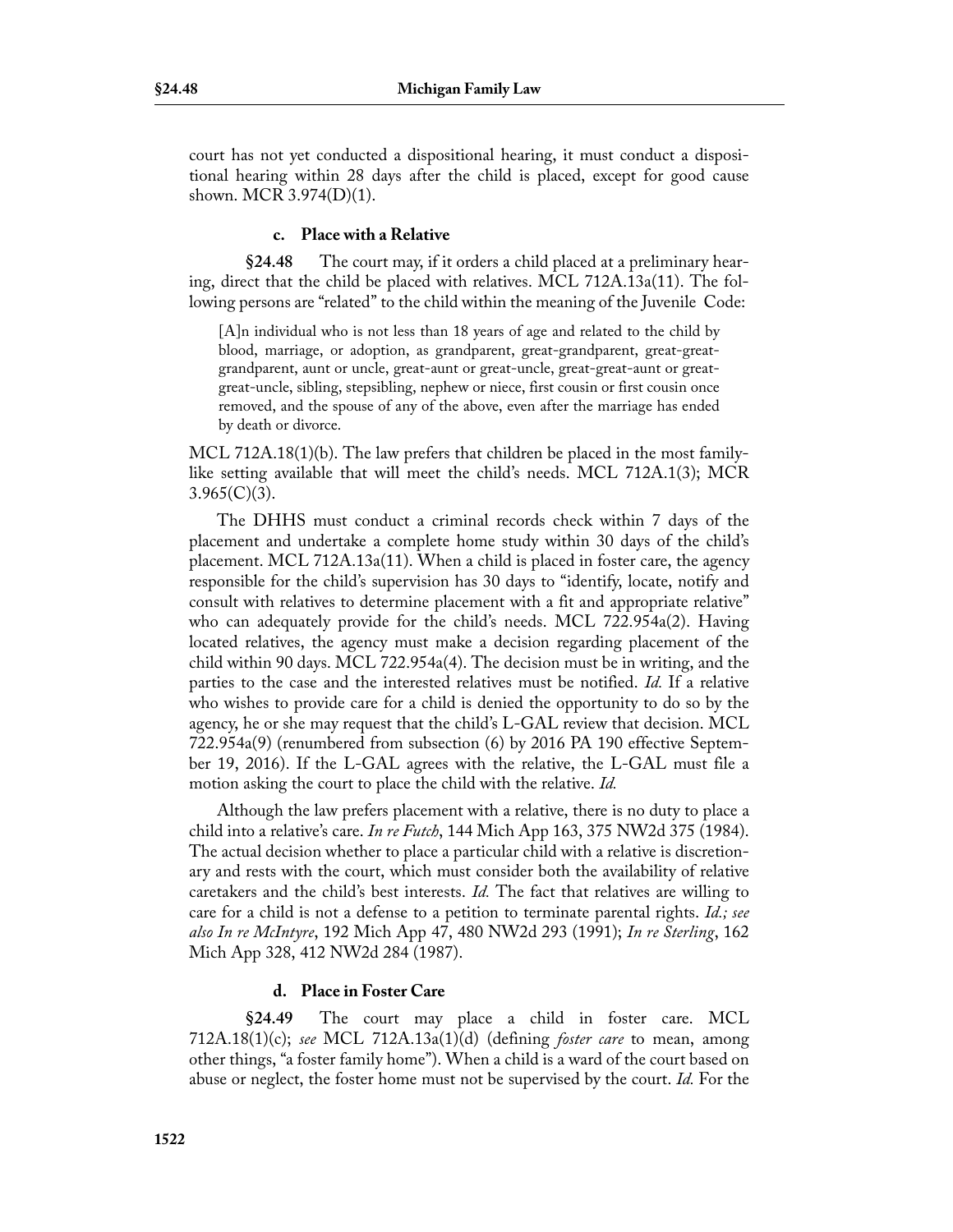court has not yet conducted a dispositional hearing, it must conduct a dispositional hearing within 28 days after the child is placed, except for good cause shown. MCR 3.974(D)(1).

#### c. Place with a Relative

**§24.48** The court may, if it orders a child placed at a preliminary hearing, direct that the child be placed with relatives. MCL 712A.13a(11). The following persons are "related" to the child within the meaning of the Juvenile Code:

> [A]n individual who is not less than 18 years of age and related to the child by blood, marriage, or adoption, as grandparent, great-grandparent, great-great-grandparent, aunt or uncle, great-aunt or great-uncle, great-great-aunt or great-great-uncle, sibling, stepsibling, nephew or niece, first cousin or first cousin once removed, and the spouse of any of the above, even after the marriage has ended by death or divorce.

MCL 712A.18(1)(b). The law prefers that children be placed in the most family-like setting available that will meet the child's needs. MCL 712A.1(3); MCR 3.965(C)(3).

The DHHS must conduct a criminal records check within 7 days of the placement and undertake a complete home study within 30 days of the child's placement. MCL 712A.13a(11). When a child is placed in foster care, the agency responsible for the child's supervision has 30 days to "identify, locate, notify and consult with relatives to determine placement with a fit and appropriate relative" who can adequately provide for the child's needs. MCL 722.954a(2). Having located relatives, the agency must make a decision regarding placement of the child within 90 days. MCL 722.954a(4). The decision must be in writing, and the parties to the case and the interested relatives must be notified. *Id.* If a relative who wishes to provide care for a child is denied the opportunity to do so by the agency, he or she may request that the child's L-GAL review that decision. MCL 722.954a(9) (renumbered from subsection (6) by 2016 PA 190 effective September 19, 2016). If the L-GAL agrees with the relative, the L-GAL must file a motion asking the court to place the child with the relative. *Id.*

Although the law prefers placement with a relative, there is no duty to place a child into a relative's care. *In re Futch*, 144 Mich App 163, 375 NW2d 375 (1984). The actual decision whether to place a particular child with a relative is discretionary and rests with the court, which must consider both the availability of relative caretakers and the child's best interests. *Id.* The fact that relatives are willing to care for a child is not a defense to a petition to terminate parental rights. *Id.; see also In re McIntyre*, 192 Mich App 47, 480 NW2d 293 (1991); *In re Sterling*, 162 Mich App 328, 412 NW2d 284 (1987).

#### d. Place in Foster Care

**§24.49** The court may place a child in foster care. MCL 712A.18(1)(c); *see* MCL 712A.13a(1)(d) (defining *foster care* to mean, among other things, "a foster family home"). When a child is a ward of the court based on abuse or neglect, the foster home must not be supervised by the court. *Id.* For the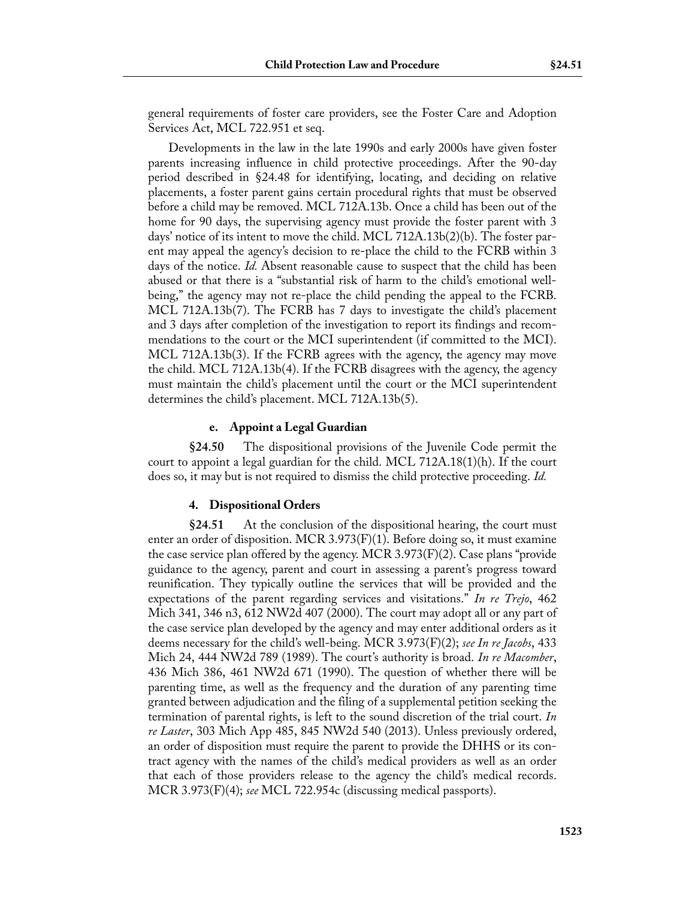general requirements of foster care providers, see the Foster Care and Adoption Services Act, MCL 722.951 et seq.

Developments in the law in the late 1990s and early 2000s have given foster parents increasing influence in child protective proceedings. After the 90-day period described in §24.48 for identifying, locating, and deciding on relative placements, a foster parent gains certain procedural rights that must be observed before a child may be removed. MCL 712A.13b. Once a child has been out of the home for 90 days, the supervising agency must provide the foster parent with 3 days' notice of its intent to move the child. MCL 712A.13b(2)(b). The foster parent may appeal the agency's decision to re-place the child to the FCRB within 3 days of the notice. *Id.* Absent reasonable cause to suspect that the child has been abused or that there is a "substantial risk of harm to the child's emotional well-being," the agency may not re-place the child pending the appeal to the FCRB. MCL 712A.13b(7). The FCRB has 7 days to investigate the child's placement and 3 days after completion of the investigation to report its findings and recommendations to the court or the MCI superintendent (if committed to the MCI). MCL 712A.13b(3). If the FCRB agrees with the agency, the agency may move the child. MCL 712A.13b(4). If the FCRB disagrees with the agency, the agency must maintain the child's placement until the court or the MCI superintendent determines the child's placement. MCL 712A.13b(5).

#### e. Appoint a Legal Guardian

**§24.50** The dispositional provisions of the Juvenile Code permit the court to appoint a legal guardian for the child. MCL 712A.18(1)(h). If the court does so, it may but is not required to dismiss the child protective proceeding. *Id.*

### 4. Dispositional Orders

**§24.51** At the conclusion of the dispositional hearing, the court must enter an order of disposition. MCR 3.973(F)(1). Before doing so, it must examine the case service plan offered by the agency. MCR 3.973(F)(2). Case plans "provide guidance to the agency, parent and court in assessing a parent's progress toward reunification. They typically outline the services that will be provided and the expectations of the parent regarding services and visitations." *In re Trejo*, 462 Mich 341, 346 n3, 612 NW2d 407 (2000). The court may adopt all or any part of the case service plan developed by the agency and may enter additional orders as it deems necessary for the child's well-being. MCR 3.973(F)(2); *see In re Jacobs*, 433 Mich 24, 444 NW2d 789 (1989). The court's authority is broad. *In re Macomber*, 436 Mich 386, 461 NW2d 671 (1990). The question of whether there will be parenting time, as well as the frequency and the duration of any parenting time granted between adjudication and the filing of a supplemental petition seeking the termination of parental rights, is left to the sound discretion of the trial court. *In re Laster*, 303 Mich App 485, 845 NW2d 540 (2013). Unless previously ordered, an order of disposition must require the parent to provide the DHHS or its contract agency with the names of the child's medical providers as well as an order that each of those providers release to the agency the child's medical records. MCR 3.973(F)(4); *see* MCL 722.954c (discussing medical passports).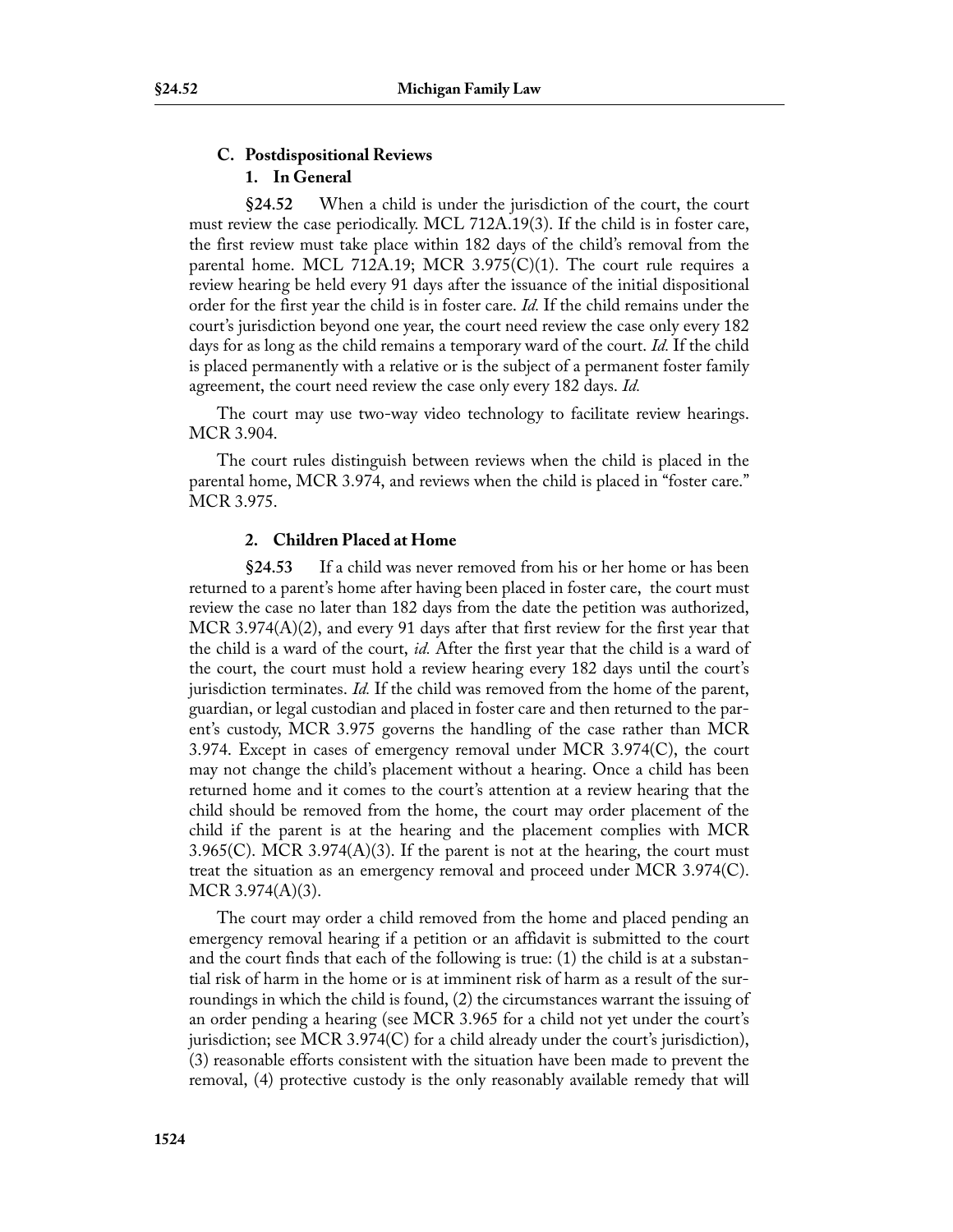### C. Postdispositional Reviews

#### 1. In General

**§24.52** When a child is under the jurisdiction of the court, the court must review the case periodically. MCL 712A.19(3). If the child is in foster care, the first review must take place within 182 days of the child's removal from the parental home. MCL 712A.19; MCR 3.975(C)(1). The court rule requires a review hearing be held every 91 days after the issuance of the initial dispositional order for the first year the child is in foster care. *Id.* If the child remains under the court's jurisdiction beyond one year, the court need review the case only every 182 days for as long as the child remains a temporary ward of the court. *Id.* If the child is placed permanently with a relative or is the subject of a permanent foster family agreement, the court need review the case only every 182 days. *Id.*

The court may use two-way video technology to facilitate review hearings. MCR 3.904.

The court rules distinguish between reviews when the child is placed in the parental home, MCR 3.974, and reviews when the child is placed in "foster care." MCR 3.975.

#### 2. Children Placed at Home

**§24.53** If a child was never removed from his or her home or has been returned to a parent's home after having been placed in foster care, the court must review the case no later than 182 days from the date the petition was authorized, MCR 3.974(A)(2), and every 91 days after that first review for the first year that the child is a ward of the court, *id.* After the first year that the child is a ward of the court, the court must hold a review hearing every 182 days until the court's jurisdiction terminates. *Id.* If the child was removed from the home of the parent, guardian, or legal custodian and placed in foster care and then returned to the parent's custody, MCR 3.975 governs the handling of the case rather than MCR 3.974. Except in cases of emergency removal under MCR 3.974(C), the court may not change the child's placement without a hearing. Once a child has been returned home and it comes to the court's attention at a review hearing that the child should be removed from the home, the court may order placement of the child if the parent is at the hearing and the placement complies with MCR 3.965(C). MCR 3.974(A)(3). If the parent is not at the hearing, the court must treat the situation as an emergency removal and proceed under MCR 3.974(C). MCR 3.974(A)(3).

The court may order a child removed from the home and placed pending an emergency removal hearing if a petition or an affidavit is submitted to the court and the court finds that each of the following is true: (1) the child is at a substantial risk of harm in the home or is at imminent risk of harm as a result of the surroundings in which the child is found, (2) the circumstances warrant the issuing of an order pending a hearing (see MCR 3.965 for a child not yet under the court's jurisdiction; see MCR 3.974(C) for a child already under the court's jurisdiction), (3) reasonable efforts consistent with the situation have been made to prevent the removal, (4) protective custody is the only reasonably available remedy that will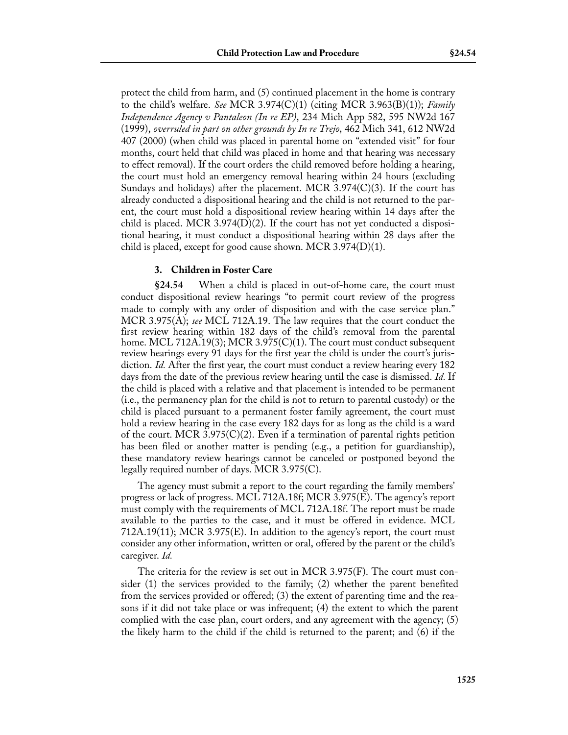protect the child from harm, and (5) continued placement in the home is contrary to the child's welfare. *See* MCR 3.974(C)(1) (citing MCR 3.963(B)(1)); *Family Independence Agency v Pantaleon (In re EP)*, 234 Mich App 582, 595 NW2d 167 (1999), *overruled in part on other grounds by In re Trejo*, 462 Mich 341, 612 NW2d 407 (2000) (when child was placed in parental home on "extended visit" for four months, court held that child was placed in home and that hearing was necessary to effect removal). If the court orders the child removed before holding a hearing, the court must hold an emergency removal hearing within 24 hours (excluding Sundays and holidays) after the placement. MCR 3.974(C)(3). If the court has already conducted a dispositional hearing and the child is not returned to the parent, the court must hold a dispositional review hearing within 14 days after the child is placed. MCR 3.974(D)(2). If the court has not yet conducted a dispositional hearing, it must conduct a dispositional hearing within 28 days after the child is placed, except for good cause shown. MCR 3.974(D)(1).

### 3. Children in Foster Care

**§24.54** When a child is placed in out-of-home care, the court must conduct dispositional review hearings "to permit court review of the progress made to comply with any order of disposition and with the case service plan." MCR 3.975(A); *see* MCL 712A.19. The law requires that the court conduct the first review hearing within 182 days of the child's removal from the parental home. MCL 712A.19(3); MCR 3.975(C)(1). The court must conduct subsequent review hearings every 91 days for the first year the child is under the court's jurisdiction. *Id.* After the first year, the court must conduct a review hearing every 182 days from the date of the previous review hearing until the case is dismissed. *Id.* If the child is placed with a relative and that placement is intended to be permanent (i.e., the permanency plan for the child is not to return to parental custody) or the child is placed pursuant to a permanent foster family agreement, the court must hold a review hearing in the case every 182 days for as long as the child is a ward of the court. MCR 3.975(C)(2). Even if a termination of parental rights petition has been filed or another matter is pending (e.g., a petition for guardianship), these mandatory review hearings cannot be canceled or postponed beyond the legally required number of days. MCR 3.975(C).

The agency must submit a report to the court regarding the family members' progress or lack of progress. MCL 712A.18f; MCR 3.975(E). The agency's report must comply with the requirements of MCL 712A.18f. The report must be made available to the parties to the case, and it must be offered in evidence. MCL 712A.19(11); MCR 3.975(E). In addition to the agency's report, the court must consider any other information, written or oral, offered by the parent or the child's caregiver. *Id.*

The criteria for the review is set out in MCR 3.975(F). The court must consider (1) the services provided to the family; (2) whether the parent benefited from the services provided or offered; (3) the extent of parenting time and the reasons if it did not take place or was infrequent; (4) the extent to which the parent complied with the case plan, court orders, and any agreement with the agency; (5) the likely harm to the child if the child is returned to the parent; and (6) if the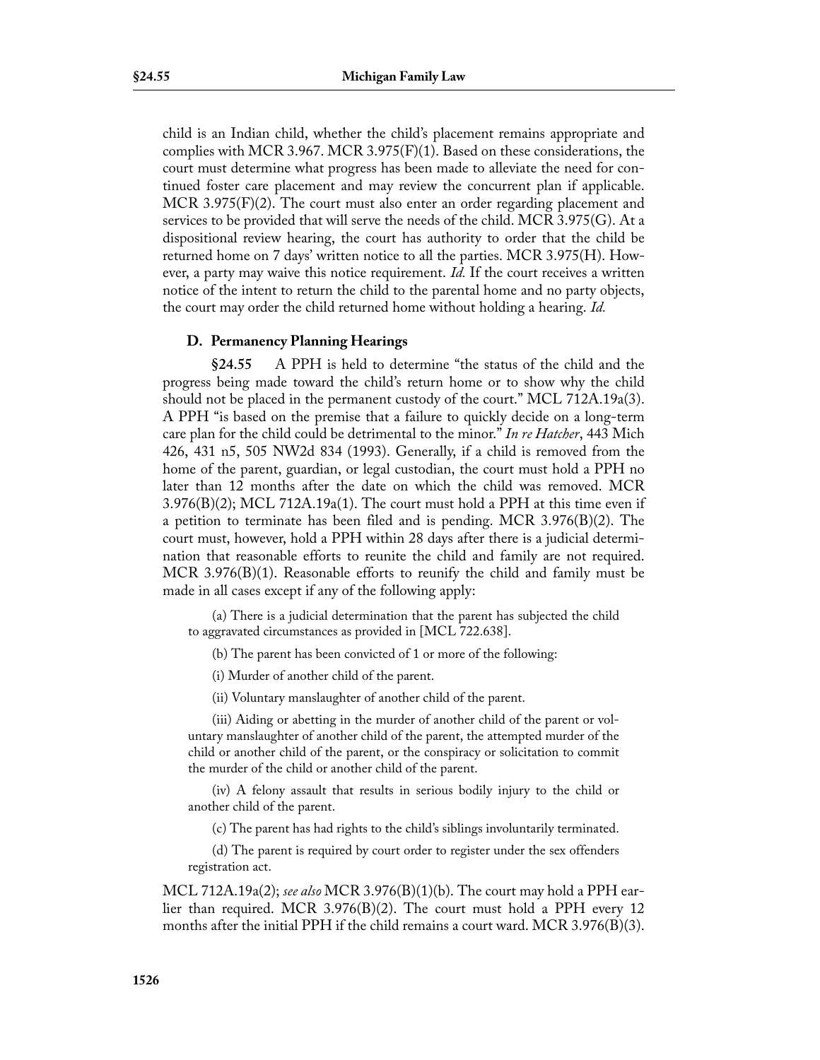child is an Indian child, whether the child's placement remains appropriate and complies with MCR 3.967. MCR 3.975(F)(1). Based on these considerations, the court must determine what progress has been made to alleviate the need for continued foster care placement and may review the concurrent plan if applicable. MCR 3.975(F)(2). The court must also enter an order regarding placement and services to be provided that will serve the needs of the child. MCR 3.975(G). At a dispositional review hearing, the court has authority to order that the child be returned home on 7 days' written notice to all the parties. MCR 3.975(H). However, a party may waive this notice requirement. *Id.* If the court receives a written notice of the intent to return the child to the parental home and no party objects, the court may order the child returned home without holding a hearing. *Id.*

### D. Permanency Planning Hearings

**§24.55** A PPH is held to determine "the status of the child and the progress being made toward the child's return home or to show why the child should not be placed in the permanent custody of the court." MCL 712A.19a(3). A PPH "is based on the premise that a failure to quickly decide on a long-term care plan for the child could be detrimental to the minor." *In re Hatcher*, 443 Mich 426, 431 n5, 505 NW2d 834 (1993). Generally, if a child is removed from the home of the parent, guardian, or legal custodian, the court must hold a PPH no later than 12 months after the date on which the child was removed. MCR 3.976(B)(2); MCL 712A.19a(1). The court must hold a PPH at this time even if a petition to terminate has been filed and is pending. MCR 3.976(B)(2). The court must, however, hold a PPH within 28 days after there is a judicial determination that reasonable efforts to reunite the child and family are not required. MCR 3.976(B)(1). Reasonable efforts to reunify the child and family must be made in all cases except if any of the following apply:

> (a) There is a judicial determination that the parent has subjected the child to aggravated circumstances as provided in [MCL 722.638].
>
> (b) The parent has been convicted of 1 or more of the following:
>
> (i) Murder of another child of the parent.
>
> (ii) Voluntary manslaughter of another child of the parent.
>
> (iii) Aiding or abetting in the murder of another child of the parent or voluntary manslaughter of another child of the parent, the attempted murder of the child or another child of the parent, or the conspiracy or solicitation to commit the murder of the child or another child of the parent.
>
> (iv) A felony assault that results in serious bodily injury to the child or another child of the parent.
>
> (c) The parent has had rights to the child's siblings involuntarily terminated.
>
> (d) The parent is required by court order to register under the sex offenders registration act.

MCL 712A.19a(2); *see also* MCR 3.976(B)(1)(b). The court may hold a PPH earlier than required. MCR 3.976(B)(2). The court must hold a PPH every 12 months after the initial PPH if the child remains a court ward. MCR 3.976(B)(3).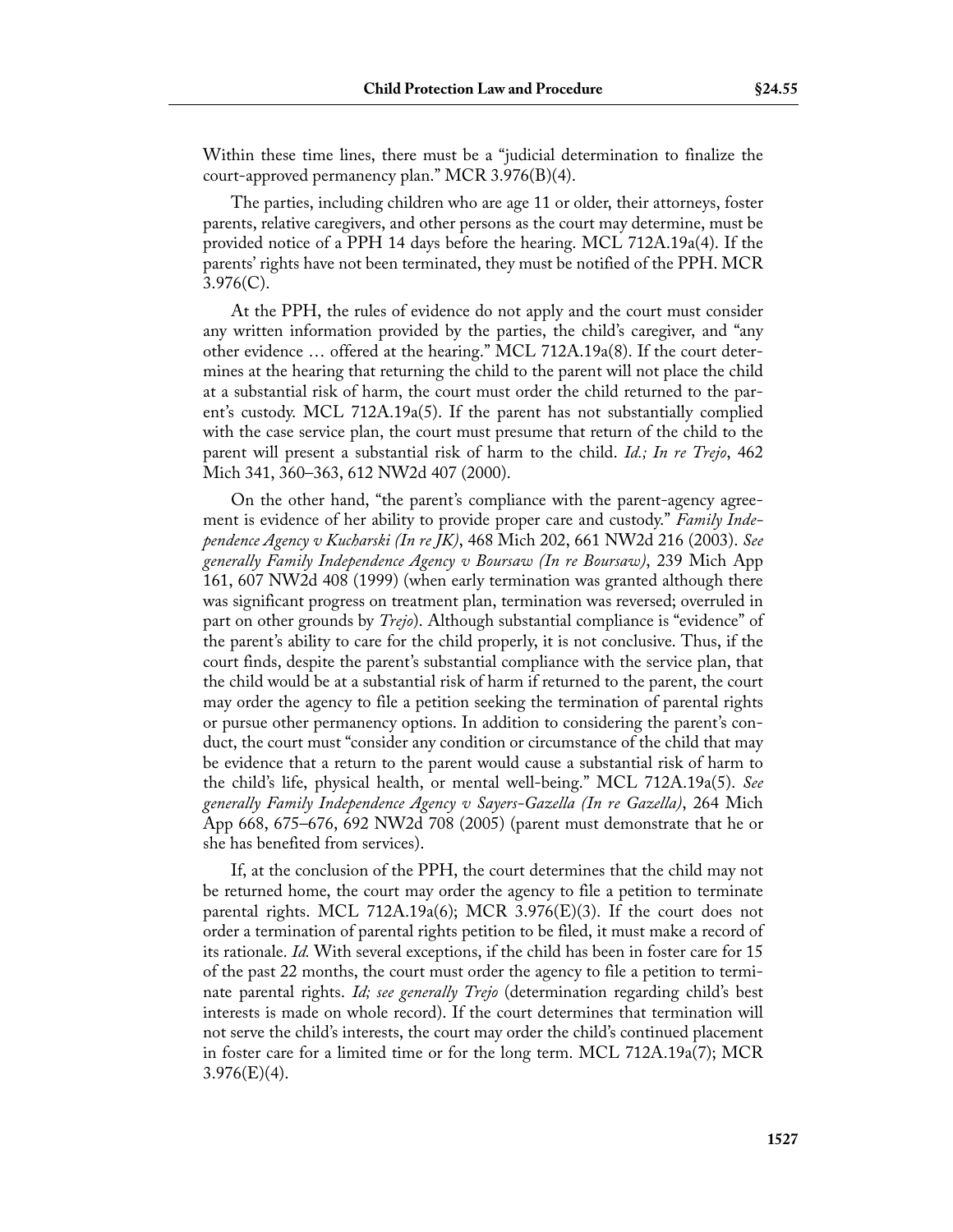Within these time lines, there must be a "judicial determination to finalize the court-approved permanency plan." MCR 3.976(B)(4).

The parties, including children who are age 11 or older, their attorneys, foster parents, relative caregivers, and other persons as the court may determine, must be provided notice of a PPH 14 days before the hearing. MCL 712A.19a(4). If the parents' rights have not been terminated, they must be notified of the PPH. MCR 3.976(C).

At the PPH, the rules of evidence do not apply and the court must consider any written information provided by the parties, the child's caregiver, and "any other evidence … offered at the hearing." MCL 712A.19a(8). If the court determines at the hearing that returning the child to the parent will not place the child at a substantial risk of harm, the court must order the child returned to the parent's custody. MCL 712A.19a(5). If the parent has not substantially complied with the case service plan, the court must presume that return of the child to the parent will present a substantial risk of harm to the child. *Id.; In re Trejo*, 462 Mich 341, 360–363, 612 NW2d 407 (2000).

On the other hand, "the parent's compliance with the parent-agency agreement is evidence of her ability to provide proper care and custody." *Family Independence Agency v Kucharski (In re JK)*, 468 Mich 202, 661 NW2d 216 (2003). *See generally Family Independence Agency v Boursaw (In re Boursaw)*, 239 Mich App 161, 607 NW2d 408 (1999) (when early termination was granted although there was significant progress on treatment plan, termination was reversed; overruled in part on other grounds by *Trejo*). Although substantial compliance is "evidence" of the parent's ability to care for the child properly, it is not conclusive. Thus, if the court finds, despite the parent's substantial compliance with the service plan, that the child would be at a substantial risk of harm if returned to the parent, the court may order the agency to file a petition seeking the termination of parental rights or pursue other permanency options. In addition to considering the parent's conduct, the court must "consider any condition or circumstance of the child that may be evidence that a return to the parent would cause a substantial risk of harm to the child's life, physical health, or mental well-being." MCL 712A.19a(5). *See generally Family Independence Agency v Sayers-Gazella (In re Gazella)*, 264 Mich App 668, 675–676, 692 NW2d 708 (2005) (parent must demonstrate that he or she has benefited from services).

If, at the conclusion of the PPH, the court determines that the child may not be returned home, the court may order the agency to file a petition to terminate parental rights. MCL 712A.19a(6); MCR 3.976(E)(3). If the court does not order a termination of parental rights petition to be filed, it must make a record of its rationale. *Id.* With several exceptions, if the child has been in foster care for 15 of the past 22 months, the court must order the agency to file a petition to terminate parental rights. *Id; see generally Trejo* (determination regarding child's best interests is made on whole record). If the court determines that termination will not serve the child's interests, the court may order the child's continued placement in foster care for a limited time or for the long term. MCL 712A.19a(7); MCR 3.976(E)(4).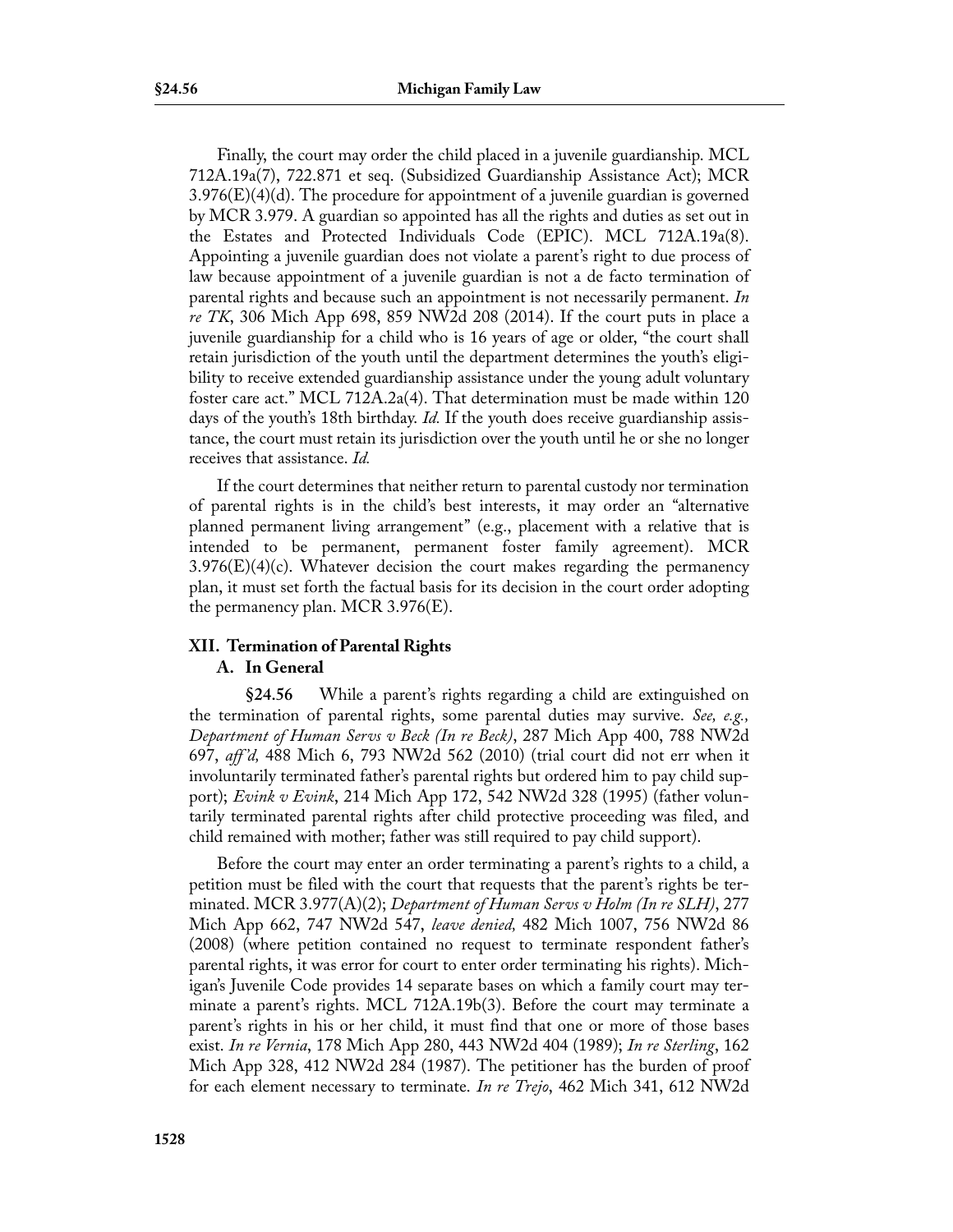Finally, the court may order the child placed in a juvenile guardianship. MCL 712A.19a(7), 722.871 et seq. (Subsidized Guardianship Assistance Act); MCR 3.976(E)(4)(d). The procedure for appointment of a juvenile guardian is governed by MCR 3.979. A guardian so appointed has all the rights and duties as set out in the Estates and Protected Individuals Code (EPIC). MCL 712A.19a(8). Appointing a juvenile guardian does not violate a parent's right to due process of law because appointment of a juvenile guardian is not a de facto termination of parental rights and because such an appointment is not necessarily permanent. *In re TK*, 306 Mich App 698, 859 NW2d 208 (2014). If the court puts in place a juvenile guardianship for a child who is 16 years of age or older, "the court shall retain jurisdiction of the youth until the department determines the youth's eligibility to receive extended guardianship assistance under the young adult voluntary foster care act." MCL 712A.2a(4). That determination must be made within 120 days of the youth's 18th birthday. *Id.* If the youth does receive guardianship assistance, the court must retain its jurisdiction over the youth until he or she no longer receives that assistance. *Id.*

If the court determines that neither return to parental custody nor termination of parental rights is in the child's best interests, it may order an "alternative planned permanent living arrangement" (e.g., placement with a relative that is intended to be permanent, permanent foster family agreement). MCR 3.976(E)(4)(c). Whatever decision the court makes regarding the permanency plan, it must set forth the factual basis for its decision in the court order adopting the permanency plan. MCR 3.976(E).

## XII. Termination of Parental Rights

### A. In General

**§24.56** While a parent's rights regarding a child are extinguished on the termination of parental rights, some parental duties may survive. *See, e.g., Department of Human Servs v Beck (In re Beck)*, 287 Mich App 400, 788 NW2d 697, *aff'd,* 488 Mich 6, 793 NW2d 562 (2010) (trial court did not err when it involuntarily terminated father's parental rights but ordered him to pay child support); *Evink v Evink*, 214 Mich App 172, 542 NW2d 328 (1995) (father voluntarily terminated parental rights after child protective proceeding was filed, and child remained with mother; father was still required to pay child support).

Before the court may enter an order terminating a parent's rights to a child, a petition must be filed with the court that requests that the parent's rights be terminated. MCR 3.977(A)(2); *Department of Human Servs v Holm (In re SLH)*, 277 Mich App 662, 747 NW2d 547, *leave denied,* 482 Mich 1007, 756 NW2d 86 (2008) (where petition contained no request to terminate respondent father's parental rights, it was error for court to enter order terminating his rights). Michigan's Juvenile Code provides 14 separate bases on which a family court may terminate a parent's rights. MCL 712A.19b(3). Before the court may terminate a parent's rights in his or her child, it must find that one or more of those bases exist. *In re Vernia*, 178 Mich App 280, 443 NW2d 404 (1989); *In re Sterling*, 162 Mich App 328, 412 NW2d 284 (1987). The petitioner has the burden of proof for each element necessary to terminate. *In re Trejo*, 462 Mich 341, 612 NW2d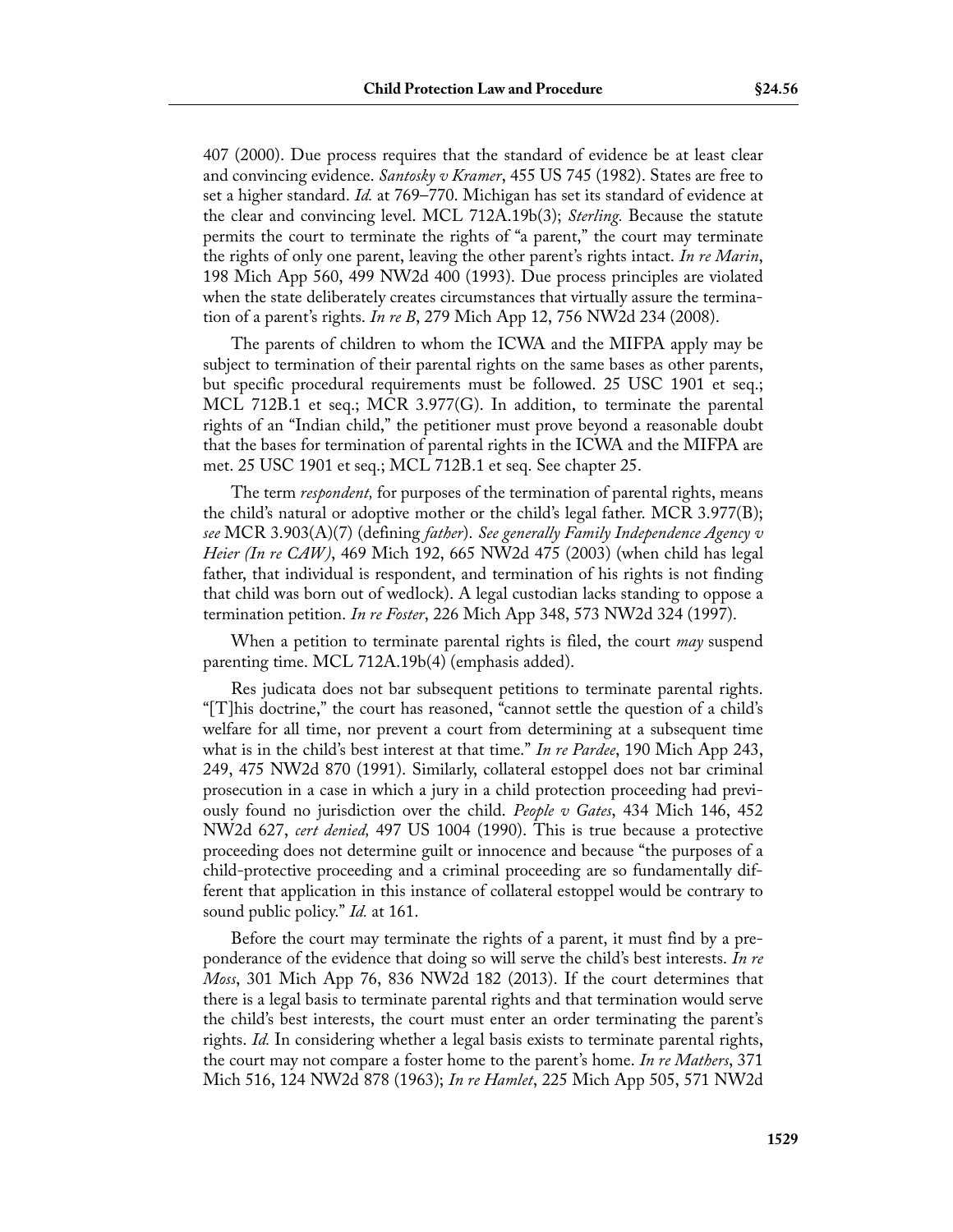407 (2000). Due process requires that the standard of evidence be at least clear and convincing evidence. *Santosky v Kramer*, 455 US 745 (1982). States are free to set a higher standard. *Id.* at 769–770. Michigan has set its standard of evidence at the clear and convincing level. MCL 712A.19b(3); *Sterling.* Because the statute permits the court to terminate the rights of "a parent," the court may terminate the rights of only one parent, leaving the other parent's rights intact. *In re Marin*, 198 Mich App 560, 499 NW2d 400 (1993). Due process principles are violated when the state deliberately creates circumstances that virtually assure the termination of a parent's rights. *In re B*, 279 Mich App 12, 756 NW2d 234 (2008).

The parents of children to whom the ICWA and the MIFPA apply may be subject to termination of their parental rights on the same bases as other parents, but specific procedural requirements must be followed. 25 USC 1901 et seq.; MCL 712B.1 et seq.; MCR 3.977(G). In addition, to terminate the parental rights of an "Indian child," the petitioner must prove beyond a reasonable doubt that the bases for termination of parental rights in the ICWA and the MIFPA are met. 25 USC 1901 et seq.; MCL 712B.1 et seq. See chapter 25.

The term *respondent,* for purposes of the termination of parental rights, means the child's natural or adoptive mother or the child's legal father. MCR 3.977(B); *see* MCR 3.903(A)(7) (defining *father*). *See generally Family Independence Agency v Heier (In re CAW)*, 469 Mich 192, 665 NW2d 475 (2003) (when child has legal father, that individual is respondent, and termination of his rights is not finding that child was born out of wedlock). A legal custodian lacks standing to oppose a termination petition. *In re Foster*, 226 Mich App 348, 573 NW2d 324 (1997).

When a petition to terminate parental rights is filed, the court *may* suspend parenting time. MCL 712A.19b(4) (emphasis added).

Res judicata does not bar subsequent petitions to terminate parental rights. "[T]his doctrine," the court has reasoned, "cannot settle the question of a child's welfare for all time, nor prevent a court from determining at a subsequent time what is in the child's best interest at that time." *In re Pardee*, 190 Mich App 243, 249, 475 NW2d 870 (1991). Similarly, collateral estoppel does not bar criminal prosecution in a case in which a jury in a child protection proceeding had previously found no jurisdiction over the child. *People v Gates*, 434 Mich 146, 452 NW2d 627, *cert denied,* 497 US 1004 (1990). This is true because a protective proceeding does not determine guilt or innocence and because "the purposes of a child-protective proceeding and a criminal proceeding are so fundamentally different that application in this instance of collateral estoppel would be contrary to sound public policy." *Id.* at 161.

Before the court may terminate the rights of a parent, it must find by a preponderance of the evidence that doing so will serve the child's best interests. *In re Moss*, 301 Mich App 76, 836 NW2d 182 (2013). If the court determines that there is a legal basis to terminate parental rights and that termination would serve the child's best interests, the court must enter an order terminating the parent's rights. *Id.* In considering whether a legal basis exists to terminate parental rights, the court may not compare a foster home to the parent's home. *In re Mathers*, 371 Mich 516, 124 NW2d 878 (1963); *In re Hamlet*, 225 Mich App 505, 571 NW2d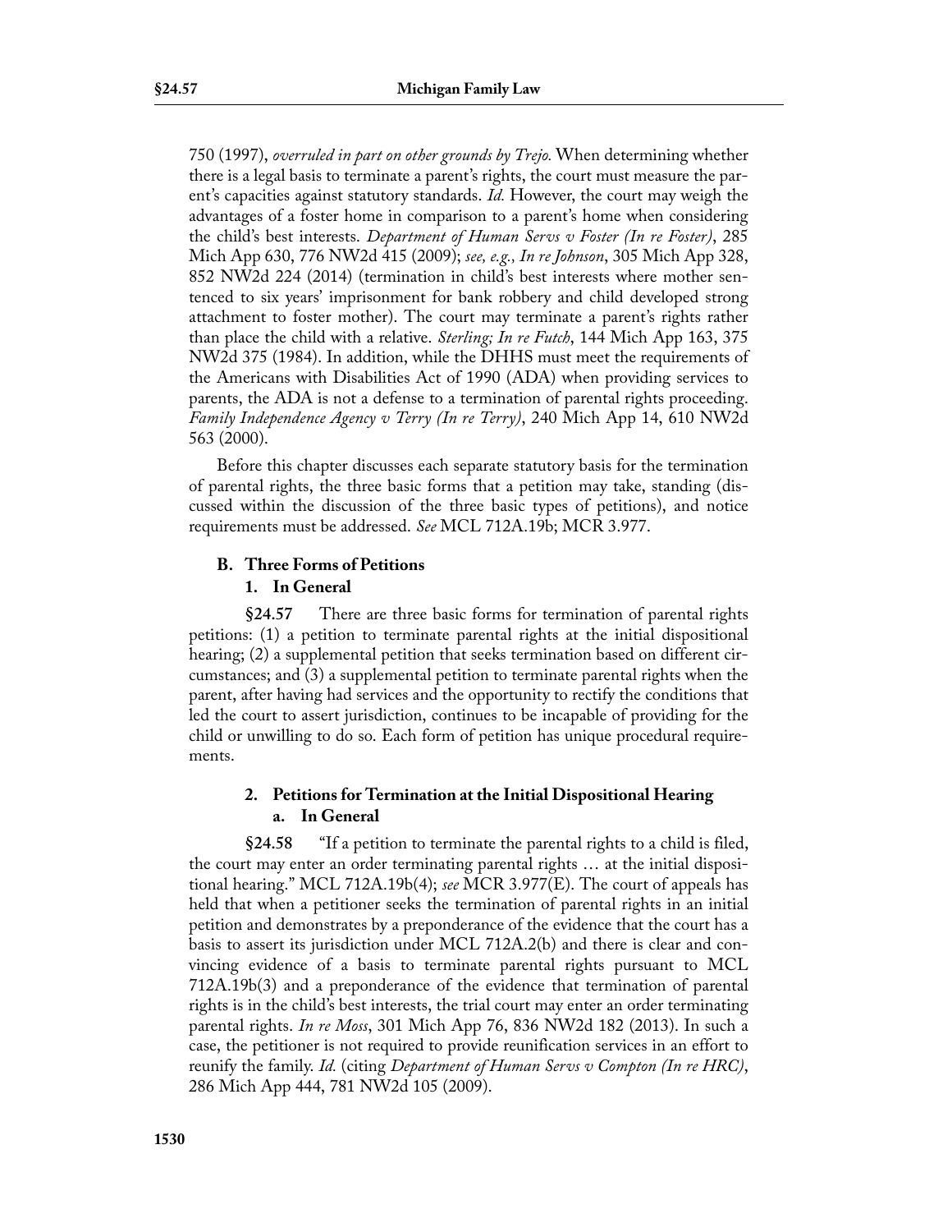750 (1997), *overruled in part on other grounds by Trejo.* When determining whether there is a legal basis to terminate a parent's rights, the court must measure the parent's capacities against statutory standards. *Id.* However, the court may weigh the advantages of a foster home in comparison to a parent's home when considering the child's best interests. *Department of Human Servs v Foster (In re Foster)*, 285 Mich App 630, 776 NW2d 415 (2009); *see, e.g., In re Johnson*, 305 Mich App 328, 852 NW2d 224 (2014) (termination in child's best interests where mother sentenced to six years' imprisonment for bank robbery and child developed strong attachment to foster mother). The court may terminate a parent's rights rather than place the child with a relative. *Sterling; In re Futch*, 144 Mich App 163, 375 NW2d 375 (1984). In addition, while the DHHS must meet the requirements of the Americans with Disabilities Act of 1990 (ADA) when providing services to parents, the ADA is not a defense to a termination of parental rights proceeding. *Family Independence Agency v Terry (In re Terry)*, 240 Mich App 14, 610 NW2d 563 (2000).

Before this chapter discusses each separate statutory basis for the termination of parental rights, the three basic forms that a petition may take, standing (discussed within the discussion of the three basic types of petitions), and notice requirements must be addressed. *See* MCL 712A.19b; MCR 3.977.

### B. Three Forms of Petitions

#### 1. In General

**§24.57** There are three basic forms for termination of parental rights petitions: (1) a petition to terminate parental rights at the initial dispositional hearing; (2) a supplemental petition that seeks termination based on different circumstances; and (3) a supplemental petition to terminate parental rights when the parent, after having had services and the opportunity to rectify the conditions that led the court to assert jurisdiction, continues to be incapable of providing for the child or unwilling to do so. Each form of petition has unique procedural requirements.

#### 2. Petitions for Termination at the Initial Dispositional Hearing

##### a. In General

**§24.58** "If a petition to terminate the parental rights to a child is filed, the court may enter an order terminating parental rights … at the initial dispositional hearing." MCL 712A.19b(4); *see* MCR 3.977(E). The court of appeals has held that when a petitioner seeks the termination of parental rights in an initial petition and demonstrates by a preponderance of the evidence that the court has a basis to assert its jurisdiction under MCL 712A.2(b) and there is clear and convincing evidence of a basis to terminate parental rights pursuant to MCL 712A.19b(3) and a preponderance of the evidence that termination of parental rights is in the child's best interests, the trial court may enter an order terminating parental rights. *In re Moss*, 301 Mich App 76, 836 NW2d 182 (2013). In such a case, the petitioner is not required to provide reunification services in an effort to reunify the family. *Id.* (citing *Department of Human Servs v Compton (In re HRC)*, 286 Mich App 444, 781 NW2d 105 (2009).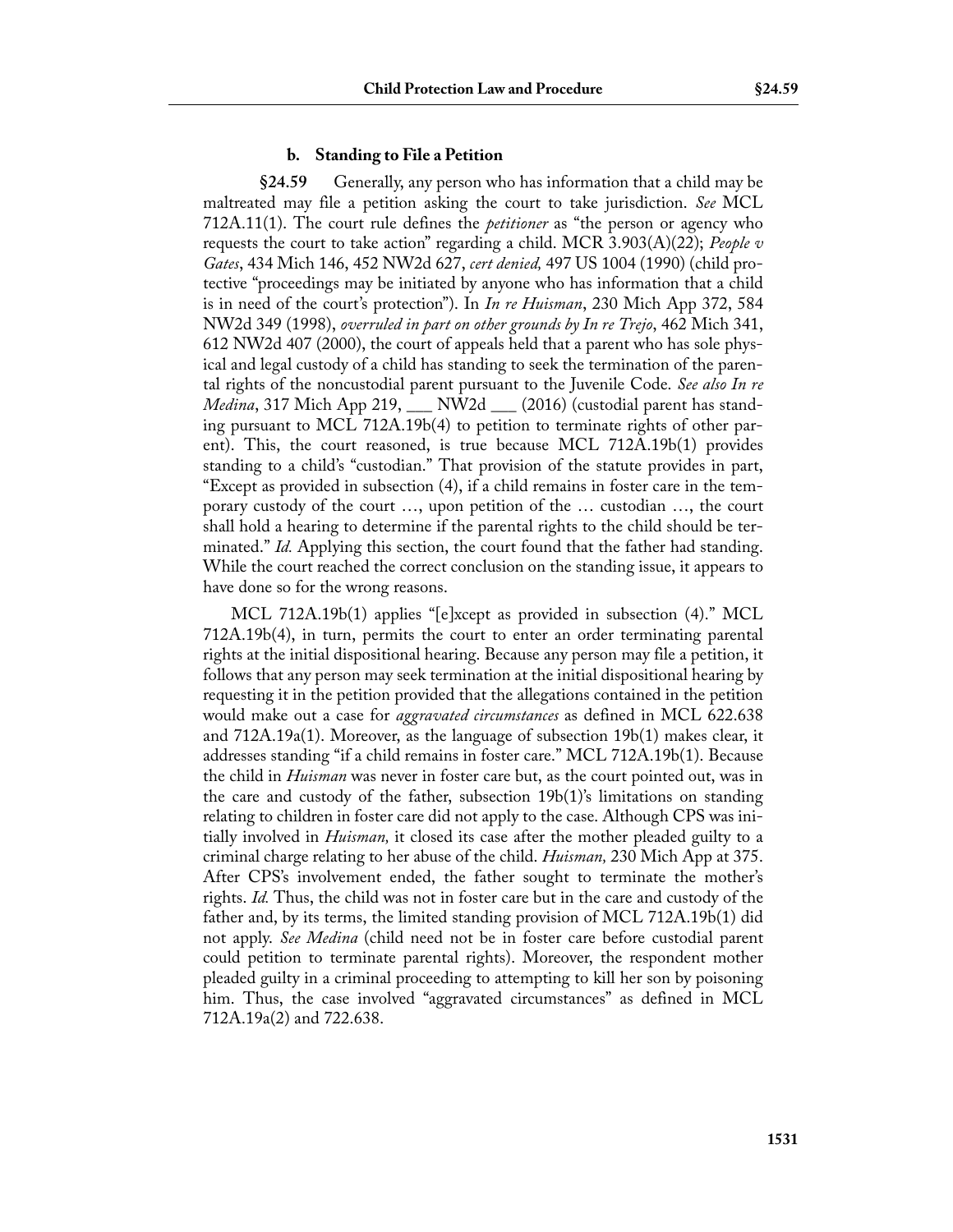#### b. Standing to File a Petition

**§24.59** Generally, any person who has information that a child may be maltreated may file a petition asking the court to take jurisdiction. *See* MCL 712A.11(1). The court rule defines the *petitioner* as "the person or agency who requests the court to take action" regarding a child. MCR 3.903(A)(22); *People v Gates*, 434 Mich 146, 452 NW2d 627, *cert denied,* 497 US 1004 (1990) (child protective "proceedings may be initiated by anyone who has information that a child is in need of the court's protection"). In *In re Huisman*, 230 Mich App 372, 584 NW2d 349 (1998), *overruled in part on other grounds by In re Trejo*, 462 Mich 341, 612 NW2d 407 (2000), the court of appeals held that a parent who has sole physical and legal custody of a child has standing to seek the termination of the parental rights of the noncustodial parent pursuant to the Juvenile Code. *See also In re Medina*, 317 Mich App 219, ___ NW2d ___ (2016) (custodial parent has standing pursuant to MCL 712A.19b(4) to petition to terminate rights of other parent). This, the court reasoned, is true because MCL 712A.19b(1) provides standing to a child's "custodian." That provision of the statute provides in part, "Except as provided in subsection (4), if a child remains in foster care in the temporary custody of the court …, upon petition of the … custodian …, the court shall hold a hearing to determine if the parental rights to the child should be terminated." *Id.* Applying this section, the court found that the father had standing. While the court reached the correct conclusion on the standing issue, it appears to have done so for the wrong reasons.

MCL 712A.19b(1) applies "[e]xcept as provided in subsection (4)." MCL 712A.19b(4), in turn, permits the court to enter an order terminating parental rights at the initial dispositional hearing. Because any person may file a petition, it follows that any person may seek termination at the initial dispositional hearing by requesting it in the petition provided that the allegations contained in the petition would make out a case for *aggravated circumstances* as defined in MCL 622.638 and 712A.19a(1). Moreover, as the language of subsection 19b(1) makes clear, it addresses standing "if a child remains in foster care." MCL 712A.19b(1). Because the child in *Huisman* was never in foster care but, as the court pointed out, was in the care and custody of the father, subsection 19b(1)'s limitations on standing relating to children in foster care did not apply to the case. Although CPS was initially involved in *Huisman,* it closed its case after the mother pleaded guilty to a criminal charge relating to her abuse of the child. *Huisman,* 230 Mich App at 375. After CPS's involvement ended, the father sought to terminate the mother's rights. *Id.* Thus, the child was not in foster care but in the care and custody of the father and, by its terms, the limited standing provision of MCL 712A.19b(1) did not apply. *See Medina* (child need not be in foster care before custodial parent could petition to terminate parental rights). Moreover, the respondent mother pleaded guilty in a criminal proceeding to attempting to kill her son by poisoning him. Thus, the case involved "aggravated circumstances" as defined in MCL 712A.19a(2) and 722.638.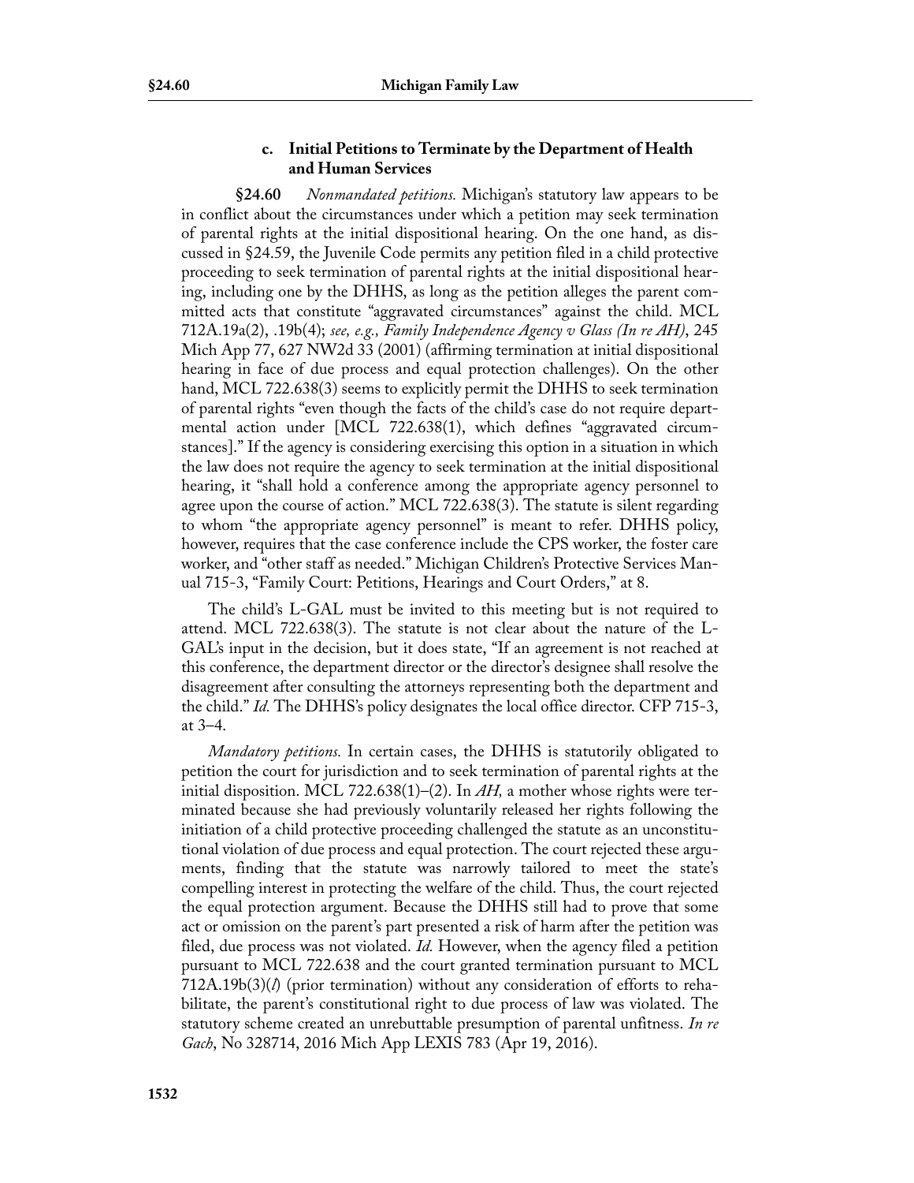### c. Initial Petitions to Terminate by the Department of Health and Human Services

**§24.60** *Nonmandated petitions.* Michigan's statutory law appears to be in conflict about the circumstances under which a petition may seek termination of parental rights at the initial dispositional hearing. On the one hand, as discussed in §24.59, the Juvenile Code permits any petition filed in a child protective proceeding to seek termination of parental rights at the initial dispositional hearing, including one by the DHHS, as long as the petition alleges the parent committed acts that constitute "aggravated circumstances" against the child. MCL 712A.19a(2), .19b(4); *see, e.g., Family Independence Agency v Glass (In re AH)*, 245 Mich App 77, 627 NW2d 33 (2001) (affirming termination at initial dispositional hearing in face of due process and equal protection challenges). On the other hand, MCL 722.638(3) seems to explicitly permit the DHHS to seek termination of parental rights "even though the facts of the child's case do not require departmental action under [MCL 722.638(1), which defines "aggravated circumstances]." If the agency is considering exercising this option in a situation in which the law does not require the agency to seek termination at the initial dispositional hearing, it "shall hold a conference among the appropriate agency personnel to agree upon the course of action." MCL 722.638(3). The statute is silent regarding to whom "the appropriate agency personnel" is meant to refer. DHHS policy, however, requires that the case conference include the CPS worker, the foster care worker, and "other staff as needed." Michigan Children's Protective Services Manual 715-3, "Family Court: Petitions, Hearings and Court Orders," at 8.

The child's L-GAL must be invited to this meeting but is not required to attend. MCL 722.638(3). The statute is not clear about the nature of the L-GAL's input in the decision, but it does state, "If an agreement is not reached at this conference, the department director or the director's designee shall resolve the disagreement after consulting the attorneys representing both the department and the child." *Id.* The DHHS's policy designates the local office director. CFP 715-3, at 3–4.

*Mandatory petitions.* In certain cases, the DHHS is statutorily obligated to petition the court for jurisdiction and to seek termination of parental rights at the initial disposition. MCL 722.638(1)–(2). In *AH,* a mother whose rights were terminated because she had previously voluntarily released her rights following the initiation of a child protective proceeding challenged the statute as an unconstitutional violation of due process and equal protection. The court rejected these arguments, finding that the statute was narrowly tailored to meet the state's compelling interest in protecting the welfare of the child. Thus, the court rejected the equal protection argument. Because the DHHS still had to prove that some act or omission on the parent's part presented a risk of harm after the petition was filed, due process was not violated. *Id.* However, when the agency filed a petition pursuant to MCL 722.638 and the court granted termination pursuant to MCL 712A.19b(3)(*l*) (prior termination) without any consideration of efforts to rehabilitate, the parent's constitutional right to due process of law was violated. The statutory scheme created an unrebuttable presumption of parental unfitness. *In re Gach*, No 328714, 2016 Mich App LEXIS 783 (Apr 19, 2016).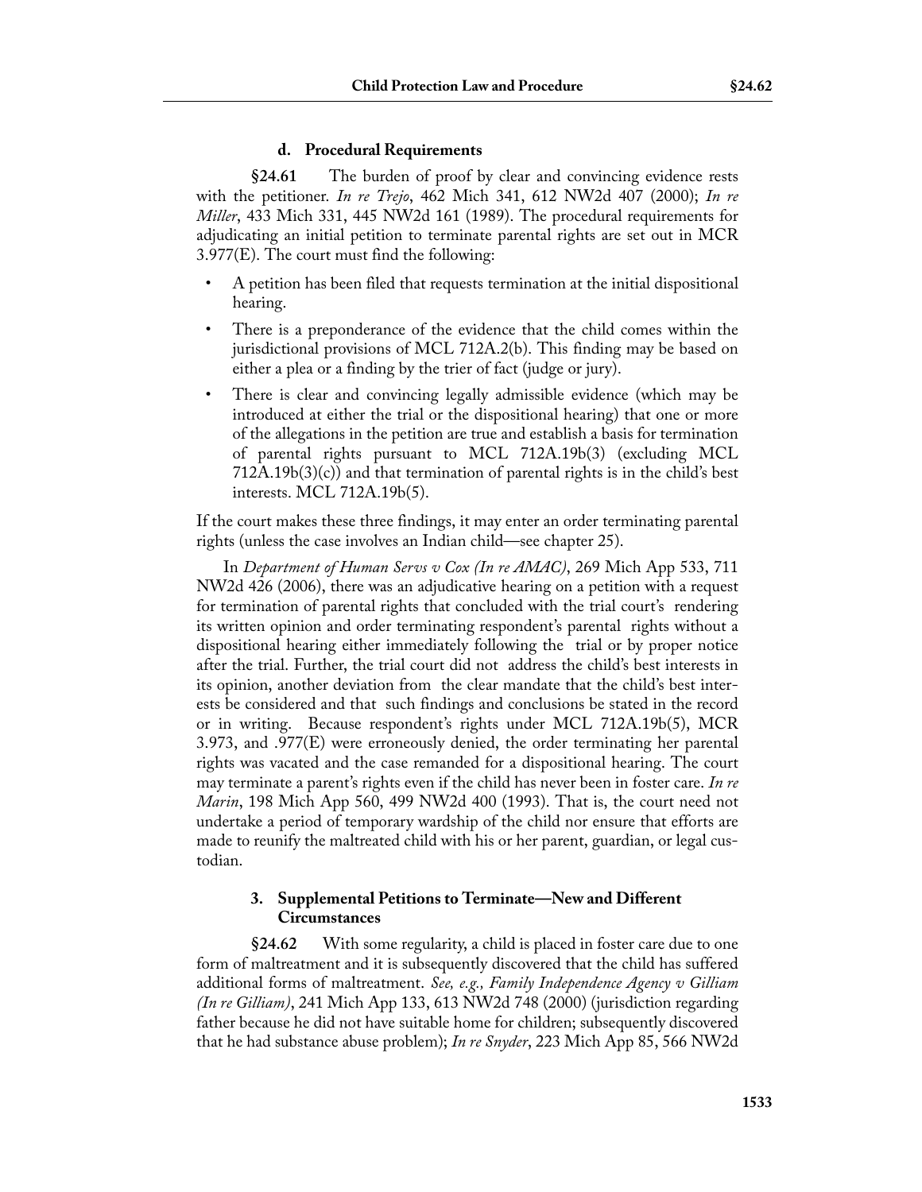#### d. Procedural Requirements

**§24.61** The burden of proof by clear and convincing evidence rests with the petitioner. *In re Trejo*, 462 Mich 341, 612 NW2d 407 (2000); *In re Miller*, 433 Mich 331, 445 NW2d 161 (1989). The procedural requirements for adjudicating an initial petition to terminate parental rights are set out in MCR 3.977(E). The court must find the following:

- A petition has been filed that requests termination at the initial dispositional hearing.
- There is a preponderance of the evidence that the child comes within the jurisdictional provisions of MCL 712A.2(b). This finding may be based on either a plea or a finding by the trier of fact (judge or jury).
- There is clear and convincing legally admissible evidence (which may be introduced at either the trial or the dispositional hearing) that one or more of the allegations in the petition are true and establish a basis for termination of parental rights pursuant to MCL 712A.19b(3) (excluding MCL 712A.19b(3)(c)) and that termination of parental rights is in the child's best interests. MCL 712A.19b(5).

If the court makes these three findings, it may enter an order terminating parental rights (unless the case involves an Indian child—see chapter 25).

In *Department of Human Servs v Cox (In re AMAC)*, 269 Mich App 533, 711 NW2d 426 (2006), there was an adjudicative hearing on a petition with a request for termination of parental rights that concluded with the trial court's rendering its written opinion and order terminating respondent's parental rights without a dispositional hearing either immediately following the trial or by proper notice after the trial. Further, the trial court did not address the child's best interests in its opinion, another deviation from the clear mandate that the child's best interests be considered and that such findings and conclusions be stated in the record or in writing. Because respondent's rights under MCL 712A.19b(5), MCR 3.973, and .977(E) were erroneously denied, the order terminating her parental rights was vacated and the case remanded for a dispositional hearing. The court may terminate a parent's rights even if the child has never been in foster care. *In re Marin*, 198 Mich App 560, 499 NW2d 400 (1993). That is, the court need not undertake a period of temporary wardship of the child nor ensure that efforts are made to reunify the maltreated child with his or her parent, guardian, or legal custodian.

### 3. Supplemental Petitions to Terminate—New and Different Circumstances

**§24.62** With some regularity, a child is placed in foster care due to one form of maltreatment and it is subsequently discovered that the child has suffered additional forms of maltreatment. *See, e.g., Family Independence Agency v Gilliam (In re Gilliam)*, 241 Mich App 133, 613 NW2d 748 (2000) (jurisdiction regarding father because he did not have suitable home for children; subsequently discovered that he had substance abuse problem); *In re Snyder*, 223 Mich App 85, 566 NW2d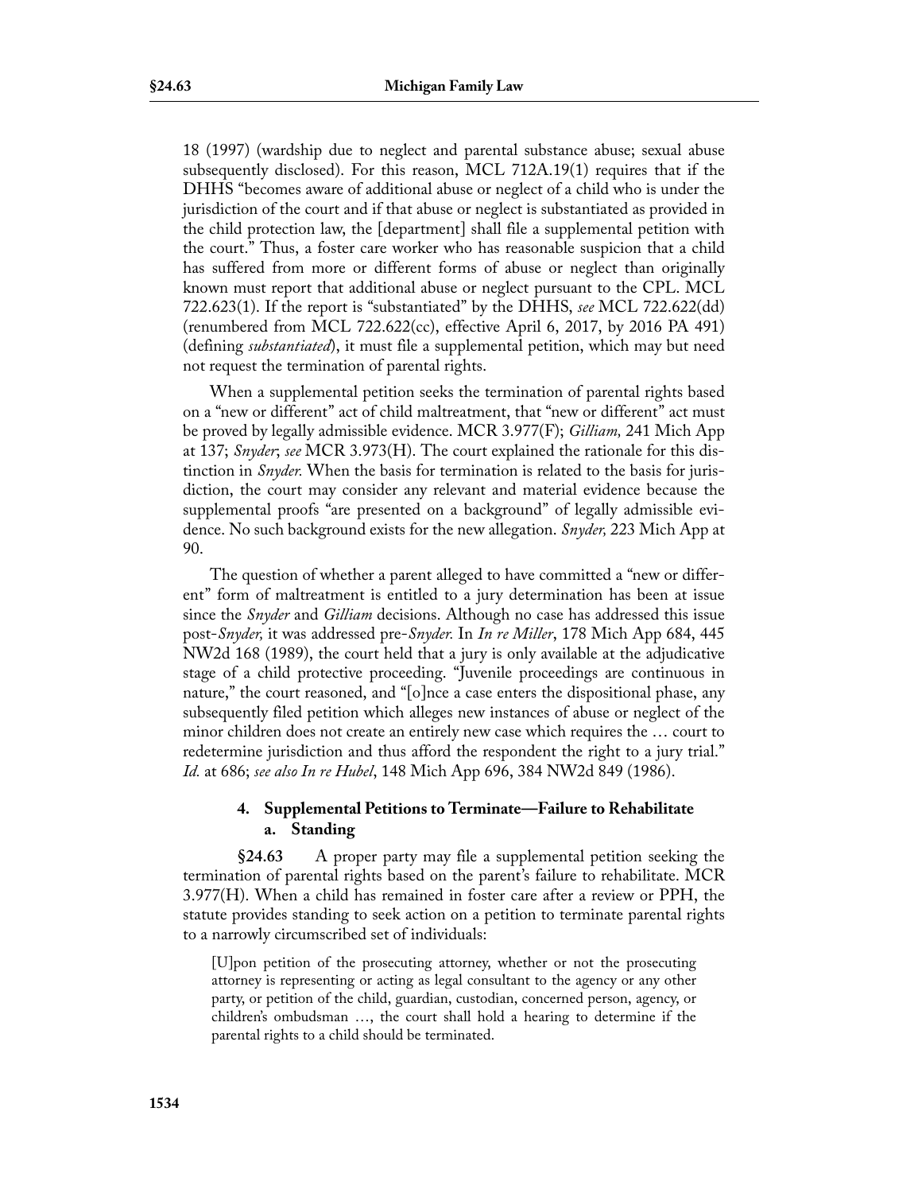18 (1997) (wardship due to neglect and parental substance abuse; sexual abuse subsequently disclosed). For this reason, MCL 712A.19(1) requires that if the DHHS "becomes aware of additional abuse or neglect of a child who is under the jurisdiction of the court and if that abuse or neglect is substantiated as provided in the child protection law, the [department] shall file a supplemental petition with the court." Thus, a foster care worker who has reasonable suspicion that a child has suffered from more or different forms of abuse or neglect than originally known must report that additional abuse or neglect pursuant to the CPL. MCL 722.623(1). If the report is "substantiated" by the DHHS, *see* MCL 722.622(dd) (renumbered from MCL 722.622(cc), effective April 6, 2017, by 2016 PA 491) (defining *substantiated*), it must file a supplemental petition, which may but need not request the termination of parental rights.

When a supplemental petition seeks the termination of parental rights based on a "new or different" act of child maltreatment, that "new or different" act must be proved by legally admissible evidence. MCR 3.977(F); *Gilliam,* 241 Mich App at 137; *Snyder*; *see* MCR 3.973(H). The court explained the rationale for this distinction in *Snyder.* When the basis for termination is related to the basis for jurisdiction, the court may consider any relevant and material evidence because the supplemental proofs "are presented on a background" of legally admissible evidence. No such background exists for the new allegation. *Snyder,* 223 Mich App at 90.

The question of whether a parent alleged to have committed a "new or different" form of maltreatment is entitled to a jury determination has been at issue since the *Snyder* and *Gilliam* decisions. Although no case has addressed this issue post-*Snyder,* it was addressed pre-*Snyder.* In *In re Miller*, 178 Mich App 684, 445 NW2d 168 (1989), the court held that a jury is only available at the adjudicative stage of a child protective proceeding. "Juvenile proceedings are continuous in nature," the court reasoned, and "[o]nce a case enters the dispositional phase, any subsequently filed petition which alleges new instances of abuse or neglect of the minor children does not create an entirely new case which requires the … court to redetermine jurisdiction and thus afford the respondent the right to a jury trial." *Id.* at 686; *see also In re Hubel*, 148 Mich App 696, 384 NW2d 849 (1986).

### 4. Supplemental Petitions to Terminate—Failure to Rehabilitate

#### a. Standing

**§24.63** A proper party may file a supplemental petition seeking the termination of parental rights based on the parent's failure to rehabilitate. MCR 3.977(H). When a child has remained in foster care after a review or PPH, the statute provides standing to seek action on a petition to terminate parental rights to a narrowly circumscribed set of individuals:

> [U]pon petition of the prosecuting attorney, whether or not the prosecuting attorney is representing or acting as legal consultant to the agency or any other party, or petition of the child, guardian, custodian, concerned person, agency, or children's ombudsman …, the court shall hold a hearing to determine if the parental rights to a child should be terminated.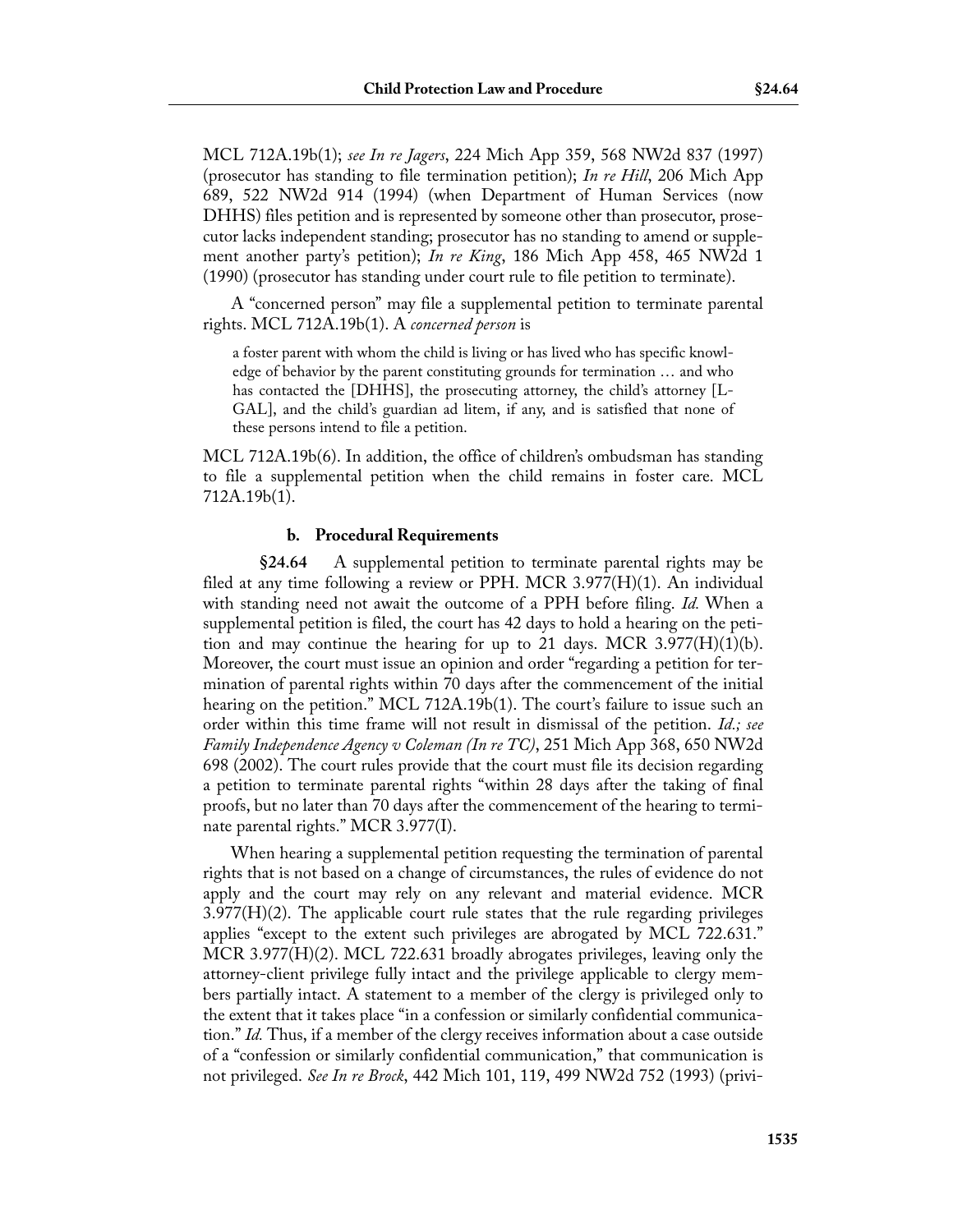MCL 712A.19b(1); *see In re Jagers*, 224 Mich App 359, 568 NW2d 837 (1997) (prosecutor has standing to file termination petition); *In re Hill*, 206 Mich App 689, 522 NW2d 914 (1994) (when Department of Human Services (now DHHS) files petition and is represented by someone other than prosecutor, prosecutor lacks independent standing; prosecutor has no standing to amend or supplement another party's petition); *In re King*, 186 Mich App 458, 465 NW2d 1 (1990) (prosecutor has standing under court rule to file petition to terminate).

A "concerned person" may file a supplemental petition to terminate parental rights. MCL 712A.19b(1). A *concerned person* is

> a foster parent with whom the child is living or has lived who has specific knowledge of behavior by the parent constituting grounds for termination … and who has contacted the [DHHS], the prosecuting attorney, the child's attorney [L-GAL], and the child's guardian ad litem, if any, and is satisfied that none of these persons intend to file a petition.

MCL 712A.19b(6). In addition, the office of children's ombudsman has standing to file a supplemental petition when the child remains in foster care. MCL 712A.19b(1).

#### b. Procedural Requirements

**§24.64** A supplemental petition to terminate parental rights may be filed at any time following a review or PPH. MCR 3.977(H)(1). An individual with standing need not await the outcome of a PPH before filing. *Id.* When a supplemental petition is filed, the court has 42 days to hold a hearing on the petition and may continue the hearing for up to 21 days. MCR 3.977(H)(1)(b). Moreover, the court must issue an opinion and order "regarding a petition for termination of parental rights within 70 days after the commencement of the initial hearing on the petition." MCL 712A.19b(1). The court's failure to issue such an order within this time frame will not result in dismissal of the petition. *Id.; see Family Independence Agency v Coleman (In re TC)*, 251 Mich App 368, 650 NW2d 698 (2002). The court rules provide that the court must file its decision regarding a petition to terminate parental rights "within 28 days after the taking of final proofs, but no later than 70 days after the commencement of the hearing to terminate parental rights." MCR 3.977(I).

When hearing a supplemental petition requesting the termination of parental rights that is not based on a change of circumstances, the rules of evidence do not apply and the court may rely on any relevant and material evidence. MCR 3.977(H)(2). The applicable court rule states that the rule regarding privileges applies "except to the extent such privileges are abrogated by MCL 722.631." MCR 3.977(H)(2). MCL 722.631 broadly abrogates privileges, leaving only the attorney-client privilege fully intact and the privilege applicable to clergy members partially intact. A statement to a member of the clergy is privileged only to the extent that it takes place "in a confession or similarly confidential communication." *Id.* Thus, if a member of the clergy receives information about a case outside of a "confession or similarly confidential communication," that communication is not privileged. *See In re Brock*, 442 Mich 101, 119, 499 NW2d 752 (1993) (privi-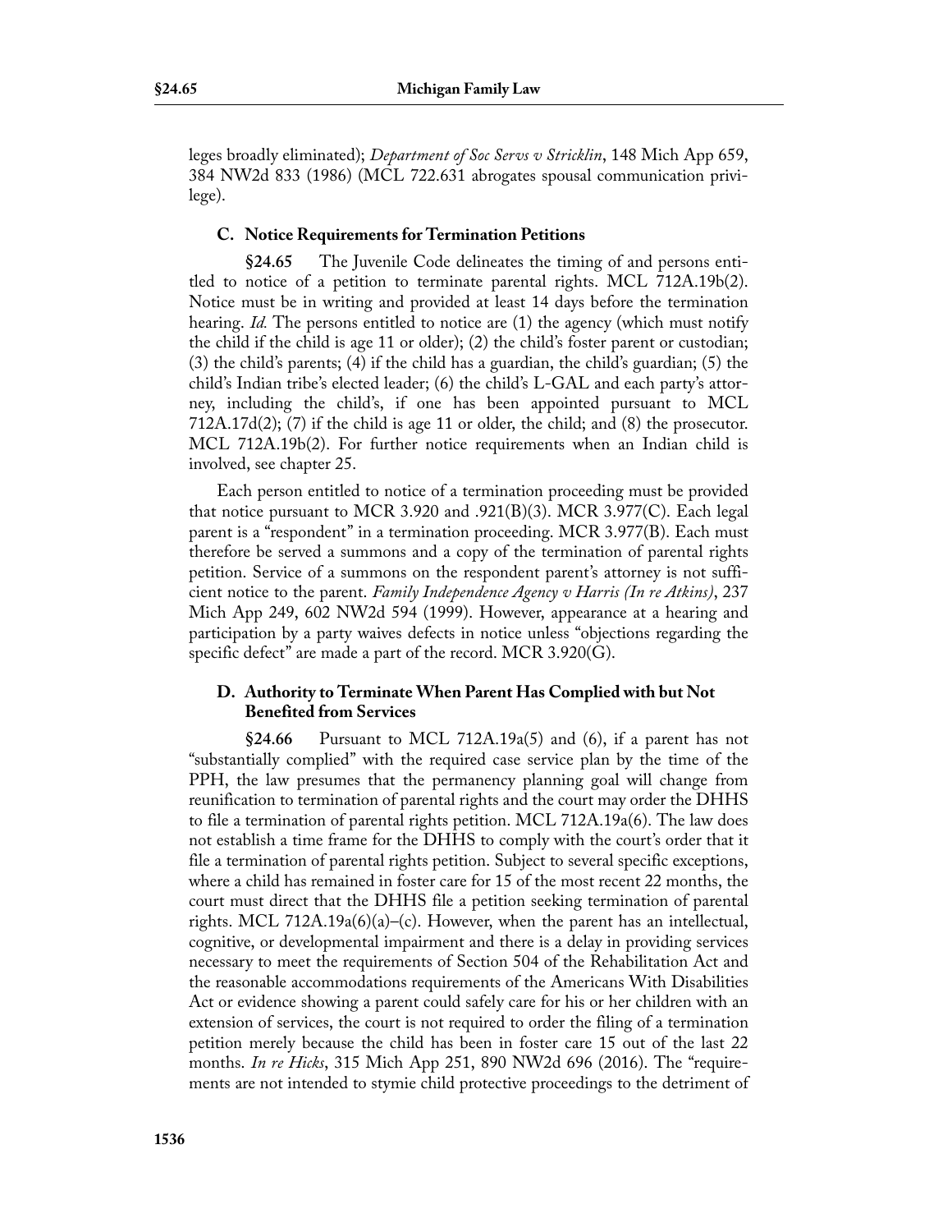leges broadly eliminated); *Department of Soc Servs v Stricklin*, 148 Mich App 659, 384 NW2d 833 (1986) (MCL 722.631 abrogates spousal communication privilege).

### C. Notice Requirements for Termination Petitions

**§24.65** The Juvenile Code delineates the timing of and persons entitled to notice of a petition to terminate parental rights. MCL 712A.19b(2). Notice must be in writing and provided at least 14 days before the termination hearing. *Id.* The persons entitled to notice are (1) the agency (which must notify the child if the child is age 11 or older); (2) the child's foster parent or custodian; (3) the child's parents; (4) if the child has a guardian, the child's guardian; (5) the child's Indian tribe's elected leader; (6) the child's L-GAL and each party's attorney, including the child's, if one has been appointed pursuant to MCL 712A.17d(2); (7) if the child is age 11 or older, the child; and (8) the prosecutor. MCL 712A.19b(2). For further notice requirements when an Indian child is involved, see chapter 25.

Each person entitled to notice of a termination proceeding must be provided that notice pursuant to MCR 3.920 and .921(B)(3). MCR 3.977(C). Each legal parent is a "respondent" in a termination proceeding. MCR 3.977(B). Each must therefore be served a summons and a copy of the termination of parental rights petition. Service of a summons on the respondent parent's attorney is not sufficient notice to the parent. *Family Independence Agency v Harris (In re Atkins)*, 237 Mich App 249, 602 NW2d 594 (1999). However, appearance at a hearing and participation by a party waives defects in notice unless "objections regarding the specific defect" are made a part of the record. MCR 3.920(G).

### D. Authority to Terminate When Parent Has Complied with but Not Benefited from Services

**§24.66** Pursuant to MCL 712A.19a(5) and (6), if a parent has not "substantially complied" with the required case service plan by the time of the PPH, the law presumes that the permanency planning goal will change from reunification to termination of parental rights and the court may order the DHHS to file a termination of parental rights petition. MCL 712A.19a(6). The law does not establish a time frame for the DHHS to comply with the court's order that it file a termination of parental rights petition. Subject to several specific exceptions, where a child has remained in foster care for 15 of the most recent 22 months, the court must direct that the DHHS file a petition seeking termination of parental rights. MCL 712A.19a(6)(a)–(c). However, when the parent has an intellectual, cognitive, or developmental impairment and there is a delay in providing services necessary to meet the requirements of Section 504 of the Rehabilitation Act and the reasonable accommodations requirements of the Americans With Disabilities Act or evidence showing a parent could safely care for his or her children with an extension of services, the court is not required to order the filing of a termination petition merely because the child has been in foster care 15 out of the last 22 months. *In re Hicks*, 315 Mich App 251, 890 NW2d 696 (2016). The "requirements are not intended to stymie child protective proceedings to the detriment of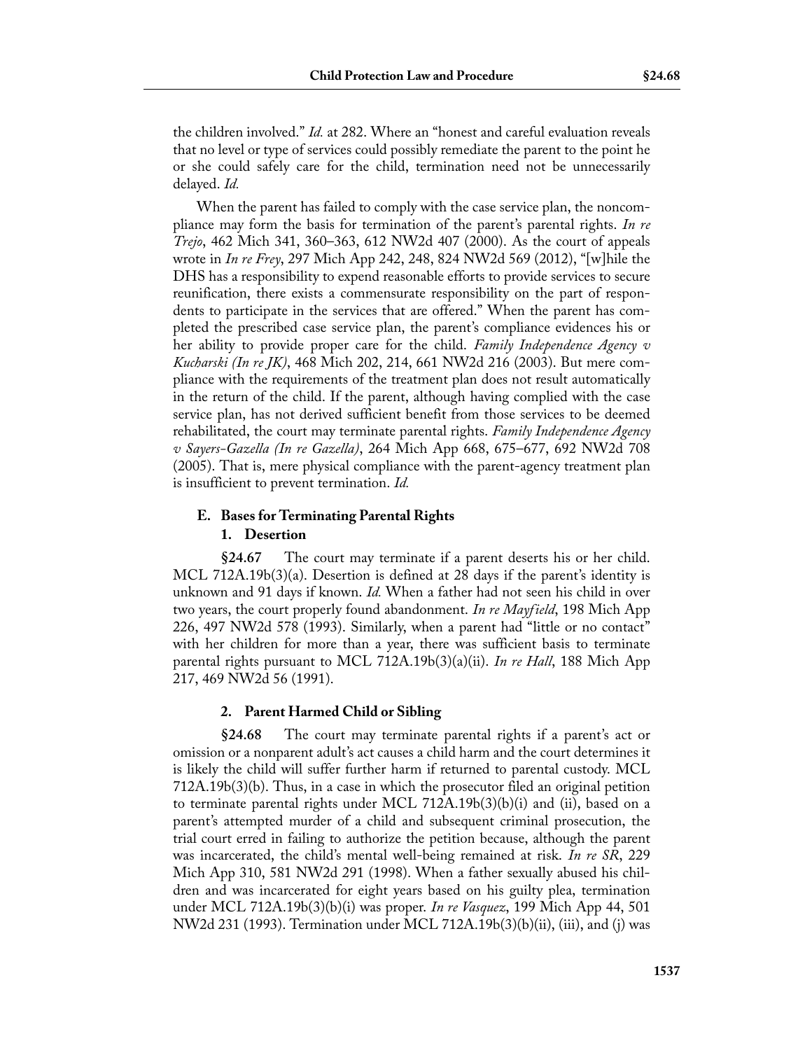the children involved." *Id.* at 282. Where an "honest and careful evaluation reveals that no level or type of services could possibly remediate the parent to the point he or she could safely care for the child, termination need not be unnecessarily delayed. *Id.*

When the parent has failed to comply with the case service plan, the noncompliance may form the basis for termination of the parent's parental rights. *In re Trejo*, 462 Mich 341, 360–363, 612 NW2d 407 (2000). As the court of appeals wrote in *In re Frey*, 297 Mich App 242, 248, 824 NW2d 569 (2012), "[w]hile the DHS has a responsibility to expend reasonable efforts to provide services to secure reunification, there exists a commensurate responsibility on the part of respondents to participate in the services that are offered." When the parent has completed the prescribed case service plan, the parent's compliance evidences his or her ability to provide proper care for the child. *Family Independence Agency v Kucharski (In re JK)*, 468 Mich 202, 214, 661 NW2d 216 (2003). But mere compliance with the requirements of the treatment plan does not result automatically in the return of the child. If the parent, although having complied with the case service plan, has not derived sufficient benefit from those services to be deemed rehabilitated, the court may terminate parental rights. *Family Independence Agency v Sayers-Gazella (In re Gazella)*, 264 Mich App 668, 675–677, 692 NW2d 708 (2005). That is, mere physical compliance with the parent-agency treatment plan is insufficient to prevent termination. *Id.*

## E. Bases for Terminating Parental Rights

### 1. Desertion

**§24.67** The court may terminate if a parent deserts his or her child. MCL 712A.19b(3)(a). Desertion is defined at 28 days if the parent's identity is unknown and 91 days if known. *Id.* When a father had not seen his child in over two years, the court properly found abandonment. *In re Mayfield*, 198 Mich App 226, 497 NW2d 578 (1993). Similarly, when a parent had "little or no contact" with her children for more than a year, there was sufficient basis to terminate parental rights pursuant to MCL 712A.19b(3)(a)(ii). *In re Hall*, 188 Mich App 217, 469 NW2d 56 (1991).

### 2. Parent Harmed Child or Sibling

**§24.68** The court may terminate parental rights if a parent's act or omission or a nonparent adult's act causes a child harm and the court determines it is likely the child will suffer further harm if returned to parental custody. MCL 712A.19b(3)(b). Thus, in a case in which the prosecutor filed an original petition to terminate parental rights under MCL 712A.19b(3)(b)(i) and (ii), based on a parent's attempted murder of a child and subsequent criminal prosecution, the trial court erred in failing to authorize the petition because, although the parent was incarcerated, the child's mental well-being remained at risk. *In re SR*, 229 Mich App 310, 581 NW2d 291 (1998). When a father sexually abused his children and was incarcerated for eight years based on his guilty plea, termination under MCL 712A.19b(3)(b)(i) was proper. *In re Vasquez*, 199 Mich App 44, 501 NW2d 231 (1993). Termination under MCL 712A.19b(3)(b)(ii), (iii), and (j) was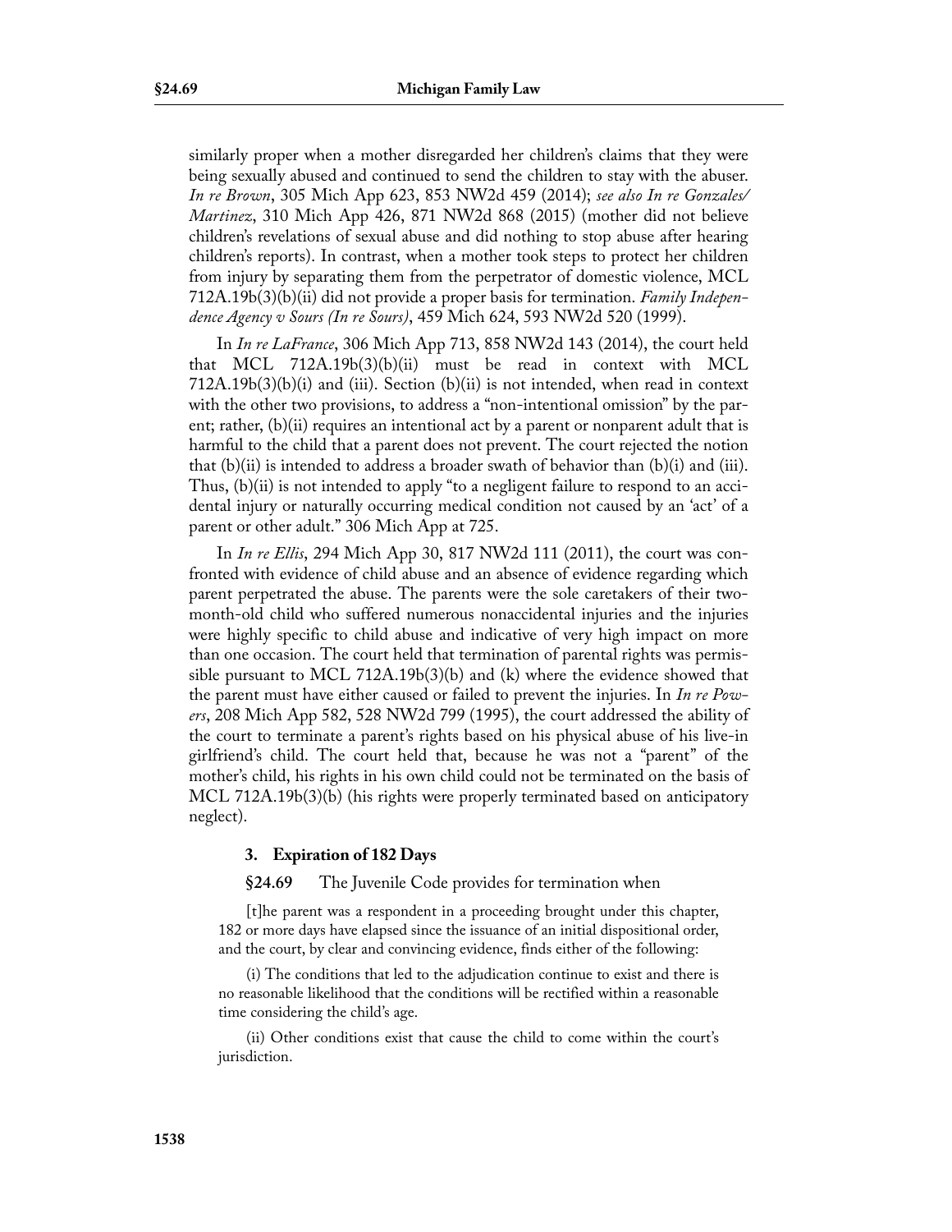similarly proper when a mother disregarded her children's claims that they were being sexually abused and continued to send the children to stay with the abuser. *In re Brown*, 305 Mich App 623, 853 NW2d 459 (2014); *see also In re Gonzales/Martinez*, 310 Mich App 426, 871 NW2d 868 (2015) (mother did not believe children's revelations of sexual abuse and did nothing to stop abuse after hearing children's reports). In contrast, when a mother took steps to protect her children from injury by separating them from the perpetrator of domestic violence, MCL 712A.19b(3)(b)(ii) did not provide a proper basis for termination. *Family Independence Agency v Sours (In re Sours)*, 459 Mich 624, 593 NW2d 520 (1999).

In *In re LaFrance*, 306 Mich App 713, 858 NW2d 143 (2014), the court held that MCL 712A.19b(3)(b)(ii) must be read in context with MCL 712A.19b(3)(b)(i) and (iii). Section (b)(ii) is not intended, when read in context with the other two provisions, to address a "non-intentional omission" by the parent; rather, (b)(ii) requires an intentional act by a parent or nonparent adult that is harmful to the child that a parent does not prevent. The court rejected the notion that (b)(ii) is intended to address a broader swath of behavior than (b)(i) and (iii). Thus, (b)(ii) is not intended to apply "to a negligent failure to respond to an accidental injury or naturally occurring medical condition not caused by an 'act' of a parent or other adult." 306 Mich App at 725.

In *In re Ellis*, 294 Mich App 30, 817 NW2d 111 (2011), the court was confronted with evidence of child abuse and an absence of evidence regarding which parent perpetrated the abuse. The parents were the sole caretakers of their two-month-old child who suffered numerous nonaccidental injuries and the injuries were highly specific to child abuse and indicative of very high impact on more than one occasion. The court held that termination of parental rights was permissible pursuant to MCL 712A.19b(3)(b) and (k) where the evidence showed that the parent must have either caused or failed to prevent the injuries. In *In re Powers*, 208 Mich App 582, 528 NW2d 799 (1995), the court addressed the ability of the court to terminate a parent's rights based on his physical abuse of his live-in girlfriend's child. The court held that, because he was not a "parent" of the mother's child, his rights in his own child could not be terminated on the basis of MCL 712A.19b(3)(b) (his rights were properly terminated based on anticipatory neglect).

### 3. Expiration of 182 Days

**§24.69** The Juvenile Code provides for termination when

> [t]he parent was a respondent in a proceeding brought under this chapter, 182 or more days have elapsed since the issuance of an initial dispositional order, and the court, by clear and convincing evidence, finds either of the following:
>
> (i) The conditions that led to the adjudication continue to exist and there is no reasonable likelihood that the conditions will be rectified within a reasonable time considering the child's age.
>
> (ii) Other conditions exist that cause the child to come within the court's jurisdiction.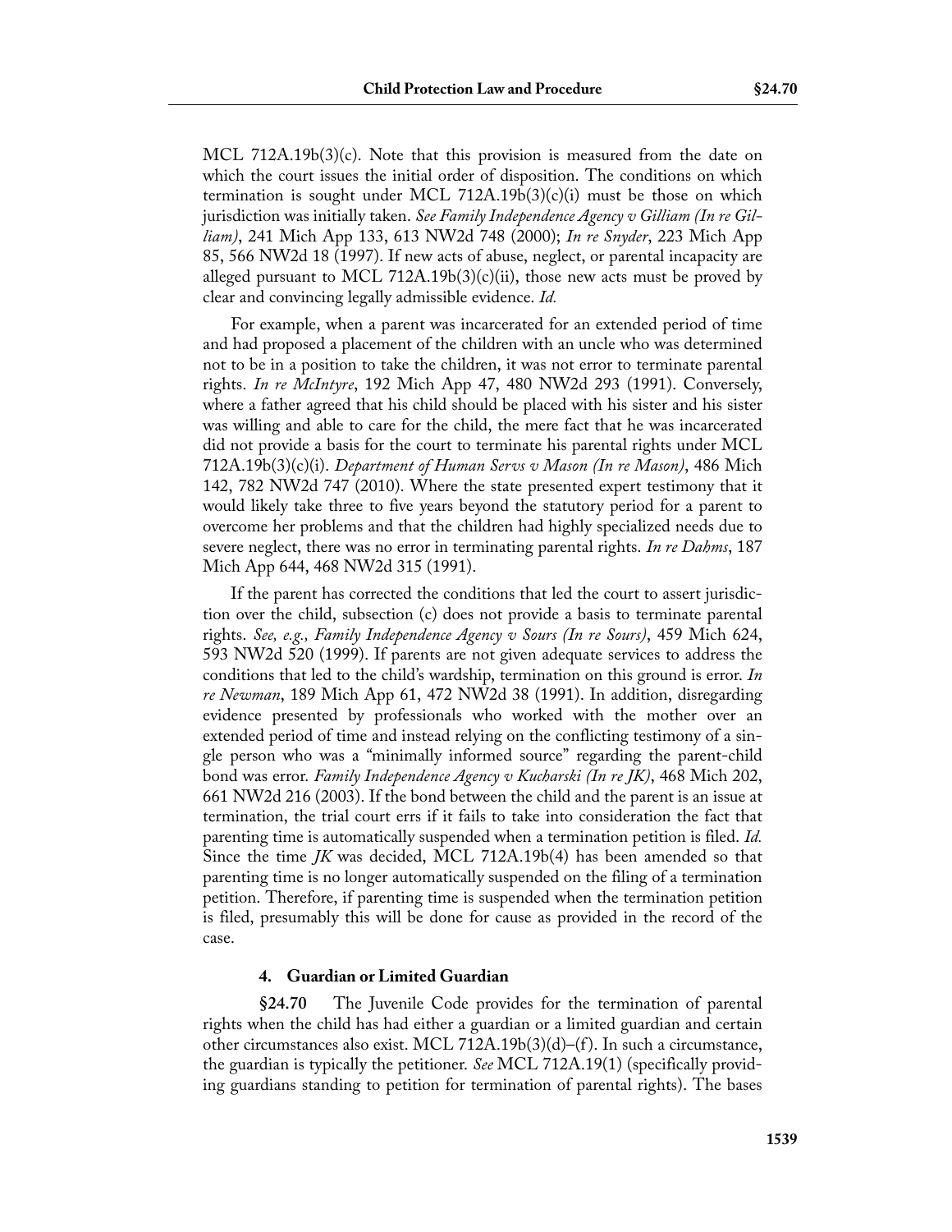MCL 712A.19b(3)(c). Note that this provision is measured from the date on which the court issues the initial order of disposition. The conditions on which termination is sought under MCL 712A.19b(3)(c)(i) must be those on which jurisdiction was initially taken. *See Family Independence Agency v Gilliam (In re Gilliam)*, 241 Mich App 133, 613 NW2d 748 (2000); *In re Snyder*, 223 Mich App 85, 566 NW2d 18 (1997). If new acts of abuse, neglect, or parental incapacity are alleged pursuant to MCL 712A.19b(3)(c)(ii), those new acts must be proved by clear and convincing legally admissible evidence. *Id.*

For example, when a parent was incarcerated for an extended period of time and had proposed a placement of the children with an uncle who was determined not to be in a position to take the children, it was not error to terminate parental rights. *In re McIntyre*, 192 Mich App 47, 480 NW2d 293 (1991). Conversely, where a father agreed that his child should be placed with his sister and his sister was willing and able to care for the child, the mere fact that he was incarcerated did not provide a basis for the court to terminate his parental rights under MCL 712A.19b(3)(c)(i). *Department of Human Servs v Mason (In re Mason)*, 486 Mich 142, 782 NW2d 747 (2010). Where the state presented expert testimony that it would likely take three to five years beyond the statutory period for a parent to overcome her problems and that the children had highly specialized needs due to severe neglect, there was no error in terminating parental rights. *In re Dahms*, 187 Mich App 644, 468 NW2d 315 (1991).

If the parent has corrected the conditions that led the court to assert jurisdiction over the child, subsection (c) does not provide a basis to terminate parental rights. *See, e.g., Family Independence Agency v Sours (In re Sours)*, 459 Mich 624, 593 NW2d 520 (1999). If parents are not given adequate services to address the conditions that led to the child's wardship, termination on this ground is error. *In re Newman*, 189 Mich App 61, 472 NW2d 38 (1991). In addition, disregarding evidence presented by professionals who worked with the mother over an extended period of time and instead relying on the conflicting testimony of a single person who was a "minimally informed source" regarding the parent-child bond was error. *Family Independence Agency v Kucharski (In re JK)*, 468 Mich 202, 661 NW2d 216 (2003). If the bond between the child and the parent is an issue at termination, the trial court errs if it fails to take into consideration the fact that parenting time is automatically suspended when a termination petition is filed. *Id.* Since the time *JK* was decided, MCL 712A.19b(4) has been amended so that parenting time is no longer automatically suspended on the filing of a termination petition. Therefore, if parenting time is suspended when the termination petition is filed, presumably this will be done for cause as provided in the record of the case.

#### 4. Guardian or Limited Guardian

**§24.70** The Juvenile Code provides for the termination of parental rights when the child has had either a guardian or a limited guardian and certain other circumstances also exist. MCL 712A.19b(3)(d)–(f). In such a circumstance, the guardian is typically the petitioner. *See* MCL 712A.19(1) (specifically providing guardians standing to petition for termination of parental rights). The bases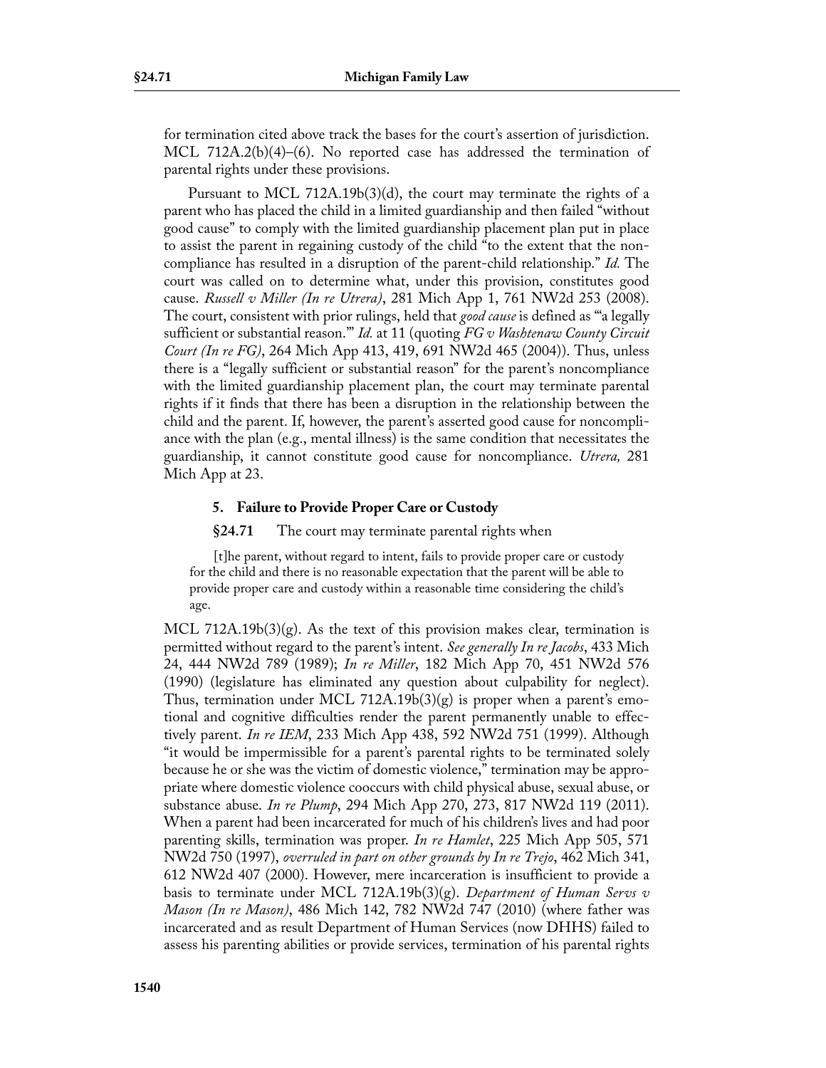for termination cited above track the bases for the court's assertion of jurisdiction. MCL 712A.2(b)(4)–(6). No reported case has addressed the termination of parental rights under these provisions.

Pursuant to MCL 712A.19b(3)(d), the court may terminate the rights of a parent who has placed the child in a limited guardianship and then failed "without good cause" to comply with the limited guardianship placement plan put in place to assist the parent in regaining custody of the child "to the extent that the non-compliance has resulted in a disruption of the parent-child relationship." *Id.* The court was called on to determine what, under this provision, constitutes good cause. *Russell v Miller (In re Utrera)*, 281 Mich App 1, 761 NW2d 253 (2008). The court, consistent with prior rulings, held that *good cause* is defined as "'a legally sufficient or substantial reason.'" *Id.* at 11 (quoting *FG v Washtenaw County Circuit Court (In re FG)*, 264 Mich App 413, 419, 691 NW2d 465 (2004)). Thus, unless there is a "legally sufficient or substantial reason" for the parent's noncompliance with the limited guardianship placement plan, the court may terminate parental rights if it finds that there has been a disruption in the relationship between the child and the parent. If, however, the parent's asserted good cause for noncompliance with the plan (e.g., mental illness) is the same condition that necessitates the guardianship, it cannot constitute good cause for noncompliance. *Utrera,* 281 Mich App at 23.

### 5. Failure to Provide Proper Care or Custody

**§24.71** The court may terminate parental rights when

> [t]he parent, without regard to intent, fails to provide proper care or custody for the child and there is no reasonable expectation that the parent will be able to provide proper care and custody within a reasonable time considering the child's age.

MCL 712A.19b(3)(g). As the text of this provision makes clear, termination is permitted without regard to the parent's intent. *See generally In re Jacobs*, 433 Mich 24, 444 NW2d 789 (1989); *In re Miller*, 182 Mich App 70, 451 NW2d 576 (1990) (legislature has eliminated any question about culpability for neglect). Thus, termination under MCL 712A.19b(3)(g) is proper when a parent's emotional and cognitive difficulties render the parent permanently unable to effectively parent. *In re IEM*, 233 Mich App 438, 592 NW2d 751 (1999). Although "it would be impermissible for a parent's parental rights to be terminated solely because he or she was the victim of domestic violence," termination may be appropriate where domestic violence cooccurs with child physical abuse, sexual abuse, or substance abuse. *In re Plump*, 294 Mich App 270, 273, 817 NW2d 119 (2011). When a parent had been incarcerated for much of his children's lives and had poor parenting skills, termination was proper. *In re Hamlet*, 225 Mich App 505, 571 NW2d 750 (1997), *overruled in part on other grounds by In re Trejo*, 462 Mich 341, 612 NW2d 407 (2000). However, mere incarceration is insufficient to provide a basis to terminate under MCL 712A.19b(3)(g). *Department of Human Servs v Mason (In re Mason)*, 486 Mich 142, 782 NW2d 747 (2010) (where father was incarcerated and as result Department of Human Services (now DHHS) failed to assess his parenting abilities or provide services, termination of his parental rights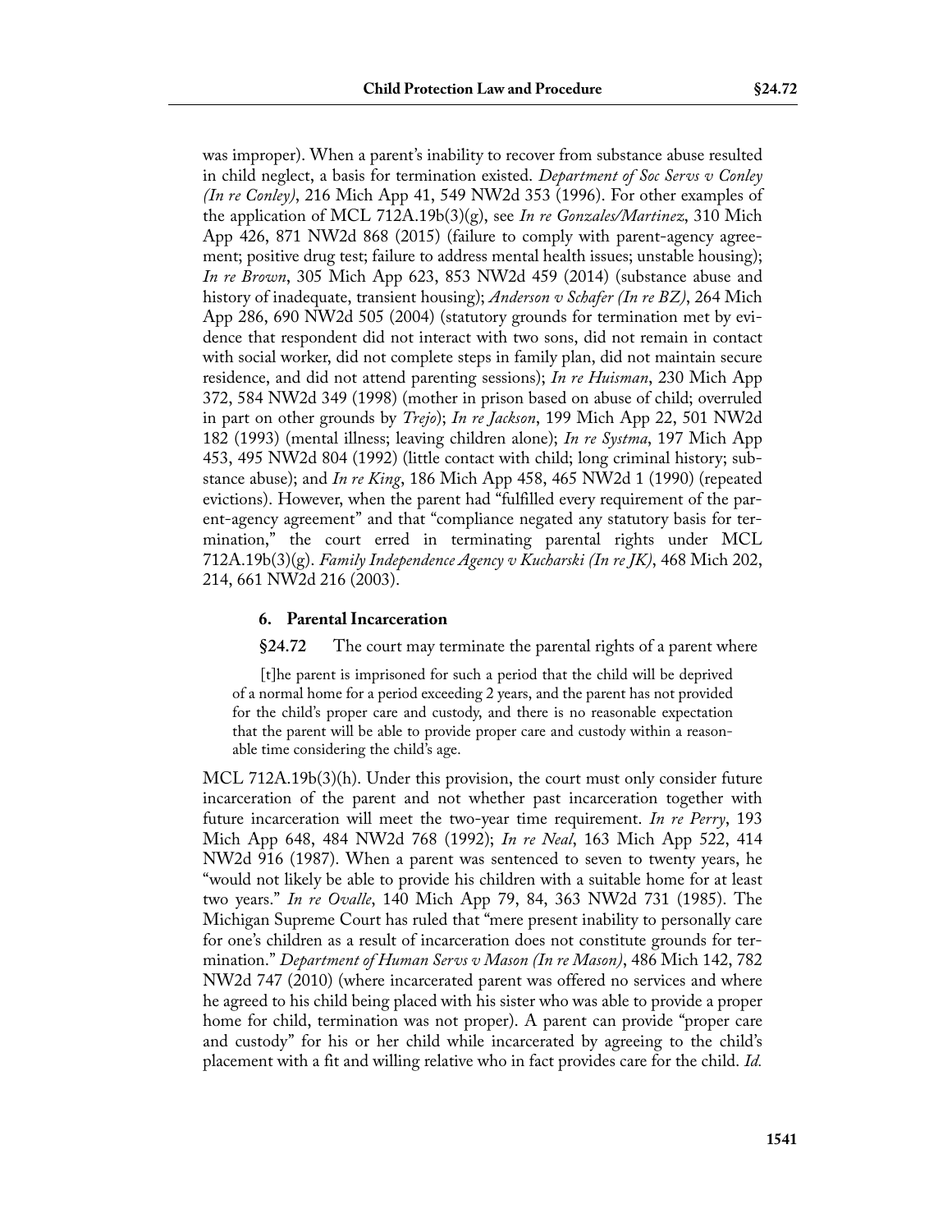was improper). When a parent's inability to recover from substance abuse resulted in child neglect, a basis for termination existed. *Department of Soc Servs v Conley (In re Conley)*, 216 Mich App 41, 549 NW2d 353 (1996). For other examples of the application of MCL 712A.19b(3)(g), see *In re Gonzales/Martinez*, 310 Mich App 426, 871 NW2d 868 (2015) (failure to comply with parent-agency agreement; positive drug test; failure to address mental health issues; unstable housing); *In re Brown*, 305 Mich App 623, 853 NW2d 459 (2014) (substance abuse and history of inadequate, transient housing); *Anderson v Schafer (In re BZ)*, 264 Mich App 286, 690 NW2d 505 (2004) (statutory grounds for termination met by evidence that respondent did not interact with two sons, did not remain in contact with social worker, did not complete steps in family plan, did not maintain secure residence, and did not attend parenting sessions); *In re Huisman*, 230 Mich App 372, 584 NW2d 349 (1998) (mother in prison based on abuse of child; overruled in part on other grounds by *Trejo*); *In re Jackson*, 199 Mich App 22, 501 NW2d 182 (1993) (mental illness; leaving children alone); *In re Systma*, 197 Mich App 453, 495 NW2d 804 (1992) (little contact with child; long criminal history; substance abuse); and *In re King*, 186 Mich App 458, 465 NW2d 1 (1990) (repeated evictions). However, when the parent had "fulfilled every requirement of the parent-agency agreement" and that "compliance negated any statutory basis for termination," the court erred in terminating parental rights under MCL 712A.19b(3)(g). *Family Independence Agency v Kucharski (In re JK)*, 468 Mich 202, 214, 661 NW2d 216 (2003).

### 6. Parental Incarceration

**§24.72** The court may terminate the parental rights of a parent where

> [t]he parent is imprisoned for such a period that the child will be deprived of a normal home for a period exceeding 2 years, and the parent has not provided for the child's proper care and custody, and there is no reasonable expectation that the parent will be able to provide proper care and custody within a reasonable time considering the child's age.

MCL 712A.19b(3)(h). Under this provision, the court must only consider future incarceration of the parent and not whether past incarceration together with future incarceration will meet the two-year time requirement. *In re Perry*, 193 Mich App 648, 484 NW2d 768 (1992); *In re Neal*, 163 Mich App 522, 414 NW2d 916 (1987). When a parent was sentenced to seven to twenty years, he "would not likely be able to provide his children with a suitable home for at least two years." *In re Ovalle*, 140 Mich App 79, 84, 363 NW2d 731 (1985). The Michigan Supreme Court has ruled that "mere present inability to personally care for one's children as a result of incarceration does not constitute grounds for termination." *Department of Human Servs v Mason (In re Mason)*, 486 Mich 142, 782 NW2d 747 (2010) (where incarcerated parent was offered no services and where he agreed to his child being placed with his sister who was able to provide a proper home for child, termination was not proper). A parent can provide "proper care and custody" for his or her child while incarcerated by agreeing to the child's placement with a fit and willing relative who in fact provides care for the child. *Id.*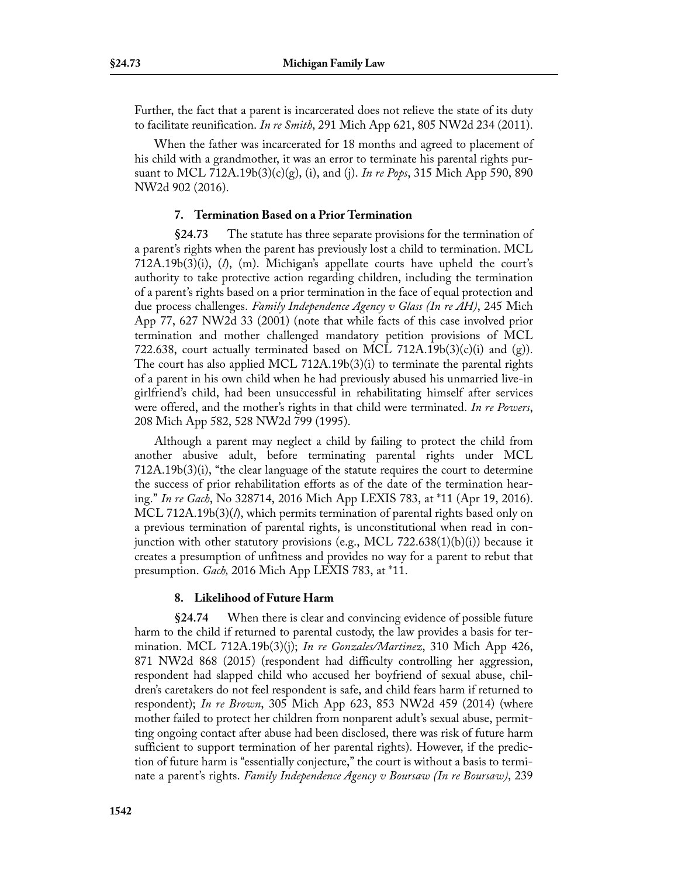Further, the fact that a parent is incarcerated does not relieve the state of its duty to facilitate reunification. *In re Smith*, 291 Mich App 621, 805 NW2d 234 (2011).

When the father was incarcerated for 18 months and agreed to placement of his child with a grandmother, it was an error to terminate his parental rights pursuant to MCL 712A.19b(3)(c)(g), (i), and (j). *In re Pops*, 315 Mich App 590, 890 NW2d 902 (2016).

#### 7. Termination Based on a Prior Termination

**§24.73** The statute has three separate provisions for the termination of a parent's rights when the parent has previously lost a child to termination. MCL 712A.19b(3)(i), (*l*), (m). Michigan's appellate courts have upheld the court's authority to take protective action regarding children, including the termination of a parent's rights based on a prior termination in the face of equal protection and due process challenges. *Family Independence Agency v Glass (In re AH)*, 245 Mich App 77, 627 NW2d 33 (2001) (note that while facts of this case involved prior termination and mother challenged mandatory petition provisions of MCL 722.638, court actually terminated based on MCL 712A.19b(3)(c)(i) and (g)). The court has also applied MCL 712A.19b(3)(i) to terminate the parental rights of a parent in his own child when he had previously abused his unmarried live-in girlfriend's child, had been unsuccessful in rehabilitating himself after services were offered, and the mother's rights in that child were terminated. *In re Powers*, 208 Mich App 582, 528 NW2d 799 (1995).

Although a parent may neglect a child by failing to protect the child from another abusive adult, before terminating parental rights under MCL 712A.19b(3)(i), "the clear language of the statute requires the court to determine the success of prior rehabilitation efforts as of the date of the termination hearing." *In re Gach*, No 328714, 2016 Mich App LEXIS 783, at *11 (Apr 19, 2016). MCL 712A.19b(3)(*l*), which permits termination of parental rights based only on a previous termination of parental rights, is unconstitutional when read in conjunction with other statutory provisions (e.g., MCL 722.638(1)(b)(i)) because it creates a presumption of unfitness and provides no way for a parent to rebut that presumption. *Gach,* 2016 Mich App LEXIS 783, at *11.

#### 8. Likelihood of Future Harm

**§24.74** When there is clear and convincing evidence of possible future harm to the child if returned to parental custody, the law provides a basis for termination. MCL 712A.19b(3)(j); *In re Gonzales/Martinez*, 310 Mich App 426, 871 NW2d 868 (2015) (respondent had difficulty controlling her aggression, respondent had slapped child who accused her boyfriend of sexual abuse, children's caretakers do not feel respondent is safe, and child fears harm if returned to respondent); *In re Brown*, 305 Mich App 623, 853 NW2d 459 (2014) (where mother failed to protect her children from nonparent adult's sexual abuse, permitting ongoing contact after abuse had been disclosed, there was risk of future harm sufficient to support termination of her parental rights). However, if the prediction of future harm is "essentially conjecture," the court is without a basis to terminate a parent's rights. *Family Independence Agency v Boursaw (In re Boursaw)*, 239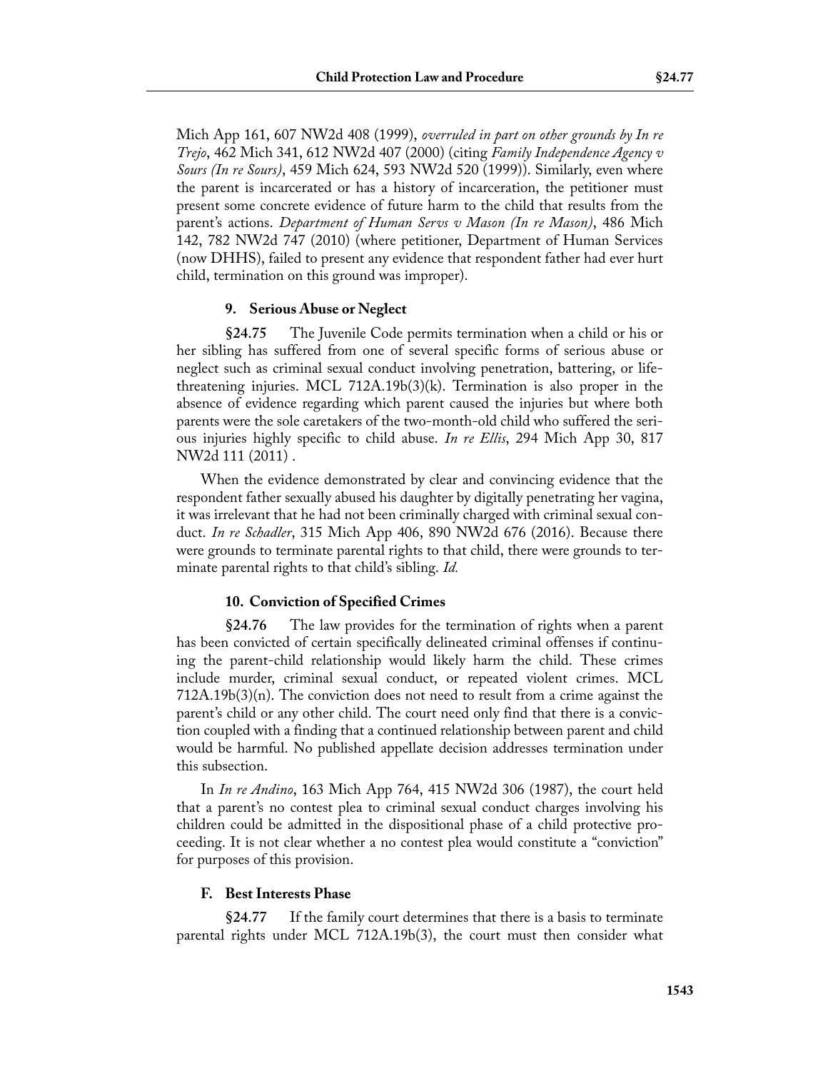Mich App 161, 607 NW2d 408 (1999), *overruled in part on other grounds by In re Trejo*, 462 Mich 341, 612 NW2d 407 (2000) (citing *Family Independence Agency v Sours (In re Sours)*, 459 Mich 624, 593 NW2d 520 (1999)). Similarly, even where the parent is incarcerated or has a history of incarceration, the petitioner must present some concrete evidence of future harm to the child that results from the parent's actions. *Department of Human Servs v Mason (In re Mason)*, 486 Mich 142, 782 NW2d 747 (2010) (where petitioner, Department of Human Services (now DHHS), failed to present any evidence that respondent father had ever hurt child, termination on this ground was improper).

#### 9. Serious Abuse or Neglect

**§24.75** The Juvenile Code permits termination when a child or his or her sibling has suffered from one of several specific forms of serious abuse or neglect such as criminal sexual conduct involving penetration, battering, or life-threatening injuries. MCL 712A.19b(3)(k). Termination is also proper in the absence of evidence regarding which parent caused the injuries but where both parents were the sole caretakers of the two-month-old child who suffered the serious injuries highly specific to child abuse. *In re Ellis*, 294 Mich App 30, 817 NW2d 111 (2011) .

When the evidence demonstrated by clear and convincing evidence that the respondent father sexually abused his daughter by digitally penetrating her vagina, it was irrelevant that he had not been criminally charged with criminal sexual conduct. *In re Schadler*, 315 Mich App 406, 890 NW2d 676 (2016). Because there were grounds to terminate parental rights to that child, there were grounds to terminate parental rights to that child's sibling. *Id.*

#### 10. Conviction of Specified Crimes

**§24.76** The law provides for the termination of rights when a parent has been convicted of certain specifically delineated criminal offenses if continuing the parent-child relationship would likely harm the child. These crimes include murder, criminal sexual conduct, or repeated violent crimes. MCL 712A.19b(3)(n). The conviction does not need to result from a crime against the parent's child or any other child. The court need only find that there is a conviction coupled with a finding that a continued relationship between parent and child would be harmful. No published appellate decision addresses termination under this subsection.

In *In re Andino*, 163 Mich App 764, 415 NW2d 306 (1987), the court held that a parent's no contest plea to criminal sexual conduct charges involving his children could be admitted in the dispositional phase of a child protective proceeding. It is not clear whether a no contest plea would constitute a "conviction" for purposes of this provision.

### F. Best Interests Phase

**§24.77** If the family court determines that there is a basis to terminate parental rights under MCL 712A.19b(3), the court must then consider what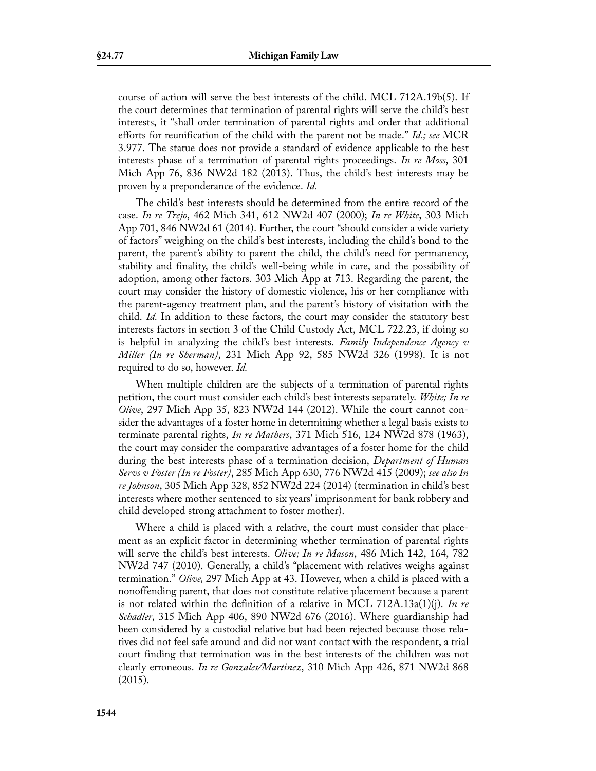course of action will serve the best interests of the child. MCL 712A.19b(5). If the court determines that termination of parental rights will serve the child's best interests, it "shall order termination of parental rights and order that additional efforts for reunification of the child with the parent not be made." *Id.; see* MCR 3.977. The statue does not provide a standard of evidence applicable to the best interests phase of a termination of parental rights proceedings. *In re Moss*, 301 Mich App 76, 836 NW2d 182 (2013). Thus, the child's best interests may be proven by a preponderance of the evidence. *Id.*

The child's best interests should be determined from the entire record of the case. *In re Trejo*, 462 Mich 341, 612 NW2d 407 (2000); *In re White*, 303 Mich App 701, 846 NW2d 61 (2014). Further, the court "should consider a wide variety of factors" weighing on the child's best interests, including the child's bond to the parent, the parent's ability to parent the child, the child's need for permanency, stability and finality, the child's well-being while in care, and the possibility of adoption, among other factors. 303 Mich App at 713. Regarding the parent, the court may consider the history of domestic violence, his or her compliance with the parent-agency treatment plan, and the parent's history of visitation with the child. *Id.* In addition to these factors, the court may consider the statutory best interests factors in section 3 of the Child Custody Act, MCL 722.23, if doing so is helpful in analyzing the child's best interests. *Family Independence Agency v Miller (In re Sherman)*, 231 Mich App 92, 585 NW2d 326 (1998). It is not required to do so, however. *Id.*

When multiple children are the subjects of a termination of parental rights petition, the court must consider each child's best interests separately. *White; In re Olive*, 297 Mich App 35, 823 NW2d 144 (2012). While the court cannot consider the advantages of a foster home in determining whether a legal basis exists to terminate parental rights, *In re Mathers*, 371 Mich 516, 124 NW2d 878 (1963), the court may consider the comparative advantages of a foster home for the child during the best interests phase of a termination decision, *Department of Human Servs v Foster (In re Foster)*, 285 Mich App 630, 776 NW2d 415 (2009); *see also In re Johnson*, 305 Mich App 328, 852 NW2d 224 (2014) (termination in child's best interests where mother sentenced to six years' imprisonment for bank robbery and child developed strong attachment to foster mother).

Where a child is placed with a relative, the court must consider that placement as an explicit factor in determining whether termination of parental rights will serve the child's best interests. *Olive; In re Mason*, 486 Mich 142, 164, 782 NW2d 747 (2010). Generally, a child's "placement with relatives weighs against termination." *Olive,* 297 Mich App at 43. However, when a child is placed with a nonoffending parent, that does not constitute relative placement because a parent is not related within the definition of a relative in MCL 712A.13a(1)(j). *In re Schadler*, 315 Mich App 406, 890 NW2d 676 (2016). Where guardianship had been considered by a custodial relative but had been rejected because those relatives did not feel safe around and did not want contact with the respondent, a trial court finding that termination was in the best interests of the children was not clearly erroneous. *In re Gonzales/Martinez*, 310 Mich App 426, 871 NW2d 868 (2015).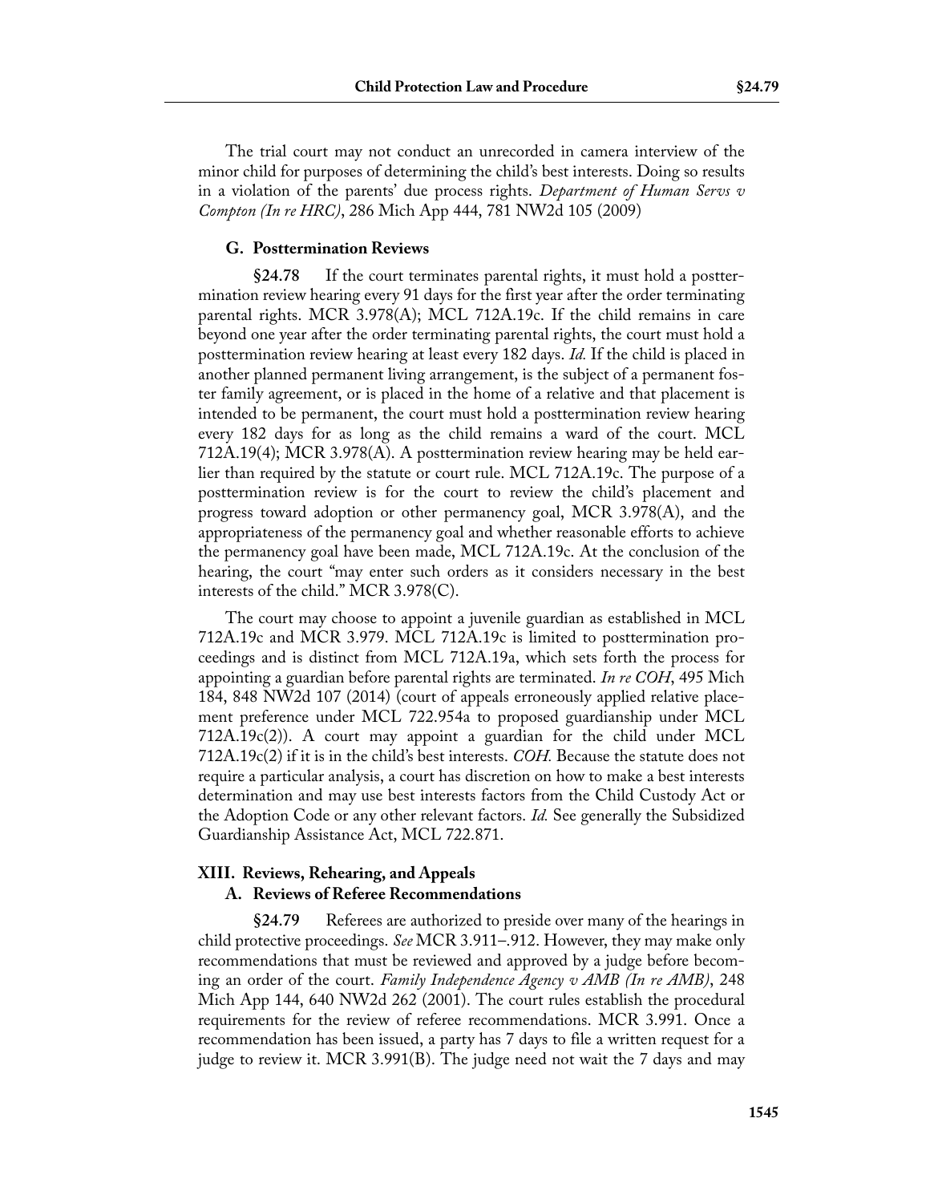The trial court may not conduct an unrecorded in camera interview of the minor child for purposes of determining the child's best interests. Doing so results in a violation of the parents' due process rights. *Department of Human Servs v Compton (In re HRC)*, 286 Mich App 444, 781 NW2d 105 (2009)

### G. Posttermination Reviews

**§24.78** If the court terminates parental rights, it must hold a posttermination review hearing every 91 days for the first year after the order terminating parental rights. MCR 3.978(A); MCL 712A.19c. If the child remains in care beyond one year after the order terminating parental rights, the court must hold a posttermination review hearing at least every 182 days. *Id.* If the child is placed in another planned permanent living arrangement, is the subject of a permanent foster family agreement, or is placed in the home of a relative and that placement is intended to be permanent, the court must hold a posttermination review hearing every 182 days for as long as the child remains a ward of the court. MCL 712A.19(4); MCR 3.978(A). A posttermination review hearing may be held earlier than required by the statute or court rule. MCL 712A.19c. The purpose of a posttermination review is for the court to review the child's placement and progress toward adoption or other permanency goal, MCR 3.978(A), and the appropriateness of the permanency goal and whether reasonable efforts to achieve the permanency goal have been made, MCL 712A.19c. At the conclusion of the hearing, the court "may enter such orders as it considers necessary in the best interests of the child." MCR 3.978(C).

The court may choose to appoint a juvenile guardian as established in MCL 712A.19c and MCR 3.979. MCL 712A.19c is limited to posttermination proceedings and is distinct from MCL 712A.19a, which sets forth the process for appointing a guardian before parental rights are terminated. *In re COH*, 495 Mich 184, 848 NW2d 107 (2014) (court of appeals erroneously applied relative placement preference under MCL 722.954a to proposed guardianship under MCL 712A.19c(2)). A court may appoint a guardian for the child under MCL 712A.19c(2) if it is in the child's best interests. *COH.* Because the statute does not require a particular analysis, a court has discretion on how to make a best interests determination and may use best interests factors from the Child Custody Act or the Adoption Code or any other relevant factors. *Id.* See generally the Subsidized Guardianship Assistance Act, MCL 722.871.

## XIII. Reviews, Rehearing, and Appeals

### A. Reviews of Referee Recommendations

**§24.79** Referees are authorized to preside over many of the hearings in child protective proceedings. *See* MCR 3.911–.912. However, they may make only recommendations that must be reviewed and approved by a judge before becoming an order of the court. *Family Independence Agency v AMB (In re AMB)*, 248 Mich App 144, 640 NW2d 262 (2001). The court rules establish the procedural requirements for the review of referee recommendations. MCR 3.991. Once a recommendation has been issued, a party has 7 days to file a written request for a judge to review it. MCR 3.991(B). The judge need not wait the 7 days and may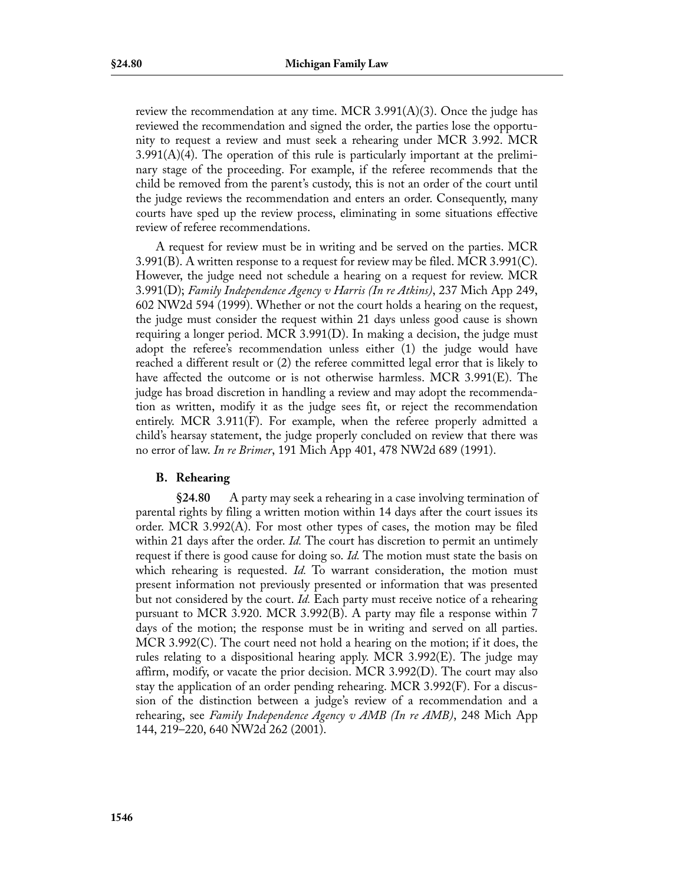review the recommendation at any time. MCR 3.991(A)(3). Once the judge has reviewed the recommendation and signed the order, the parties lose the opportunity to request a review and must seek a rehearing under MCR 3.992. MCR 3.991(A)(4). The operation of this rule is particularly important at the preliminary stage of the proceeding. For example, if the referee recommends that the child be removed from the parent's custody, this is not an order of the court until the judge reviews the recommendation and enters an order. Consequently, many courts have sped up the review process, eliminating in some situations effective review of referee recommendations.

A request for review must be in writing and be served on the parties. MCR 3.991(B). A written response to a request for review may be filed. MCR 3.991(C). However, the judge need not schedule a hearing on a request for review. MCR 3.991(D); *Family Independence Agency v Harris (In re Atkins)*, 237 Mich App 249, 602 NW2d 594 (1999). Whether or not the court holds a hearing on the request, the judge must consider the request within 21 days unless good cause is shown requiring a longer period. MCR 3.991(D). In making a decision, the judge must adopt the referee's recommendation unless either (1) the judge would have reached a different result or (2) the referee committed legal error that is likely to have affected the outcome or is not otherwise harmless. MCR 3.991(E). The judge has broad discretion in handling a review and may adopt the recommendation as written, modify it as the judge sees fit, or reject the recommendation entirely. MCR 3.911(F). For example, when the referee properly admitted a child's hearsay statement, the judge properly concluded on review that there was no error of law. *In re Brimer*, 191 Mich App 401, 478 NW2d 689 (1991).

### B. Rehearing

**§24.80** A party may seek a rehearing in a case involving termination of parental rights by filing a written motion within 14 days after the court issues its order. MCR 3.992(A). For most other types of cases, the motion may be filed within 21 days after the order. *Id.* The court has discretion to permit an untimely request if there is good cause for doing so. *Id.* The motion must state the basis on which rehearing is requested. *Id.* To warrant consideration, the motion must present information not previously presented or information that was presented but not considered by the court. *Id.* Each party must receive notice of a rehearing pursuant to MCR 3.920. MCR 3.992(B). A party may file a response within 7 days of the motion; the response must be in writing and served on all parties. MCR 3.992(C). The court need not hold a hearing on the motion; if it does, the rules relating to a dispositional hearing apply. MCR 3.992(E). The judge may affirm, modify, or vacate the prior decision. MCR 3.992(D). The court may also stay the application of an order pending rehearing. MCR 3.992(F). For a discussion of the distinction between a judge's review of a recommendation and a rehearing, see *Family Independence Agency v AMB (In re AMB)*, 248 Mich App 144, 219–220, 640 NW2d 262 (2001).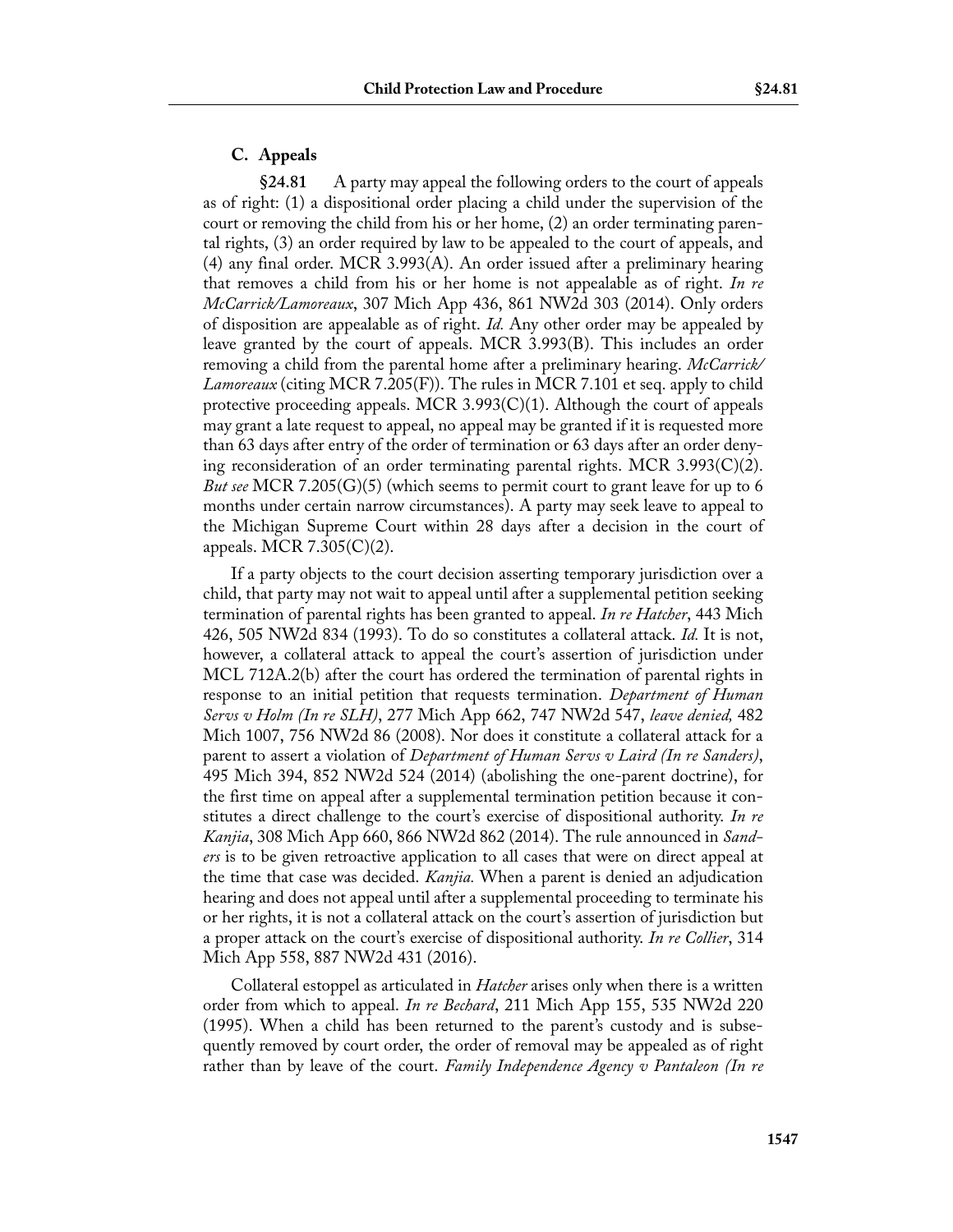### C. Appeals

**§24.81** A party may appeal the following orders to the court of appeals as of right: (1) a dispositional order placing a child under the supervision of the court or removing the child from his or her home, (2) an order terminating parental rights, (3) an order required by law to be appealed to the court of appeals, and (4) any final order. MCR 3.993(A). An order issued after a preliminary hearing that removes a child from his or her home is not appealable as of right. *In re McCarrick/Lamoreaux*, 307 Mich App 436, 861 NW2d 303 (2014). Only orders of disposition are appealable as of right. *Id.* Any other order may be appealed by leave granted by the court of appeals. MCR 3.993(B). This includes an order removing a child from the parental home after a preliminary hearing. *McCarrick/Lamoreaux* (citing MCR 7.205(F)). The rules in MCR 7.101 et seq. apply to child protective proceeding appeals. MCR 3.993(C)(1). Although the court of appeals may grant a late request to appeal, no appeal may be granted if it is requested more than 63 days after entry of the order of termination or 63 days after an order denying reconsideration of an order terminating parental rights. MCR 3.993(C)(2). *But see* MCR 7.205(G)(5) (which seems to permit court to grant leave for up to 6 months under certain narrow circumstances). A party may seek leave to appeal to the Michigan Supreme Court within 28 days after a decision in the court of appeals. MCR 7.305(C)(2).

If a party objects to the court decision asserting temporary jurisdiction over a child, that party may not wait to appeal until after a supplemental petition seeking termination of parental rights has been granted to appeal. *In re Hatcher*, 443 Mich 426, 505 NW2d 834 (1993). To do so constitutes a collateral attack. *Id.* It is not, however, a collateral attack to appeal the court's assertion of jurisdiction under MCL 712A.2(b) after the court has ordered the termination of parental rights in response to an initial petition that requests termination. *Department of Human Servs v Holm (In re SLH)*, 277 Mich App 662, 747 NW2d 547, *leave denied,* 482 Mich 1007, 756 NW2d 86 (2008). Nor does it constitute a collateral attack for a parent to assert a violation of *Department of Human Servs v Laird (In re Sanders)*, 495 Mich 394, 852 NW2d 524 (2014) (abolishing the one-parent doctrine), for the first time on appeal after a supplemental termination petition because it constitutes a direct challenge to the court's exercise of dispositional authority. *In re Kanjia*, 308 Mich App 660, 866 NW2d 862 (2014). The rule announced in *Sanders* is to be given retroactive application to all cases that were on direct appeal at the time that case was decided. *Kanjia.* When a parent is denied an adjudication hearing and does not appeal until after a supplemental proceeding to terminate his or her rights, it is not a collateral attack on the court's assertion of jurisdiction but a proper attack on the court's exercise of dispositional authority. *In re Collier*, 314 Mich App 558, 887 NW2d 431 (2016).

Collateral estoppel as articulated in *Hatcher* arises only when there is a written order from which to appeal. *In re Bechard*, 211 Mich App 155, 535 NW2d 220 (1995). When a child has been returned to the parent's custody and is subsequently removed by court order, the order of removal may be appealed as of right rather than by leave of the court. *Family Independence Agency v Pantaleon (In re*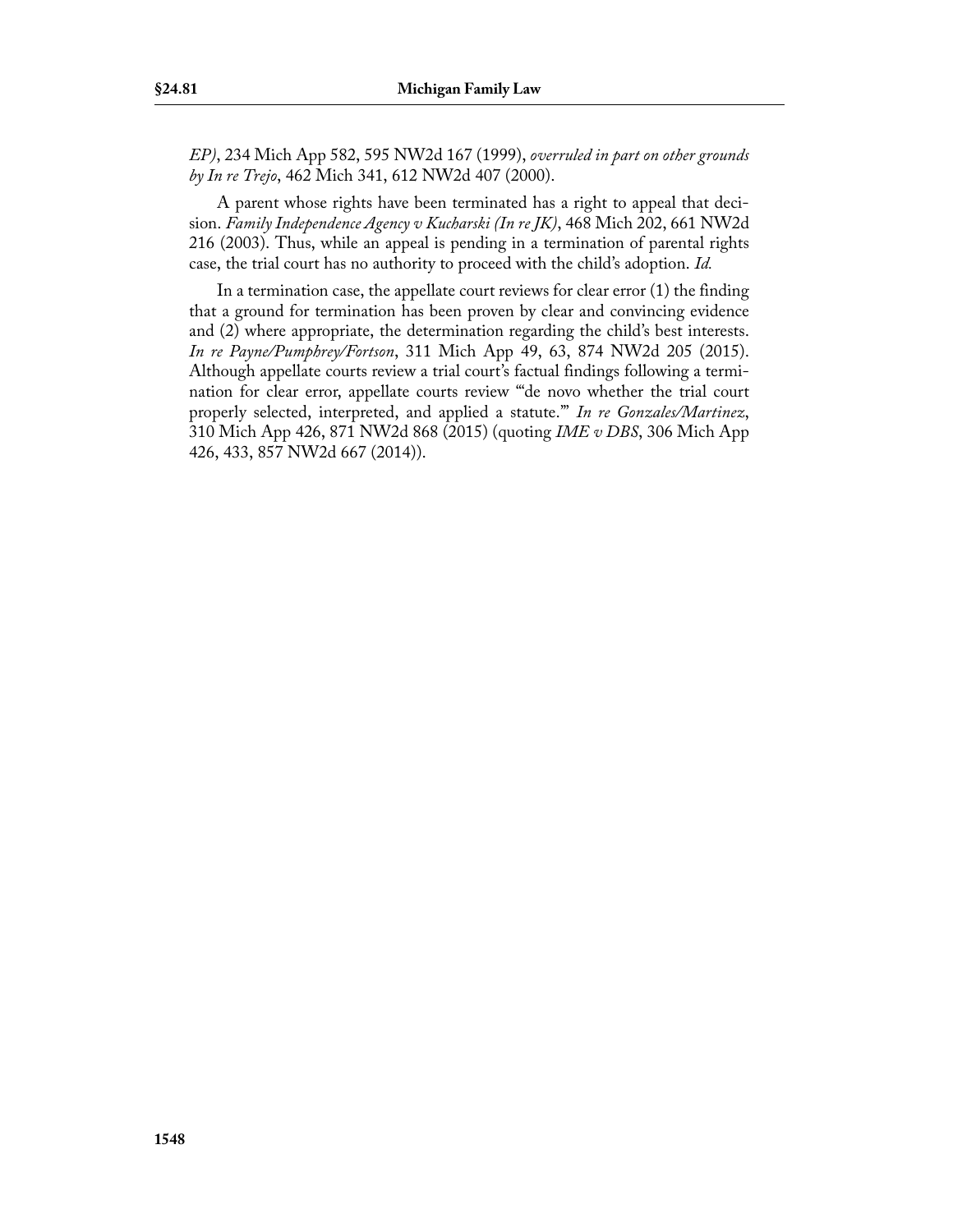*EP)*, 234 Mich App 582, 595 NW2d 167 (1999), *overruled in part on other grounds by In re Trejo*, 462 Mich 341, 612 NW2d 407 (2000).

A parent whose rights have been terminated has a right to appeal that decision. *Family Independence Agency v Kucharski (In re JK)*, 468 Mich 202, 661 NW2d 216 (2003). Thus, while an appeal is pending in a termination of parental rights case, the trial court has no authority to proceed with the child's adoption. *Id.*

In a termination case, the appellate court reviews for clear error (1) the finding that a ground for termination has been proven by clear and convincing evidence and (2) where appropriate, the determination regarding the child's best interests. *In re Payne/Pumphrey/Fortson*, 311 Mich App 49, 63, 874 NW2d 205 (2015). Although appellate courts review a trial court's factual findings following a termination for clear error, appellate courts review "'de novo whether the trial court properly selected, interpreted, and applied a statute.'" *In re Gonzales/Martinez*, 310 Mich App 426, 871 NW2d 868 (2015) (quoting *IME v DBS*, 306 Mich App 426, 433, 857 NW2d 667 (2014)).